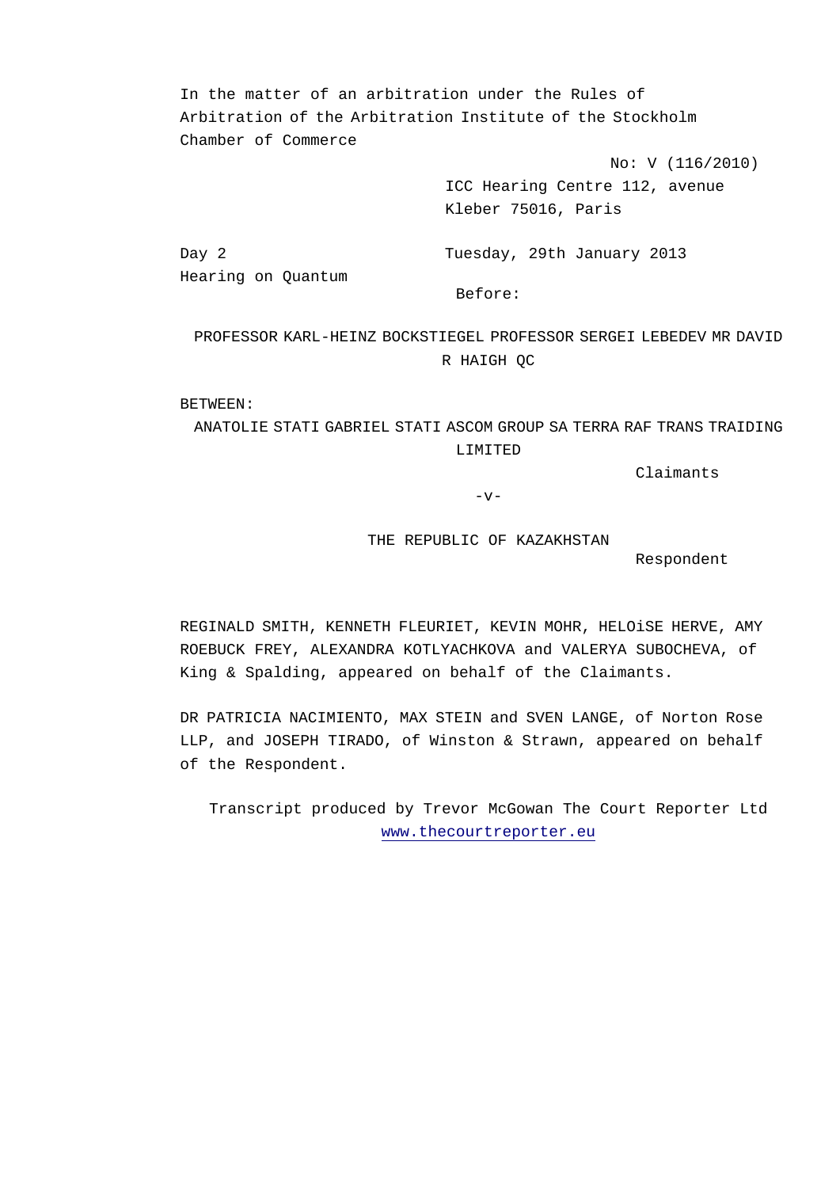In the matter of an arbitration under the Rules of Arbitration of the Arbitration Institute of the Stockholm Chamber of Commerce

No: V (116/2010)

ICC Hearing Centre 112, avenue Kleber 75016, Paris

Day 2

Hearing on Quantum

Tuesday, 29th January 2013

Before:

PROFESSOR KARL-HEINZ BOCKSTIEGEL PROFESSOR SERGEI LEBEDEV MR DAVID R HAIGH QC

BETWEEN:

ANATOLIE STATI GABRIEL STATI ASCOM GROUP SA TERRA RAF TRANS TRAIDING LIMITED

Claimants

-v-

THE REPUBLIC OF KAZAKHSTAN

Respondent

REGINALD SMITH, KENNETH FLEURIET, KEVIN MOHR, HELOiSE HERVE, AMY ROEBUCK FREY, ALEXANDRA KOTLYACHKOVA and VALERYA SUBOCHEVA, of King & Spalding, appeared on behalf of the Claimants.

DR PATRICIA NACIMIENTO, MAX STEIN and SVEN LANGE, of Norton Rose LLP, and JOSEPH TIRADO, of Winston & Strawn, appeared on behalf of the Respondent.

Transcript produced by Trevor McGowan The Court Reporter Ltd www.thecourtreporter.eu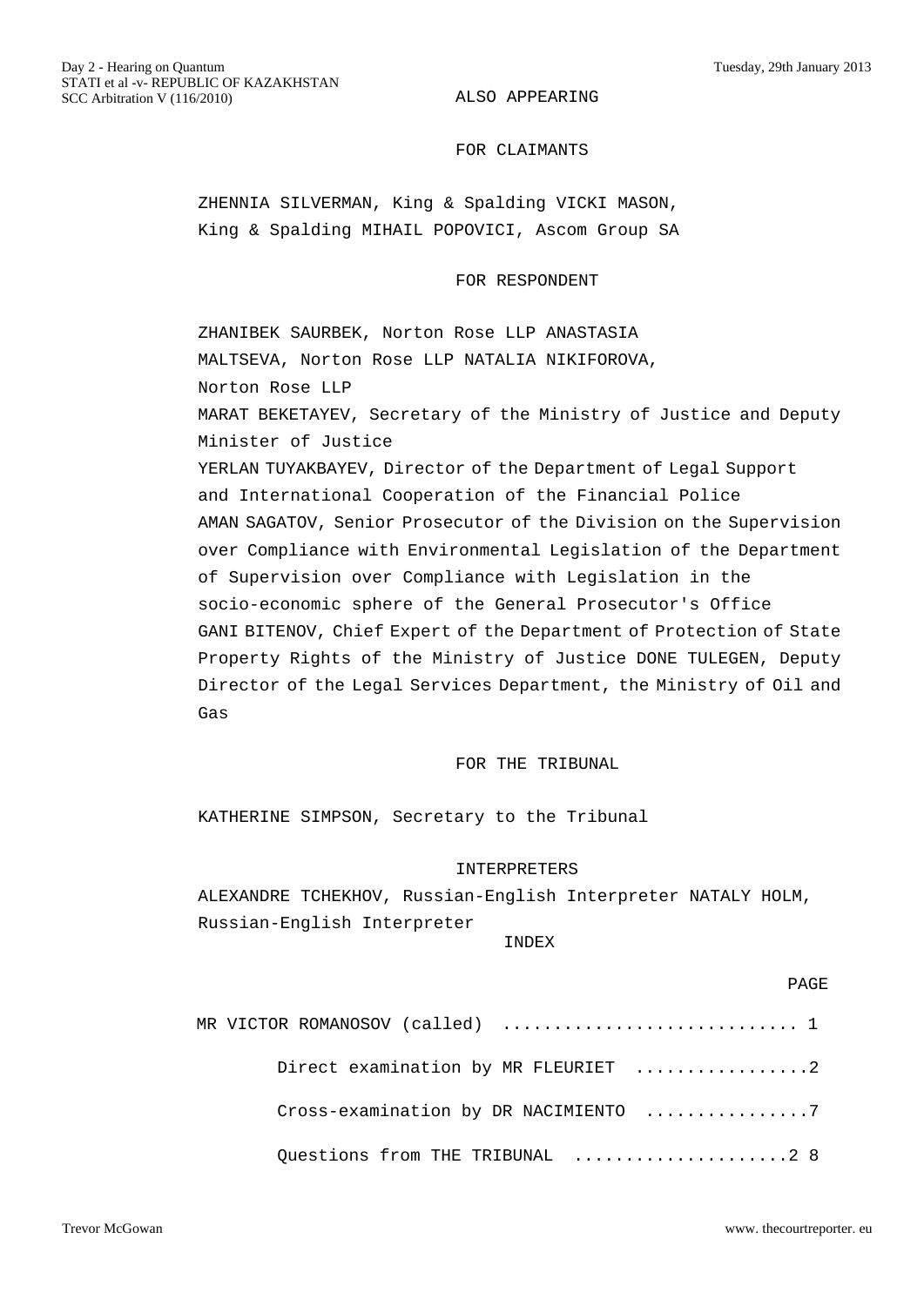ALSO APPEARING

FOR CLAIMANTS

ZHENNIA SILVERMAN, King & Spalding VICKI MASON, King & Spalding MIHAIL POPOVICI, Ascom Group SA

FOR RESPONDENT

ZHANIBEK SAURBEK, Norton Rose LLP ANASTASIA MALTSEVA, Norton Rose LLP NATALIA NIKIFOROVA, Norton Rose LLP

MARAT BEKETAYEV, Secretary of the Ministry of Justice and Deputy Minister of Justice

YERLAN TUYAKBAYEV, Director of the Department of Legal Support and International Cooperation of the Financial Police

AMAN SAGATOV, Senior Prosecutor of the Division on the Supervision over Compliance with Environmental Legislation of the Department of Supervision over Compliance with Legislation in the socio-economic sphere of the General Prosecutor's Office

GANI BITENOV, Chief Expert of the Department of Protection of State Property Rights of the Ministry of Justice DONE TULEGEN, Deputy Director of the Legal Services Department, the Ministry of Oil and Gas

FOR THE TRIBUNAL

KATHERINE SIMPSON, Secretary to the Tribunal

INTERPRETERS

ALEXANDRE TCHEKHOV, Russian-English Interpreter NATALY HOLM, Russian-English Interpreter

INDEX

| | PAGE |
|---|---|
| MR VICTOR ROMANOSOV (called) | 1 |
| Direct examination by MR FLEURIET | 2 |
| Cross-examination by DR NACIMIENTO | 7 |
| Questions from THE TRIBUNAL | 28 |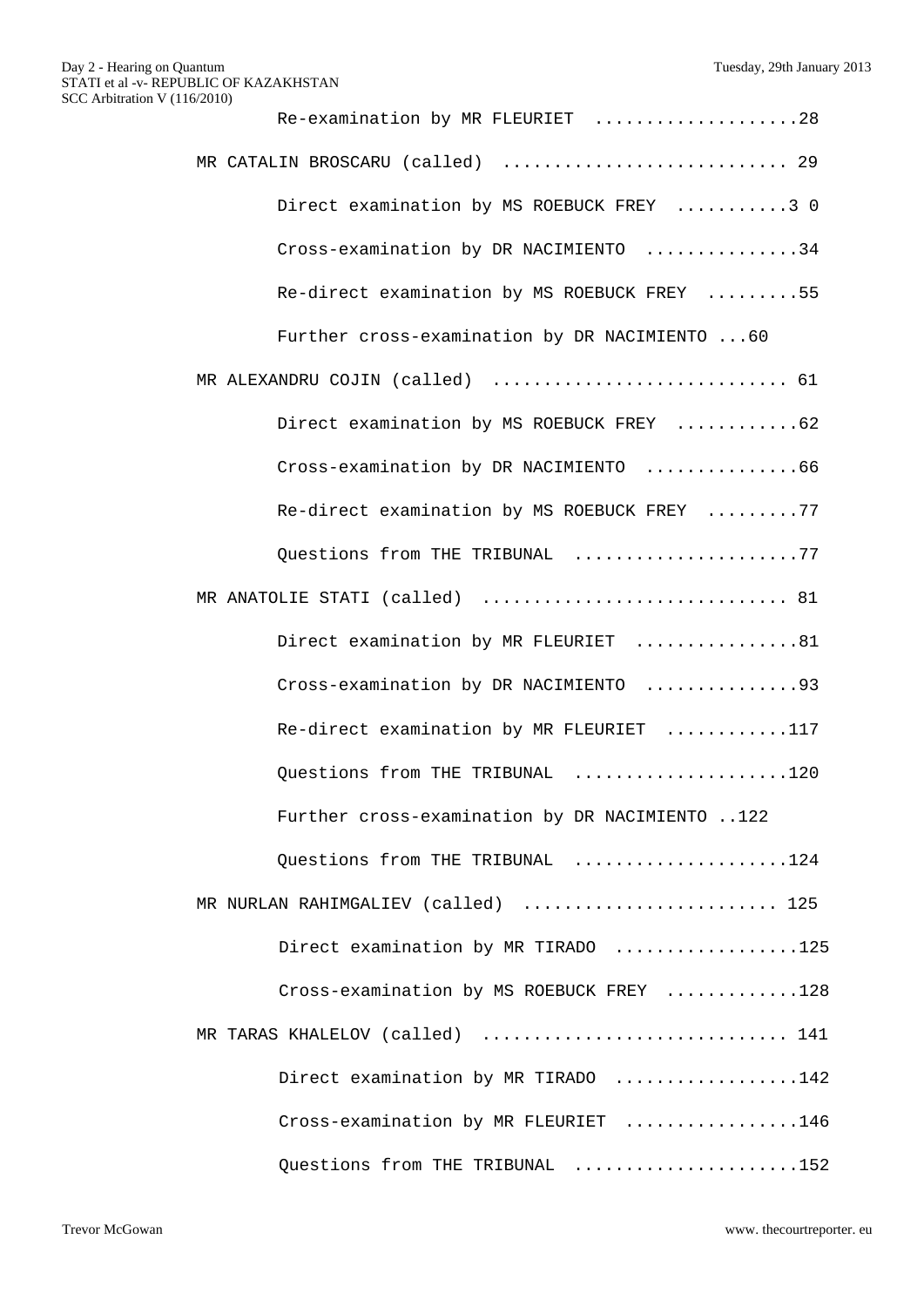Re-examination by MR FLEURIET ....................28

MR CATALIN BROSCARU (called) ............................ 29

Direct examination by MS ROEBUCK FREY ...........3 0

Cross-examination by DR NACIMIENTO ...............34

Re-direct examination by MS ROEBUCK FREY .........55

Further cross-examination by DR NACIMIENTO ...60

MR ALEXANDRU COJIN (called) ............................. 61

Direct examination by MS ROEBUCK FREY ............62

Cross-examination by DR NACIMIENTO ...............66

Re-direct examination by MS ROEBUCK FREY .........77

Questions from THE TRIBUNAL ......................77

MR ANATOLIE STATI (called) .............................. 81

Direct examination by MR FLEURIET ................81

Cross-examination by DR NACIMIENTO ...............93

Re-direct examination by MR FLEURIET ............117

Questions from THE TRIBUNAL .....................120

Further cross-examination by DR NACIMIENTO ..122

Questions from THE TRIBUNAL .....................124

MR NURLAN RAHIMGALIEV (called) ......................... 125

Direct examination by MR TIRADO ..................125

Cross-examination by MS ROEBUCK FREY .............128

MR TARAS KHALELOV (called) .............................. 141

Direct examination by MR TIRADO ..................142

Cross-examination by MR FLEURIET .................146

Questions from THE TRIBUNAL ......................152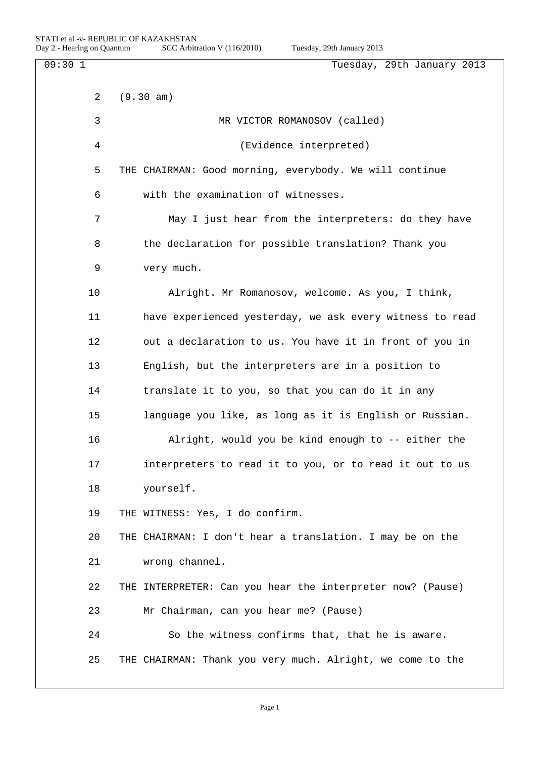09:30 1 Tuesday, 29th January 2013

2 (9.30 am)

3 MR VICTOR ROMANOSOV (called)

4 (Evidence interpreted)

5 THE CHAIRMAN: Good morning, everybody. We will continue

6 with the examination of witnesses.

7 May I just hear from the interpreters: do they have

8 the declaration for possible translation? Thank you

9 very much.

10 Alright. Mr Romanosov, welcome. As you, I think,

11 have experienced yesterday, we ask every witness to read

12 out a declaration to us. You have it in front of you in

13 English, but the interpreters are in a position to

14 translate it to you, so that you can do it in any

15 language you like, as long as it is English or Russian.

16 Alright, would you be kind enough to -- either the

17 interpreters to read it to you, or to read it out to us

18 yourself.

19 THE WITNESS: Yes, I do confirm.

20 THE CHAIRMAN: I don't hear a translation. I may be on the

21 wrong channel.

22 THE INTERPRETER: Can you hear the interpreter now? (Pause)

23 Mr Chairman, can you hear me? (Pause)

24 So the witness confirms that, that he is aware.

25 THE CHAIRMAN: Thank you very much. Alright, we come to the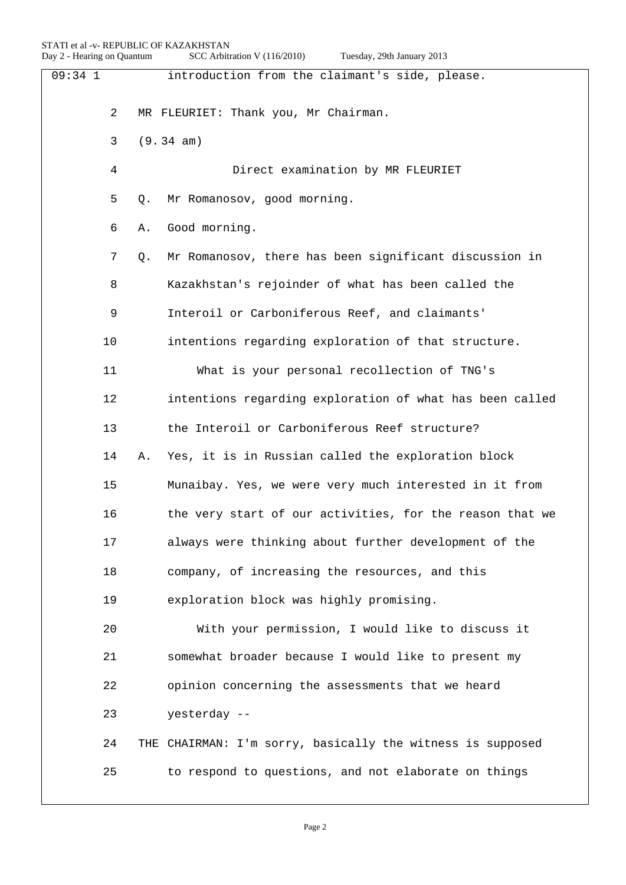09:34 1 introduction from the claimant's side, please.

2 MR FLEURIET: Thank you, Mr Chairman.

3 (9.34 am)

4 Direct examination by MR FLEURIET

5 Q. Mr Romanosov, good morning.

6 A. Good morning.

7 Q. Mr Romanosov, there has been significant discussion in

8 Kazakhstan's rejoinder of what has been called the

9 Interoil or Carboniferous Reef, and claimants'

10 intentions regarding exploration of that structure.

11 What is your personal recollection of TNG's

12 intentions regarding exploration of what has been called

13 the Interoil or Carboniferous Reef structure?

14 A. Yes, it is in Russian called the exploration block

15 Munaibay. Yes, we were very much interested in it from

16 the very start of our activities, for the reason that we

17 always were thinking about further development of the

18 company, of increasing the resources, and this

19 exploration block was highly promising.

20 With your permission, I would like to discuss it

21 somewhat broader because I would like to present my

22 opinion concerning the assessments that we heard

23 yesterday --

24 THE CHAIRMAN: I'm sorry, basically the witness is supposed

25 to respond to questions, and not elaborate on things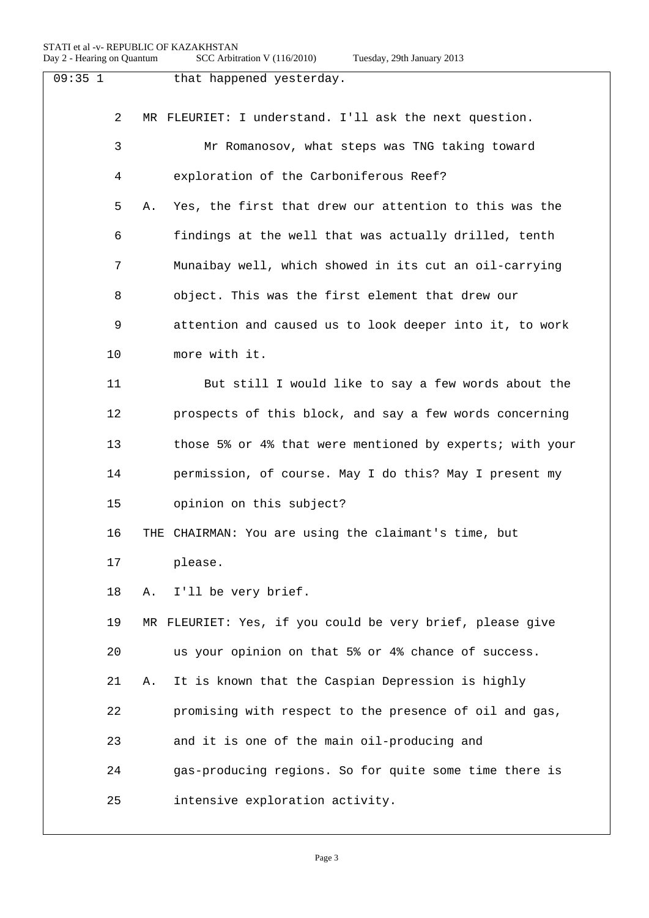09:35 1 that happened yesterday.

2 MR FLEURIET: I understand. I'll ask the next question.

3 Mr Romanosov, what steps was TNG taking toward

4 exploration of the Carboniferous Reef?

5 A. Yes, the first that drew our attention to this was the

6 findings at the well that was actually drilled, tenth

7 Munaibay well, which showed in its cut an oil-carrying

8 object. This was the first element that drew our

9 attention and caused us to look deeper into it, to work

10 more with it.

11 But still I would like to say a few words about the

12 prospects of this block, and say a few words concerning

13 those 5% or 4% that were mentioned by experts; with your

14 permission, of course. May I do this? May I present my

15 opinion on this subject?

16 THE CHAIRMAN: You are using the claimant's time, but

17 please.

18 A. I'll be very brief.

19 MR FLEURIET: Yes, if you could be very brief, please give

20 us your opinion on that 5% or 4% chance of success.

21 A. It is known that the Caspian Depression is highly

22 promising with respect to the presence of oil and gas,

23 and it is one of the main oil-producing and

24 gas-producing regions. So for quite some time there is

25 intensive exploration activity.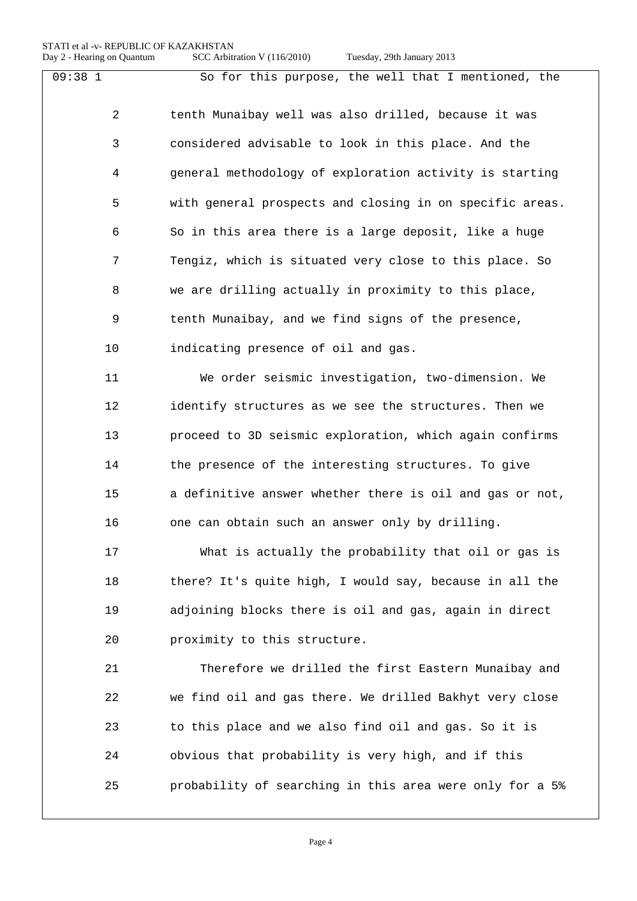So for this purpose, the well that I mentioned, the tenth Munaibay well was also drilled, because it was considered advisable to look in this place. And the general methodology of exploration activity is starting with general prospects and closing in on specific areas. So in this area there is a large deposit, like a huge Tengiz, which is situated very close to this place. So we are drilling actually in proximity to this place, tenth Munaibay, and we find signs of the presence, indicating presence of oil and gas.

We order seismic investigation, two-dimension. We identify structures as we see the structures. Then we proceed to 3D seismic exploration, which again confirms the presence of the interesting structures. To give a definitive answer whether there is oil and gas or not, one can obtain such an answer only by drilling.

What is actually the probability that oil or gas is there? It's quite high, I would say, because in all the adjoining blocks there is oil and gas, again in direct proximity to this structure.

Therefore we drilled the first Eastern Munaibay and we find oil and gas there. We drilled Bakhyt very close to this place and we also find oil and gas. So it is obvious that probability is very high, and if this probability of searching in this area were only for a 5%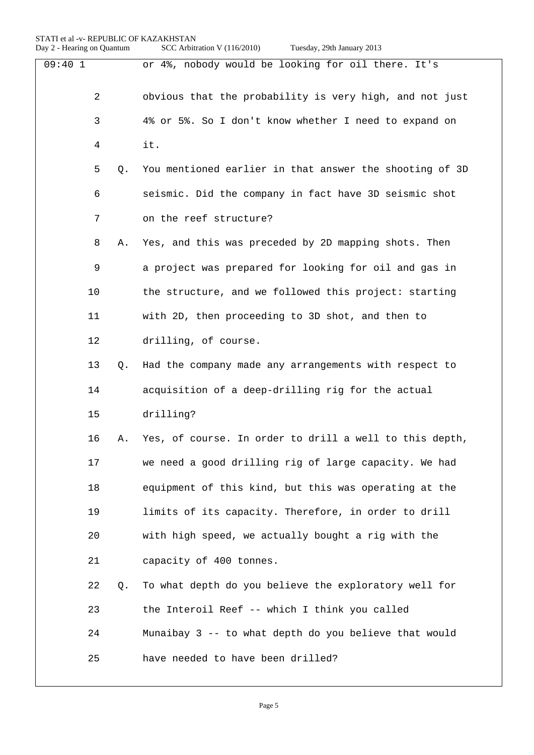09:40 1 or 4%, nobody would be looking for oil there. It's

2 obvious that the probability is very high, and not just

3 4% or 5%. So I don't know whether I need to expand on

4 it.

5 Q. You mentioned earlier in that answer the shooting of 3D

6 seismic. Did the company in fact have 3D seismic shot

7 on the reef structure?

8 A. Yes, and this was preceded by 2D mapping shots. Then

9 a project was prepared for looking for oil and gas in

10 the structure, and we followed this project: starting

11 with 2D, then proceeding to 3D shot, and then to

12 drilling, of course.

13 Q. Had the company made any arrangements with respect to

14 acquisition of a deep-drilling rig for the actual

15 drilling?

16 A. Yes, of course. In order to drill a well to this depth,

17 we need a good drilling rig of large capacity. We had

18 equipment of this kind, but this was operating at the

19 limits of its capacity. Therefore, in order to drill

20 with high speed, we actually bought a rig with the

21 capacity of 400 tonnes.

22 Q. To what depth do you believe the exploratory well for

23 the Interoil Reef -- which I think you called

24 Munaibay 3 -- to what depth do you believe that would

25 have needed to have been drilled?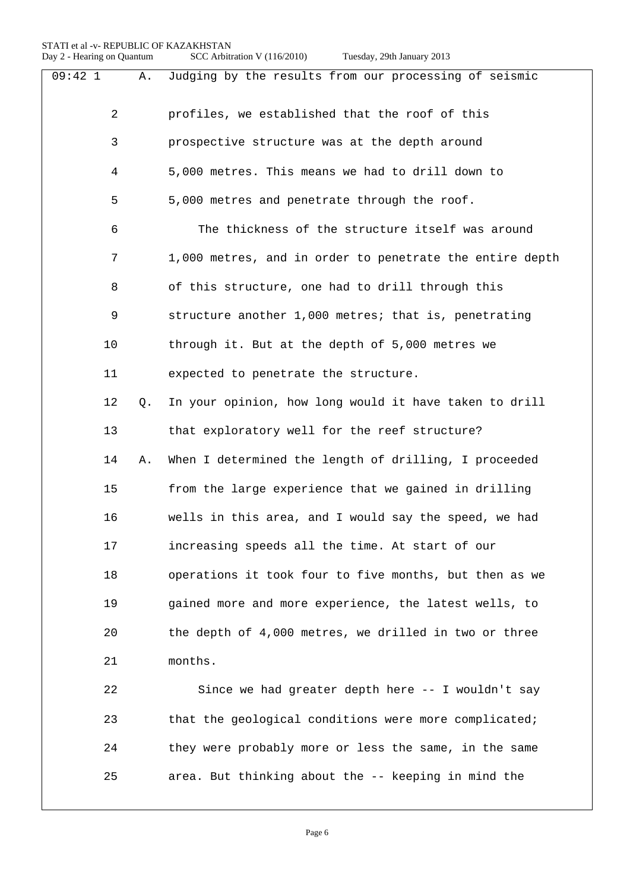09:42 1 A. Judging by the results from our processing of seismic

2 profiles, we established that the roof of this

3 prospective structure was at the depth around

4 5,000 metres. This means we had to drill down to

5 5,000 metres and penetrate through the roof.

6 The thickness of the structure itself was around

7 1,000 metres, and in order to penetrate the entire depth

8 of this structure, one had to drill through this

9 structure another 1,000 metres; that is, penetrating

10 through it. But at the depth of 5,000 metres we

11 expected to penetrate the structure.

12 Q. In your opinion, how long would it have taken to drill

13 that exploratory well for the reef structure?

14 A. When I determined the length of drilling, I proceeded

15 from the large experience that we gained in drilling

16 wells in this area, and I would say the speed, we had

17 increasing speeds all the time. At start of our

18 operations it took four to five months, but then as we

19 gained more and more experience, the latest wells, to

20 the depth of 4,000 metres, we drilled in two or three

21 months.

22 Since we had greater depth here -- I wouldn't say

23 that the geological conditions were more complicated;

24 they were probably more or less the same, in the same

25 area. But thinking about the -- keeping in mind the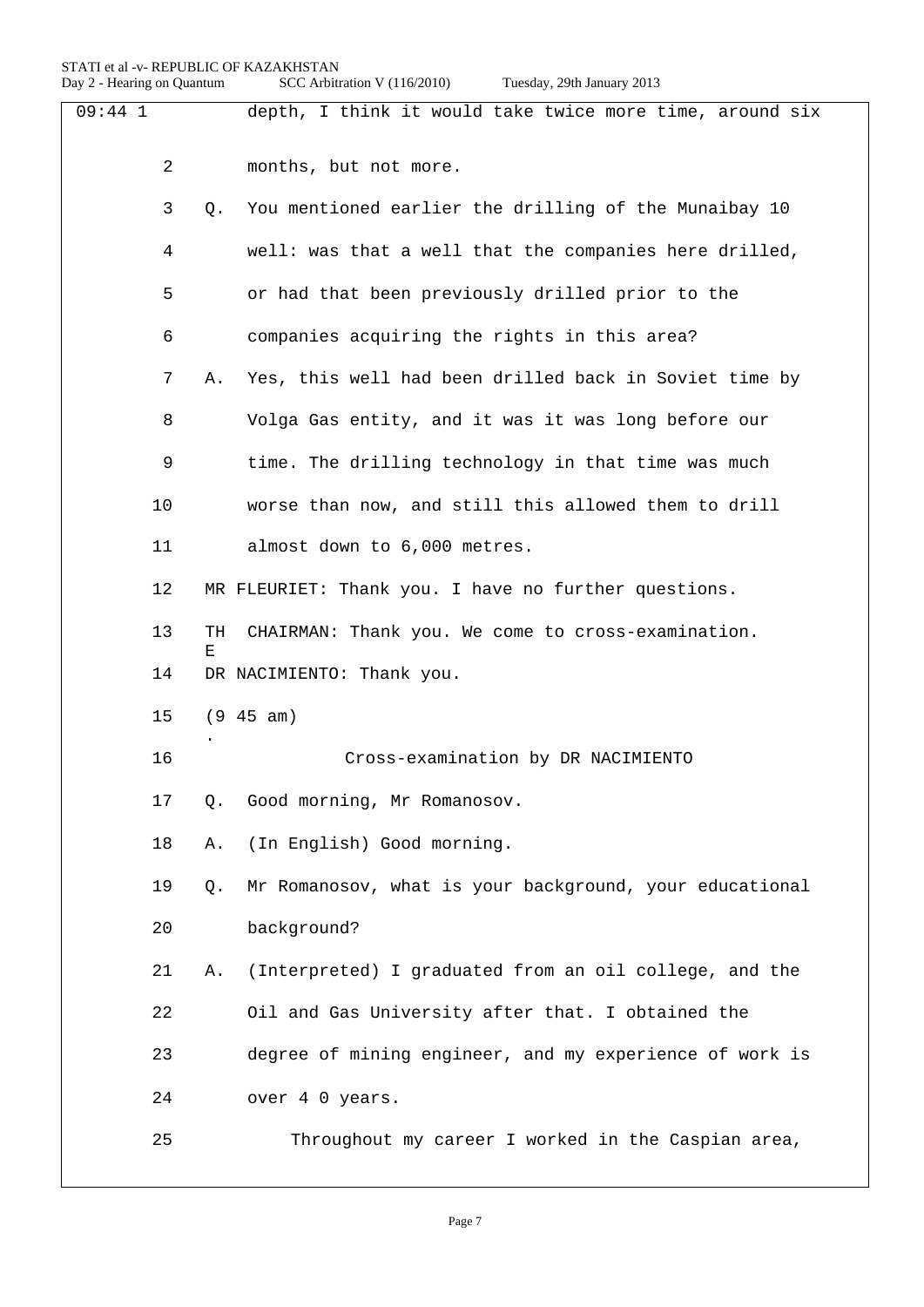09:44 1 depth, I think it would take twice more time, around six

2 months, but not more.

3 Q. You mentioned earlier the drilling of the Munaibay 10

4 well: was that a well that the companies here drilled,

5 or had that been previously drilled prior to the

6 companies acquiring the rights in this area?

7 A. Yes, this well had been drilled back in Soviet time by

8 Volga Gas entity, and it was it was long before our

9 time. The drilling technology in that time was much

10 worse than now, and still this allowed them to drill

11 almost down to 6,000 metres.

12 MR FLEURIET: Thank you. I have no further questions.

13 THE CHAIRMAN: Thank you. We come to cross-examination.

14 DR NACIMIENTO: Thank you.

15 (9.45 am)

16 Cross-examination by DR NACIMIENTO

17 Q. Good morning, Mr Romanosov.

18 A. (In English) Good morning.

19 Q. Mr Romanosov, what is your background, your educational

20 background?

21 A. (Interpreted) I graduated from an oil college, and the

22 Oil and Gas University after that. I obtained the

23 degree of mining engineer, and my experience of work is

24 over 4 0 years.

25 Throughout my career I worked in the Caspian area,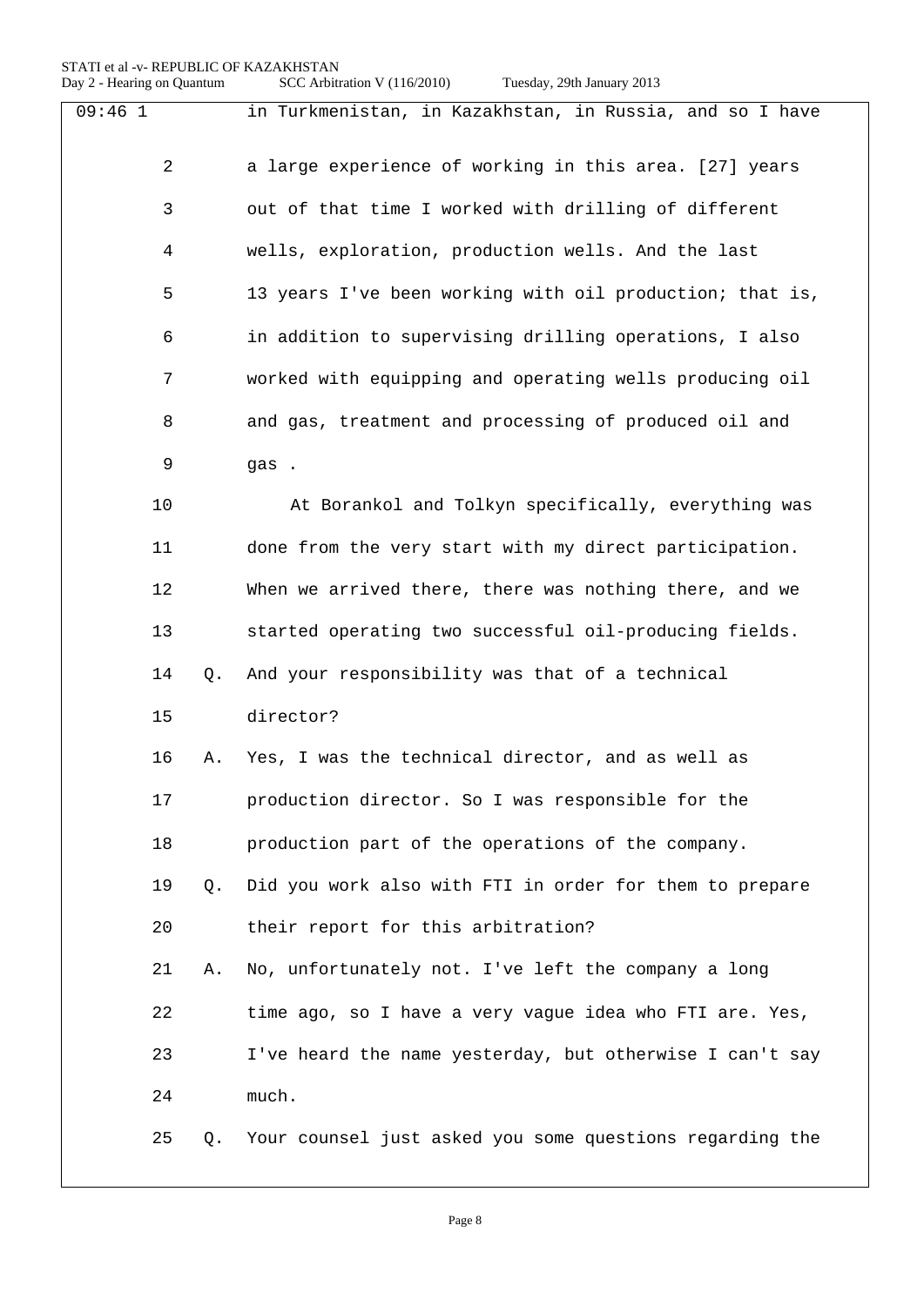09:46 1 in Turkmenistan, in Kazakhstan, in Russia, and so I have

2 a large experience of working in this area. [27] years

3 out of that time I worked with drilling of different

4 wells, exploration, production wells. And the last

5 13 years I've been working with oil production; that is,

6 in addition to supervising drilling operations, I also

7 worked with equipping and operating wells producing oil

8 and gas, treatment and processing of produced oil and

9 gas .

10 At Borankol and Tolkyn specifically, everything was

11 done from the very start with my direct participation.

12 When we arrived there, there was nothing there, and we

13 started operating two successful oil-producing fields.

14 Q. And your responsibility was that of a technical

15 director?

16 A. Yes, I was the technical director, and as well as

17 production director. So I was responsible for the

18 production part of the operations of the company.

19 Q. Did you work also with FTI in order for them to prepare

20 their report for this arbitration?

21 A. No, unfortunately not. I've left the company a long

22 time ago, so I have a very vague idea who FTI are. Yes,

23 I've heard the name yesterday, but otherwise I can't say

24 much.

25 Q. Your counsel just asked you some questions regarding the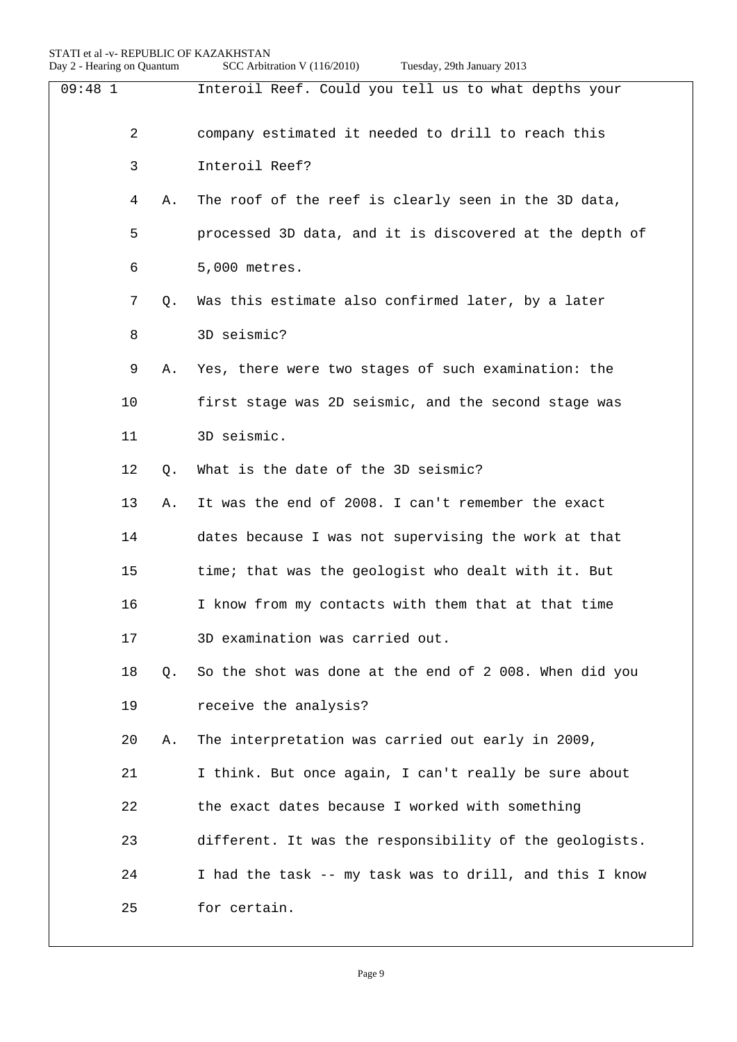09:48 1 Interoil Reef. Could you tell us to what depths your

2 company estimated it needed to drill to reach this

3 Interoil Reef?

4 A. The roof of the reef is clearly seen in the 3D data,

5 processed 3D data, and it is discovered at the depth of

6 5,000 metres.

7 Q. Was this estimate also confirmed later, by a later

8 3D seismic?

9 A. Yes, there were two stages of such examination: the

10 first stage was 2D seismic, and the second stage was

11 3D seismic.

12 Q. What is the date of the 3D seismic?

13 A. It was the end of 2008. I can't remember the exact

14 dates because I was not supervising the work at that

15 time; that was the geologist who dealt with it. But

16 I know from my contacts with them that at that time

17 3D examination was carried out.

18 Q. So the shot was done at the end of 2 008. When did you

19 receive the analysis?

20 A. The interpretation was carried out early in 2009,

21 I think. But once again, I can't really be sure about

22 the exact dates because I worked with something

23 different. It was the responsibility of the geologists.

24 I had the task -- my task was to drill, and this I know

25 for certain.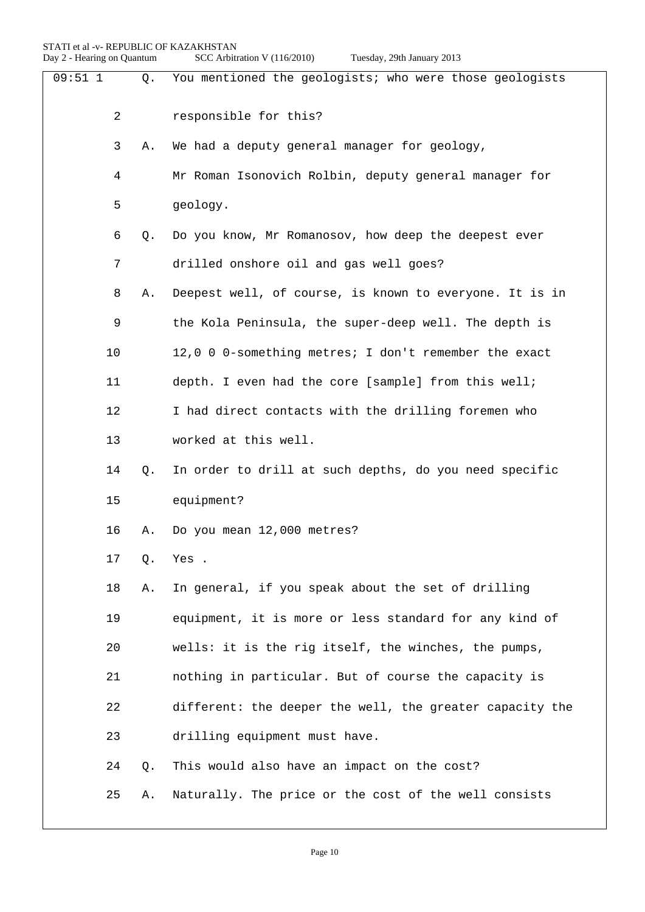09:51 1 Q. You mentioned the geologists; who were those geologists

2 responsible for this?

3 A. We had a deputy general manager for geology,

4 Mr Roman Isonovich Rolbin, deputy general manager for

5 geology.

6 Q. Do you know, Mr Romanosov, how deep the deepest ever

7 drilled onshore oil and gas well goes?

8 A. Deepest well, of course, is known to everyone. It is in

9 the Kola Peninsula, the super-deep well. The depth is

10 12,0 0 0-something metres; I don't remember the exact

11 depth. I even had the core [sample] from this well;

12 I had direct contacts with the drilling foremen who

13 worked at this well.

14 Q. In order to drill at such depths, do you need specific

15 equipment?

16 A. Do you mean 12,000 metres?

17 Q. Yes .

18 A. In general, if you speak about the set of drilling

19 equipment, it is more or less standard for any kind of

20 wells: it is the rig itself, the winches, the pumps,

21 nothing in particular. But of course the capacity is

22 different: the deeper the well, the greater capacity the

23 drilling equipment must have.

24 Q. This would also have an impact on the cost?

25 A. Naturally. The price or the cost of the well consists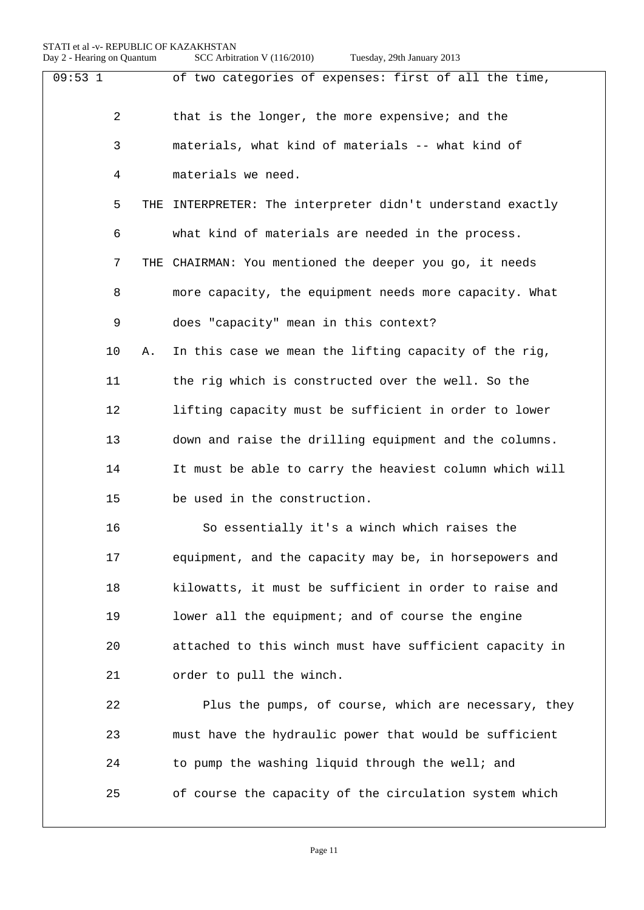09:53 1 of two categories of expenses: first of all the time,

2 that is the longer, the more expensive; and the

3 materials, what kind of materials -- what kind of

4 materials we need.

5 THE INTERPRETER: The interpreter didn't understand exactly

6 what kind of materials are needed in the process.

7 THE CHAIRMAN: You mentioned the deeper you go, it needs

8 more capacity, the equipment needs more capacity. What

9 does "capacity" mean in this context?

10 A. In this case we mean the lifting capacity of the rig,

11 the rig which is constructed over the well. So the

12 lifting capacity must be sufficient in order to lower

13 down and raise the drilling equipment and the columns.

14 It must be able to carry the heaviest column which will

15 be used in the construction.

16 So essentially it's a winch which raises the

17 equipment, and the capacity may be, in horsepowers and

18 kilowatts, it must be sufficient in order to raise and

19 lower all the equipment; and of course the engine

20 attached to this winch must have sufficient capacity in

21 order to pull the winch.

22 Plus the pumps, of course, which are necessary, they

23 must have the hydraulic power that would be sufficient

24 to pump the washing liquid through the well; and

25 of course the capacity of the circulation system which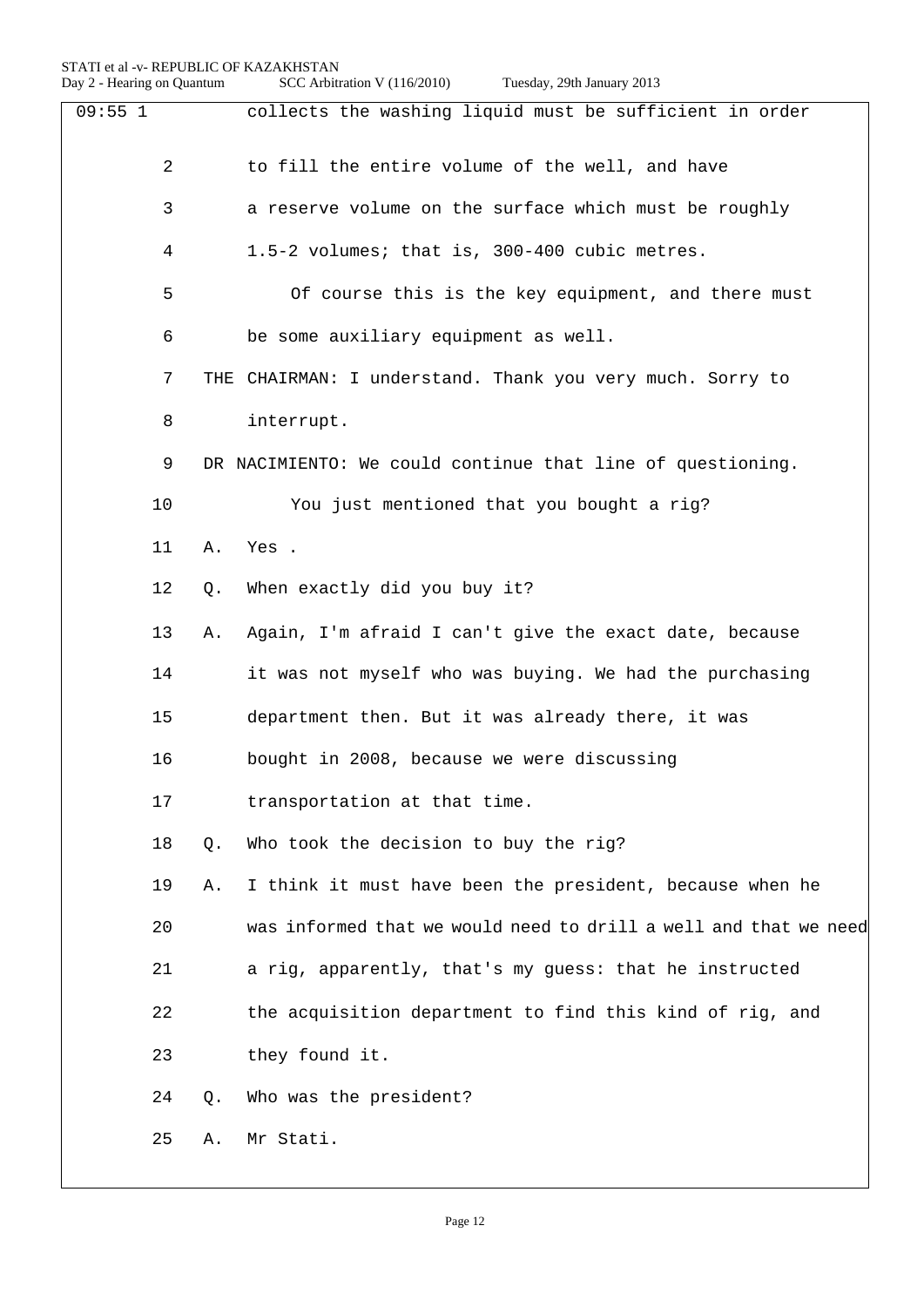09:55 1 collects the washing liquid must be sufficient in order

2 to fill the entire volume of the well, and have

3 a reserve volume on the surface which must be roughly

4 1.5-2 volumes; that is, 300-400 cubic metres.

5 Of course this is the key equipment, and there must

6 be some auxiliary equipment as well.

7 THE CHAIRMAN: I understand. Thank you very much. Sorry to

8 interrupt.

9 DR NACIMIENTO: We could continue that line of questioning.

10 You just mentioned that you bought a rig?

11 A. Yes .

12 Q. When exactly did you buy it?

13 A. Again, I'm afraid I can't give the exact date, because

14 it was not myself who was buying. We had the purchasing

15 department then. But it was already there, it was

16 bought in 2008, because we were discussing

17 transportation at that time.

18 Q. Who took the decision to buy the rig?

19 A. I think it must have been the president, because when he

20 was informed that we would need to drill a well and that we need

21 a rig, apparently, that's my guess: that he instructed

22 the acquisition department to find this kind of rig, and

23 they found it.

24 Q. Who was the president?

25 A. Mr Stati.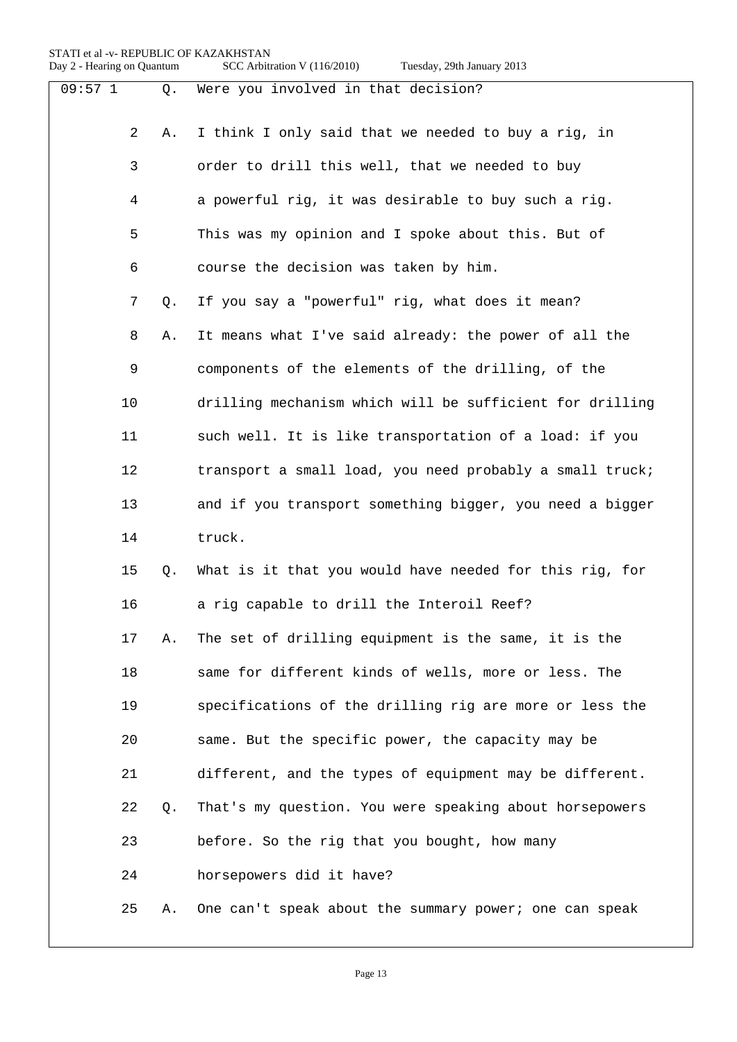09:57 1 Q. Were you involved in that decision?

2 A. I think I only said that we needed to buy a rig, in

3 order to drill this well, that we needed to buy

4 a powerful rig, it was desirable to buy such a rig.

5 This was my opinion and I spoke about this. But of

6 course the decision was taken by him.

7 Q. If you say a "powerful" rig, what does it mean?

8 A. It means what I've said already: the power of all the

9 components of the elements of the drilling, of the

10 drilling mechanism which will be sufficient for drilling

11 such well. It is like transportation of a load: if you

12 transport a small load, you need probably a small truck;

13 and if you transport something bigger, you need a bigger

14 truck.

15 Q. What is it that you would have needed for this rig, for

16 a rig capable to drill the Interoil Reef?

17 A. The set of drilling equipment is the same, it is the

18 same for different kinds of wells, more or less. The

19 specifications of the drilling rig are more or less the

20 same. But the specific power, the capacity may be

21 different, and the types of equipment may be different.

22 Q. That's my question. You were speaking about horsepowers

23 before. So the rig that you bought, how many

24 horsepowers did it have?

25 A. One can't speak about the summary power; one can speak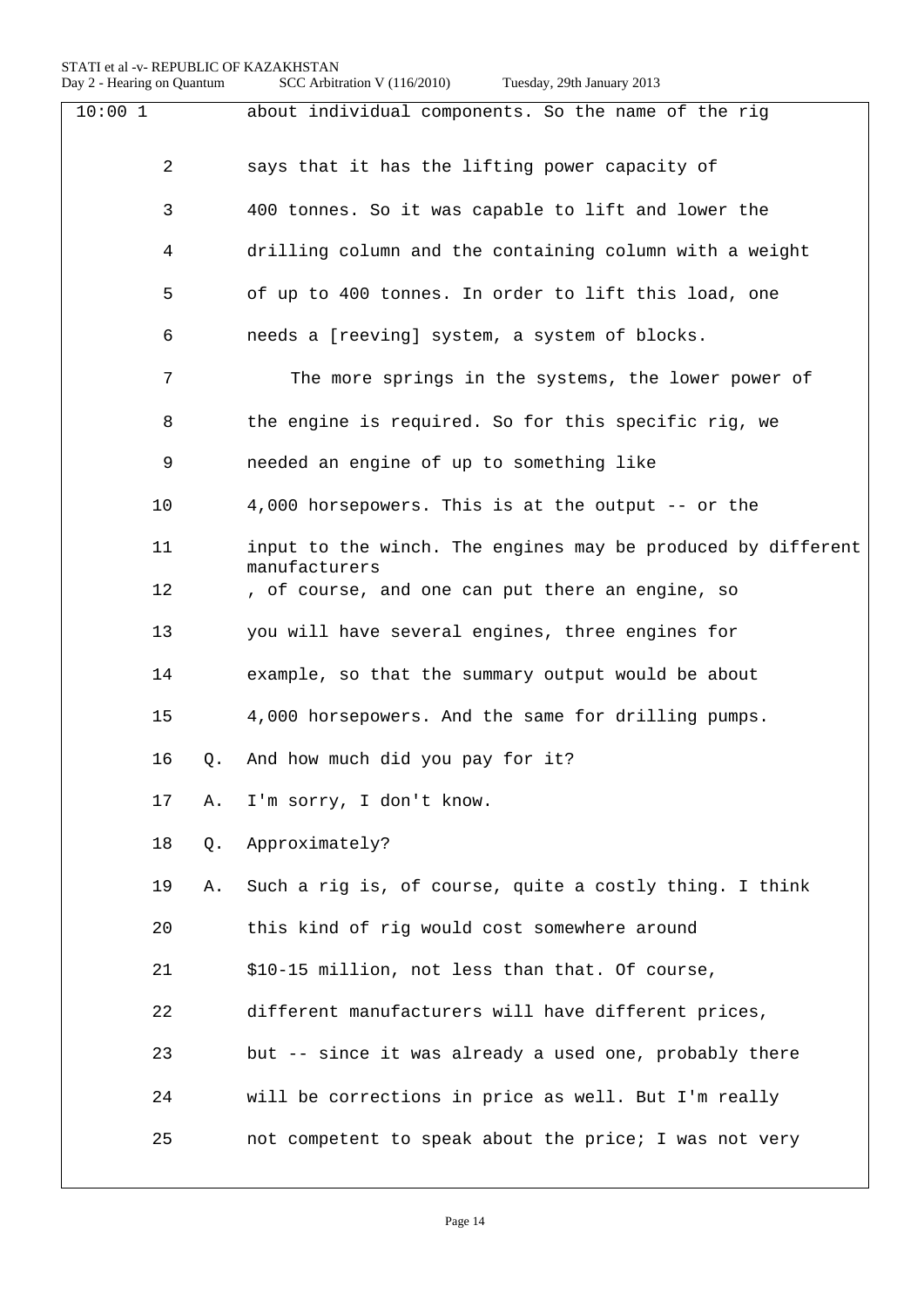10:00 1 about individual components. So the name of the rig

2 says that it has the lifting power capacity of

3 400 tonnes. So it was capable to lift and lower the

4 drilling column and the containing column with a weight

5 of up to 400 tonnes. In order to lift this load, one

6 needs a [reeving] system, a system of blocks.

7 The more springs in the systems, the lower power of

8 the engine is required. So for this specific rig, we

9 needed an engine of up to something like

10 4,000 horsepowers. This is at the output -- or the

11 input to the winch. The engines may be produced by different manufacturers

12 , of course, and one can put there an engine, so

13 you will have several engines, three engines for

14 example, so that the summary output would be about

15 4,000 horsepowers. And the same for drilling pumps.

16 Q. And how much did you pay for it?

17 A. I'm sorry, I don't know.

18 Q. Approximately?

19 A. Such a rig is, of course, quite a costly thing. I think

20 this kind of rig would cost somewhere around

21 $10-15 million, not less than that. Of course,

22 different manufacturers will have different prices,

23 but -- since it was already a used one, probably there

24 will be corrections in price as well. But I'm really

25 not competent to speak about the price; I was not very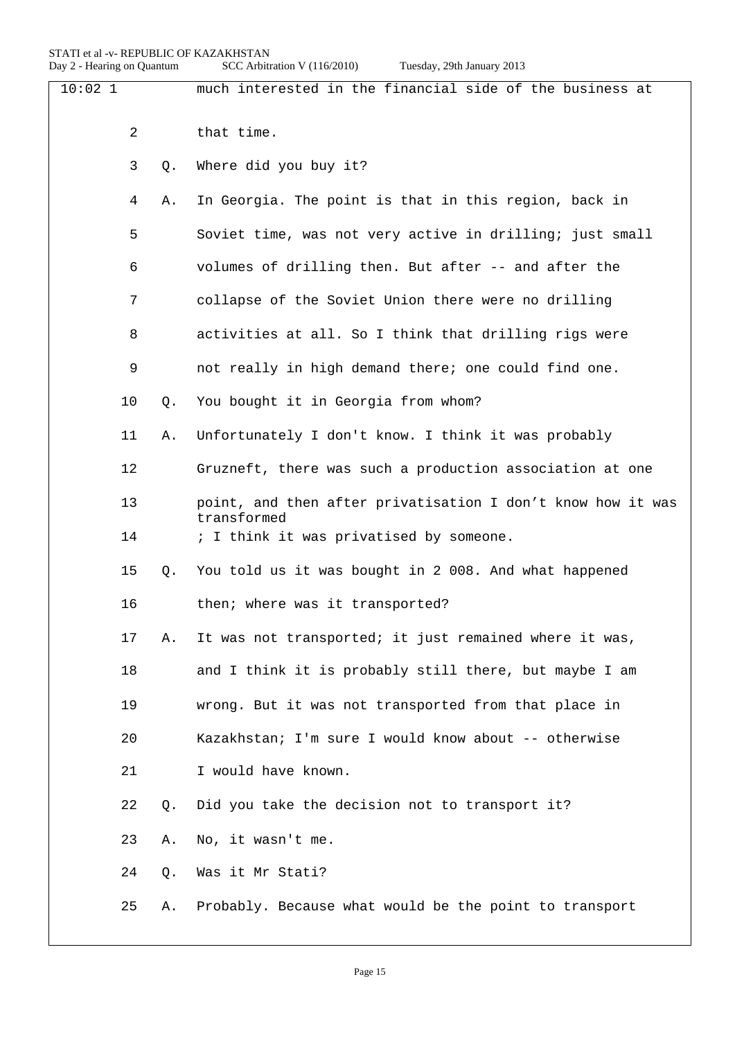10:02 1 much interested in the financial side of the business at

2 that time.

3 Q. Where did you buy it?

4 A. In Georgia. The point is that in this region, back in

5 Soviet time, was not very active in drilling; just small

6 volumes of drilling then. But after -- and after the

7 collapse of the Soviet Union there were no drilling

8 activities at all. So I think that drilling rigs were

9 not really in high demand there; one could find one.

10 Q. You bought it in Georgia from whom?

11 A. Unfortunately I don't know. I think it was probably

12 Gruzneft, there was such a production association at one

13 point, and then after privatisation I don't know how it was transformed

14 ; I think it was privatised by someone.

15 Q. You told us it was bought in 2 008. And what happened

16 then; where was it transported?

17 A. It was not transported; it just remained where it was,

18 and I think it is probably still there, but maybe I am

19 wrong. But it was not transported from that place in

20 Kazakhstan; I'm sure I would know about -- otherwise

21 I would have known.

22 Q. Did you take the decision not to transport it?

23 A. No, it wasn't me.

24 Q. Was it Mr Stati?

25 A. Probably. Because what would be the point to transport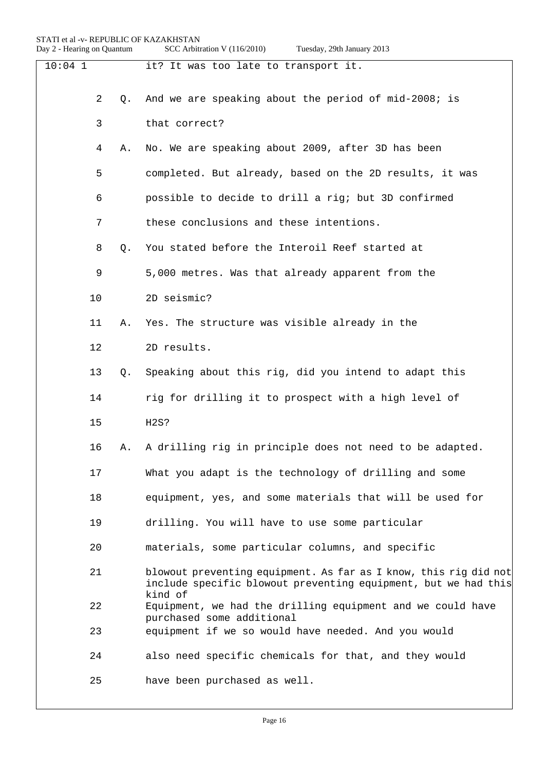10:04 1 it? It was too late to transport it.

2 Q. And we are speaking about the period of mid-2008; is

3 that correct?

4 A. No. We are speaking about 2009, after 3D has been

5 completed. But already, based on the 2D results, it was

6 possible to decide to drill a rig; but 3D confirmed

7 these conclusions and these intentions.

8 Q. You stated before the Interoil Reef started at

9 5,000 metres. Was that already apparent from the

10 2D seismic?

11 A. Yes. The structure was visible already in the

12 2D results.

13 Q. Speaking about this rig, did you intend to adapt this

14 rig for drilling it to prospect with a high level of

15 $H_2S$?

16 A. A drilling rig in principle does not need to be adapted.

17 What you adapt is the technology of drilling and some

18 equipment, yes, and some materials that will be used for

19 drilling. You will have to use some particular

20 materials, some particular columns, and specific

21 blowout preventing equipment. As far as I know, this rig did not include specific blowout preventing equipment, but we had this kind of

22 Equipment, we had the drilling equipment and we could have purchased some additional

23 equipment if we so would have needed. And you would

24 also need specific chemicals for that, and they would

25 have been purchased as well.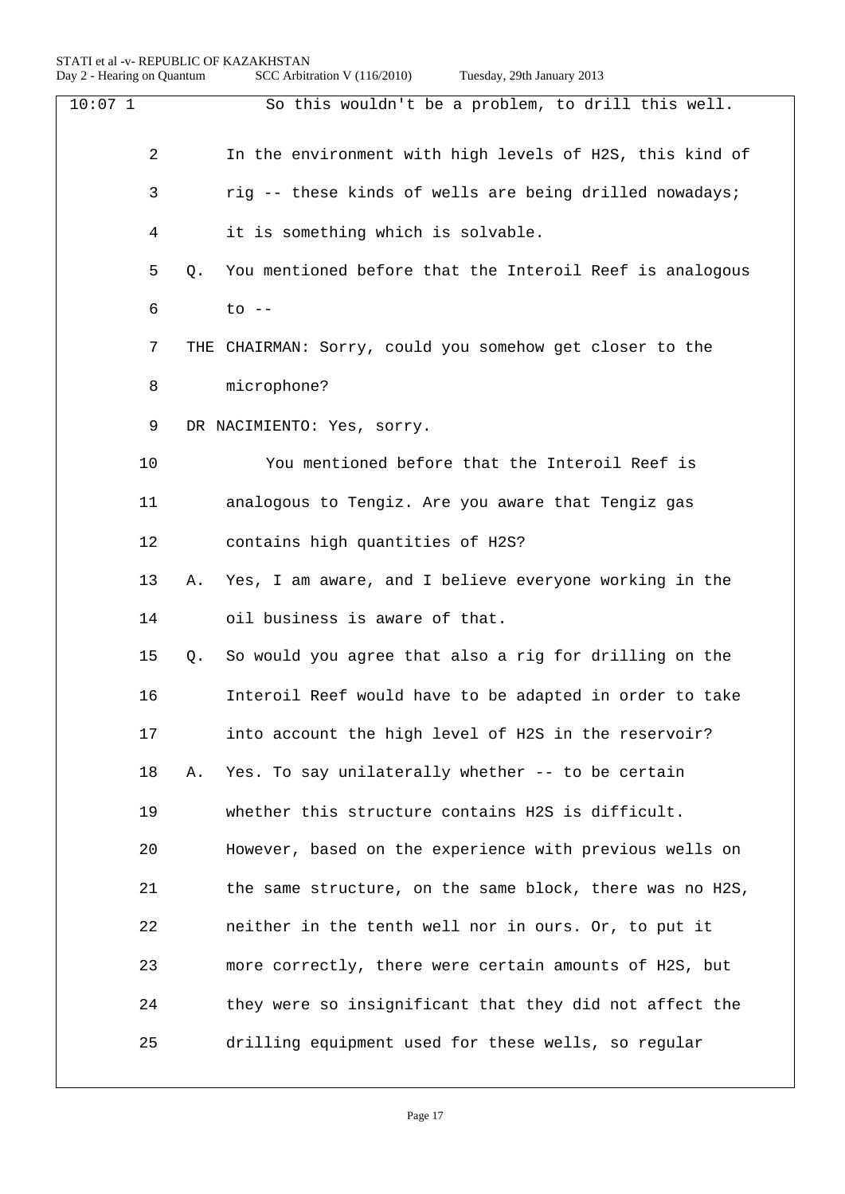10:07 1 So this wouldn't be a problem, to drill this well.

2 In the environment with high levels of H2S, this kind of

3 rig -- these kinds of wells are being drilled nowadays;

4 it is something which is solvable.

5 Q. You mentioned before that the Interoil Reef is analogous

6 to --

7 THE CHAIRMAN: Sorry, could you somehow get closer to the

8 microphone?

9 DR NACIMIENTO: Yes, sorry.

10 You mentioned before that the Interoil Reef is

11 analogous to Tengiz. Are you aware that Tengiz gas

12 contains high quantities of H2S?

13 A. Yes, I am aware, and I believe everyone working in the

14 oil business is aware of that.

15 Q. So would you agree that also a rig for drilling on the

16 Interoil Reef would have to be adapted in order to take

17 into account the high level of H2S in the reservoir?

18 A. Yes. To say unilaterally whether -- to be certain

19 whether this structure contains H2S is difficult.

20 However, based on the experience with previous wells on

21 the same structure, on the same block, there was no H2S,

22 neither in the tenth well nor in ours. Or, to put it

23 more correctly, there were certain amounts of H2S, but

24 they were so insignificant that they did not affect the

25 drilling equipment used for these wells, so regular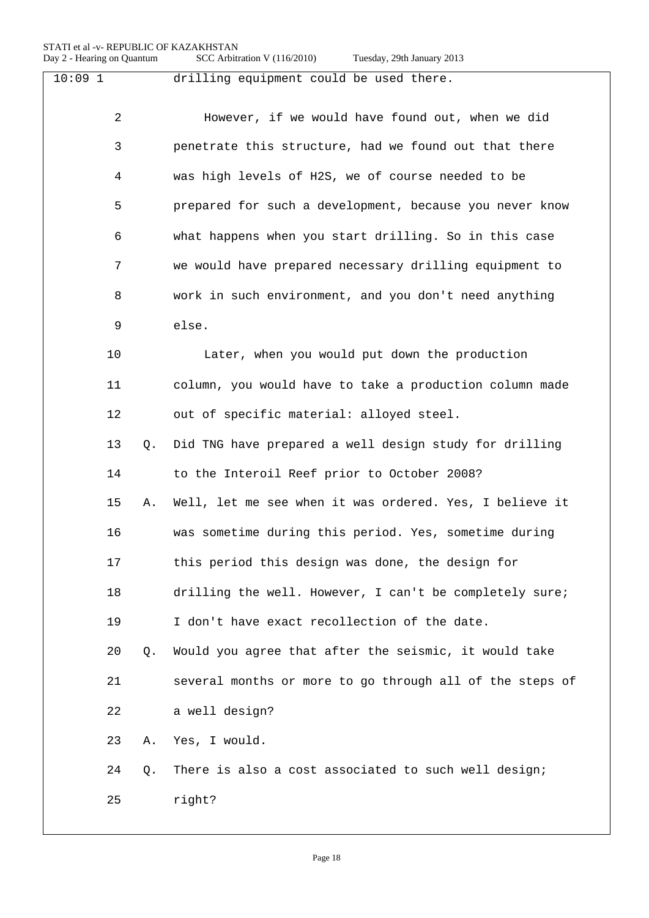10:09 1 drilling equipment could be used there.

2 However, if we would have found out, when we did

3 penetrate this structure, had we found out that there

4 was high levels of H2S, we of course needed to be

5 prepared for such a development, because you never know

6 what happens when you start drilling. So in this case

7 we would have prepared necessary drilling equipment to

8 work in such environment, and you don't need anything

9 else.

10 Later, when you would put down the production

11 column, you would have to take a production column made

12 out of specific material: alloyed steel.

13 Q. Did TNG have prepared a well design study for drilling

14 to the Interoil Reef prior to October 2008?

15 A. Well, let me see when it was ordered. Yes, I believe it

16 was sometime during this period. Yes, sometime during

17 this period this design was done, the design for

18 drilling the well. However, I can't be completely sure;

19 I don't have exact recollection of the date.

20 Q. Would you agree that after the seismic, it would take

21 several months or more to go through all of the steps of

22 a well design?

23 A. Yes, I would.

24 Q. There is also a cost associated to such well design;

25 right?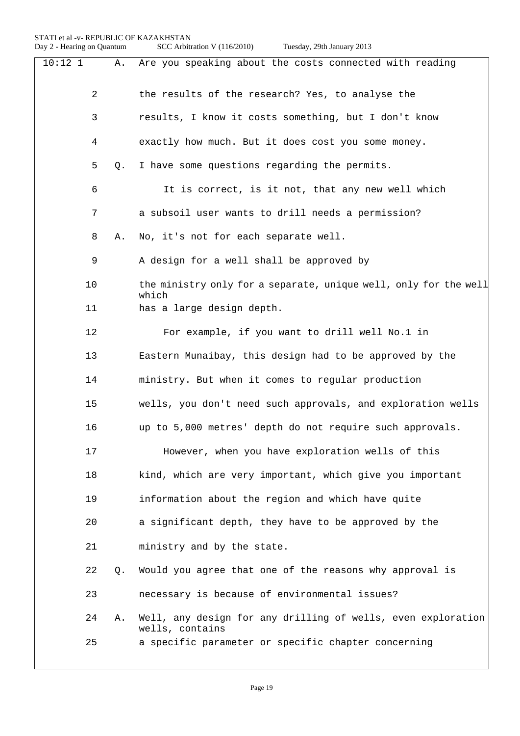10:12 1 A. Are you speaking about the costs connected with reading

2 the results of the research? Yes, to analyse the

3 results, I know it costs something, but I don't know

4 exactly how much. But it does cost you some money.

5 Q. I have some questions regarding the permits.

6 It is correct, is it not, that any new well which

7 a subsoil user wants to drill needs a permission?

8 A. No, it's not for each separate well.

9 A design for a well shall be approved by

10 the ministry only for a separate, unique well, only for the well which

11 has a large design depth.

12 For example, if you want to drill well No.1 in

13 Eastern Munaibay, this design had to be approved by the

14 ministry. But when it comes to regular production

15 wells, you don't need such approvals, and exploration wells

16 up to 5,000 metres' depth do not require such approvals.

17 However, when you have exploration wells of this

18 kind, which are very important, which give you important

19 information about the region and which have quite

20 a significant depth, they have to be approved by the

21 ministry and by the state.

22 Q. Would you agree that one of the reasons why approval is

23 necessary is because of environmental issues?

24 A. Well, any design for any drilling of wells, even exploration wells, contains

25 a specific parameter or specific chapter concerning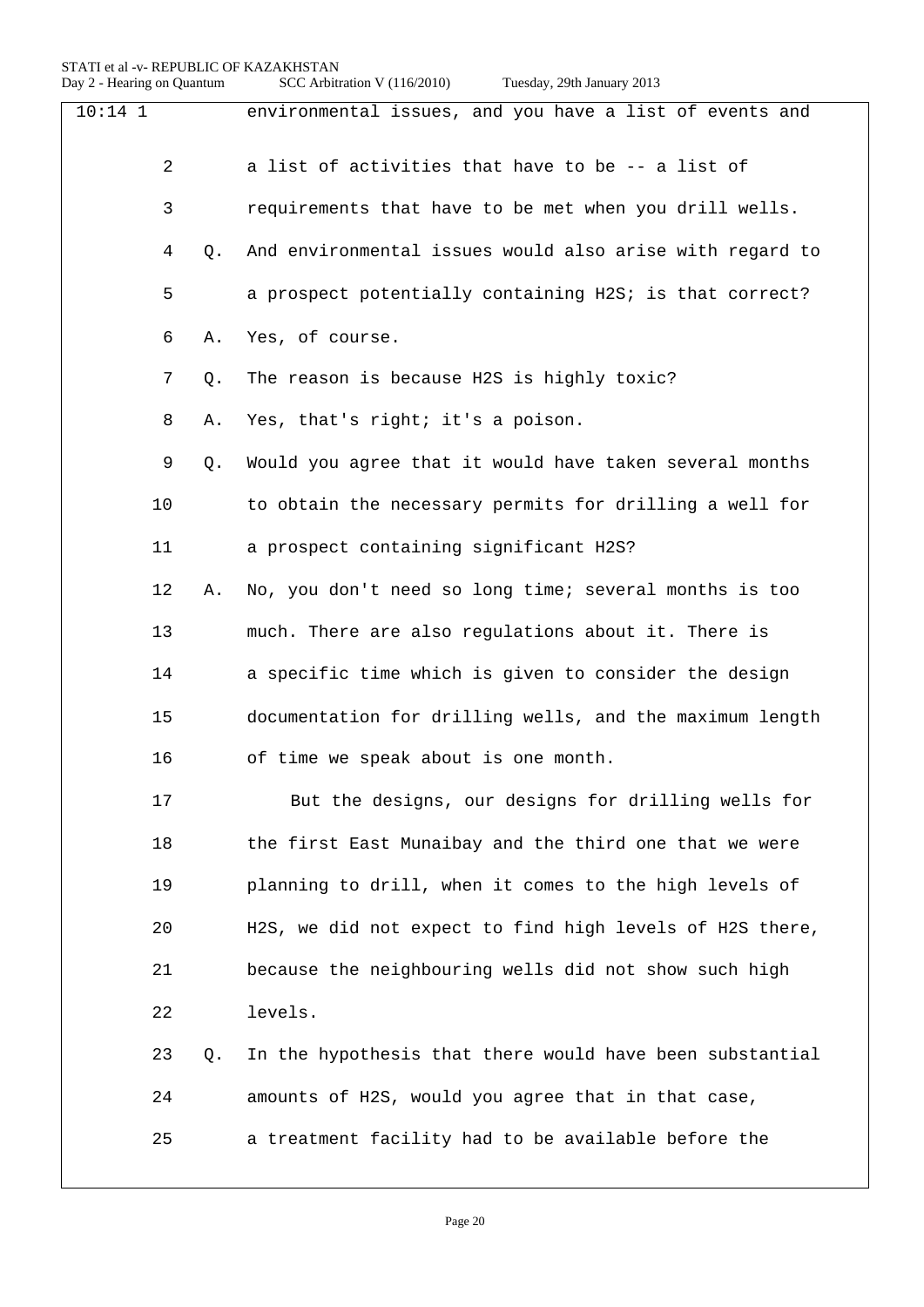10:14 1 environmental issues, and you have a list of events and

2 a list of activities that have to be -- a list of

3 requirements that have to be met when you drill wells.

4 Q. And environmental issues would also arise with regard to

5 a prospect potentially containing $H_2S$; is that correct?

6 A. Yes, of course.

7 Q. The reason is because $H_2S$ is highly toxic?

8 A. Yes, that's right; it's a poison.

9 Q. Would you agree that it would have taken several months

10 to obtain the necessary permits for drilling a well for

11 a prospect containing significant $H_2S$?

12 A. No, you don't need so long time; several months is too

13 much. There are also regulations about it. There is

14 a specific time which is given to consider the design

15 documentation for drilling wells, and the maximum length

16 of time we speak about is one month.

17 But the designs, our designs for drilling wells for

18 the first East Munaibay and the third one that we were

19 planning to drill, when it comes to the high levels of

20 $H_2S$, we did not expect to find high levels of $H_2S$ there,

21 because the neighbouring wells did not show such high

22 levels.

23 Q. In the hypothesis that there would have been substantial

24 amounts of $H_2S$, would you agree that in that case,

25 a treatment facility had to be available before the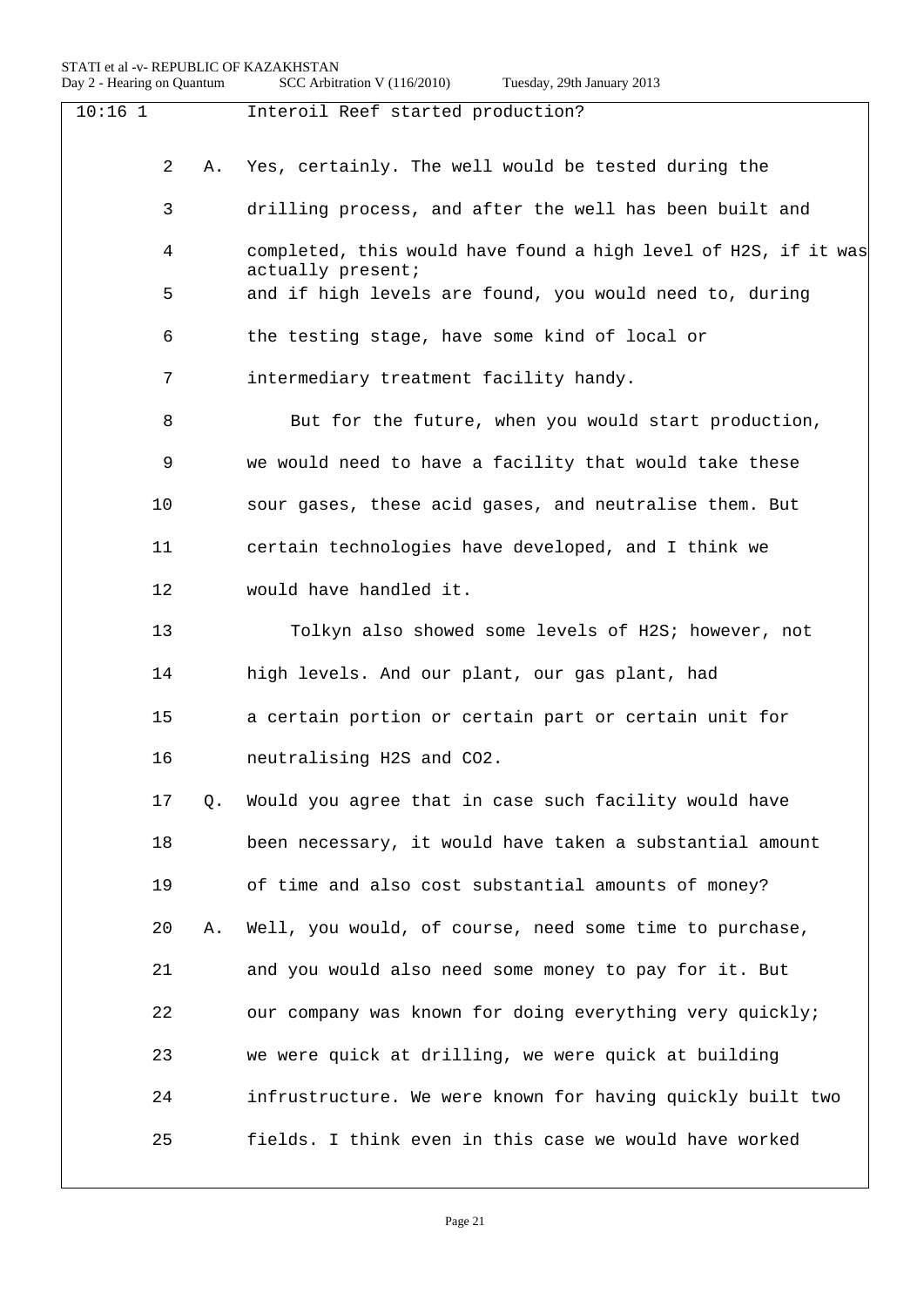10:16 1 Interoil Reef started production?

2 A. Yes, certainly. The well would be tested during the

3 drilling process, and after the well has been built and

4 completed, this would have found a high level of $H_2S$, if it was actually present;

5 and if high levels are found, you would need to, during

6 the testing stage, have some kind of local or

7 intermediary treatment facility handy.

8 But for the future, when you would start production,

9 we would need to have a facility that would take these

10 sour gases, these acid gases, and neutralise them. But

11 certain technologies have developed, and I think we

12 would have handled it.

13 Tolkyn also showed some levels of $H_2S$; however, not

14 high levels. And our plant, our gas plant, had

15 a certain portion or certain part or certain unit for

16 neutralising $H_2S$ and $CO_2$.

17 Q. Would you agree that in case such facility would have

18 been necessary, it would have taken a substantial amount

19 of time and also cost substantial amounts of money?

20 A. Well, you would, of course, need some time to purchase,

21 and you would also need some money to pay for it. But

22 our company was known for doing everything very quickly;

23 we were quick at drilling, we were quick at building

24 infrustructure. We were known for having quickly built two

25 fields. I think even in this case we would have worked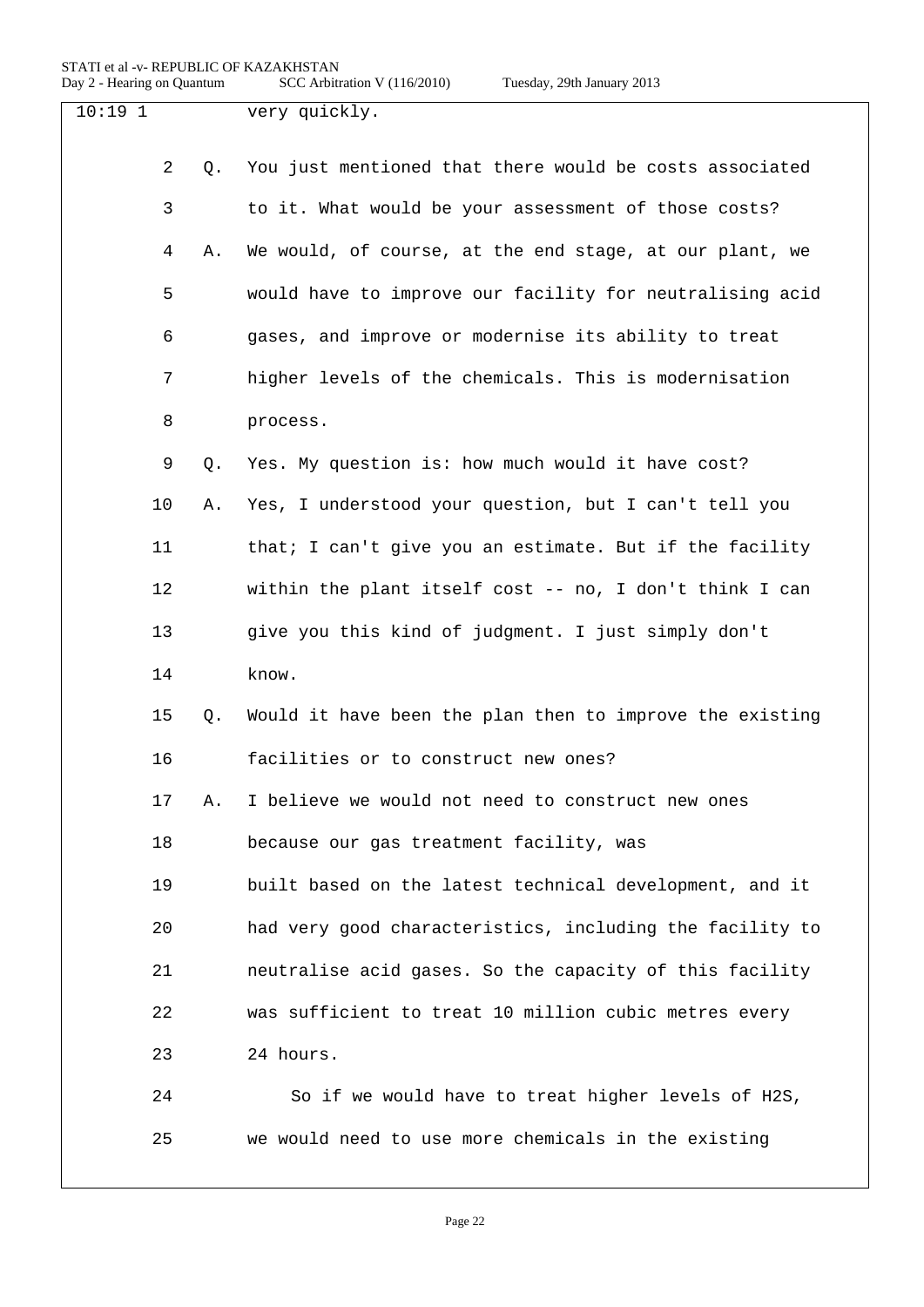10:19 1 very quickly.

2 Q. You just mentioned that there would be costs associated

3 to it. What would be your assessment of those costs?

4 A. We would, of course, at the end stage, at our plant, we

5 would have to improve our facility for neutralising acid

6 gases, and improve or modernise its ability to treat

7 higher levels of the chemicals. This is modernisation

8 process.

9 Q. Yes. My question is: how much would it have cost?

10 A. Yes, I understood your question, but I can't tell you

11 that; I can't give you an estimate. But if the facility

12 within the plant itself cost -- no, I don't think I can

13 give you this kind of judgment. I just simply don't

14 know.

15 Q. Would it have been the plan then to improve the existing

16 facilities or to construct new ones?

17 A. I believe we would not need to construct new ones

18 because our gas treatment facility, was

19 built based on the latest technical development, and it

20 had very good characteristics, including the facility to

21 neutralise acid gases. So the capacity of this facility

22 was sufficient to treat 10 million cubic metres every

23 24 hours.

24 So if we would have to treat higher levels of $H_2S$,

25 we would need to use more chemicals in the existing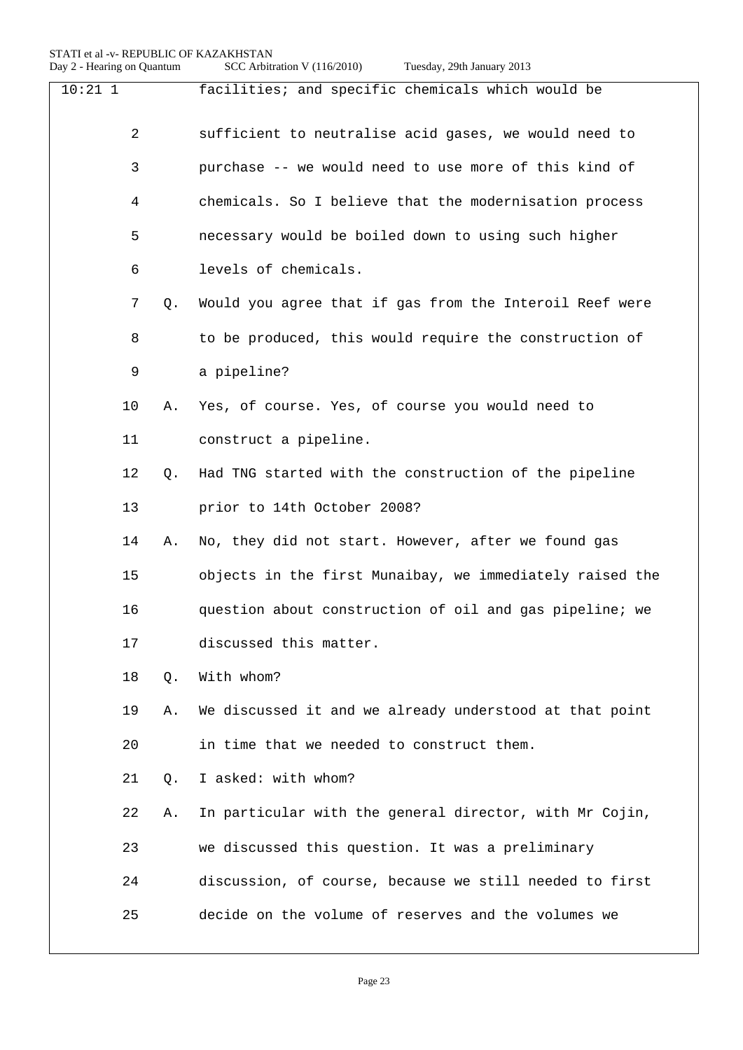10:21 1 facilities; and specific chemicals which would be

2 sufficient to neutralise acid gases, we would need to

3 purchase -- we would need to use more of this kind of

4 chemicals. So I believe that the modernisation process

5 necessary would be boiled down to using such higher

6 levels of chemicals.

7 Q. Would you agree that if gas from the Interoil Reef were

8 to be produced, this would require the construction of

9 a pipeline?

10 A. Yes, of course. Yes, of course you would need to

11 construct a pipeline.

12 Q. Had TNG started with the construction of the pipeline

13 prior to 14th October 2008?

14 A. No, they did not start. However, after we found gas

15 objects in the first Munaibay, we immediately raised the

16 question about construction of oil and gas pipeline; we

17 discussed this matter.

18 Q. With whom?

19 A. We discussed it and we already understood at that point

20 in time that we needed to construct them.

21 Q. I asked: with whom?

22 A. In particular with the general director, with Mr Cojin,

23 we discussed this question. It was a preliminary

24 discussion, of course, because we still needed to first

25 decide on the volume of reserves and the volumes we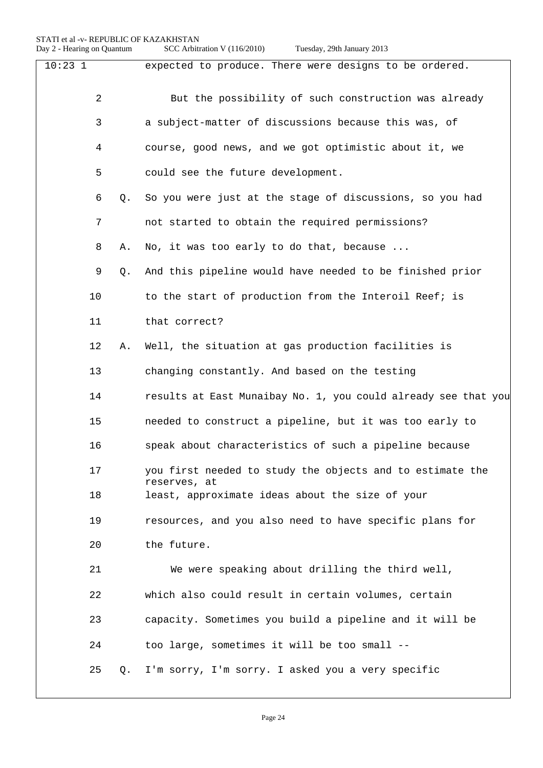10:23 1 expected to produce. There were designs to be ordered.

2 But the possibility of such construction was already

3 a subject-matter of discussions because this was, of

4 course, good news, and we got optimistic about it, we

5 could see the future development.

6 Q. So you were just at the stage of discussions, so you had

7 not started to obtain the required permissions?

8 A. No, it was too early to do that, because ...

9 Q. And this pipeline would have needed to be finished prior

10 to the start of production from the Interoil Reef; is

11 that correct?

12 A. Well, the situation at gas production facilities is

13 changing constantly. And based on the testing

14 results at East Munaibay No. 1, you could already see that you

15 needed to construct a pipeline, but it was too early to

16 speak about characteristics of such a pipeline because

17 you first needed to study the objects and to estimate the reserves, at

18 least, approximate ideas about the size of your

19 resources, and you also need to have specific plans for

20 the future.

21 We were speaking about drilling the third well,

22 which also could result in certain volumes, certain

23 capacity. Sometimes you build a pipeline and it will be

24 too large, sometimes it will be too small --

25 Q. I'm sorry, I'm sorry. I asked you a very specific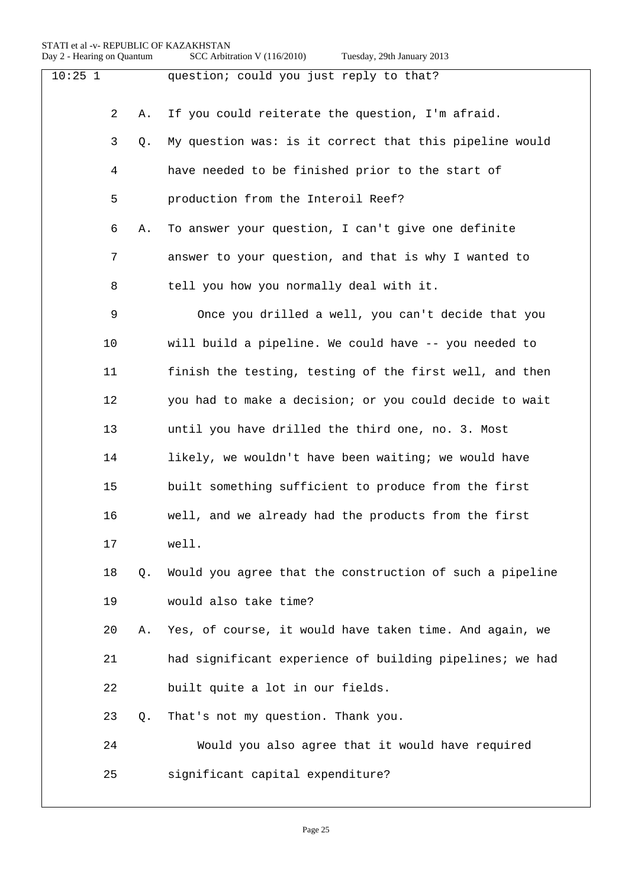10:25 1 question; could you just reply to that?

2 A. If you could reiterate the question, I'm afraid.

3 Q. My question was: is it correct that this pipeline would

4 have needed to be finished prior to the start of

5 production from the Interoil Reef?

6 A. To answer your question, I can't give one definite

7 answer to your question, and that is why I wanted to

8 tell you how you normally deal with it.

9 Once you drilled a well, you can't decide that you

10 will build a pipeline. We could have -- you needed to

11 finish the testing, testing of the first well, and then

12 you had to make a decision; or you could decide to wait

13 until you have drilled the third one, no. 3. Most

14 likely, we wouldn't have been waiting; we would have

15 built something sufficient to produce from the first

16 well, and we already had the products from the first

17 well.

18 Q. Would you agree that the construction of such a pipeline

19 would also take time?

20 A. Yes, of course, it would have taken time. And again, we

21 had significant experience of building pipelines; we had

22 built quite a lot in our fields.

23 Q. That's not my question. Thank you.

24 Would you also agree that it would have required

25 significant capital expenditure?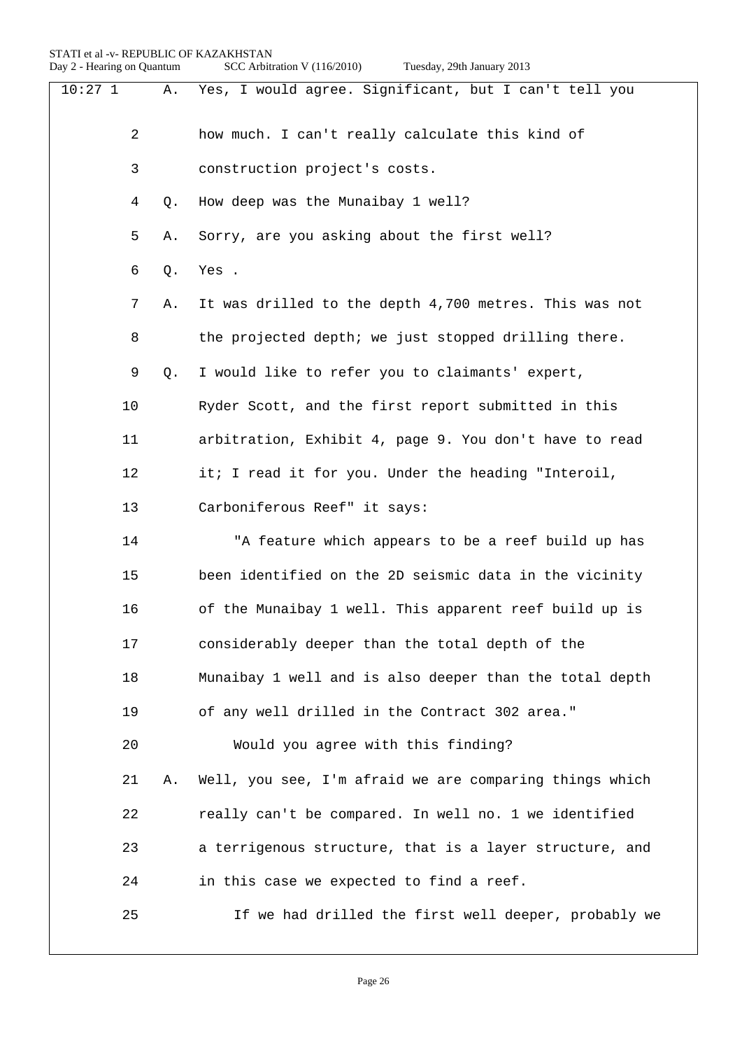10:27 1 A. Yes, I would agree. Significant, but I can't tell you
2 how much. I can't really calculate this kind of
3 construction project's costs.
4 Q. How deep was the Munaibay 1 well?
5 A. Sorry, are you asking about the first well?
6 Q. Yes .
7 A. It was drilled to the depth 4,700 metres. This was not
8 the projected depth; we just stopped drilling there.
9 Q. I would like to refer you to claimants' expert,
10 Ryder Scott, and the first report submitted in this
11 arbitration, Exhibit 4, page 9. You don't have to read
12 it; I read it for you. Under the heading "Interoil,
13 Carboniferous Reef" it says:
14 "A feature which appears to be a reef build up has
15 been identified on the 2D seismic data in the vicinity
16 of the Munaibay 1 well. This apparent reef build up is
17 considerably deeper than the total depth of the
18 Munaibay 1 well and is also deeper than the total depth
19 of any well drilled in the Contract 302 area."
20 Would you agree with this finding?
21 A. Well, you see, I'm afraid we are comparing things which
22 really can't be compared. In well no. 1 we identified
23 a terrigenous structure, that is a layer structure, and
24 in this case we expected to find a reef.
25 If we had drilled the first well deeper, probably we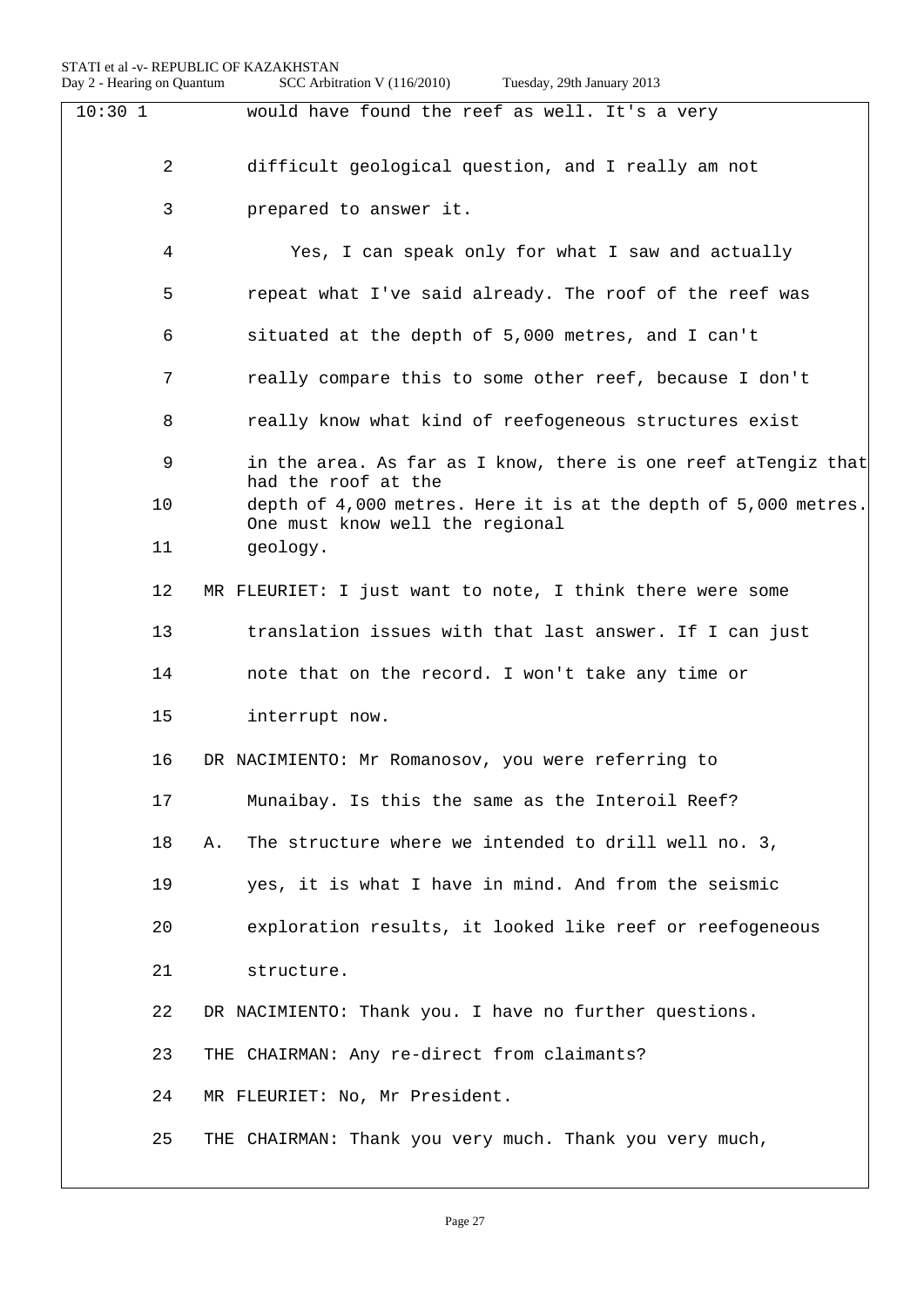10:30 1 would have found the reef as well. It's a very

2 difficult geological question, and I really am not

3 prepared to answer it.

4 Yes, I can speak only for what I saw and actually

5 repeat what I've said already. The roof of the reef was

6 situated at the depth of 5,000 metres, and I can't

7 really compare this to some other reef, because I don't

8 really know what kind of reefogeneous structures exist

9 in the area. As far as I know, there is one reef atTengiz that had the roof at the

10 depth of 4,000 metres. Here it is at the depth of 5,000 metres. One must know well the regional

11 geology.

12 MR FLEURIET: I just want to note, I think there were some

13 translation issues with that last answer. If I can just

14 note that on the record. I won't take any time or

15 interrupt now.

16 DR NACIMIENTO: Mr Romanosov, you were referring to

17 Munaibay. Is this the same as the Interoil Reef?

18 A. The structure where we intended to drill well no. 3,

19 yes, it is what I have in mind. And from the seismic

20 exploration results, it looked like reef or reefogeneous

21 structure.

22 DR NACIMIENTO: Thank you. I have no further questions.

23 THE CHAIRMAN: Any re-direct from claimants?

24 MR FLEURIET: No, Mr President.

25 THE CHAIRMAN: Thank you very much. Thank you very much,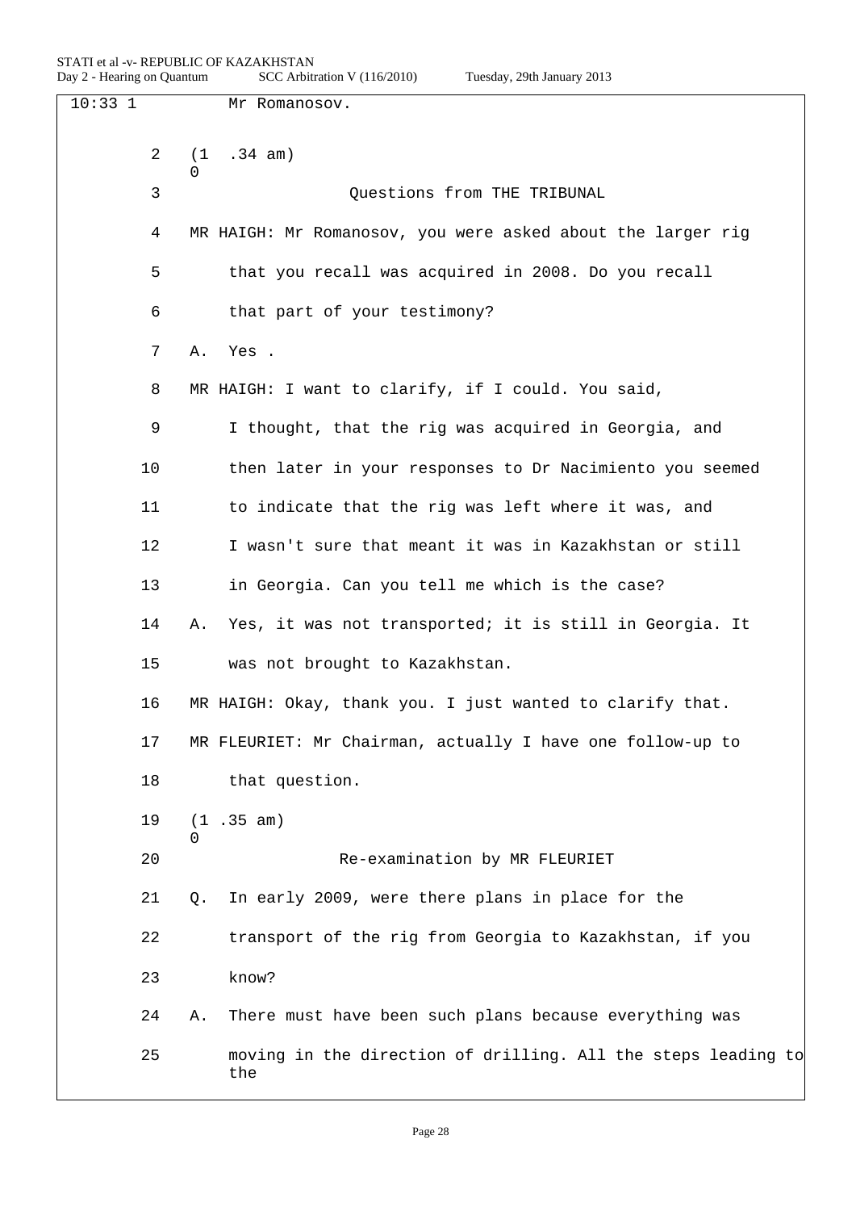10:33 1 Mr Romanosov.

2 (10.34 am)

3 Questions from THE TRIBUNAL

4 MR HAIGH: Mr Romanosov, you were asked about the larger rig

5 that you recall was acquired in 2008. Do you recall

6 that part of your testimony?

7 A. Yes .

8 MR HAIGH: I want to clarify, if I could. You said,

9 I thought, that the rig was acquired in Georgia, and

10 then later in your responses to Dr Nacimiento you seemed

11 to indicate that the rig was left where it was, and

12 I wasn't sure that meant it was in Kazakhstan or still

13 in Georgia. Can you tell me which is the case?

14 A. Yes, it was not transported; it is still in Georgia. It

15 was not brought to Kazakhstan.

16 MR HAIGH: Okay, thank you. I just wanted to clarify that.

17 MR FLEURIET: Mr Chairman, actually I have one follow-up to

18 that question.

19 (10.35 am)

20 Re-examination by MR FLEURIET

21 Q. In early 2009, were there plans in place for the

22 transport of the rig from Georgia to Kazakhstan, if you

23 know?

24 A. There must have been such plans because everything was

25 moving in the direction of drilling. All the steps leading to the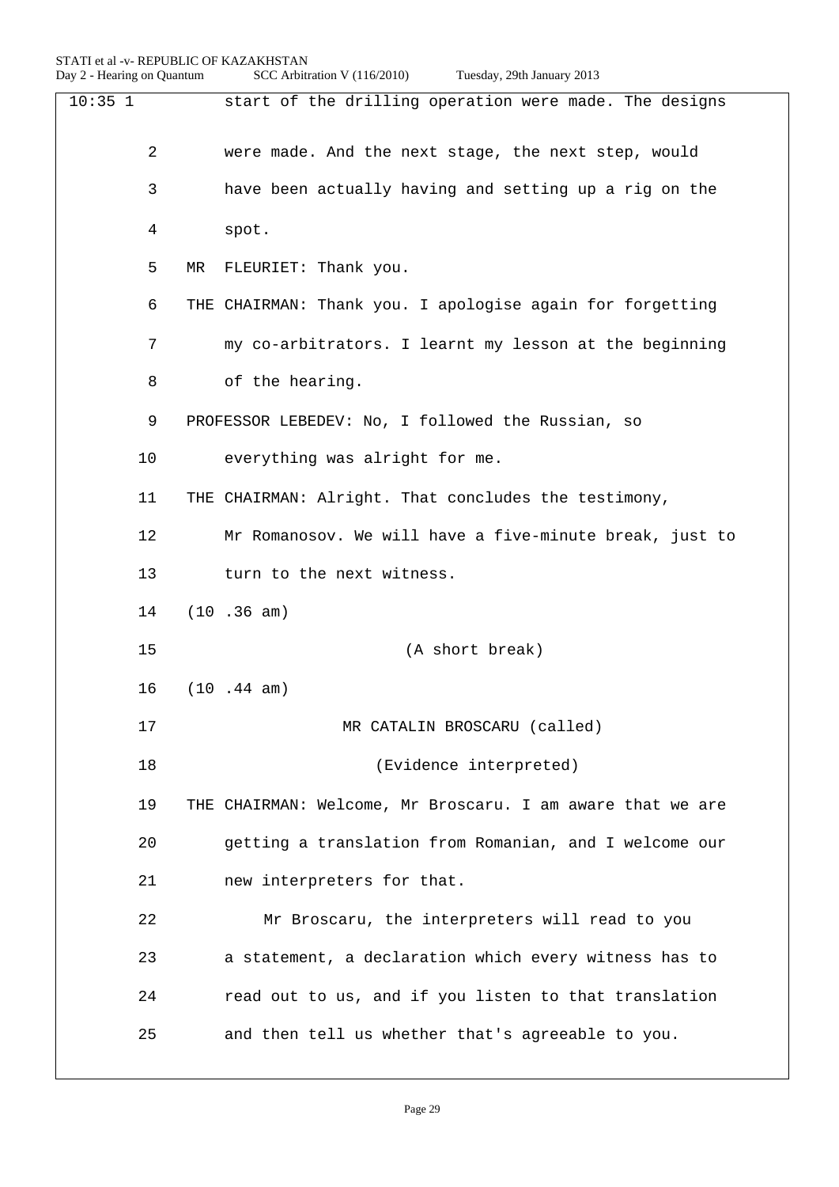10:35 1 start of the drilling operation were made. The designs

2 were made. And the next stage, the next step, would

3 have been actually having and setting up a rig on the

4 spot.

5 MR FLEURIET: Thank you.

6 THE CHAIRMAN: Thank you. I apologise again for forgetting

7 my co-arbitrators. I learnt my lesson at the beginning

8 of the hearing.

9 PROFESSOR LEBEDEV: No, I followed the Russian, so

10 everything was alright for me.

11 THE CHAIRMAN: Alright. That concludes the testimony,

12 Mr Romanosov. We will have a five-minute break, just to

13 turn to the next witness.

14 (10 .36 am)

15 (A short break)

16 (10 .44 am)

17 MR CATALIN BROSCARU (called)

18 (Evidence interpreted)

19 THE CHAIRMAN: Welcome, Mr Broscaru. I am aware that we are

20 getting a translation from Romanian, and I welcome our

21 new interpreters for that.

22 Mr Broscaru, the interpreters will read to you

23 a statement, a declaration which every witness has to

24 read out to us, and if you listen to that translation

25 and then tell us whether that's agreeable to you.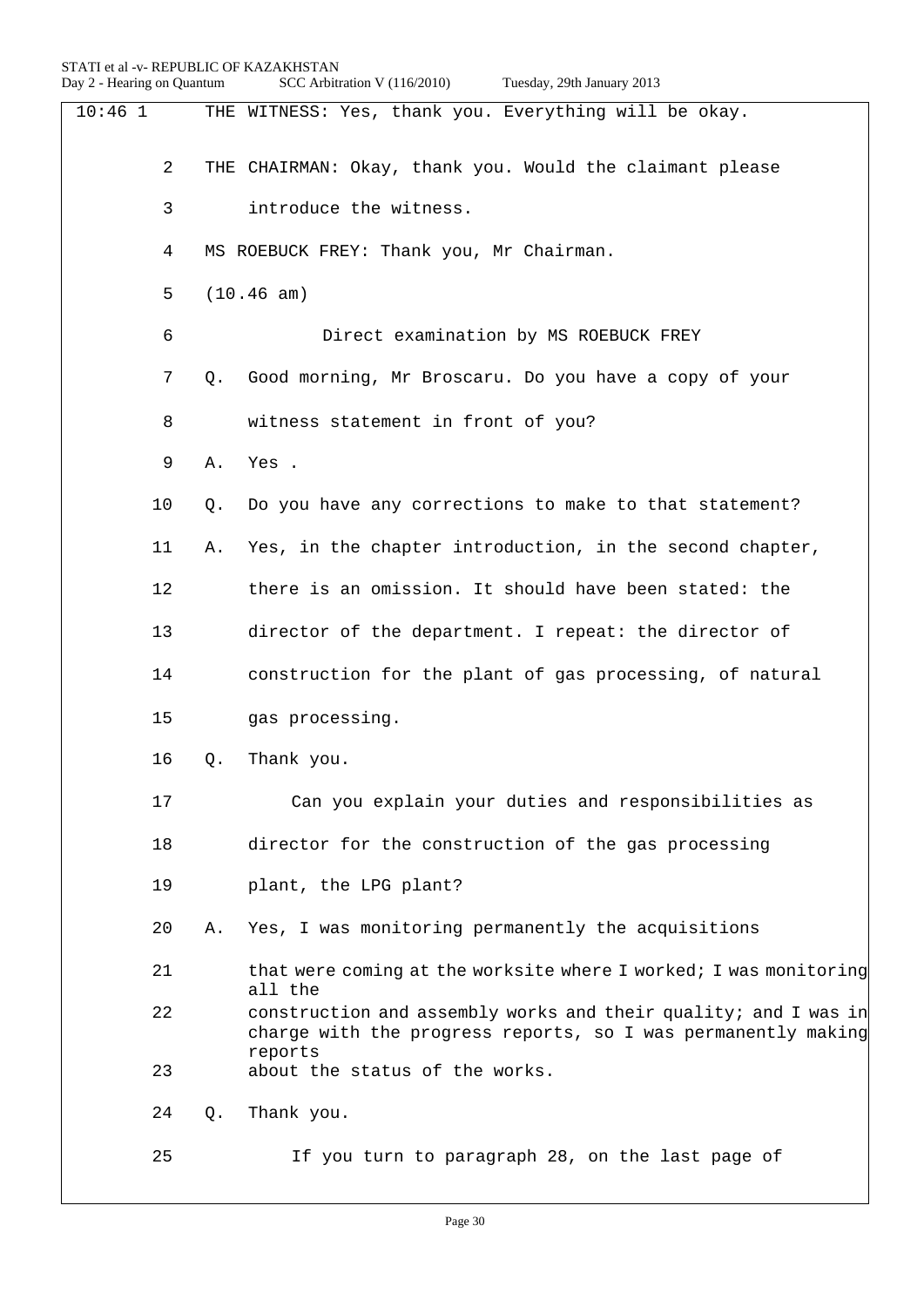10:46 1 THE WITNESS: Yes, thank you. Everything will be okay.

2 THE CHAIRMAN: Okay, thank you. Would the claimant please

3 introduce the witness.

4 MS ROEBUCK FREY: Thank you, Mr Chairman.

5 (10.46 am)

6 Direct examination by MS ROEBUCK FREY

7 Q. Good morning, Mr Broscaru. Do you have a copy of your

8 witness statement in front of you?

9 A. Yes .

10 Q. Do you have any corrections to make to that statement?

11 A. Yes, in the chapter introduction, in the second chapter,

12 there is an omission. It should have been stated: the

13 director of the department. I repeat: the director of

14 construction for the plant of gas processing, of natural

15 gas processing.

16 Q. Thank you.

17 Can you explain your duties and responsibilities as

18 director for the construction of the gas processing

19 plant, the LPG plant?

20 A. Yes, I was monitoring permanently the acquisitions

21 that were coming at the worksite where I worked; I was monitoring all the

22 construction and assembly works and their quality; and I was in charge with the progress reports, so I was permanently making reports

23 about the status of the works.

24 Q. Thank you.

25 If you turn to paragraph 28, on the last page of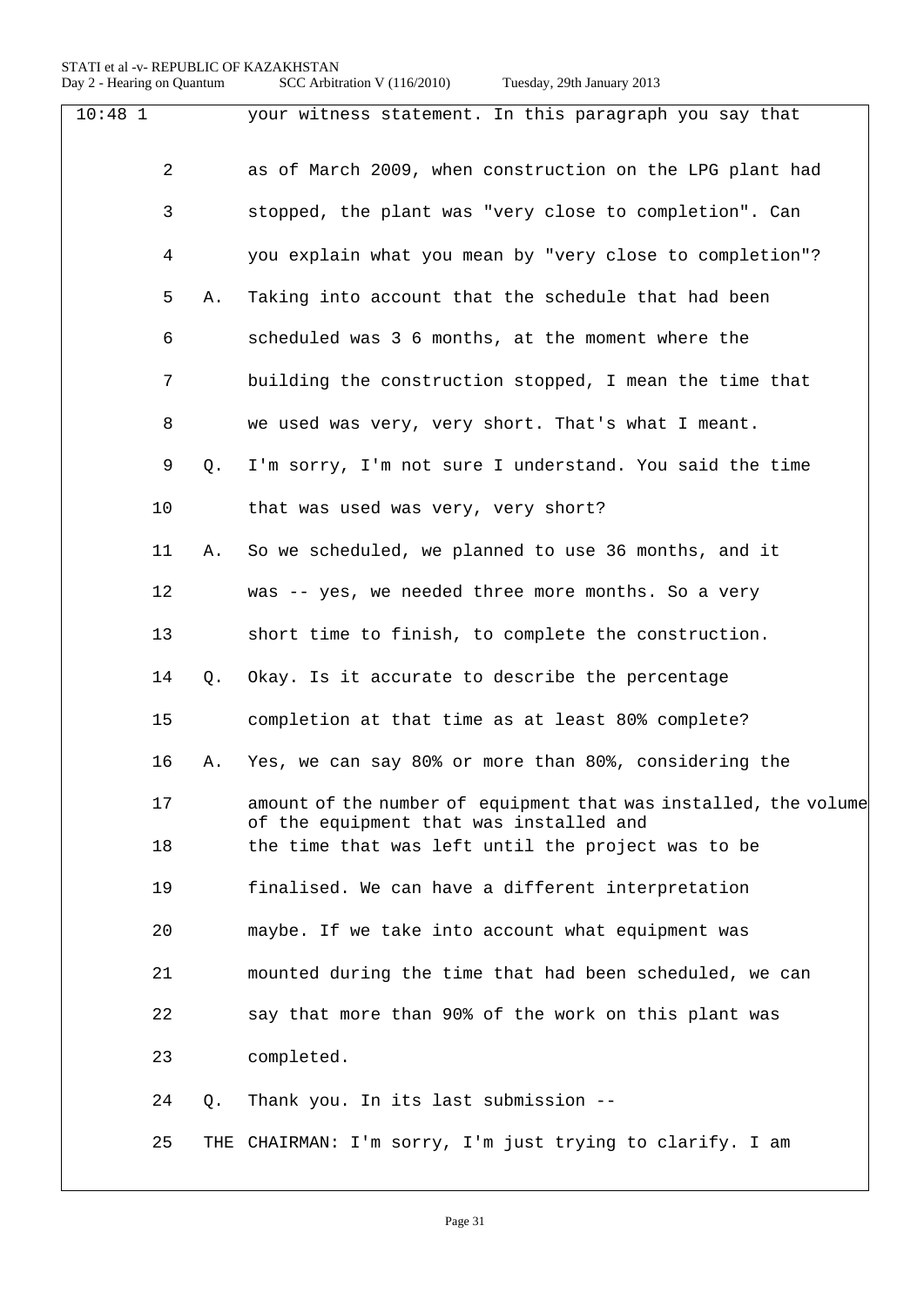10:48 1 your witness statement. In this paragraph you say that

2 as of March 2009, when construction on the LPG plant had

3 stopped, the plant was "very close to completion". Can

4 you explain what you mean by "very close to completion"?

5 A. Taking into account that the schedule that had been

6 scheduled was 3 6 months, at the moment where the

7 building the construction stopped, I mean the time that

8 we used was very, very short. That's what I meant.

9 Q. I'm sorry, I'm not sure I understand. You said the time

10 that was used was very, very short?

11 A. So we scheduled, we planned to use 36 months, and it

12 was -- yes, we needed three more months. So a very

13 short time to finish, to complete the construction.

14 Q. Okay. Is it accurate to describe the percentage

15 completion at that time as at least 80% complete?

16 A. Yes, we can say 80% or more than 80%, considering the

17 amount of the number of equipment that was installed, the volume of the equipment that was installed and

18 the time that was left until the project was to be

19 finalised. We can have a different interpretation

20 maybe. If we take into account what equipment was

21 mounted during the time that had been scheduled, we can

22 say that more than 90% of the work on this plant was

23 completed.

24 Q. Thank you. In its last submission --

25 THE CHAIRMAN: I'm sorry, I'm just trying to clarify. I am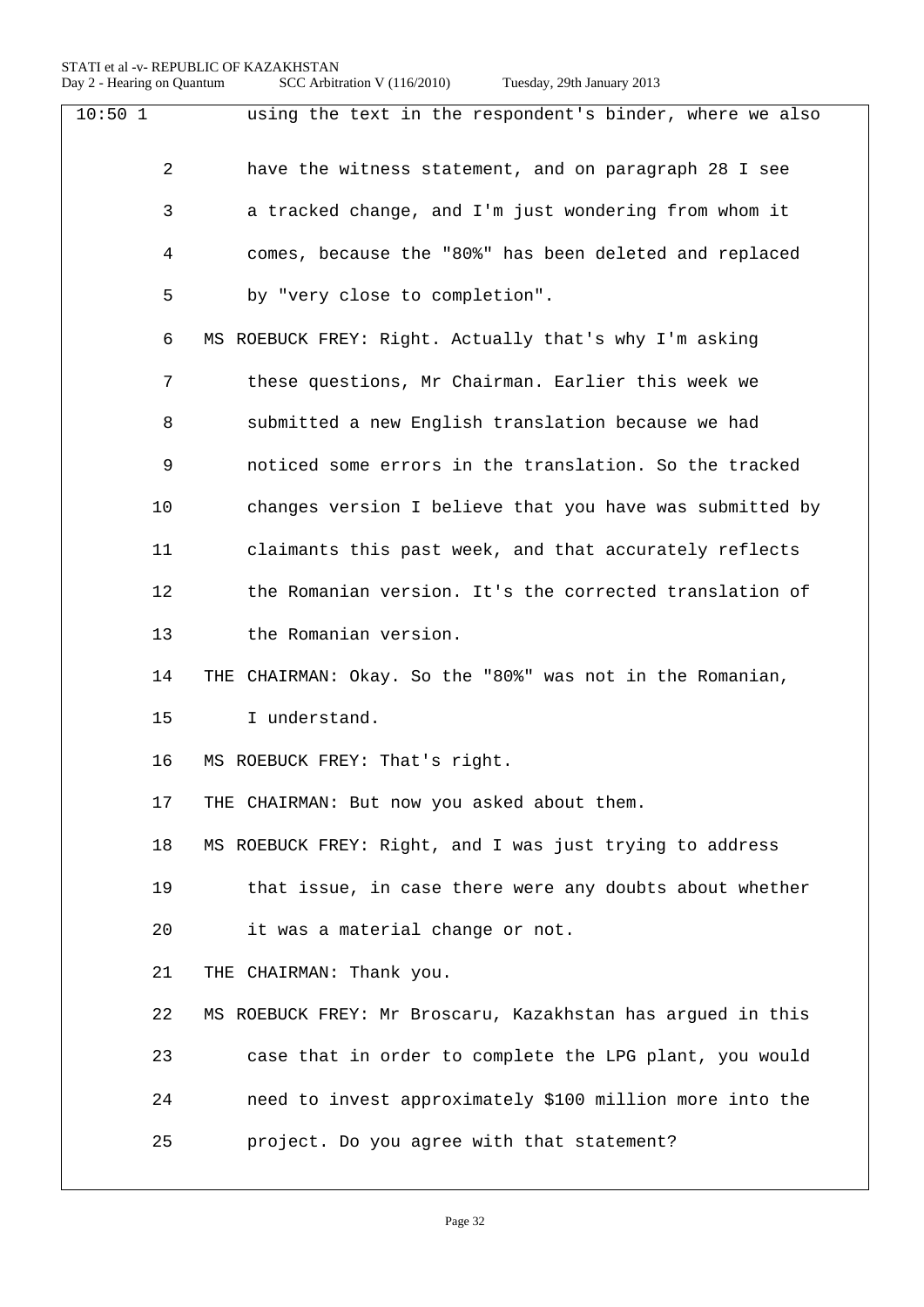10:50 1 using the text in the respondent's binder, where we also

2 have the witness statement, and on paragraph 28 I see

3 a tracked change, and I'm just wondering from whom it

4 comes, because the "80%" has been deleted and replaced

5 by "very close to completion".

6 MS ROEBUCK FREY: Right. Actually that's why I'm asking

7 these questions, Mr Chairman. Earlier this week we

8 submitted a new English translation because we had

9 noticed some errors in the translation. So the tracked

10 changes version I believe that you have was submitted by

11 claimants this past week, and that accurately reflects

12 the Romanian version. It's the corrected translation of

13 the Romanian version.

14 THE CHAIRMAN: Okay. So the "80%" was not in the Romanian,

15 I understand.

16 MS ROEBUCK FREY: That's right.

17 THE CHAIRMAN: But now you asked about them.

18 MS ROEBUCK FREY: Right, and I was just trying to address

19 that issue, in case there were any doubts about whether

20 it was a material change or not.

21 THE CHAIRMAN: Thank you.

22 MS ROEBUCK FREY: Mr Broscaru, Kazakhstan has argued in this

23 case that in order to complete the LPG plant, you would

24 need to invest approximately $100 million more into the

25 project. Do you agree with that statement?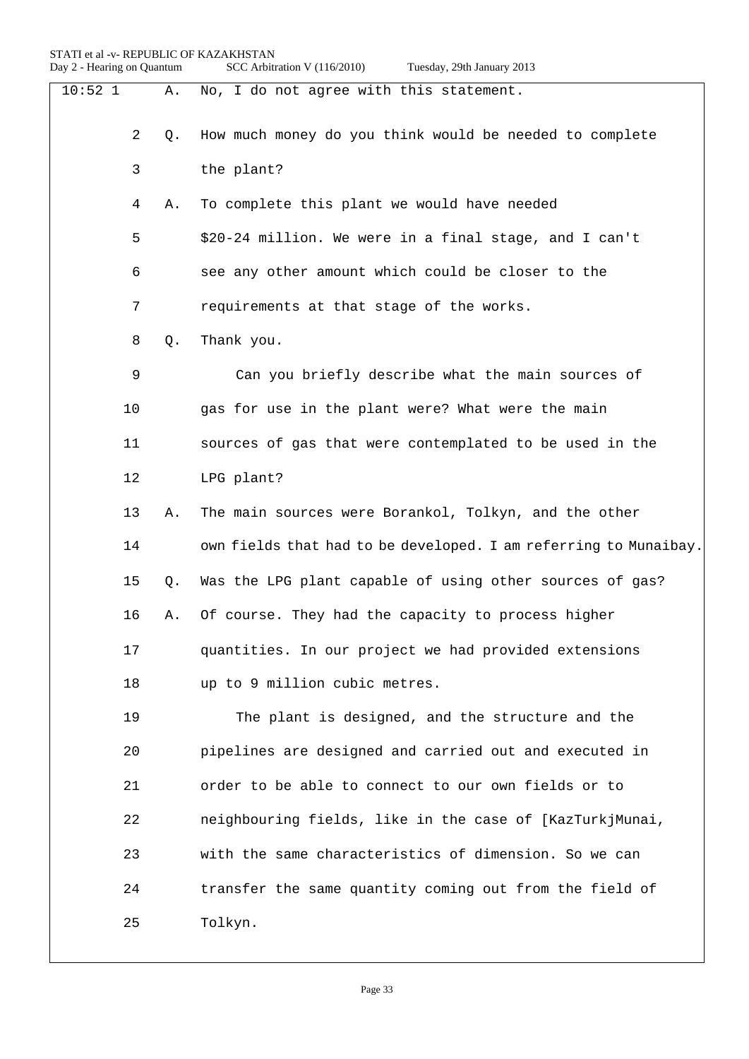10:52 1 A. No, I do not agree with this statement.

2 Q. How much money do you think would be needed to complete

3 the plant?

4 A. To complete this plant we would have needed

5 $20-24 million. We were in a final stage, and I can't

6 see any other amount which could be closer to the

7 requirements at that stage of the works.

8 Q. Thank you.

9 Can you briefly describe what the main sources of

10 gas for use in the plant were? What were the main

11 sources of gas that were contemplated to be used in the

12 LPG plant?

13 A. The main sources were Borankol, Tolkyn, and the other

14 own fields that had to be developed. I am referring to Munaibay.

15 Q. Was the LPG plant capable of using other sources of gas?

16 A. Of course. They had the capacity to process higher

17 quantities. In our project we had provided extensions

18 up to 9 million cubic metres.

19 The plant is designed, and the structure and the

20 pipelines are designed and carried out and executed in

21 order to be able to connect to our own fields or to

22 neighbouring fields, like in the case of [KazTurkjMunai,

23 with the same characteristics of dimension. So we can

24 transfer the same quantity coming out from the field of

25 Tolkyn.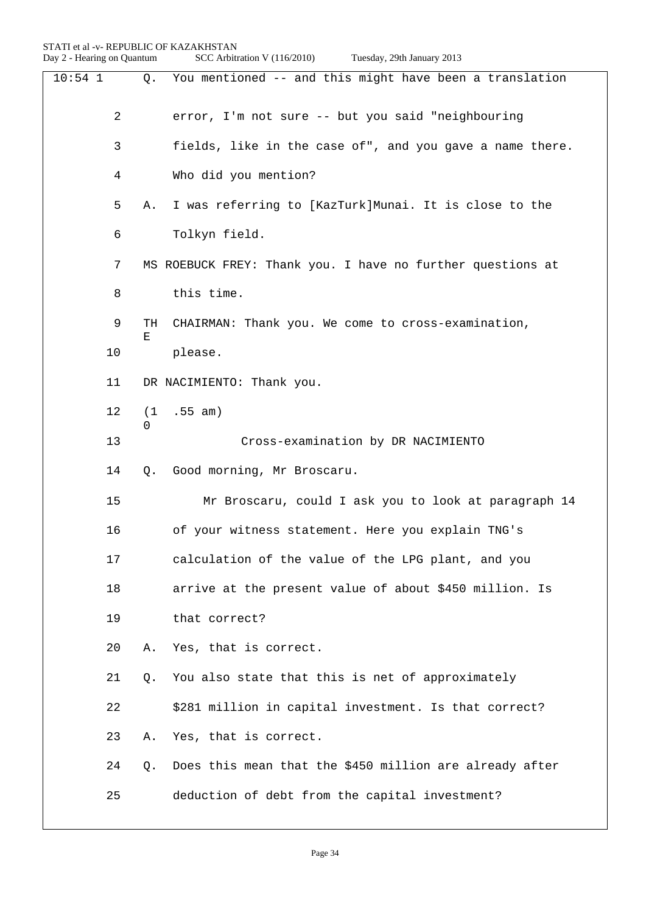10:54 1 Q. You mentioned -- and this might have been a translation

2 error, I'm not sure -- but you said "neighbouring

3 fields, like in the case of", and you gave a name there.

4 Who did you mention?

5 A. I was referring to [KazTurk]Munai. It is close to the

6 Tolkyn field.

7 MS ROEBUCK FREY: Thank you. I have no further questions at

8 this time.

9 THE CHAIRMAN: Thank you. We come to cross-examination,

10 please.

11 DR NACIMIENTO: Thank you.

12 (10.55 am)

13 Cross-examination by DR NACIMIENTO

14 Q. Good morning, Mr Broscaru.

15 Mr Broscaru, could I ask you to look at paragraph 14

16 of your witness statement. Here you explain TNG's

17 calculation of the value of the LPG plant, and you

18 arrive at the present value of about $450 million. Is

19 that correct?

20 A. Yes, that is correct.

21 Q. You also state that this is net of approximately

22 $281 million in capital investment. Is that correct?

23 A. Yes, that is correct.

24 Q. Does this mean that the $450 million are already after

25 deduction of debt from the capital investment?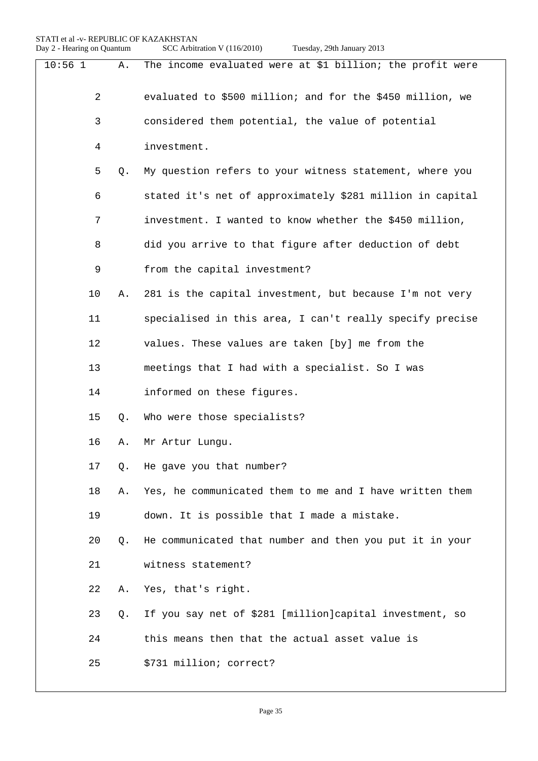10:56 1 A. The income evaluated were at $1 billion; the profit were

2 evaluated to $500 million; and for the $450 million, we

3 considered them potential, the value of potential

4 investment.

5 Q. My question refers to your witness statement, where you

6 stated it's net of approximately $281 million in capital

7 investment. I wanted to know whether the $450 million,

8 did you arrive to that figure after deduction of debt

9 from the capital investment?

10 A. 281 is the capital investment, but because I'm not very

11 specialised in this area, I can't really specify precise

12 values. These values are taken [by] me from the

13 meetings that I had with a specialist. So I was

14 informed on these figures.

15 Q. Who were those specialists?

16 A. Mr Artur Lungu.

17 Q. He gave you that number?

18 A. Yes, he communicated them to me and I have written them

19 down. It is possible that I made a mistake.

20 Q. He communicated that number and then you put it in your

21 witness statement?

22 A. Yes, that's right.

23 Q. If you say net of $281 [million]capital investment, so

24 this means then that the actual asset value is

25 $731 million; correct?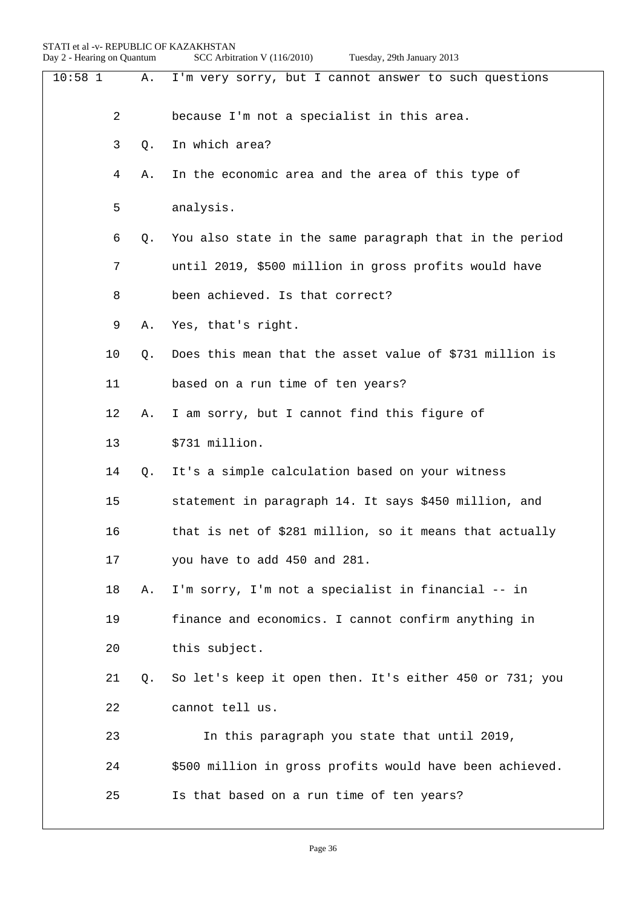10:58 1 A. I'm very sorry, but I cannot answer to such questions

2 because I'm not a specialist in this area.

3 Q. In which area?

4 A. In the economic area and the area of this type of

5 analysis.

6 Q. You also state in the same paragraph that in the period

7 until 2019, $500 million in gross profits would have

8 been achieved. Is that correct?

9 A. Yes, that's right.

10 Q. Does this mean that the asset value of $731 million is

11 based on a run time of ten years?

12 A. I am sorry, but I cannot find this figure of

13 $731 million.

14 Q. It's a simple calculation based on your witness

15 statement in paragraph 14. It says $450 million, and

16 that is net of $281 million, so it means that actually

17 you have to add 450 and 281.

18 A. I'm sorry, I'm not a specialist in financial -- in

19 finance and economics. I cannot confirm anything in

20 this subject.

21 Q. So let's keep it open then. It's either 450 or 731; you

22 cannot tell us.

23 In this paragraph you state that until 2019,

24 $500 million in gross profits would have been achieved.

25 Is that based on a run time of ten years?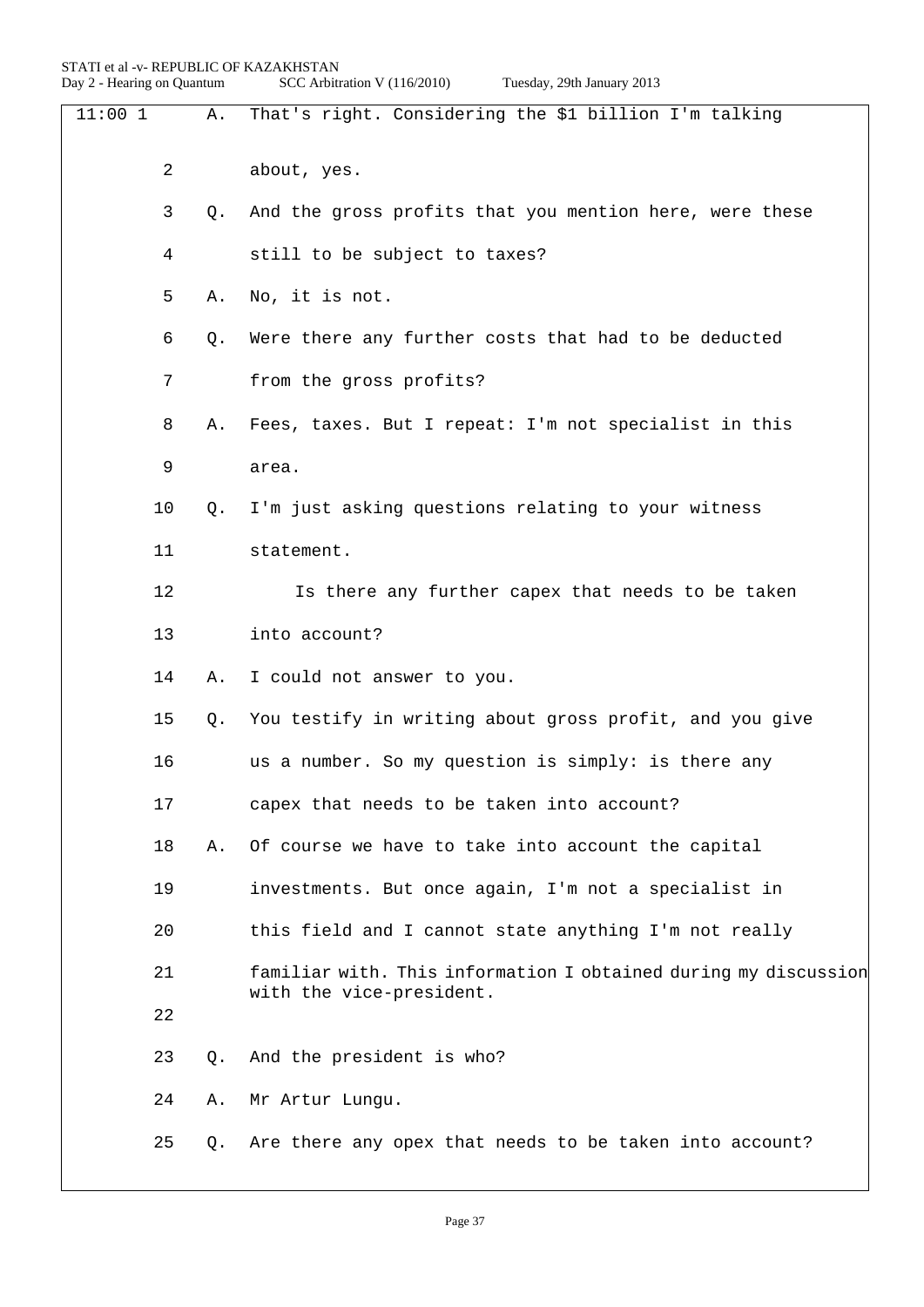11:00 1 A. That's right. Considering the $1 billion I'm talking

2 about, yes.

3 Q. And the gross profits that you mention here, were these

4 still to be subject to taxes?

5 A. No, it is not.

6 Q. Were there any further costs that had to be deducted

7 from the gross profits?

8 A. Fees, taxes. But I repeat: I'm not specialist in this

9 area.

10 Q. I'm just asking questions relating to your witness

11 statement.

12 Is there any further capex that needs to be taken

13 into account?

14 A. I could not answer to you.

15 Q. You testify in writing about gross profit, and you give

16 us a number. So my question is simply: is there any

17 capex that needs to be taken into account?

18 A. Of course we have to take into account the capital

19 investments. But once again, I'm not a specialist in

20 this field and I cannot state anything I'm not really

21 familiar with. This information I obtained during my discussion with the vice-president.

22

23 Q. And the president is who?

24 A. Mr Artur Lungu.

25 Q. Are there any opex that needs to be taken into account?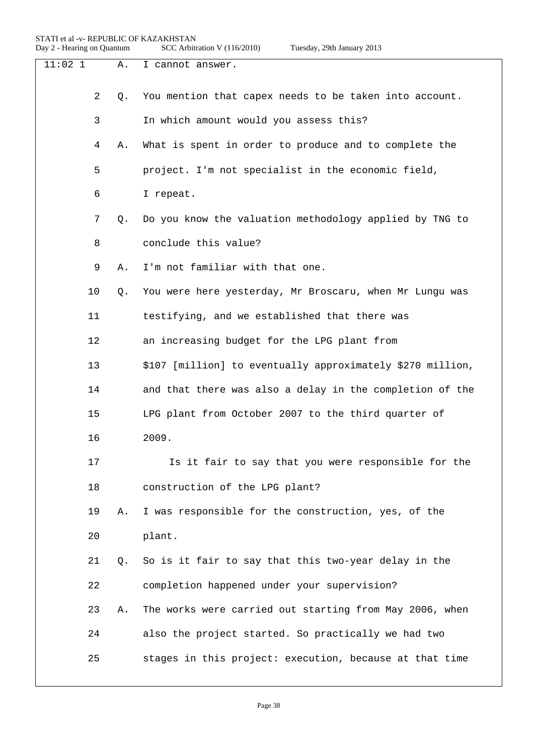11:02 1 A. I cannot answer.

2 Q. You mention that capex needs to be taken into account.

3 In which amount would you assess this?

4 A. What is spent in order to produce and to complete the

5 project. I'm not specialist in the economic field,

6 I repeat.

7 Q. Do you know the valuation methodology applied by TNG to

8 conclude this value?

9 A. I'm not familiar with that one.

10 Q. You were here yesterday, Mr Broscaru, when Mr Lungu was

11 testifying, and we established that there was

12 an increasing budget for the LPG plant from

13 $107 [million] to eventually approximately $270 million,

14 and that there was also a delay in the completion of the

15 LPG plant from October 2007 to the third quarter of

16 2009.

17 Is it fair to say that you were responsible for the

18 construction of the LPG plant?

19 A. I was responsible for the construction, yes, of the

20 plant.

21 Q. So is it fair to say that this two-year delay in the

22 completion happened under your supervision?

23 A. The works were carried out starting from May 2006, when

24 also the project started. So practically we had two

25 stages in this project: execution, because at that time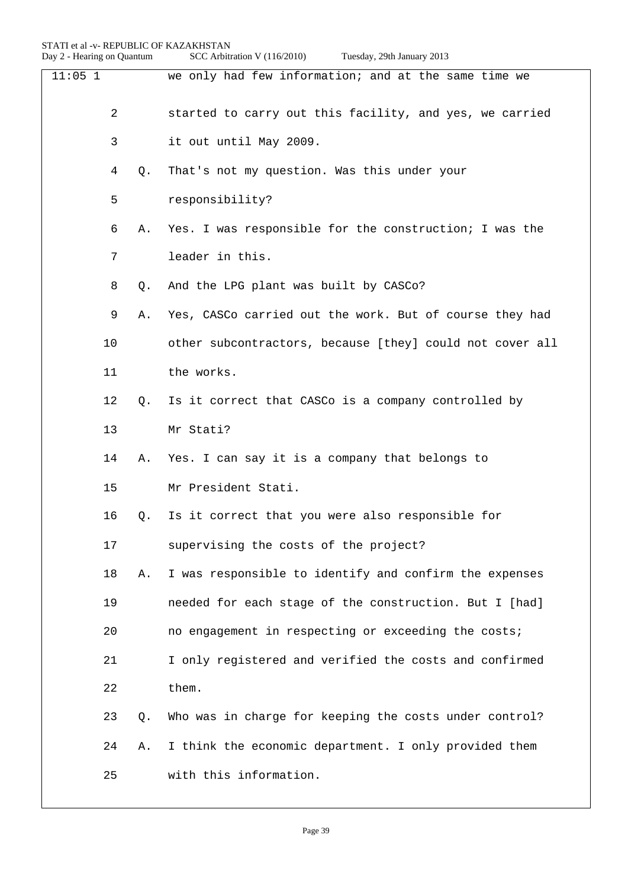11:05 1 we only had few information; and at the same time we

2 started to carry out this facility, and yes, we carried

3 it out until May 2009.

4 Q. That's not my question. Was this under your

5 responsibility?

6 A. Yes. I was responsible for the construction; I was the

7 leader in this.

8 Q. And the LPG plant was built by CASCo?

9 A. Yes, CASCo carried out the work. But of course they had

10 other subcontractors, because [they] could not cover all

11 the works.

12 Q. Is it correct that CASCo is a company controlled by

13 Mr Stati?

14 A. Yes. I can say it is a company that belongs to

15 Mr President Stati.

16 Q. Is it correct that you were also responsible for

17 supervising the costs of the project?

18 A. I was responsible to identify and confirm the expenses

19 needed for each stage of the construction. But I [had]

20 no engagement in respecting or exceeding the costs;

21 I only registered and verified the costs and confirmed

22 them.

23 Q. Who was in charge for keeping the costs under control?

24 A. I think the economic department. I only provided them

25 with this information.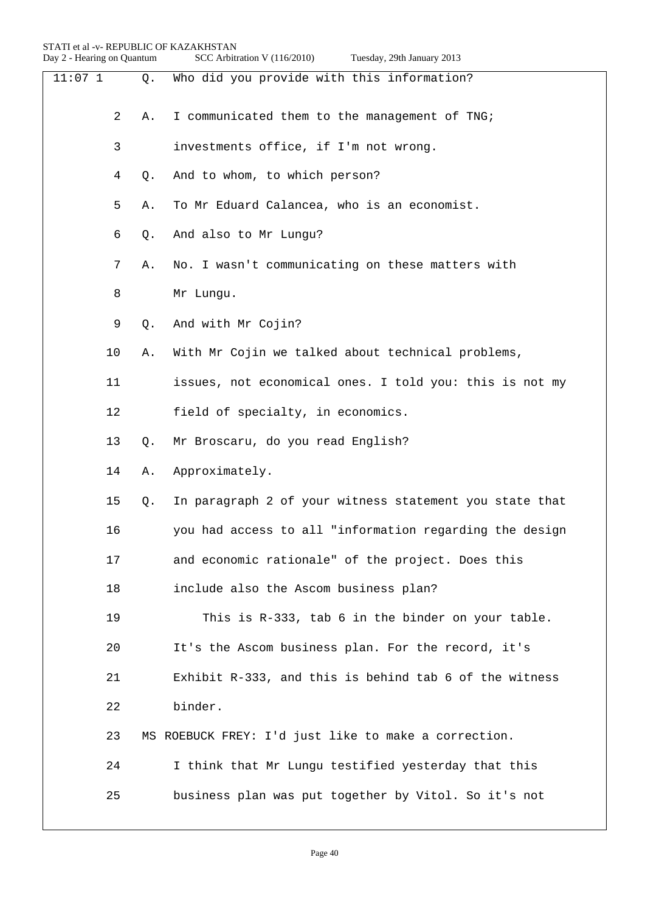11:07 1 Q. Who did you provide with this information?

2 A. I communicated them to the management of TNG;

3 investments office, if I'm not wrong.

4 Q. And to whom, to which person?

5 A. To Mr Eduard Calancea, who is an economist.

6 Q. And also to Mr Lungu?

7 A. No. I wasn't communicating on these matters with

8 Mr Lungu.

9 Q. And with Mr Cojin?

10 A. With Mr Cojin we talked about technical problems,

11 issues, not economical ones. I told you: this is not my

12 field of specialty, in economics.

13 Q. Mr Broscaru, do you read English?

14 A. Approximately.

15 Q. In paragraph 2 of your witness statement you state that

16 you had access to all "information regarding the design

17 and economic rationale" of the project. Does this

18 include also the Ascom business plan?

19 This is R-333, tab 6 in the binder on your table.

20 It's the Ascom business plan. For the record, it's

21 Exhibit R-333, and this is behind tab 6 of the witness

22 binder.

23 MS ROEBUCK FREY: I'd just like to make a correction.

24 I think that Mr Lungu testified yesterday that this

25 business plan was put together by Vitol. So it's not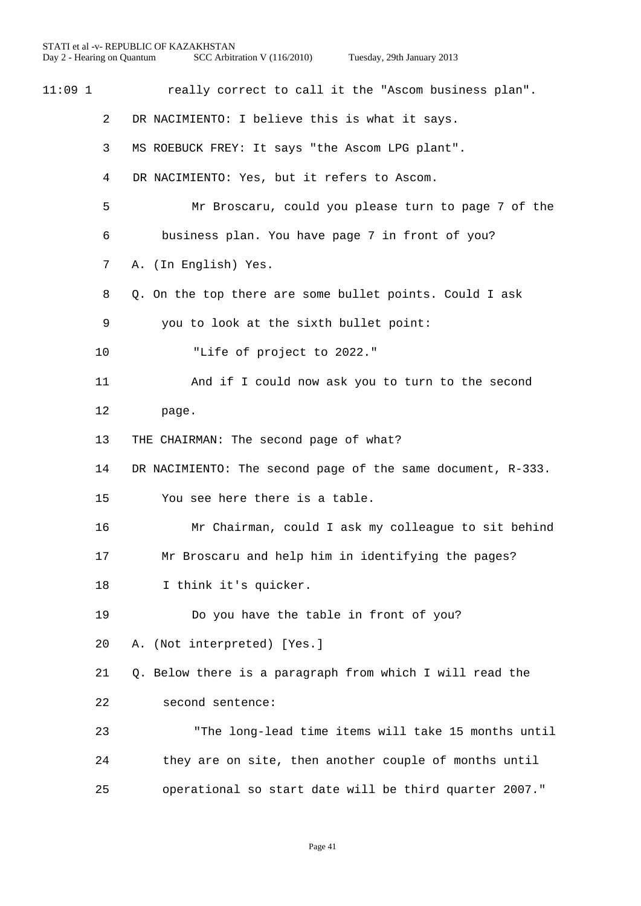11:09 1 really correct to call it the "Ascom business plan".

2 DR NACIMIENTO: I believe this is what it says.

3 MS ROEBUCK FREY: It says "the Ascom LPG plant".

4 DR NACIMIENTO: Yes, but it refers to Ascom.

5 Mr Broscaru, could you please turn to page 7 of the

6 business plan. You have page 7 in front of you?

7 A. (In English) Yes.

8 Q. On the top there are some bullet points. Could I ask

9 you to look at the sixth bullet point:

10 "Life of project to 2022."

11 And if I could now ask you to turn to the second

12 page.

13 THE CHAIRMAN: The second page of what?

14 DR NACIMIENTO: The second page of the same document, R-333.

15 You see here there is a table.

16 Mr Chairman, could I ask my colleague to sit behind

17 Mr Broscaru and help him in identifying the pages?

18 I think it's quicker.

19 Do you have the table in front of you?

20 A. (Not interpreted) [Yes.]

21 Q. Below there is a paragraph from which I will read the

22 second sentence:

23 "The long-lead time items will take 15 months until

24 they are on site, then another couple of months until

25 operational so start date will be third quarter 2007."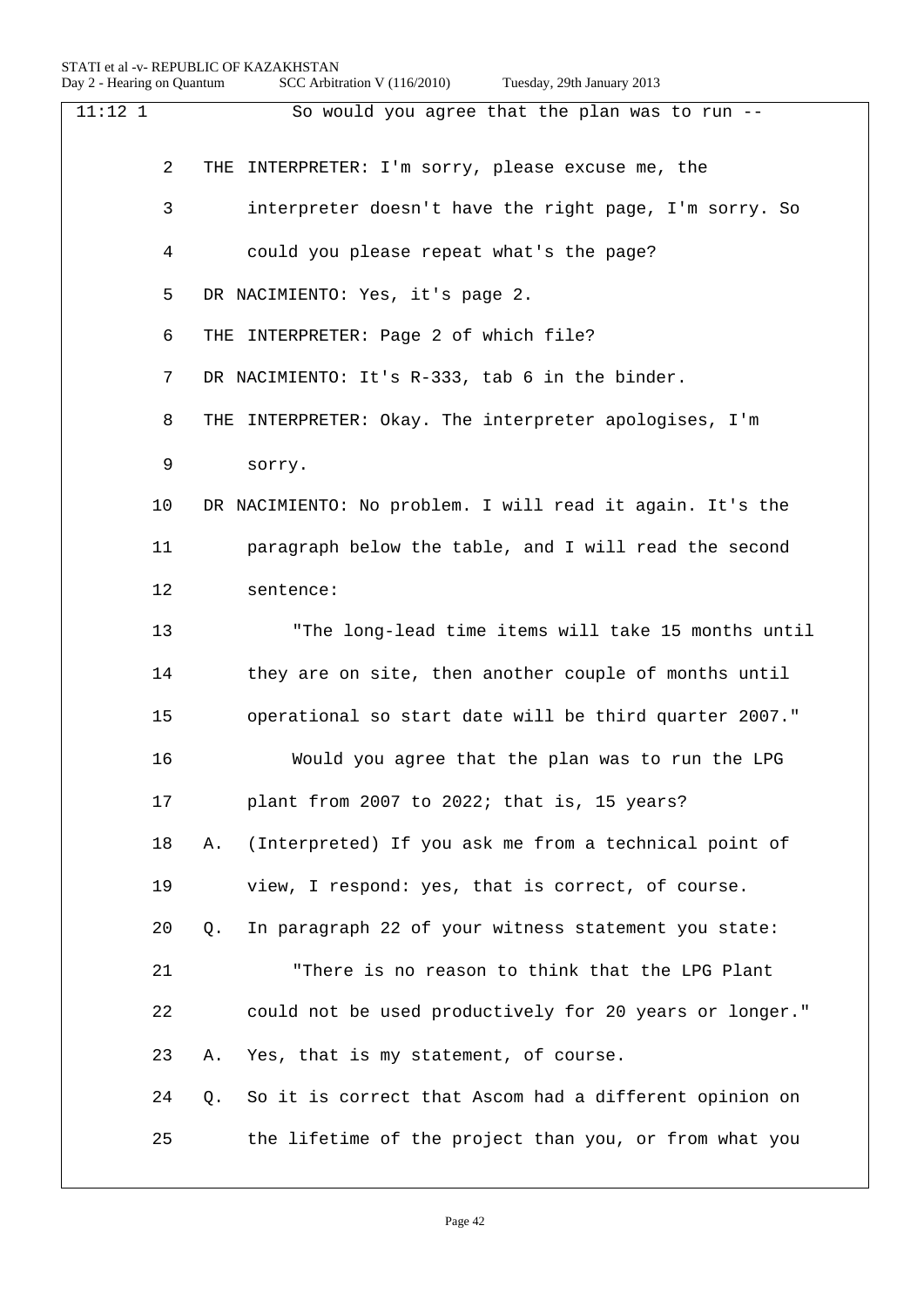11:12 1 So would you agree that the plan was to run --

2 THE INTERPRETER: I'm sorry, please excuse me, the

3 interpreter doesn't have the right page, I'm sorry. So

4 could you please repeat what's the page?

5 DR NACIMIENTO: Yes, it's page 2.

6 THE INTERPRETER: Page 2 of which file?

7 DR NACIMIENTO: It's R-333, tab 6 in the binder.

8 THE INTERPRETER: Okay. The interpreter apologises, I'm

9 sorry.

10 DR NACIMIENTO: No problem. I will read it again. It's the

11 paragraph below the table, and I will read the second

12 sentence:

13 "The long-lead time items will take 15 months until

14 they are on site, then another couple of months until

15 operational so start date will be third quarter 2007."

16 Would you agree that the plan was to run the LPG

17 plant from 2007 to 2022; that is, 15 years?

18 A. (Interpreted) If you ask me from a technical point of

19 view, I respond: yes, that is correct, of course.

20 Q. In paragraph 22 of your witness statement you state:

21 "There is no reason to think that the LPG Plant

22 could not be used productively for 20 years or longer."

23 A. Yes, that is my statement, of course.

24 Q. So it is correct that Ascom had a different opinion on

25 the lifetime of the project than you, or from what you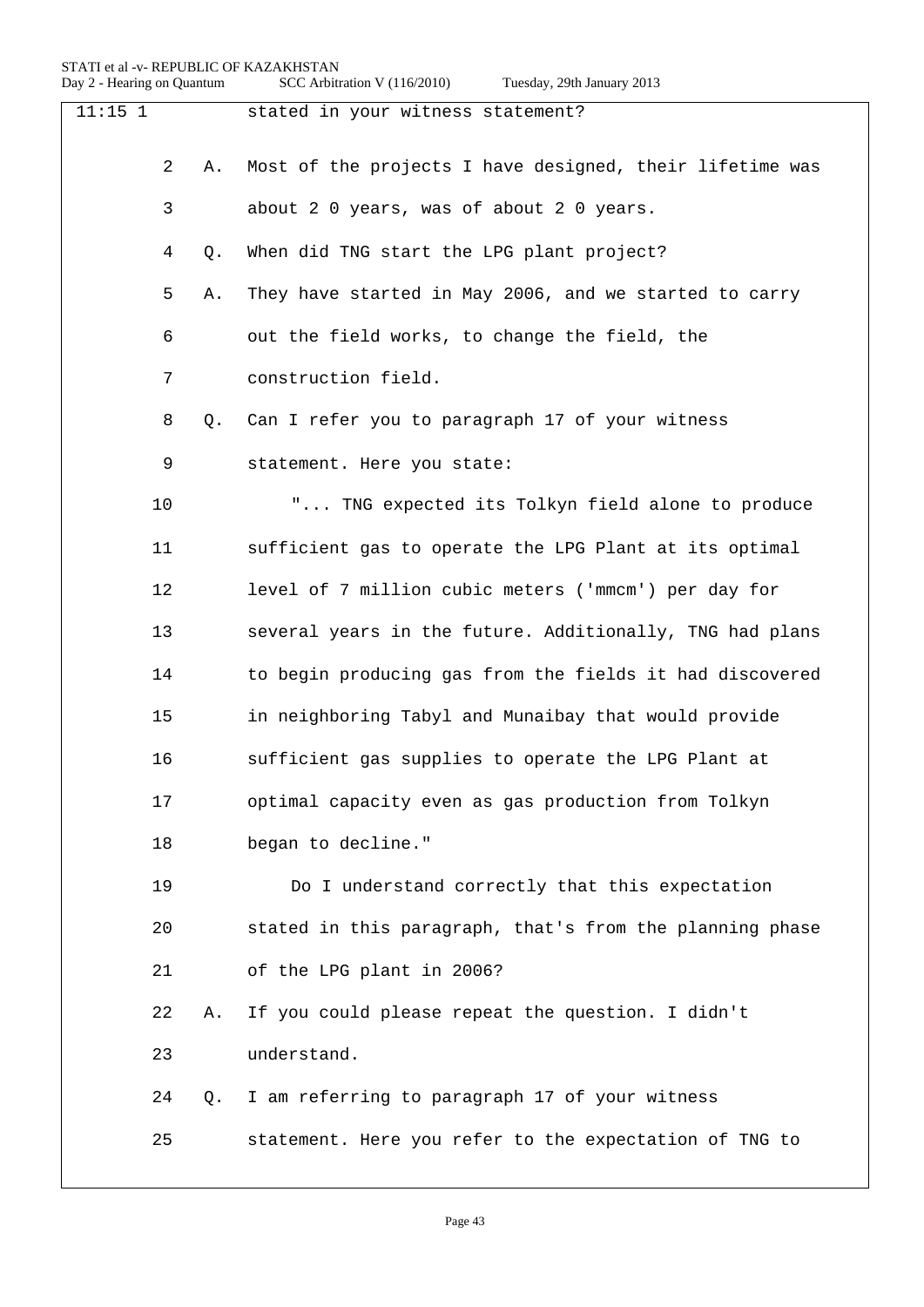11:15 1 stated in your witness statement?

2 A. Most of the projects I have designed, their lifetime was

3 about 2 0 years, was of about 2 0 years.

4 Q. When did TNG start the LPG plant project?

5 A. They have started in May 2006, and we started to carry

6 out the field works, to change the field, the

7 construction field.

8 Q. Can I refer you to paragraph 17 of your witness

9 statement. Here you state:

10 "... TNG expected its Tolkyn field alone to produce

11 sufficient gas to operate the LPG Plant at its optimal

12 level of 7 million cubic meters ('mmcm') per day for

13 several years in the future. Additionally, TNG had plans

14 to begin producing gas from the fields it had discovered

15 in neighboring Tabyl and Munaibay that would provide

16 sufficient gas supplies to operate the LPG Plant at

17 optimal capacity even as gas production from Tolkyn

18 began to decline."

19 Do I understand correctly that this expectation

20 stated in this paragraph, that's from the planning phase

21 of the LPG plant in 2006?

22 A. If you could please repeat the question. I didn't

23 understand.

24 Q. I am referring to paragraph 17 of your witness

25 statement. Here you refer to the expectation of TNG to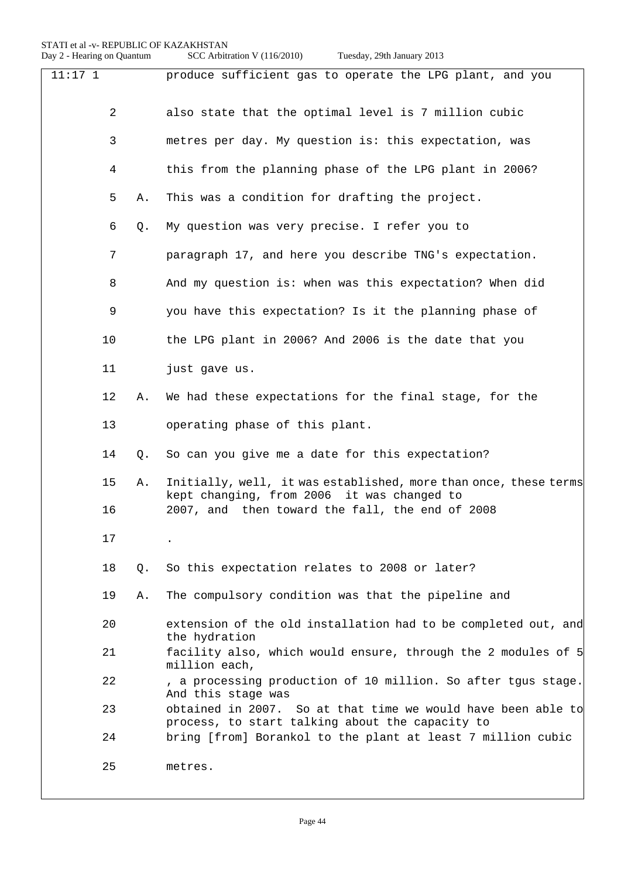11:17 1 produce sufficient gas to operate the LPG plant, and you

2 also state that the optimal level is 7 million cubic

3 metres per day. My question is: this expectation, was

4 this from the planning phase of the LPG plant in 2006?

5 A. This was a condition for drafting the project.

6 Q. My question was very precise. I refer you to

7 paragraph 17, and here you describe TNG's expectation.

8 And my question is: when was this expectation? When did

9 you have this expectation? Is it the planning phase of

10 the LPG plant in 2006? And 2006 is the date that you

11 just gave us.

12 A. We had these expectations for the final stage, for the

13 operating phase of this plant.

14 Q. So can you give me a date for this expectation?

15 A. Initially, well, it was established, more than once, these terms kept changing, from 2006 it was changed to

16 2007, and then toward the fall, the end of 2008

17 .

18 Q. So this expectation relates to 2008 or later?

19 A. The compulsory condition was that the pipeline and

20 extension of the old installation had to be completed out, and the hydration

21 facility also, which would ensure, through the 2 modules of 5 million each,

22 , a processing production of 10 million. So after tgus stage. And this stage was

23 obtained in 2007. So at that time we would have been able to process, to start talking about the capacity to

24 bring [from] Borankol to the plant at least 7 million cubic

25 metres.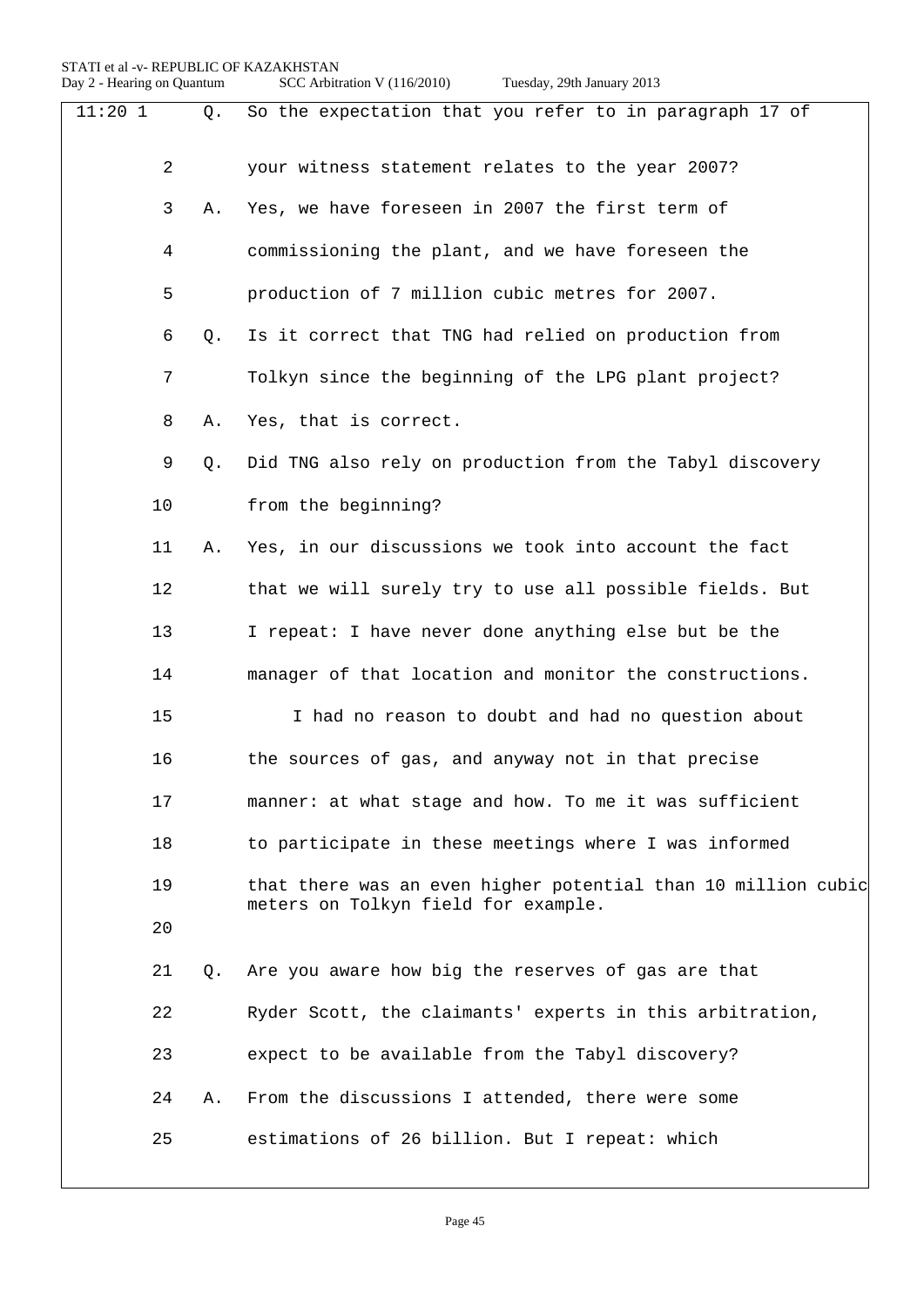11:20 1 Q. So the expectation that you refer to in paragraph 17 of

2 your witness statement relates to the year 2007?

3 A. Yes, we have foreseen in 2007 the first term of

4 commissioning the plant, and we have foreseen the

5 production of 7 million cubic metres for 2007.

6 Q. Is it correct that TNG had relied on production from

7 Tolkyn since the beginning of the LPG plant project?

8 A. Yes, that is correct.

9 Q. Did TNG also rely on production from the Tabyl discovery

10 from the beginning?

11 A. Yes, in our discussions we took into account the fact

12 that we will surely try to use all possible fields. But

13 I repeat: I have never done anything else but be the

14 manager of that location and monitor the constructions.

15 I had no reason to doubt and had no question about

16 the sources of gas, and anyway not in that precise

17 manner: at what stage and how. To me it was sufficient

18 to participate in these meetings where I was informed

19 that there was an even higher potential than 10 million cubic meters on Tolkyn field for example.

20

21 Q. Are you aware how big the reserves of gas are that

22 Ryder Scott, the claimants' experts in this arbitration,

23 expect to be available from the Tabyl discovery?

24 A. From the discussions I attended, there were some

25 estimations of 26 billion. But I repeat: which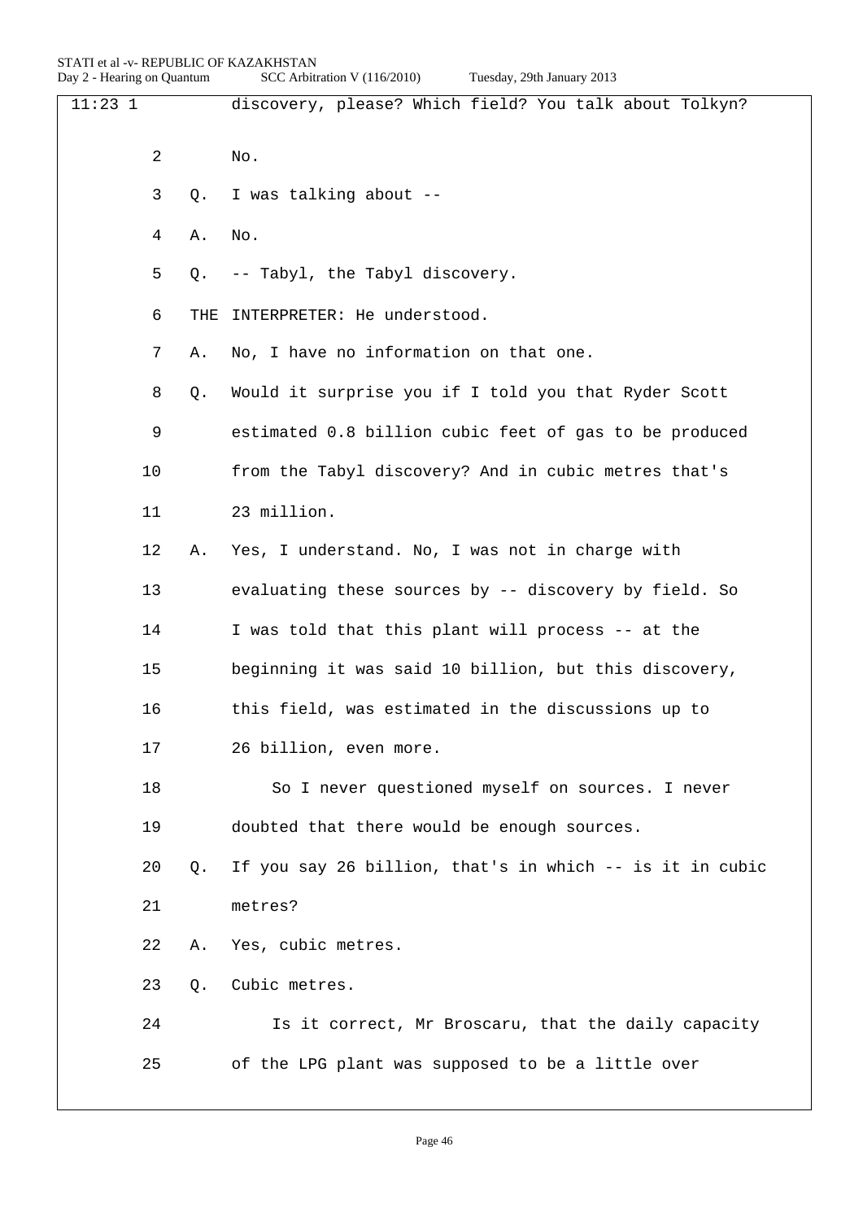11:23 1 discovery, please? Which field? You talk about Tolkyn?

2 No.

3 Q. I was talking about --

4 A. No.

5 Q. -- Tabyl, the Tabyl discovery.

6 THE INTERPRETER: He understood.

7 A. No, I have no information on that one.

8 Q. Would it surprise you if I told you that Ryder Scott

9 estimated 0.8 billion cubic feet of gas to be produced

10 from the Tabyl discovery? And in cubic metres that's

11 23 million.

12 A. Yes, I understand. No, I was not in charge with

13 evaluating these sources by -- discovery by field. So

14 I was told that this plant will process -- at the

15 beginning it was said 10 billion, but this discovery,

16 this field, was estimated in the discussions up to

17 26 billion, even more.

18 So I never questioned myself on sources. I never

19 doubted that there would be enough sources.

20 Q. If you say 26 billion, that's in which -- is it in cubic

21 metres?

22 A. Yes, cubic metres.

23 Q. Cubic metres.

24 Is it correct, Mr Broscaru, that the daily capacity

25 of the LPG plant was supposed to be a little over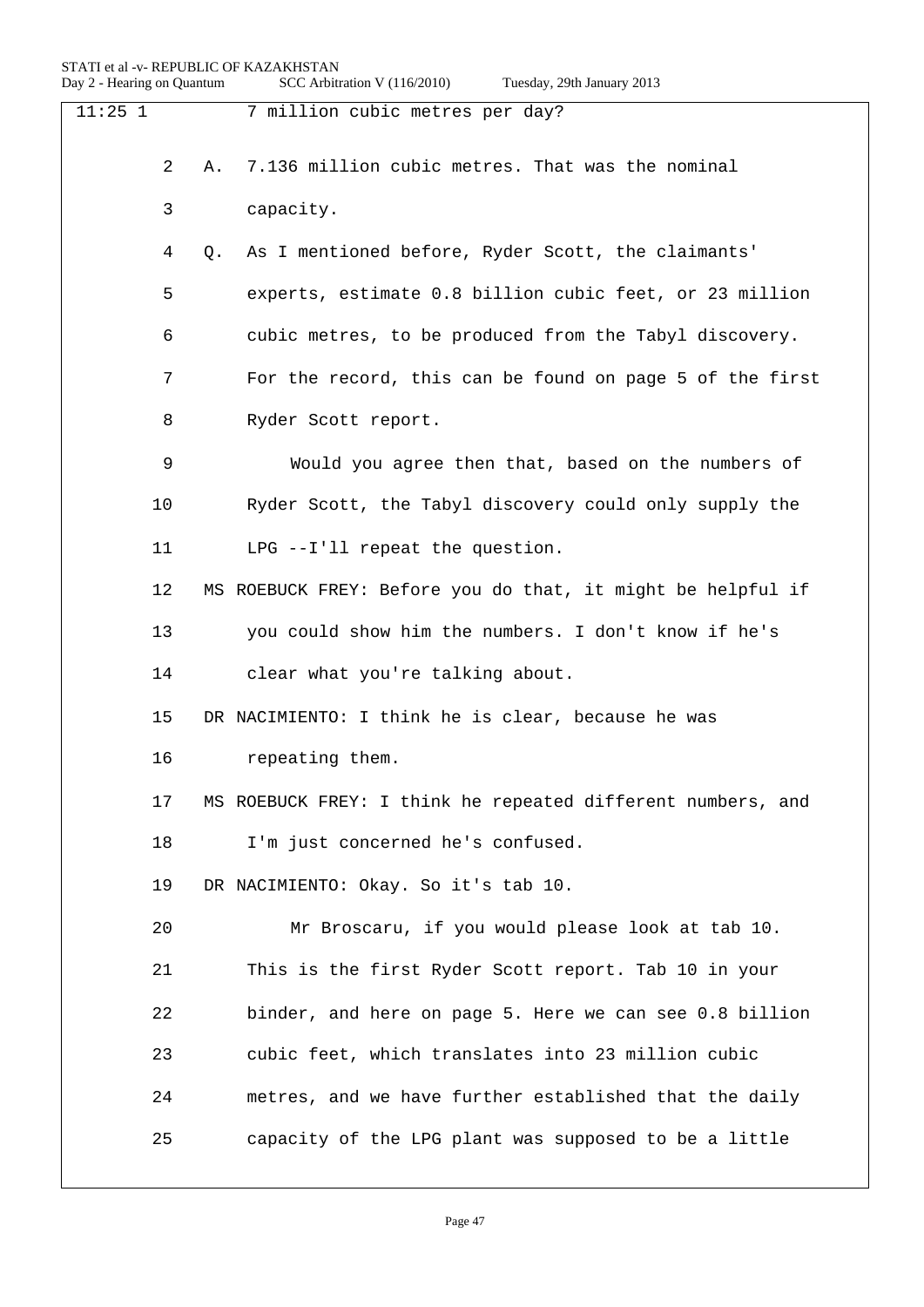11:25 1 7 million cubic metres per day?

2 A. 7.136 million cubic metres. That was the nominal

3 capacity.

4 Q. As I mentioned before, Ryder Scott, the claimants'

5 experts, estimate 0.8 billion cubic feet, or 23 million

6 cubic metres, to be produced from the Tabyl discovery.

7 For the record, this can be found on page 5 of the first

8 Ryder Scott report.

9 Would you agree then that, based on the numbers of

10 Ryder Scott, the Tabyl discovery could only supply the

11 LPG --I'll repeat the question.

12 MS ROEBUCK FREY: Before you do that, it might be helpful if

13 you could show him the numbers. I don't know if he's

14 clear what you're talking about.

15 DR NACIMIENTO: I think he is clear, because he was

16 repeating them.

17 MS ROEBUCK FREY: I think he repeated different numbers, and

18 I'm just concerned he's confused.

19 DR NACIMIENTO: Okay. So it's tab 10.

20 Mr Broscaru, if you would please look at tab 10.

21 This is the first Ryder Scott report. Tab 10 in your

22 binder, and here on page 5. Here we can see 0.8 billion

23 cubic feet, which translates into 23 million cubic

24 metres, and we have further established that the daily

25 capacity of the LPG plant was supposed to be a little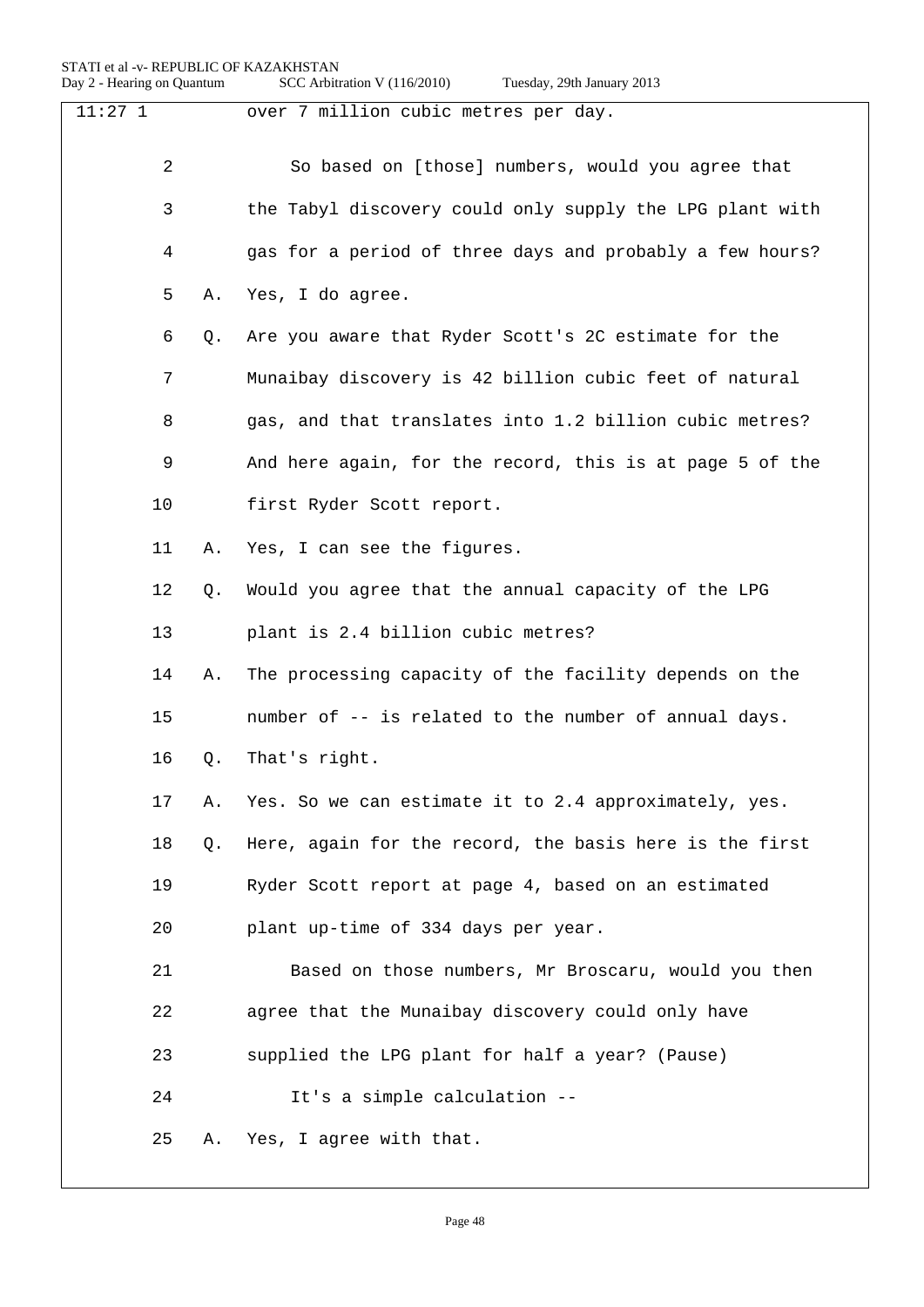11:27 1 over 7 million cubic metres per day.

2 So based on [those] numbers, would you agree that

3 the Tabyl discovery could only supply the LPG plant with

4 gas for a period of three days and probably a few hours?

5 A. Yes, I do agree.

6 Q. Are you aware that Ryder Scott's 2C estimate for the

7 Munaibay discovery is 42 billion cubic feet of natural

8 gas, and that translates into 1.2 billion cubic metres?

9 And here again, for the record, this is at page 5 of the

10 first Ryder Scott report.

11 A. Yes, I can see the figures.

12 Q. Would you agree that the annual capacity of the LPG

13 plant is 2.4 billion cubic metres?

14 A. The processing capacity of the facility depends on the

15 number of -- is related to the number of annual days.

16 Q. That's right.

17 A. Yes. So we can estimate it to 2.4 approximately, yes.

18 Q. Here, again for the record, the basis here is the first

19 Ryder Scott report at page 4, based on an estimated

20 plant up-time of 334 days per year.

21 Based on those numbers, Mr Broscaru, would you then

22 agree that the Munaibay discovery could only have

23 supplied the LPG plant for half a year? (Pause)

24 It's a simple calculation --

25 A. Yes, I agree with that.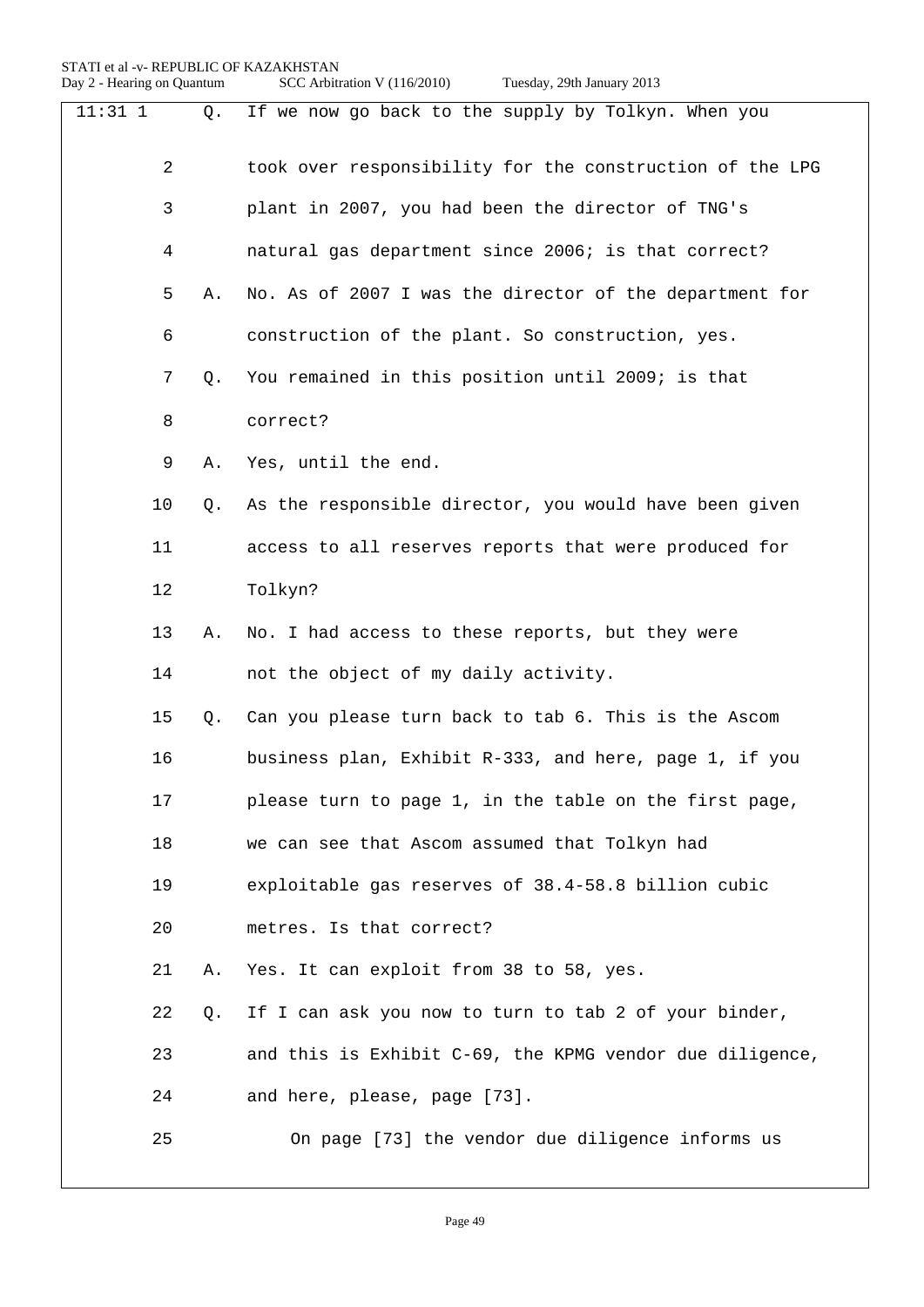11:31 1 Q. If we now go back to the supply by Tolkyn. When you

2 took over responsibility for the construction of the LPG

3 plant in 2007, you had been the director of TNG's

4 natural gas department since 2006; is that correct?

5 A. No. As of 2007 I was the director of the department for

6 construction of the plant. So construction, yes.

7 Q. You remained in this position until 2009; is that

8 correct?

9 A. Yes, until the end.

10 Q. As the responsible director, you would have been given

11 access to all reserves reports that were produced for

12 Tolkyn?

13 A. No. I had access to these reports, but they were

14 not the object of my daily activity.

15 Q. Can you please turn back to tab 6. This is the Ascom

16 business plan, Exhibit R-333, and here, page 1, if you

17 please turn to page 1, in the table on the first page,

18 we can see that Ascom assumed that Tolkyn had

19 exploitable gas reserves of 38.4-58.8 billion cubic

20 metres. Is that correct?

21 A. Yes. It can exploit from 38 to 58, yes.

22 Q. If I can ask you now to turn to tab 2 of your binder,

23 and this is Exhibit C-69, the KPMG vendor due diligence,

24 and here, please, page [73].

25 On page [73] the vendor due diligence informs us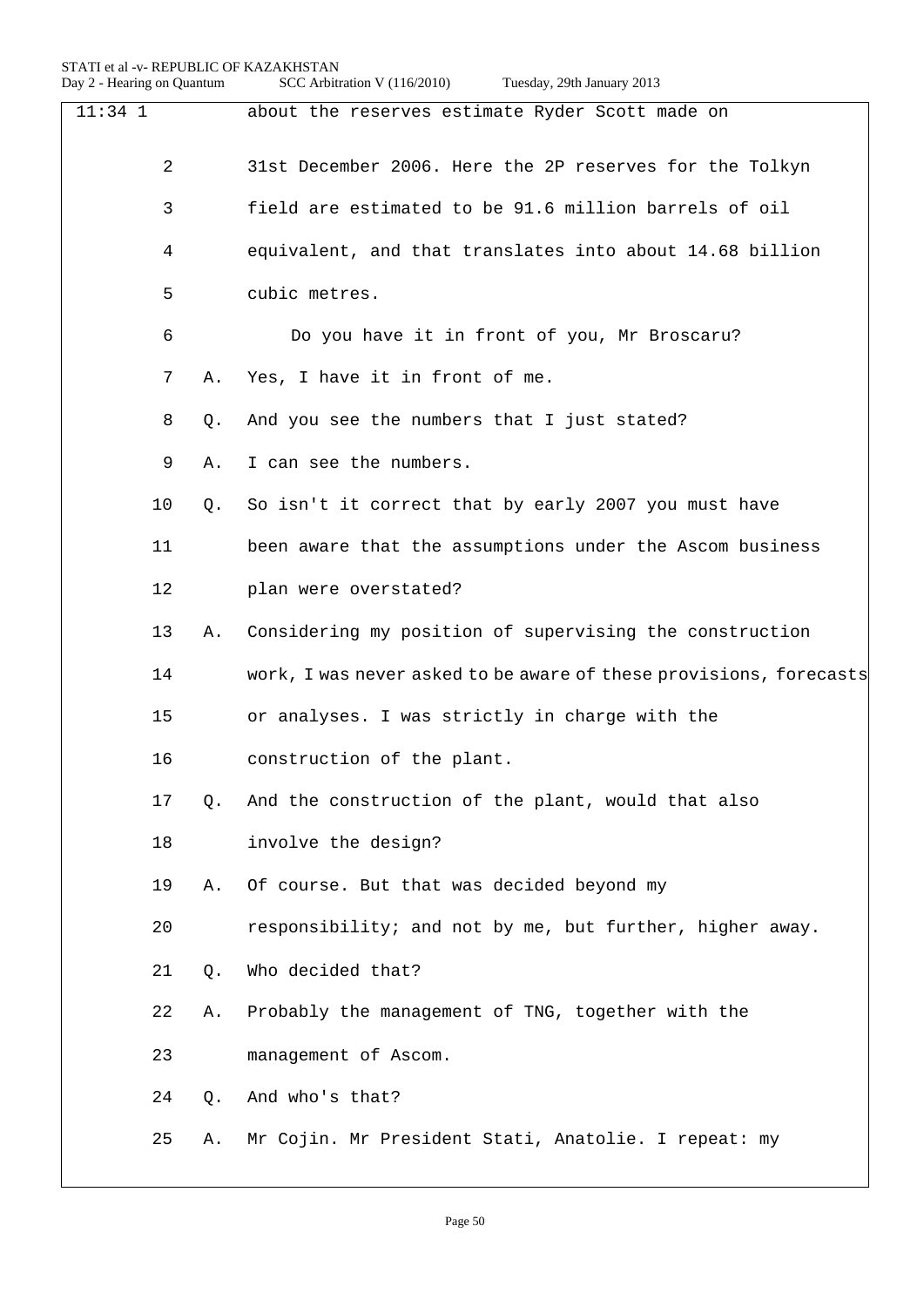11:34 1 about the reserves estimate Ryder Scott made on

2 31st December 2006. Here the 2P reserves for the Tolkyn

3 field are estimated to be 91.6 million barrels of oil

4 equivalent, and that translates into about 14.68 billion

5 cubic metres.

6 Do you have it in front of you, Mr Broscaru?

7 A. Yes, I have it in front of me.

8 Q. And you see the numbers that I just stated?

9 A. I can see the numbers.

10 Q. So isn't it correct that by early 2007 you must have

11 been aware that the assumptions under the Ascom business

12 plan were overstated?

13 A. Considering my position of supervising the construction

14 work, I was never asked to be aware of these provisions, forecasts

15 or analyses. I was strictly in charge with the

16 construction of the plant.

17 Q. And the construction of the plant, would that also

18 involve the design?

19 A. Of course. But that was decided beyond my

20 responsibility; and not by me, but further, higher away.

21 Q. Who decided that?

22 A. Probably the management of TNG, together with the

23 management of Ascom.

24 Q. And who's that?

25 A. Mr Cojin. Mr President Stati, Anatolie. I repeat: my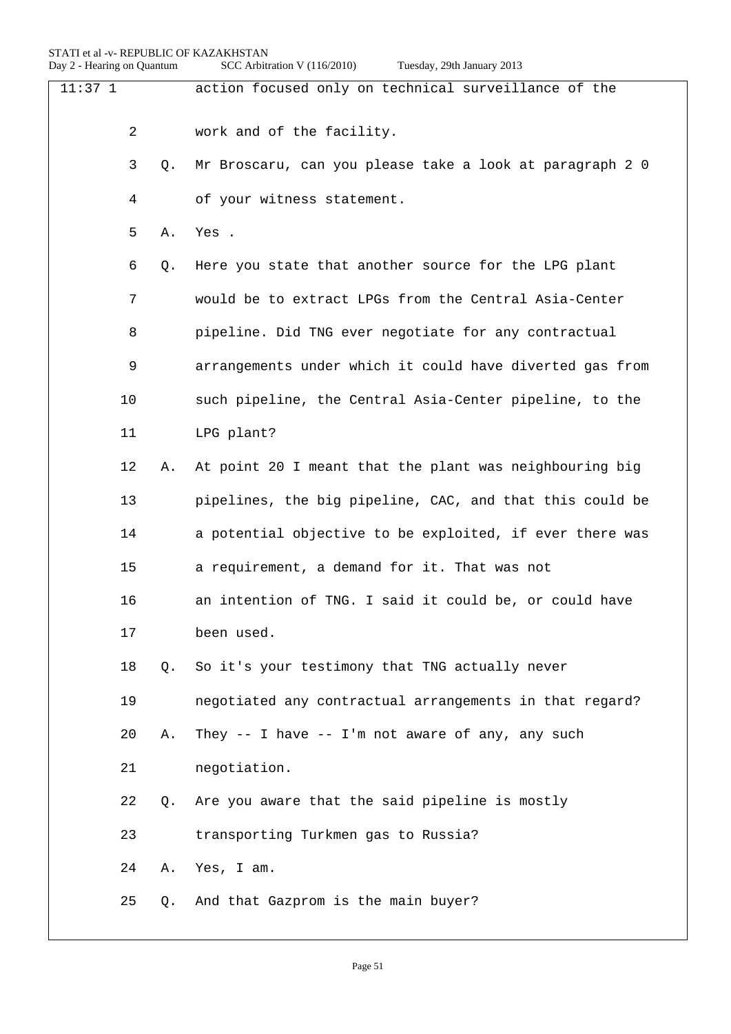11:37 1 action focused only on technical surveillance of the

2 work and of the facility.

3 Q. Mr Broscaru, can you please take a look at paragraph 2 0

4 of your witness statement.

5 A. Yes .

6 Q. Here you state that another source for the LPG plant

7 would be to extract LPGs from the Central Asia-Center

8 pipeline. Did TNG ever negotiate for any contractual

9 arrangements under which it could have diverted gas from

10 such pipeline, the Central Asia-Center pipeline, to the

11 LPG plant?

12 A. At point 20 I meant that the plant was neighbouring big

13 pipelines, the big pipeline, CAC, and that this could be

14 a potential objective to be exploited, if ever there was

15 a requirement, a demand for it. That was not

16 an intention of TNG. I said it could be, or could have

17 been used.

18 Q. So it's your testimony that TNG actually never

19 negotiated any contractual arrangements in that regard?

20 A. They -- I have -- I'm not aware of any, any such

21 negotiation.

22 Q. Are you aware that the said pipeline is mostly

23 transporting Turkmen gas to Russia?

24 A. Yes, I am.

25 Q. And that Gazprom is the main buyer?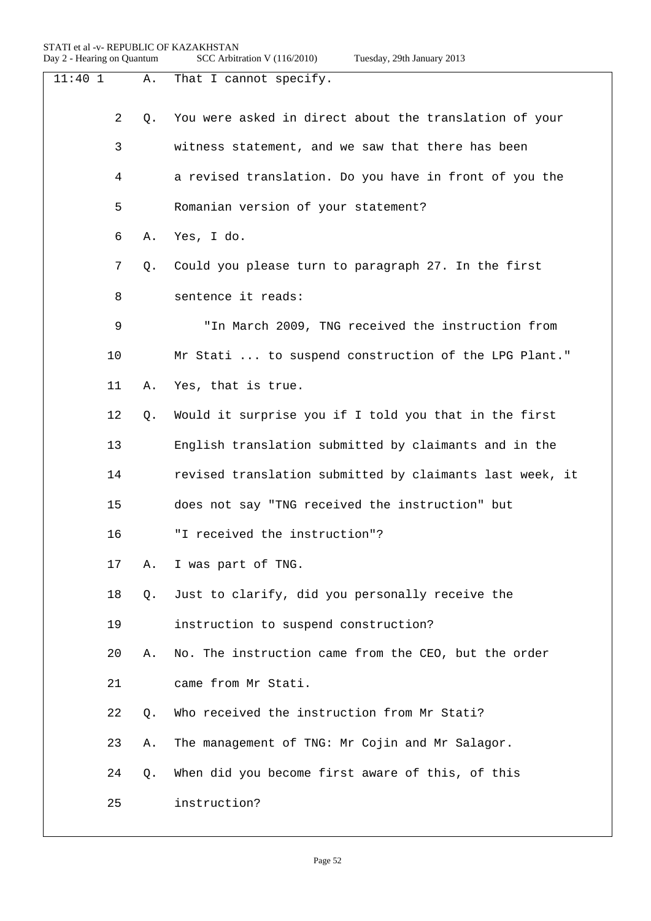11:40 1 A. That I cannot specify.

2 Q. You were asked in direct about the translation of your

3 witness statement, and we saw that there has been

4 a revised translation. Do you have in front of you the

5 Romanian version of your statement?

6 A. Yes, I do.

7 Q. Could you please turn to paragraph 27. In the first

8 sentence it reads:

9 "In March 2009, TNG received the instruction from

10 Mr Stati ... to suspend construction of the LPG Plant."

11 A. Yes, that is true.

12 Q. Would it surprise you if I told you that in the first

13 English translation submitted by claimants and in the

14 revised translation submitted by claimants last week, it

15 does not say "TNG received the instruction" but

16 "I received the instruction"?

17 A. I was part of TNG.

18 Q. Just to clarify, did you personally receive the

19 instruction to suspend construction?

20 A. No. The instruction came from the CEO, but the order

21 came from Mr Stati.

22 Q. Who received the instruction from Mr Stati?

23 A. The management of TNG: Mr Cojin and Mr Salagor.

24 Q. When did you become first aware of this, of this

25 instruction?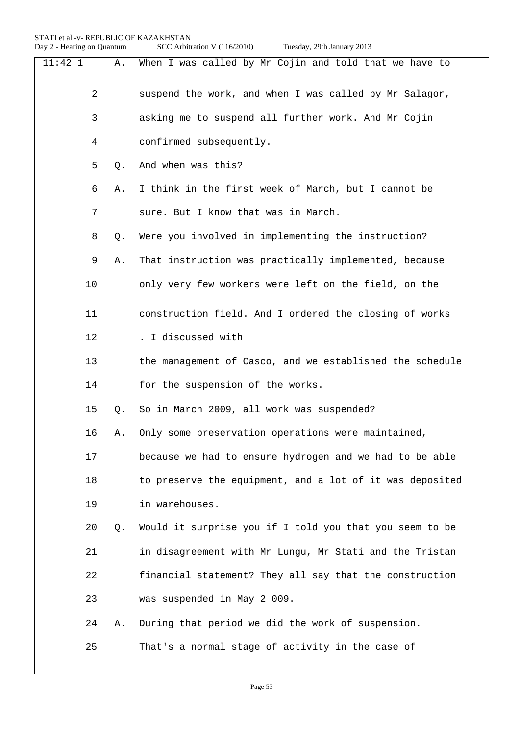11:42 1 A. When I was called by Mr Cojin and told that we have to

2 suspend the work, and when I was called by Mr Salagor,

3 asking me to suspend all further work. And Mr Cojin

4 confirmed subsequently.

5 Q. And when was this?

6 A. I think in the first week of March, but I cannot be

7 sure. But I know that was in March.

8 Q. Were you involved in implementing the instruction?

9 A. That instruction was practically implemented, because

10 only very few workers were left on the field, on the

11 construction field. And I ordered the closing of works

12 . I discussed with

13 the management of Casco, and we established the schedule

14 for the suspension of the works.

15 Q. So in March 2009, all work was suspended?

16 A. Only some preservation operations were maintained,

17 because we had to ensure hydrogen and we had to be able

18 to preserve the equipment, and a lot of it was deposited

19 in warehouses.

20 Q. Would it surprise you if I told you that you seem to be

21 in disagreement with Mr Lungu, Mr Stati and the Tristan

22 financial statement? They all say that the construction

23 was suspended in May 2 009.

24 A. During that period we did the work of suspension.

25 That's a normal stage of activity in the case of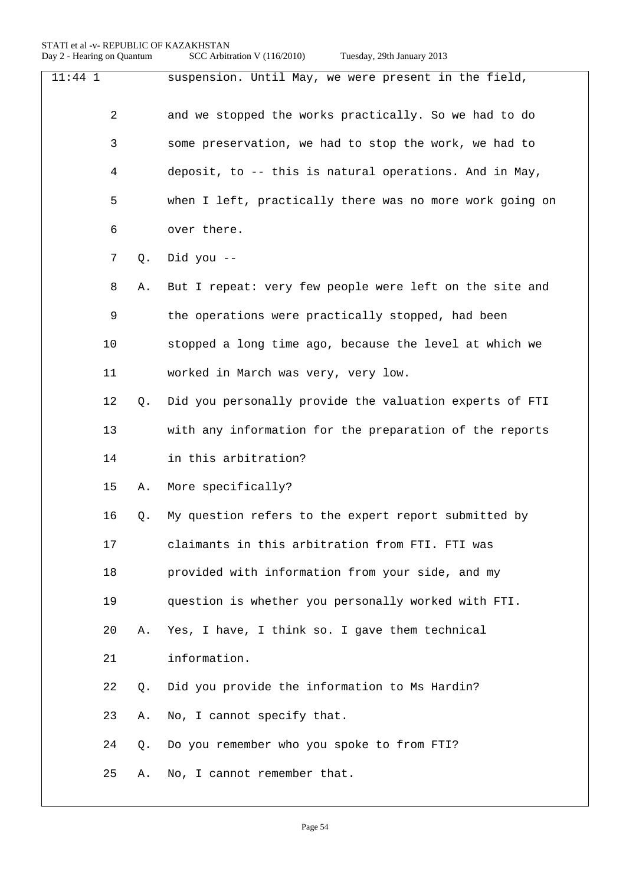11:44 1 suspension. Until May, we were present in the field,

2 and we stopped the works practically. So we had to do

3 some preservation, we had to stop the work, we had to

4 deposit, to -- this is natural operations. And in May,

5 when I left, practically there was no more work going on

6 over there.

7 Q. Did you --

8 A. But I repeat: very few people were left on the site and

9 the operations were practically stopped, had been

10 stopped a long time ago, because the level at which we

11 worked in March was very, very low.

12 Q. Did you personally provide the valuation experts of FTI

13 with any information for the preparation of the reports

14 in this arbitration?

15 A. More specifically?

16 Q. My question refers to the expert report submitted by

17 claimants in this arbitration from FTI. FTI was

18 provided with information from your side, and my

19 question is whether you personally worked with FTI.

20 A. Yes, I have, I think so. I gave them technical

21 information.

22 Q. Did you provide the information to Ms Hardin?

23 A. No, I cannot specify that.

24 Q. Do you remember who you spoke to from FTI?

25 A. No, I cannot remember that.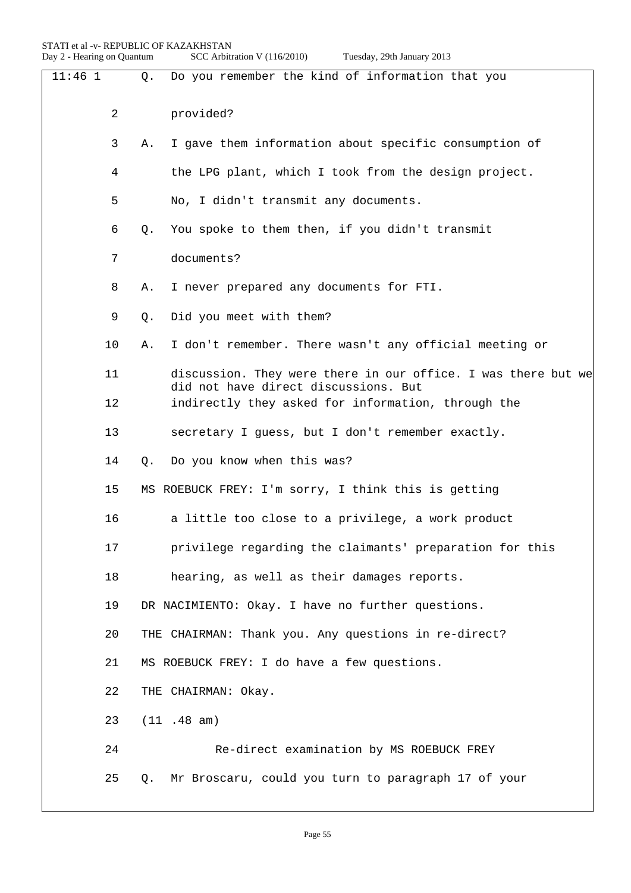11:46 1 Q. Do you remember the kind of information that you

2 provided?

3 A. I gave them information about specific consumption of

4 the LPG plant, which I took from the design project.

5 No, I didn't transmit any documents.

6 Q. You spoke to them then, if you didn't transmit

7 documents?

8 A. I never prepared any documents for FTI.

9 Q. Did you meet with them?

10 A. I don't remember. There wasn't any official meeting or

11 discussion. They were there in our office. I was there but we did not have direct discussions. But

12 indirectly they asked for information, through the

13 secretary I guess, but I don't remember exactly.

14 Q. Do you know when this was?

15 MS ROEBUCK FREY: I'm sorry, I think this is getting

16 a little too close to a privilege, a work product

17 privilege regarding the claimants' preparation for this

18 hearing, as well as their damages reports.

19 DR NACIMIENTO: Okay. I have no further questions.

20 THE CHAIRMAN: Thank you. Any questions in re-direct?

21 MS ROEBUCK FREY: I do have a few questions.

22 THE CHAIRMAN: Okay.

23 (11 .48 am)

24 Re-direct examination by MS ROEBUCK FREY

25 Q. Mr Broscaru, could you turn to paragraph 17 of your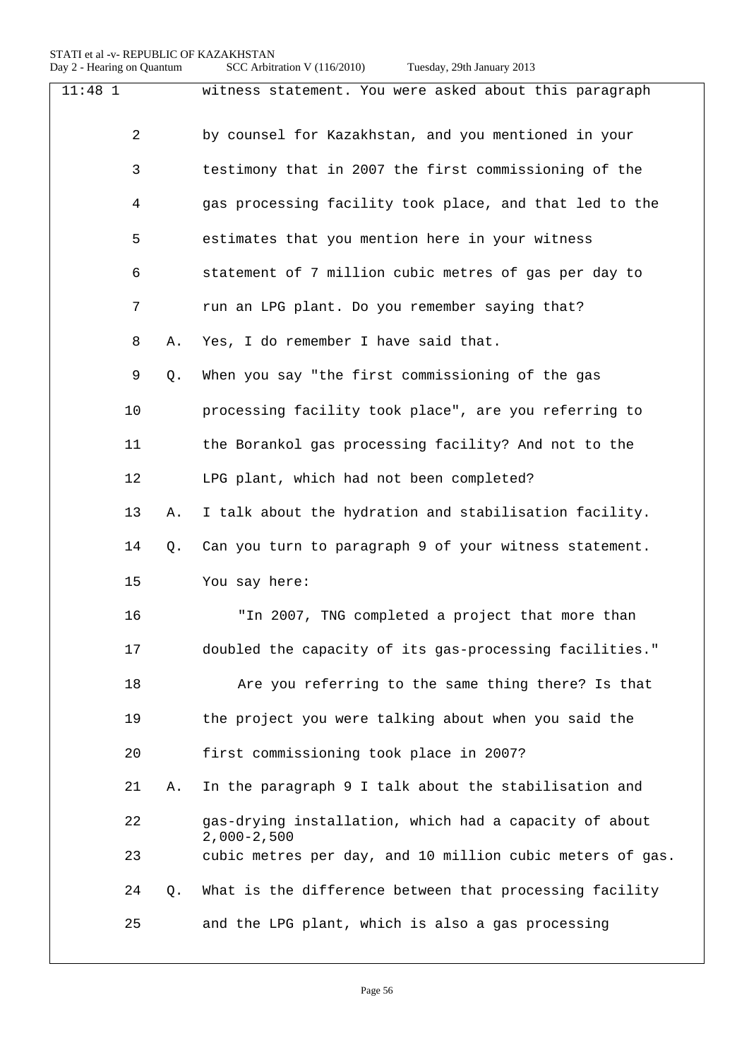11:48 1 witness statement. You were asked about this paragraph

2 by counsel for Kazakhstan, and you mentioned in your

3 testimony that in 2007 the first commissioning of the

4 gas processing facility took place, and that led to the

5 estimates that you mention here in your witness

6 statement of 7 million cubic metres of gas per day to

7 run an LPG plant. Do you remember saying that?

8 A. Yes, I do remember I have said that.

9 Q. When you say "the first commissioning of the gas

10 processing facility took place", are you referring to

11 the Borankol gas processing facility? And not to the

12 LPG plant, which had not been completed?

13 A. I talk about the hydration and stabilisation facility.

14 Q. Can you turn to paragraph 9 of your witness statement.

15 You say here:

16 "In 2007, TNG completed a project that more than

17 doubled the capacity of its gas-processing facilities."

18 Are you referring to the same thing there? Is that

19 the project you were talking about when you said the

20 first commissioning took place in 2007?

21 A. In the paragraph 9 I talk about the stabilisation and

22 gas-drying installation, which had a capacity of about 2,000-2,500

23 cubic metres per day, and 10 million cubic meters of gas.

24 Q. What is the difference between that processing facility

25 and the LPG plant, which is also a gas processing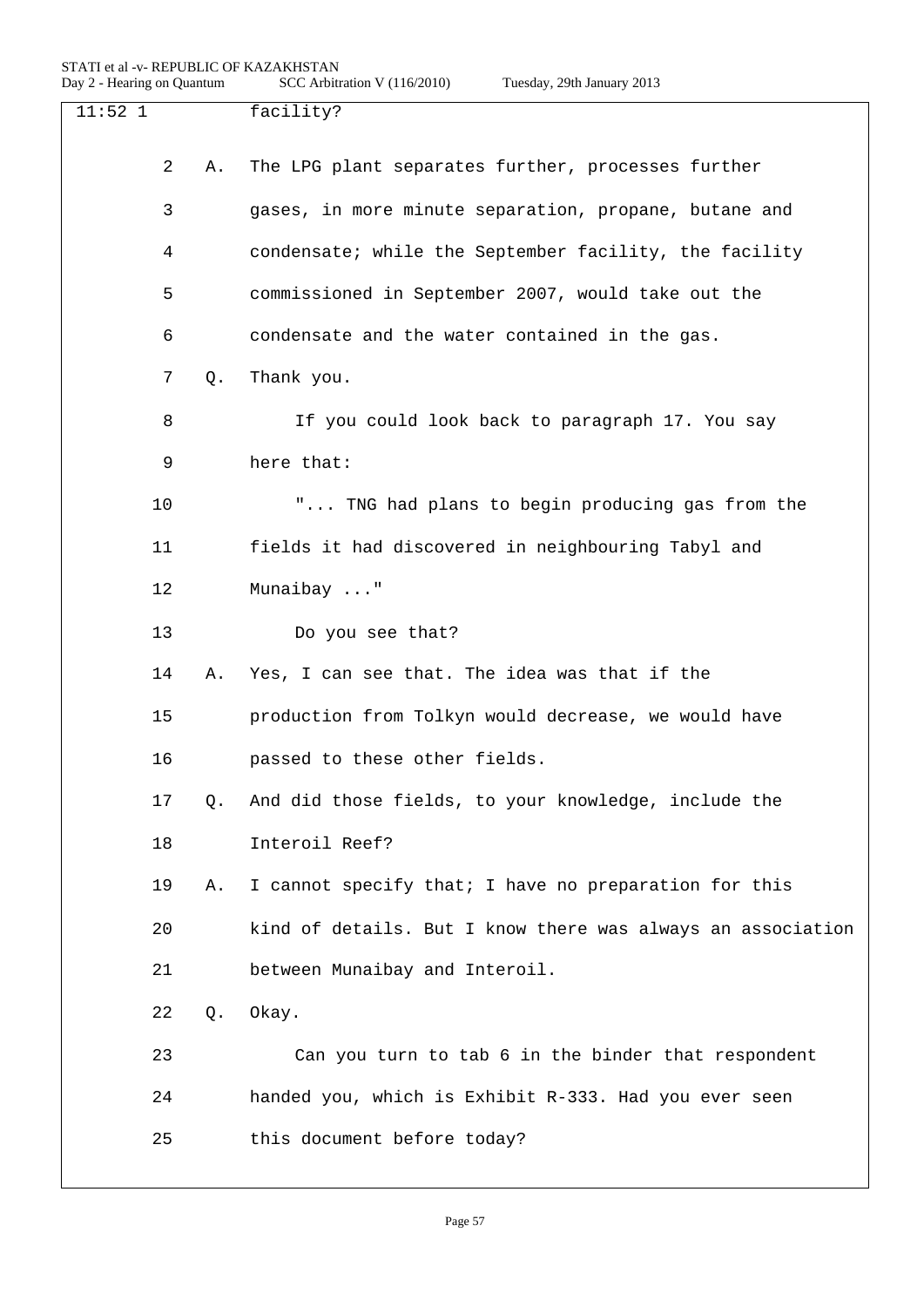11:52 1 facility?

2 A. The LPG plant separates further, processes further
3 gases, in more minute separation, propane, butane and
4 condensate; while the September facility, the facility
5 commissioned in September 2007, would take out the
6 condensate and the water contained in the gas.

7 Q. Thank you.

8 If you could look back to paragraph 17. You say
9 here that:

10 "... TNG had plans to begin producing gas from the
11 fields it had discovered in neighbouring Tabyl and
12 Munaibay ..."

13 Do you see that?

14 A. Yes, I can see that. The idea was that if the
15 production from Tolkyn would decrease, we would have
16 passed to these other fields.

17 Q. And did those fields, to your knowledge, include the
18 Interoil Reef?

19 A. I cannot specify that; I have no preparation for this
20 kind of details. But I know there was always an association
21 between Munaibay and Interoil.

22 Q. Okay.

23 Can you turn to tab 6 in the binder that respondent
24 handed you, which is Exhibit R-333. Had you ever seen
25 this document before today?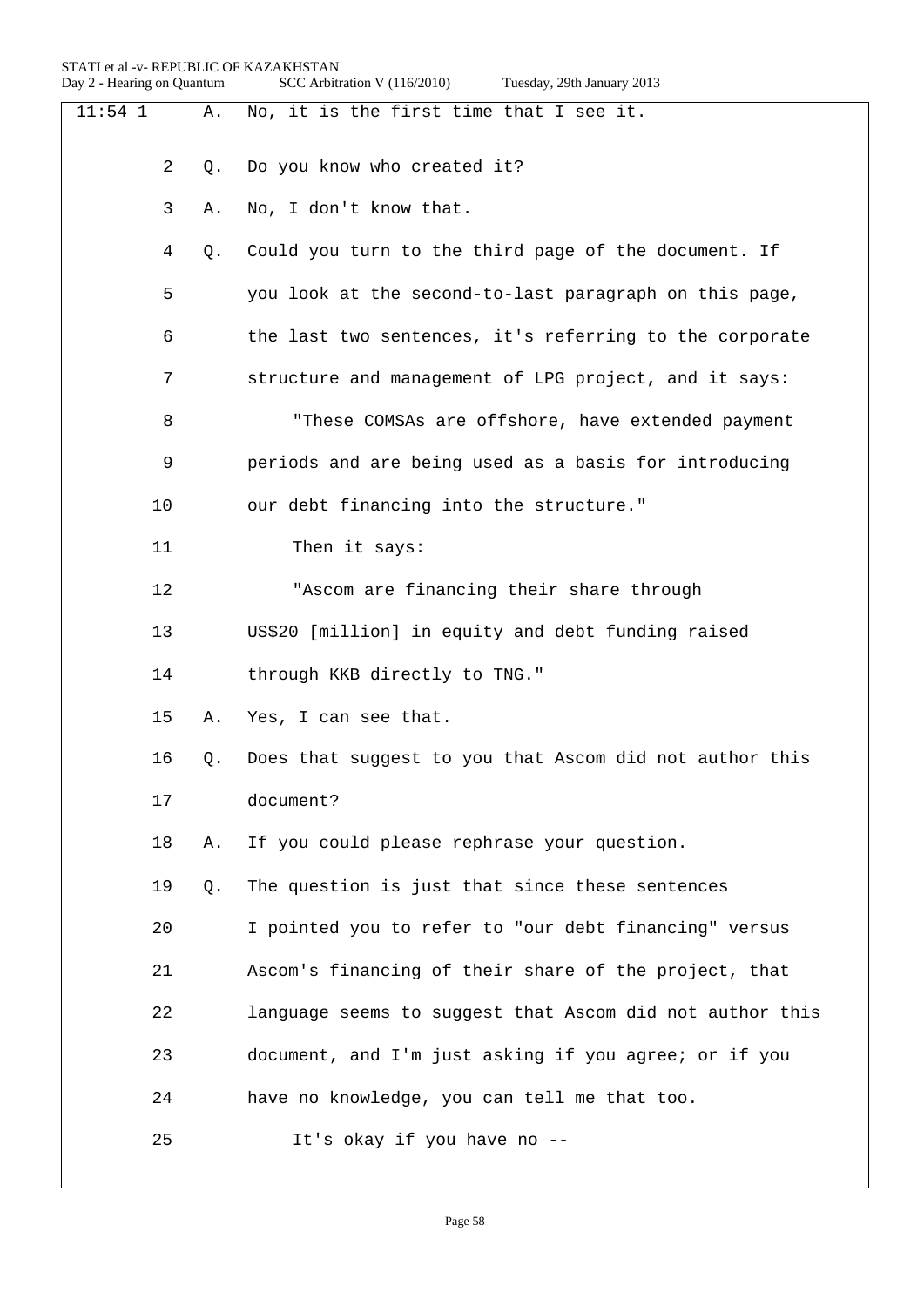11:54 1 A. No, it is the first time that I see it.

2 Q. Do you know who created it?

3 A. No, I don't know that.

4 Q. Could you turn to the third page of the document. If

5 you look at the second-to-last paragraph on this page,

6 the last two sentences, it's referring to the corporate

7 structure and management of LPG project, and it says:

8 "These COMSAs are offshore, have extended payment

9 periods and are being used as a basis for introducing

10 our debt financing into the structure."

11 Then it says:

12 "Ascom are financing their share through

13 US$20 [million] in equity and debt funding raised

14 through KKB directly to TNG."

15 A. Yes, I can see that.

16 Q. Does that suggest to you that Ascom did not author this

17 document?

18 A. If you could please rephrase your question.

19 Q. The question is just that since these sentences

20 I pointed you to refer to "our debt financing" versus

21 Ascom's financing of their share of the project, that

22 language seems to suggest that Ascom did not author this

23 document, and I'm just asking if you agree; or if you

24 have no knowledge, you can tell me that too.

25 It's okay if you have no --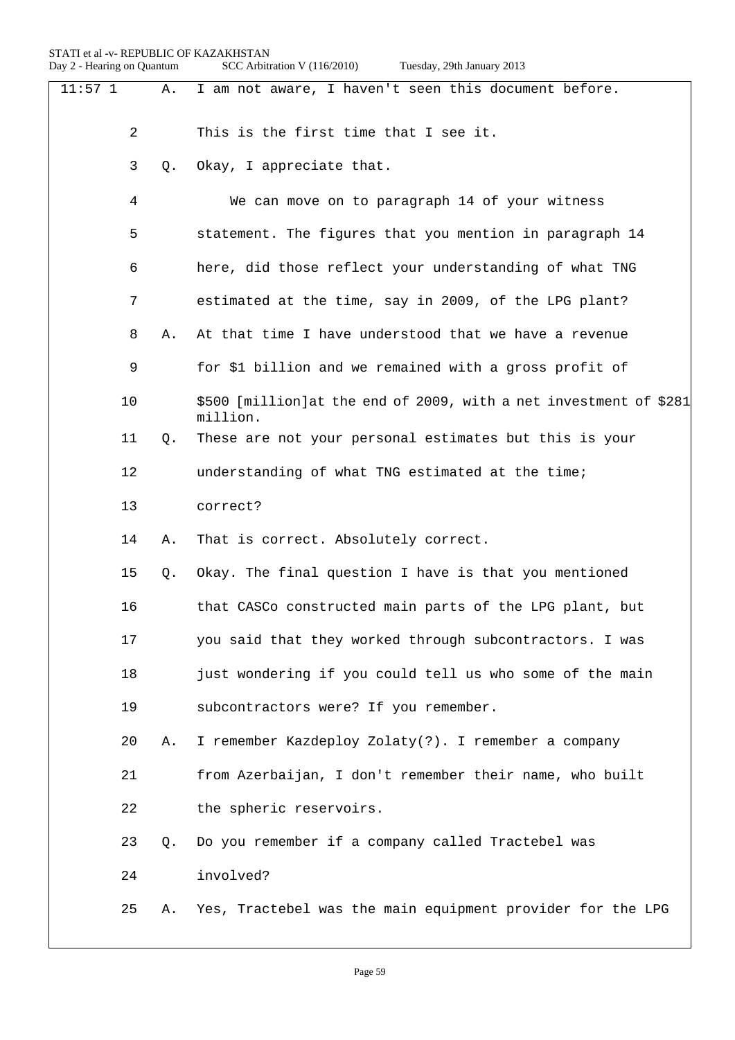11:57 1 A. I am not aware, I haven't seen this document before.

2 This is the first time that I see it.

3 Q. Okay, I appreciate that.

4 We can move on to paragraph 14 of your witness

5 statement. The figures that you mention in paragraph 14

6 here, did those reflect your understanding of what TNG

7 estimated at the time, say in 2009, of the LPG plant?

8 A. At that time I have understood that we have a revenue

9 for $1 billion and we remained with a gross profit of

10 $500 [million]at the end of 2009, with a net investment of $281 million.

11 Q. These are not your personal estimates but this is your

12 understanding of what TNG estimated at the time;

13 correct?

14 A. That is correct. Absolutely correct.

15 Q. Okay. The final question I have is that you mentioned

16 that CASCo constructed main parts of the LPG plant, but

17 you said that they worked through subcontractors. I was

18 just wondering if you could tell us who some of the main

19 subcontractors were? If you remember.

20 A. I remember Kazdeploy Zolaty(?). I remember a company

21 from Azerbaijan, I don't remember their name, who built

22 the spheric reservoirs.

23 Q. Do you remember if a company called Tractebel was

24 involved?

25 A. Yes, Tractebel was the main equipment provider for the LPG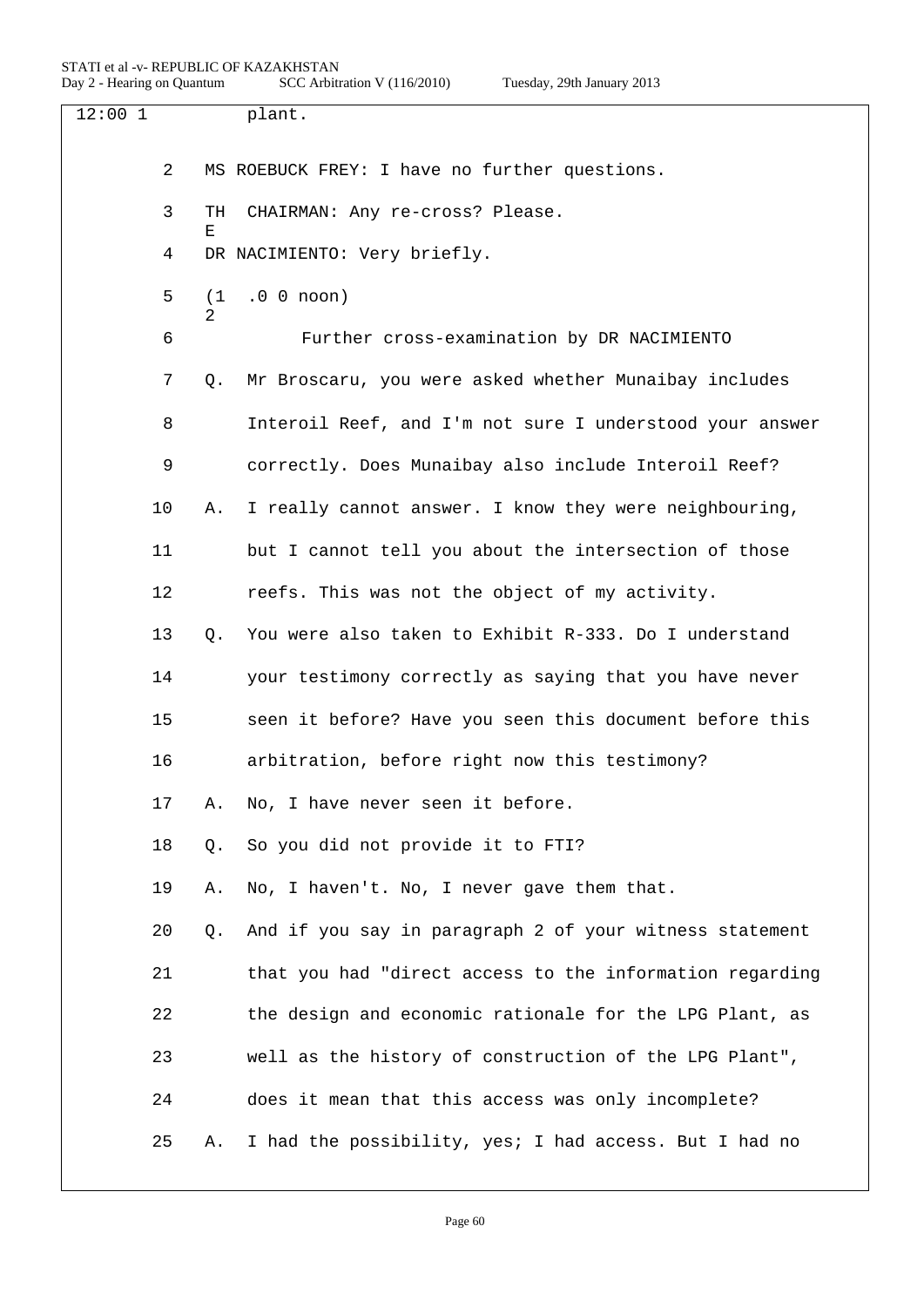12:00 1 plant.

2 MS ROEBUCK FREY: I have no further questions.

3 THE CHAIRMAN: Any re-cross? Please.

4 DR NACIMIENTO: Very briefly.

5 (12.00 noon)

6 Further cross-examination by DR NACIMIENTO

7 Q. Mr Broscaru, you were asked whether Munaibay includes

8 Interoil Reef, and I'm not sure I understood your answer

9 correctly. Does Munaibay also include Interoil Reef?

10 A. I really cannot answer. I know they were neighbouring,

11 but I cannot tell you about the intersection of those

12 reefs. This was not the object of my activity.

13 Q. You were also taken to Exhibit R-333. Do I understand

14 your testimony correctly as saying that you have never

15 seen it before? Have you seen this document before this

16 arbitration, before right now this testimony?

17 A. No, I have never seen it before.

18 Q. So you did not provide it to FTI?

19 A. No, I haven't. No, I never gave them that.

20 Q. And if you say in paragraph 2 of your witness statement

21 that you had "direct access to the information regarding

22 the design and economic rationale for the LPG Plant, as

23 well as the history of construction of the LPG Plant",

24 does it mean that this access was only incomplete?

25 A. I had the possibility, yes; I had access. But I had no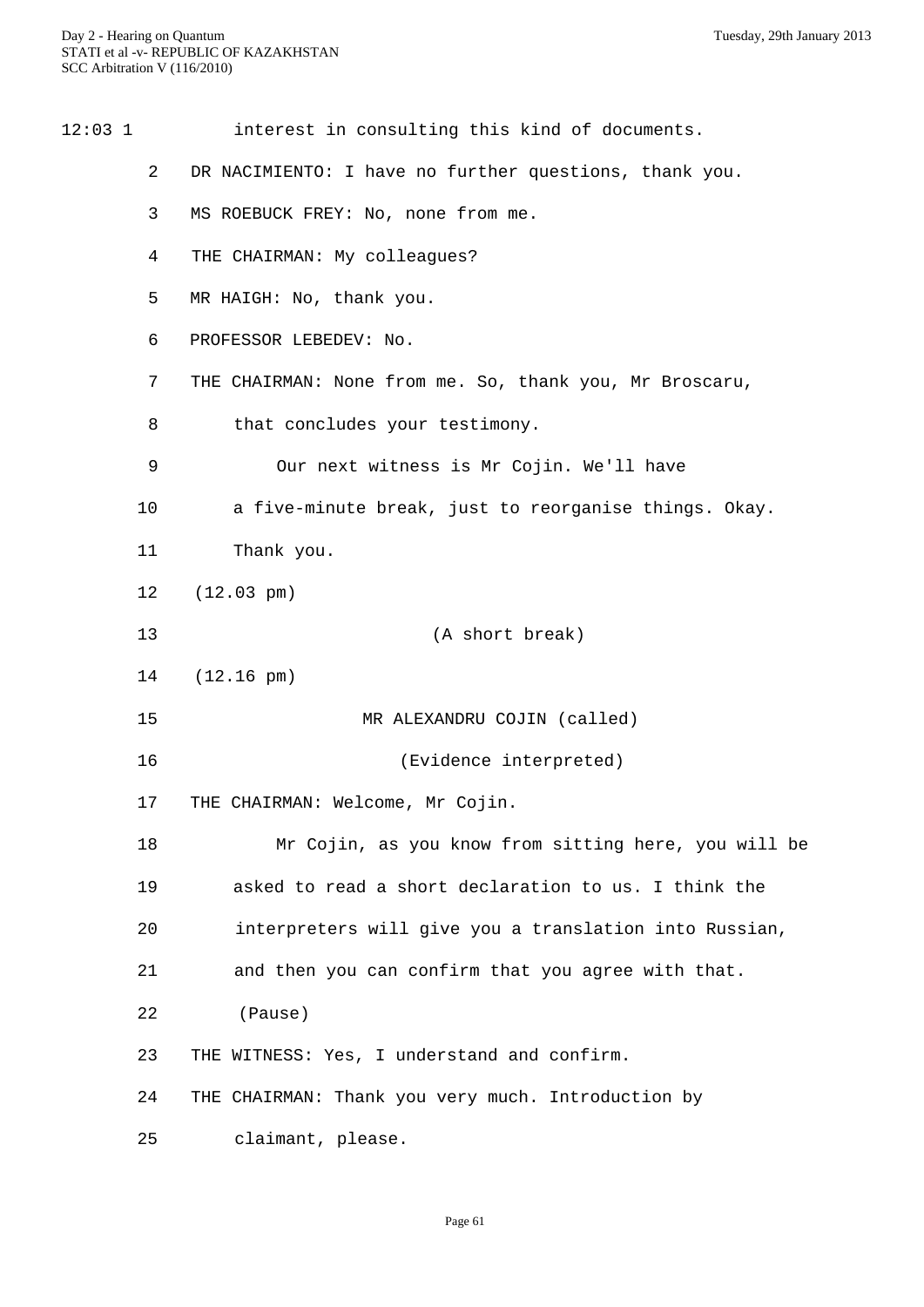12:03 1 interest in consulting this kind of documents.

2 DR NACIMIENTO: I have no further questions, thank you.

3 MS ROEBUCK FREY: No, none from me.

4 THE CHAIRMAN: My colleagues?

5 MR HAIGH: No, thank you.

6 PROFESSOR LEBEDEV: No.

7 THE CHAIRMAN: None from me. So, thank you, Mr Broscaru,

8 that concludes your testimony.

9 Our next witness is Mr Cojin. We'll have

10 a five-minute break, just to reorganise things. Okay.

11 Thank you.

12 (12.03 pm)

13 (A short break)

14 (12.16 pm)

15 MR ALEXANDRU COJIN (called)

16 (Evidence interpreted)

17 THE CHAIRMAN: Welcome, Mr Cojin.

18 Mr Cojin, as you know from sitting here, you will be

19 asked to read a short declaration to us. I think the

20 interpreters will give you a translation into Russian,

21 and then you can confirm that you agree with that.

22 (Pause)

23 THE WITNESS: Yes, I understand and confirm.

24 THE CHAIRMAN: Thank you very much. Introduction by

25 claimant, please.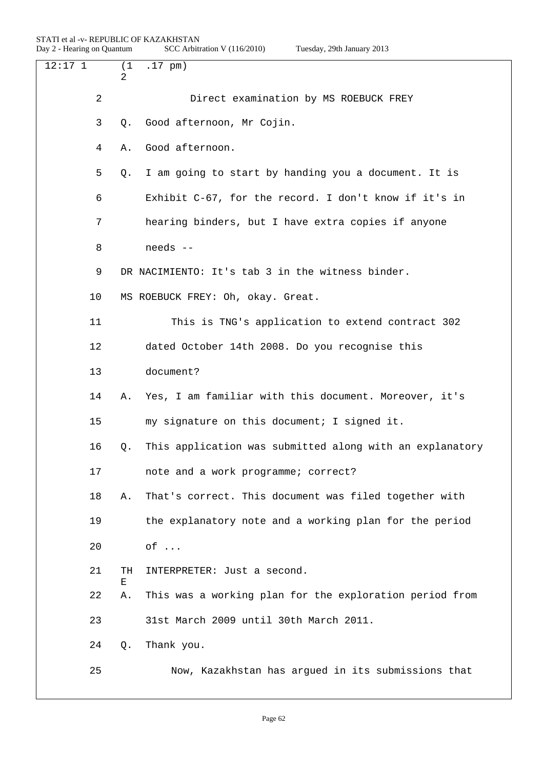12:17 1 (12.17 pm)

2 Direct examination by MS ROEBUCK FREY

3 Q. Good afternoon, Mr Cojin.

4 A. Good afternoon.

5 Q. I am going to start by handing you a document. It is

6 Exhibit C-67, for the record. I don't know if it's in

7 hearing binders, but I have extra copies if anyone

8 needs --

9 DR NACIMIENTO: It's tab 3 in the witness binder.

10 MS ROEBUCK FREY: Oh, okay. Great.

11 This is TNG's application to extend contract 302

12 dated October 14th 2008. Do you recognise this

13 document?

14 A. Yes, I am familiar with this document. Moreover, it's

15 my signature on this document; I signed it.

16 Q. This application was submitted along with an explanatory

17 note and a work programme; correct?

18 A. That's correct. This document was filed together with

19 the explanatory note and a working plan for the period

20 of ...

21 THE INTERPRETER: Just a second.

22 A. This was a working plan for the exploration period from

23 31st March 2009 until 30th March 2011.

24 Q. Thank you.

25 Now, Kazakhstan has argued in its submissions that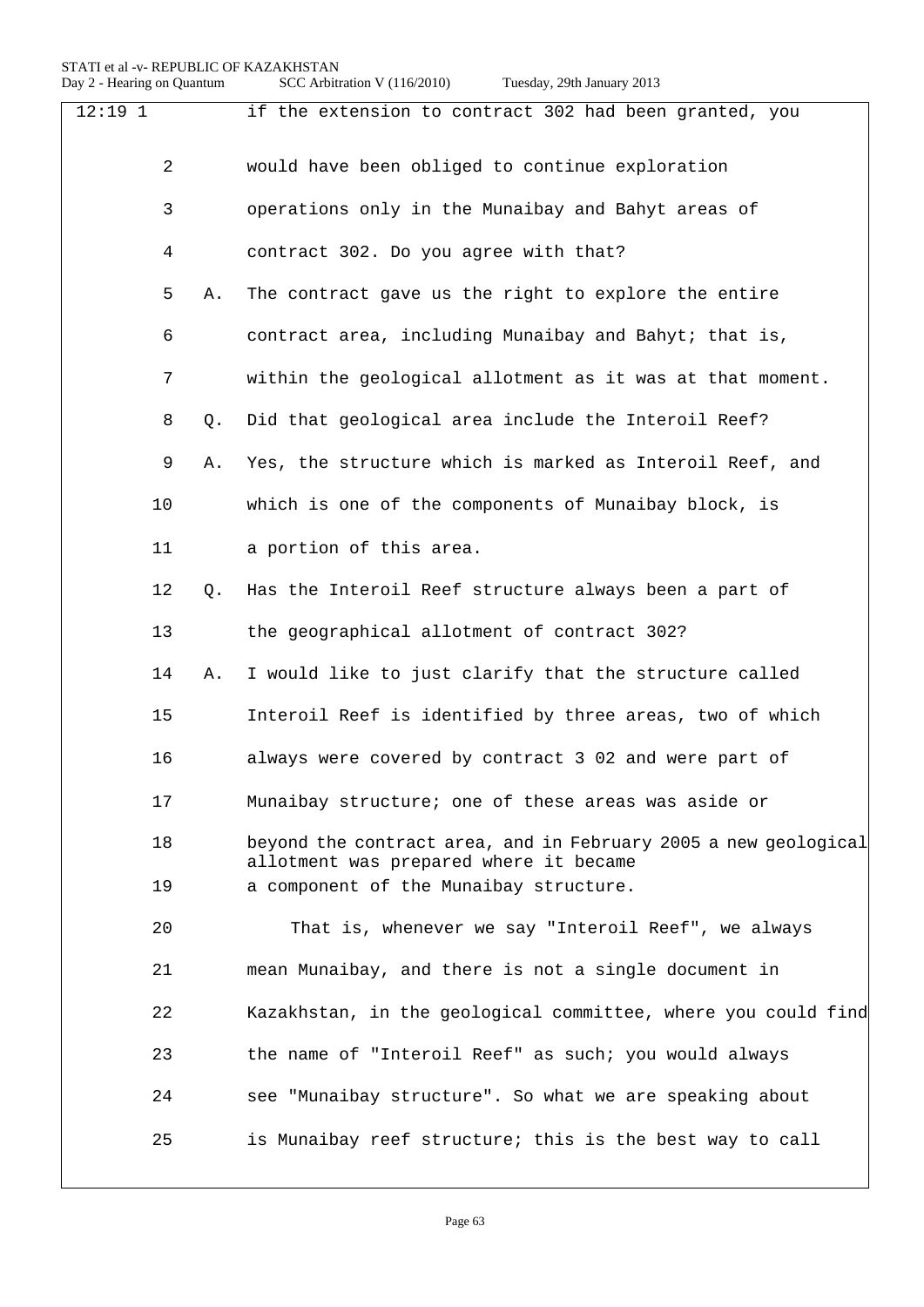12:19 1 if the extension to contract 302 had been granted, you

2 would have been obliged to continue exploration

3 operations only in the Munaibay and Bahyt areas of

4 contract 302. Do you agree with that?

5 A. The contract gave us the right to explore the entire

6 contract area, including Munaibay and Bahyt; that is,

7 within the geological allotment as it was at that moment.

8 Q. Did that geological area include the Interoil Reef?

9 A. Yes, the structure which is marked as Interoil Reef, and

10 which is one of the components of Munaibay block, is

11 a portion of this area.

12 Q. Has the Interoil Reef structure always been a part of

13 the geographical allotment of contract 302?

14 A. I would like to just clarify that the structure called

15 Interoil Reef is identified by three areas, two of which

16 always were covered by contract 3 02 and were part of

17 Munaibay structure; one of these areas was aside or

18 beyond the contract area, and in February 2005 a new geological allotment was prepared where it became

19 a component of the Munaibay structure.

20 That is, whenever we say "Interoil Reef", we always

21 mean Munaibay, and there is not a single document in

22 Kazakhstan, in the geological committee, where you could find

23 the name of "Interoil Reef" as such; you would always

24 see "Munaibay structure". So what we are speaking about

25 is Munaibay reef structure; this is the best way to call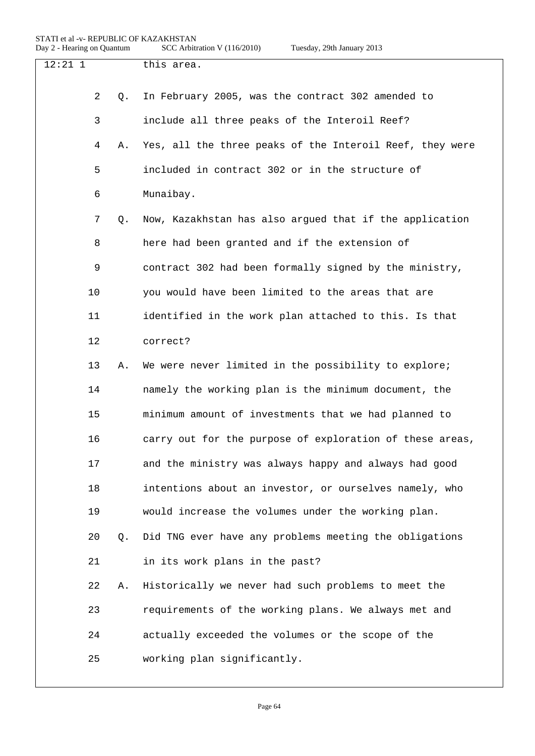12:21 1 this area.

2 Q. In February 2005, was the contract 302 amended to
3 include all three peaks of the Interoil Reef?
4 A. Yes, all the three peaks of the Interoil Reef, they were
5 included in contract 302 or in the structure of
6 Munaibay.
7 Q. Now, Kazakhstan has also argued that if the application
8 here had been granted and if the extension of
9 contract 302 had been formally signed by the ministry,
10 you would have been limited to the areas that are
11 identified in the work plan attached to this. Is that
12 correct?
13 A. We were never limited in the possibility to explore;
14 namely the working plan is the minimum document, the
15 minimum amount of investments that we had planned to
16 carry out for the purpose of exploration of these areas,
17 and the ministry was always happy and always had good
18 intentions about an investor, or ourselves namely, who
19 would increase the volumes under the working plan.
20 Q. Did TNG ever have any problems meeting the obligations
21 in its work plans in the past?
22 A. Historically we never had such problems to meet the
23 requirements of the working plans. We always met and
24 actually exceeded the volumes or the scope of the
25 working plan significantly.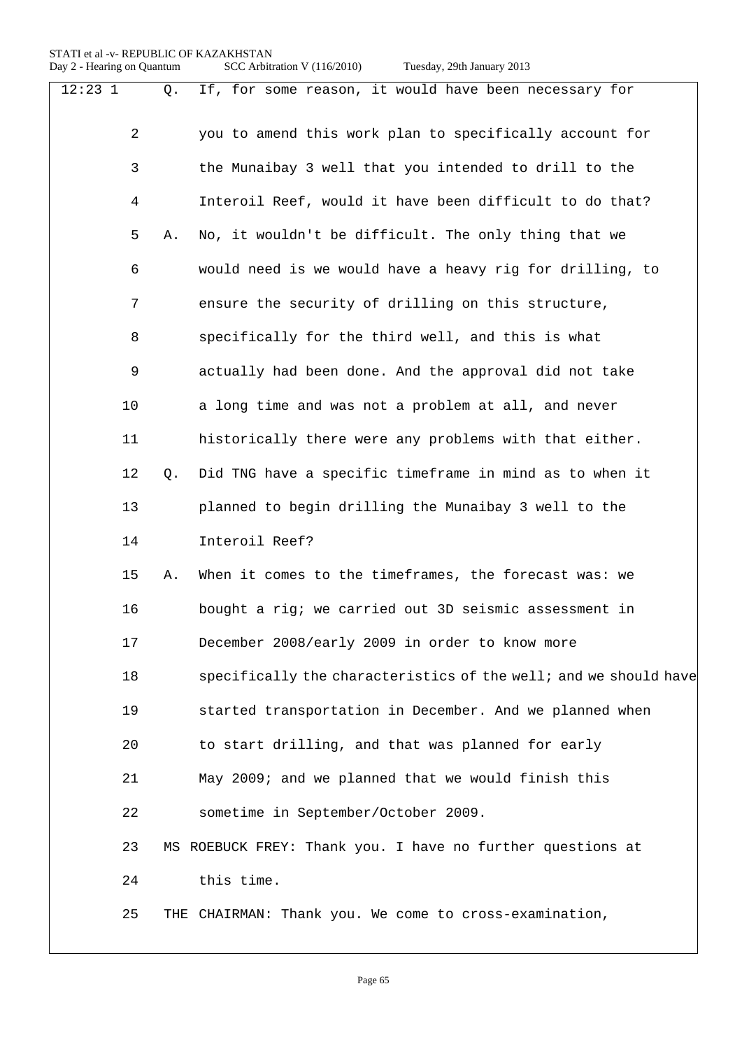12:23 1 Q. If, for some reason, it would have been necessary for

2 you to amend this work plan to specifically account for

3 the Munaibay 3 well that you intended to drill to the

4 Interoil Reef, would it have been difficult to do that?

5 A. No, it wouldn't be difficult. The only thing that we

6 would need is we would have a heavy rig for drilling, to

7 ensure the security of drilling on this structure,

8 specifically for the third well, and this is what

9 actually had been done. And the approval did not take

10 a long time and was not a problem at all, and never

11 historically there were any problems with that either.

12 Q. Did TNG have a specific timeframe in mind as to when it

13 planned to begin drilling the Munaibay 3 well to the

14 Interoil Reef?

15 A. When it comes to the timeframes, the forecast was: we

16 bought a rig; we carried out 3D seismic assessment in

17 December 2008/early 2009 in order to know more

18 specifically the characteristics of the well; and we should have

19 started transportation in December. And we planned when

20 to start drilling, and that was planned for early

21 May 2009; and we planned that we would finish this

22 sometime in September/October 2009.

23 MS ROEBUCK FREY: Thank you. I have no further questions at

24 this time.

25 THE CHAIRMAN: Thank you. We come to cross-examination,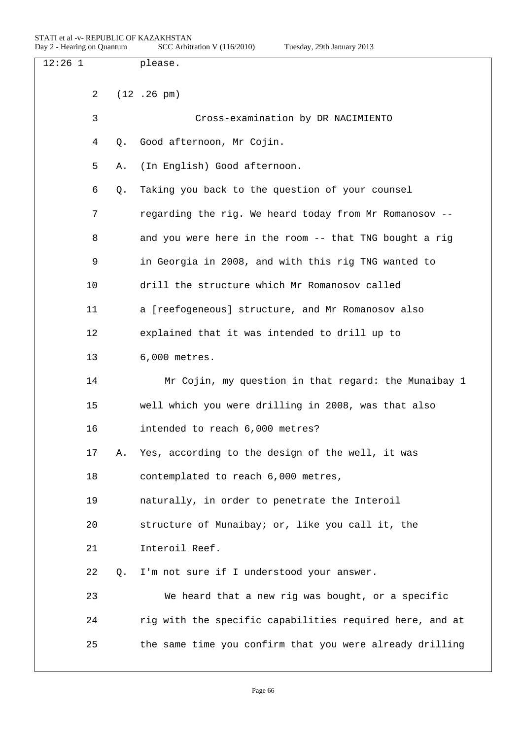please.

(12 .26 pm)

Cross-examination by DR NACIMIENTO

Q. Good afternoon, Mr Cojin.

A. (In English) Good afternoon.

Q. Taking you back to the question of your counsel regarding the rig. We heard today from Mr Romanosov -- and you were here in the room -- that TNG bought a rig in Georgia in 2008, and with this rig TNG wanted to drill the structure which Mr Romanosov called a [reefogeneous] structure, and Mr Romanosov also explained that it was intended to drill up to 6,000 metres.

Mr Cojin, my question in that regard: the Munaibay 1 well which you were drilling in 2008, was that also intended to reach 6,000 metres?

A. Yes, according to the design of the well, it was contemplated to reach 6,000 metres, naturally, in order to penetrate the Interoil structure of Munaibay; or, like you call it, the Interoil Reef.

Q. I'm not sure if I understood your answer.

We heard that a new rig was bought, or a specific rig with the specific capabilities required here, and at the same time you confirm that you were already drilling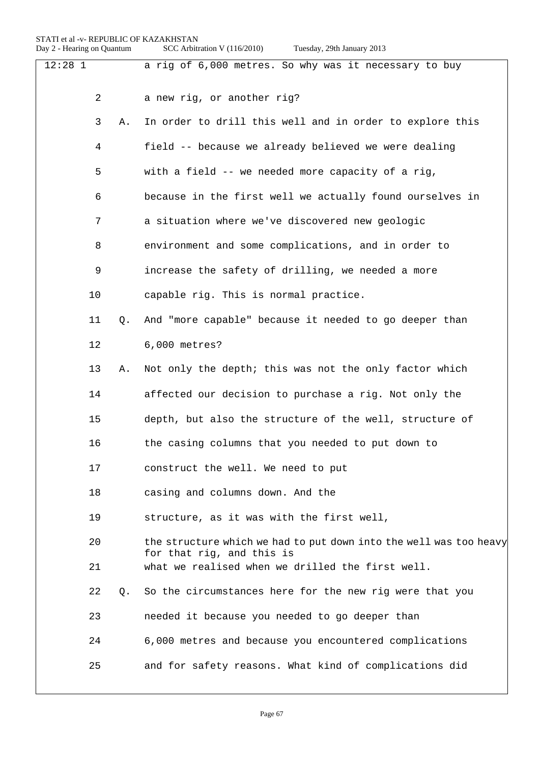12:28 1 a rig of 6,000 metres. So why was it necessary to buy

2 a new rig, or another rig?

3 A. In order to drill this well and in order to explore this

4 field -- because we already believed we were dealing

5 with a field -- we needed more capacity of a rig,

6 because in the first well we actually found ourselves in

7 a situation where we've discovered new geologic

8 environment and some complications, and in order to

9 increase the safety of drilling, we needed a more

10 capable rig. This is normal practice.

11 Q. And "more capable" because it needed to go deeper than

12 6,000 metres?

13 A. Not only the depth; this was not the only factor which

14 affected our decision to purchase a rig. Not only the

15 depth, but also the structure of the well, structure of

16 the casing columns that you needed to put down to

17 construct the well. We need to put

18 casing and columns down. And the

19 structure, as it was with the first well,

20 the structure which we had to put down into the well was too heavy for that rig, and this is

21 what we realised when we drilled the first well.

22 Q. So the circumstances here for the new rig were that you

23 needed it because you needed to go deeper than

24 6,000 metres and because you encountered complications

25 and for safety reasons. What kind of complications did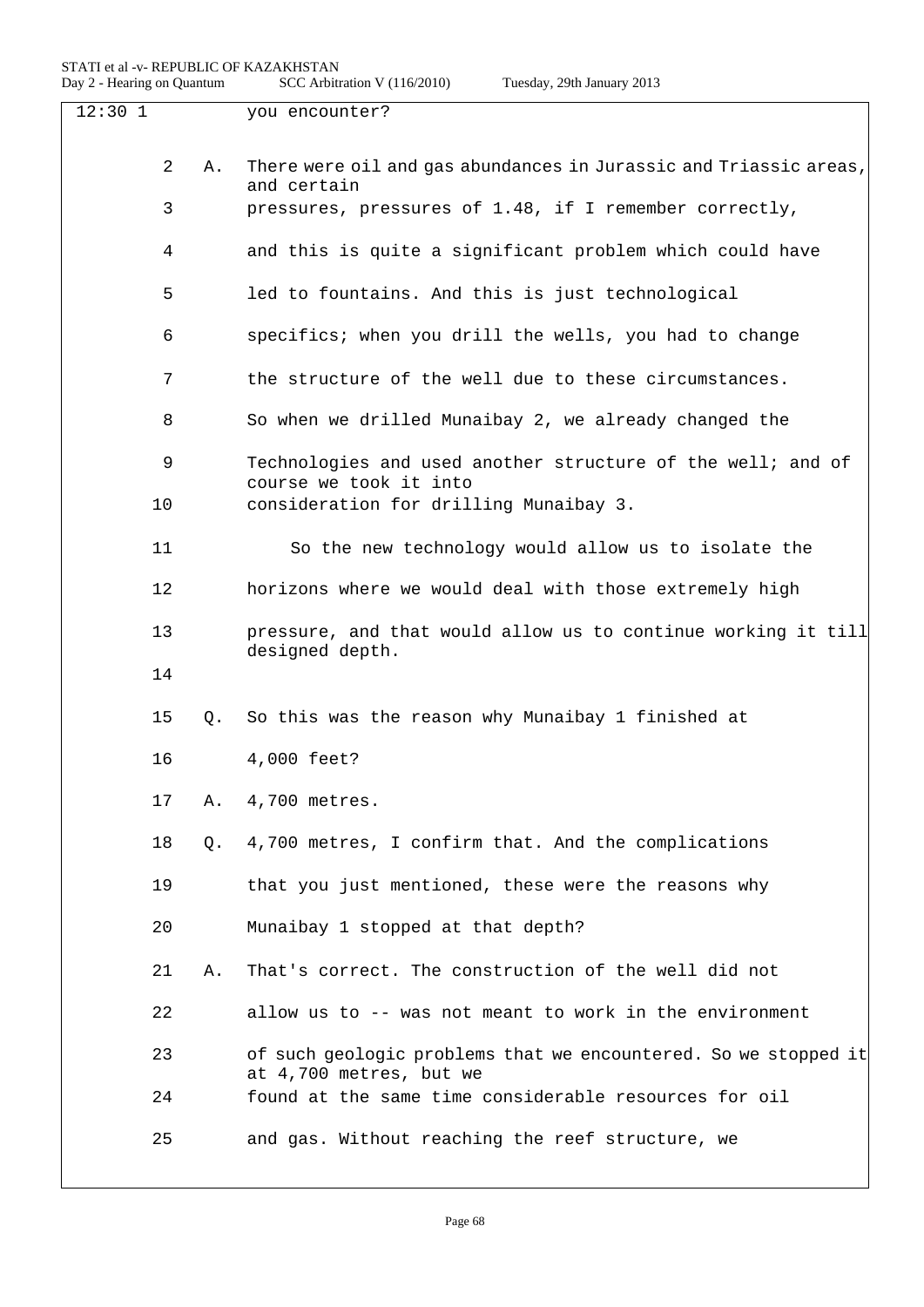12:30 1 you encounter?

2 A. There were oil and gas abundances in Jurassic and Triassic areas, and certain

3 pressures, pressures of 1.48, if I remember correctly,

4 and this is quite a significant problem which could have

5 led to fountains. And this is just technological

6 specifics; when you drill the wells, you had to change

7 the structure of the well due to these circumstances.

8 So when we drilled Munaibay 2, we already changed the

9 Technologies and used another structure of the well; and of course we took it into

10 consideration for drilling Munaibay 3.

11 So the new technology would allow us to isolate the

12 horizons where we would deal with those extremely high

13 pressure, and that would allow us to continue working it till designed depth.

14

15 Q. So this was the reason why Munaibay 1 finished at

16 4,000 feet?

17 A. 4,700 metres.

18 Q. 4,700 metres, I confirm that. And the complications

19 that you just mentioned, these were the reasons why

20 Munaibay 1 stopped at that depth?

21 A. That's correct. The construction of the well did not

22 allow us to -- was not meant to work in the environment

23 of such geologic problems that we encountered. So we stopped it at 4,700 metres, but we

24 found at the same time considerable resources for oil

25 and gas. Without reaching the reef structure, we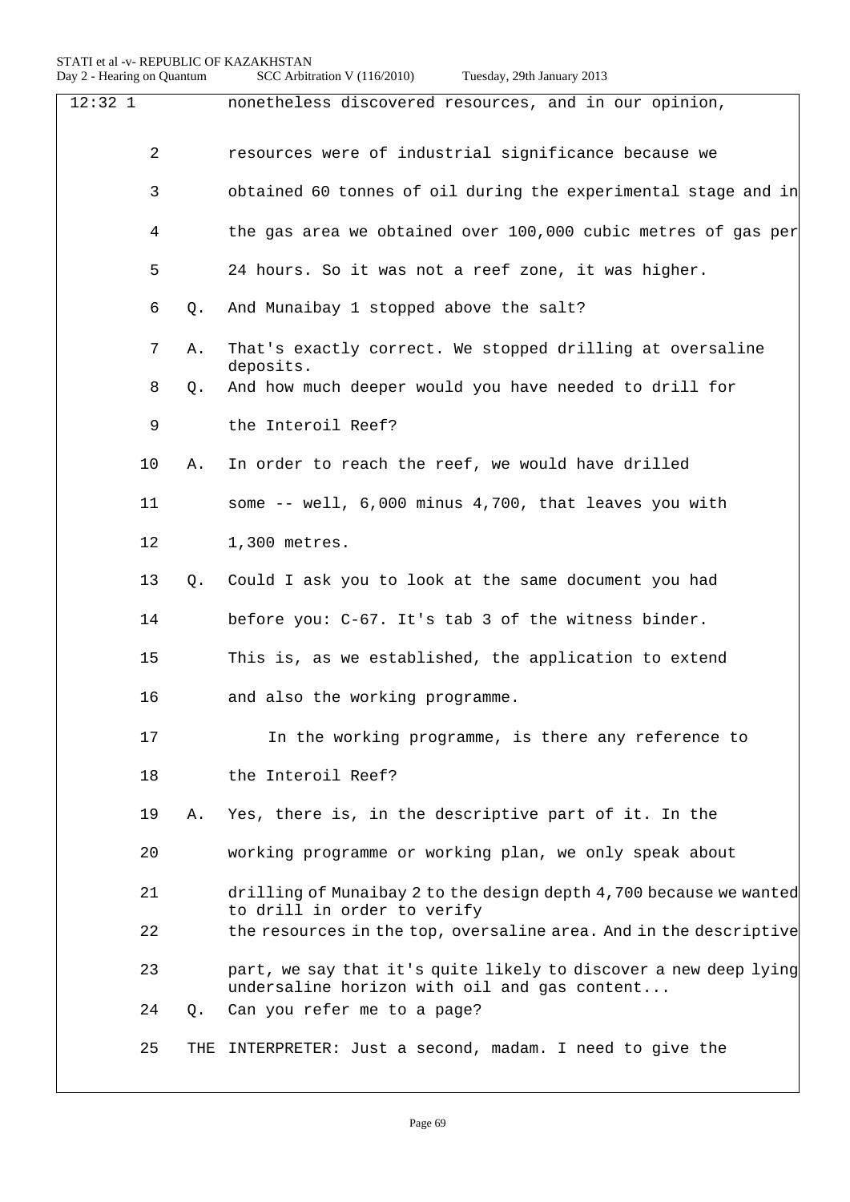12:32 1 nonetheless discovered resources, and in our opinion,

2 resources were of industrial significance because we

3 obtained 60 tonnes of oil during the experimental stage and in

4 the gas area we obtained over 100,000 cubic metres of gas per

5 24 hours. So it was not a reef zone, it was higher.

6 Q. And Munaibay 1 stopped above the salt?

7 A. That's exactly correct. We stopped drilling at oversaline deposits.

8 Q. And how much deeper would you have needed to drill for

9 the Interoil Reef?

10 A. In order to reach the reef, we would have drilled

11 some -- well, 6,000 minus 4,700, that leaves you with

12 1,300 metres.

13 Q. Could I ask you to look at the same document you had

14 before you: C-67. It's tab 3 of the witness binder.

15 This is, as we established, the application to extend

16 and also the working programme.

17 In the working programme, is there any reference to

18 the Interoil Reef?

19 A. Yes, there is, in the descriptive part of it. In the

20 working programme or working plan, we only speak about

21 drilling of Munaibay 2 to the design depth 4,700 because we wanted to drill in order to verify

22 the resources in the top, oversaline area. And in the descriptive

23 part, we say that it's quite likely to discover a new deep lying undersaline horizon with oil and gas content...

24 Q. Can you refer me to a page?

25 THE INTERPRETER: Just a second, madam. I need to give the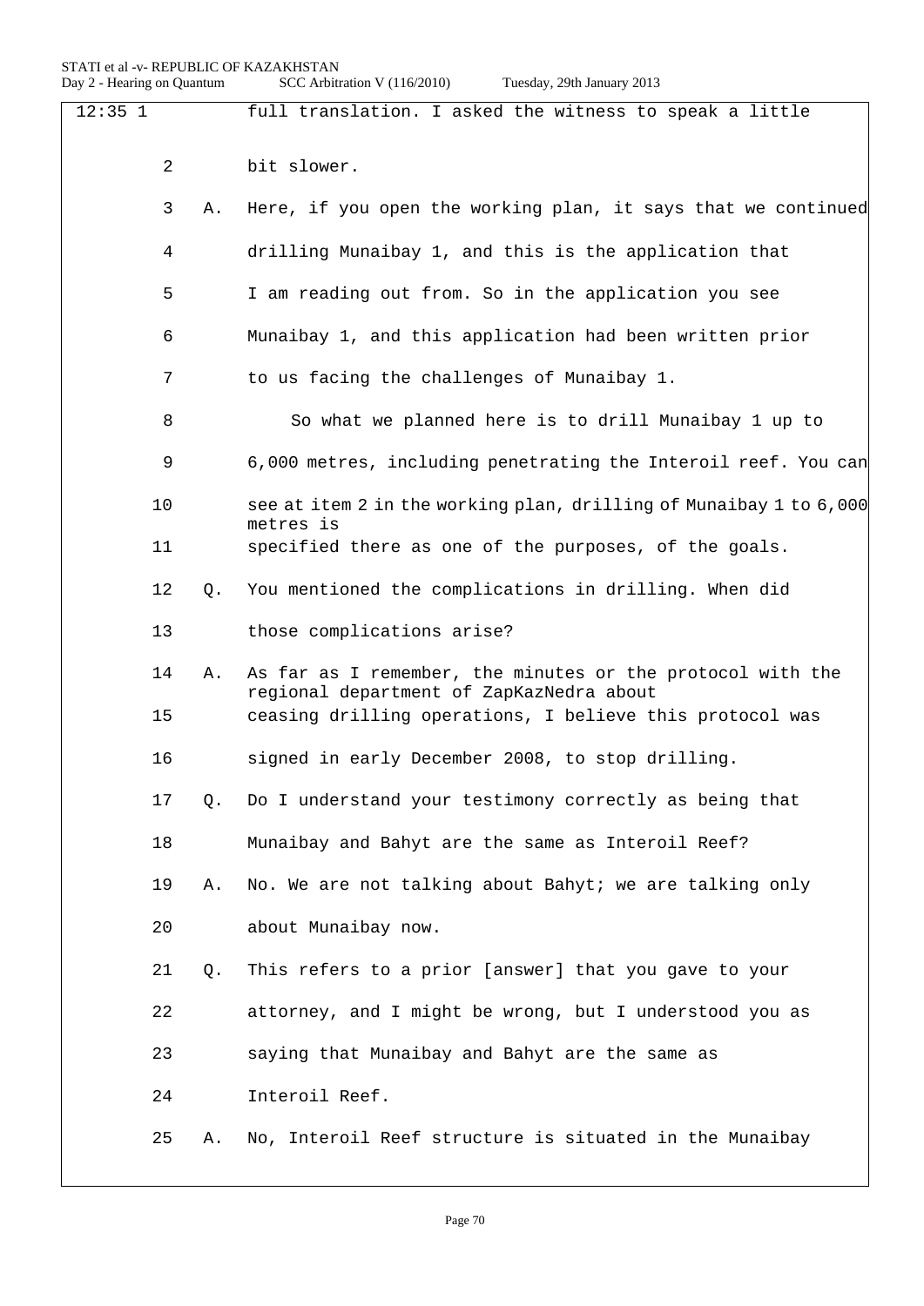12:35 1 full translation. I asked the witness to speak a little

2 bit slower.

3 A. Here, if you open the working plan, it says that we continued

4 drilling Munaibay 1, and this is the application that

5 I am reading out from. So in the application you see

6 Munaibay 1, and this application had been written prior

7 to us facing the challenges of Munaibay 1.

8 So what we planned here is to drill Munaibay 1 up to

9 6,000 metres, including penetrating the Interoil reef. You can

10 see at item 2 in the working plan, drilling of Munaibay 1 to 6,000 metres is

11 specified there as one of the purposes, of the goals.

12 Q. You mentioned the complications in drilling. When did

13 those complications arise?

14 A. As far as I remember, the minutes or the protocol with the regional department of ZapKazNedra about

15 ceasing drilling operations, I believe this protocol was

16 signed in early December 2008, to stop drilling.

17 Q. Do I understand your testimony correctly as being that

18 Munaibay and Bahyt are the same as Interoil Reef?

19 A. No. We are not talking about Bahyt; we are talking only

20 about Munaibay now.

21 Q. This refers to a prior [answer] that you gave to your

22 attorney, and I might be wrong, but I understood you as

23 saying that Munaibay and Bahyt are the same as

24 Interoil Reef.

25 A. No, Interoil Reef structure is situated in the Munaibay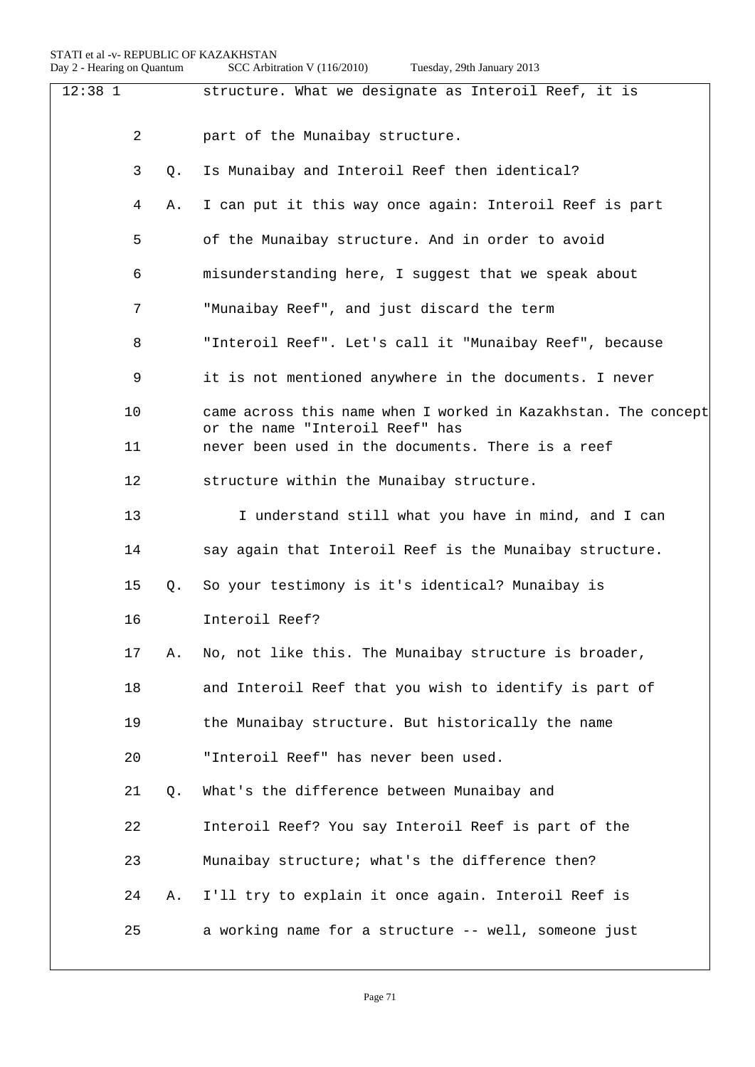12:38 1 structure. What we designate as Interoil Reef, it is

2 part of the Munaibay structure.

3 Q. Is Munaibay and Interoil Reef then identical?

4 A. I can put it this way once again: Interoil Reef is part

5 of the Munaibay structure. And in order to avoid

6 misunderstanding here, I suggest that we speak about

7 "Munaibay Reef", and just discard the term

8 "Interoil Reef". Let's call it "Munaibay Reef", because

9 it is not mentioned anywhere in the documents. I never

10 came across this name when I worked in Kazakhstan. The concept or the name "Interoil Reef" has

11 never been used in the documents. There is a reef

12 structure within the Munaibay structure.

13 I understand still what you have in mind, and I can

14 say again that Interoil Reef is the Munaibay structure.

15 Q. So your testimony is it's identical? Munaibay is

16 Interoil Reef?

17 A. No, not like this. The Munaibay structure is broader,

18 and Interoil Reef that you wish to identify is part of

19 the Munaibay structure. But historically the name

20 "Interoil Reef" has never been used.

21 Q. What's the difference between Munaibay and

22 Interoil Reef? You say Interoil Reef is part of the

23 Munaibay structure; what's the difference then?

24 A. I'll try to explain it once again. Interoil Reef is

25 a working name for a structure -- well, someone just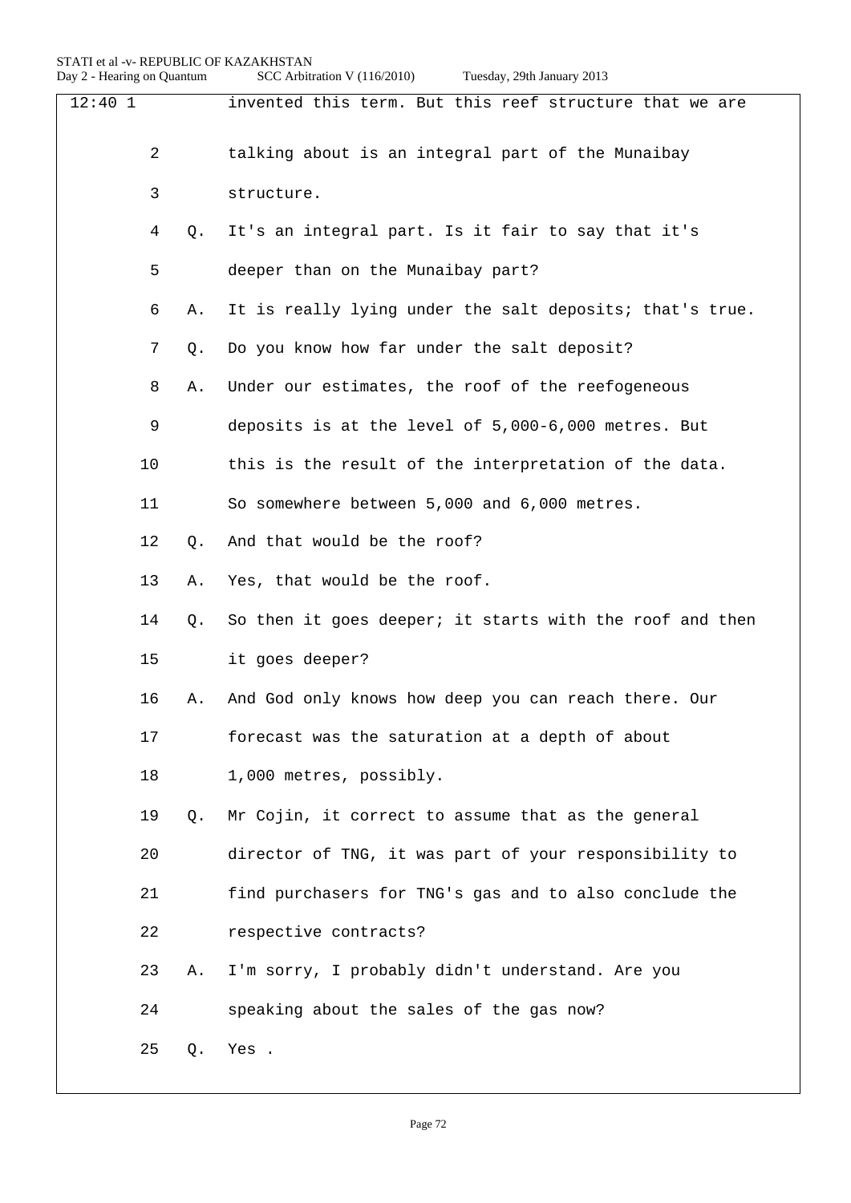12:40 1 invented this term. But this reef structure that we are

2 talking about is an integral part of the Munaibay

3 structure.

4 Q. It's an integral part. Is it fair to say that it's

5 deeper than on the Munaibay part?

6 A. It is really lying under the salt deposits; that's true.

7 Q. Do you know how far under the salt deposit?

8 A. Under our estimates, the roof of the reefogeneous

9 deposits is at the level of 5,000-6,000 metres. But

10 this is the result of the interpretation of the data.

11 So somewhere between 5,000 and 6,000 metres.

12 Q. And that would be the roof?

13 A. Yes, that would be the roof.

14 Q. So then it goes deeper; it starts with the roof and then

15 it goes deeper?

16 A. And God only knows how deep you can reach there. Our

17 forecast was the saturation at a depth of about

18 1,000 metres, possibly.

19 Q. Mr Cojin, it correct to assume that as the general

20 director of TNG, it was part of your responsibility to

21 find purchasers for TNG's gas and to also conclude the

22 respective contracts?

23 A. I'm sorry, I probably didn't understand. Are you

24 speaking about the sales of the gas now?

25 Q. Yes .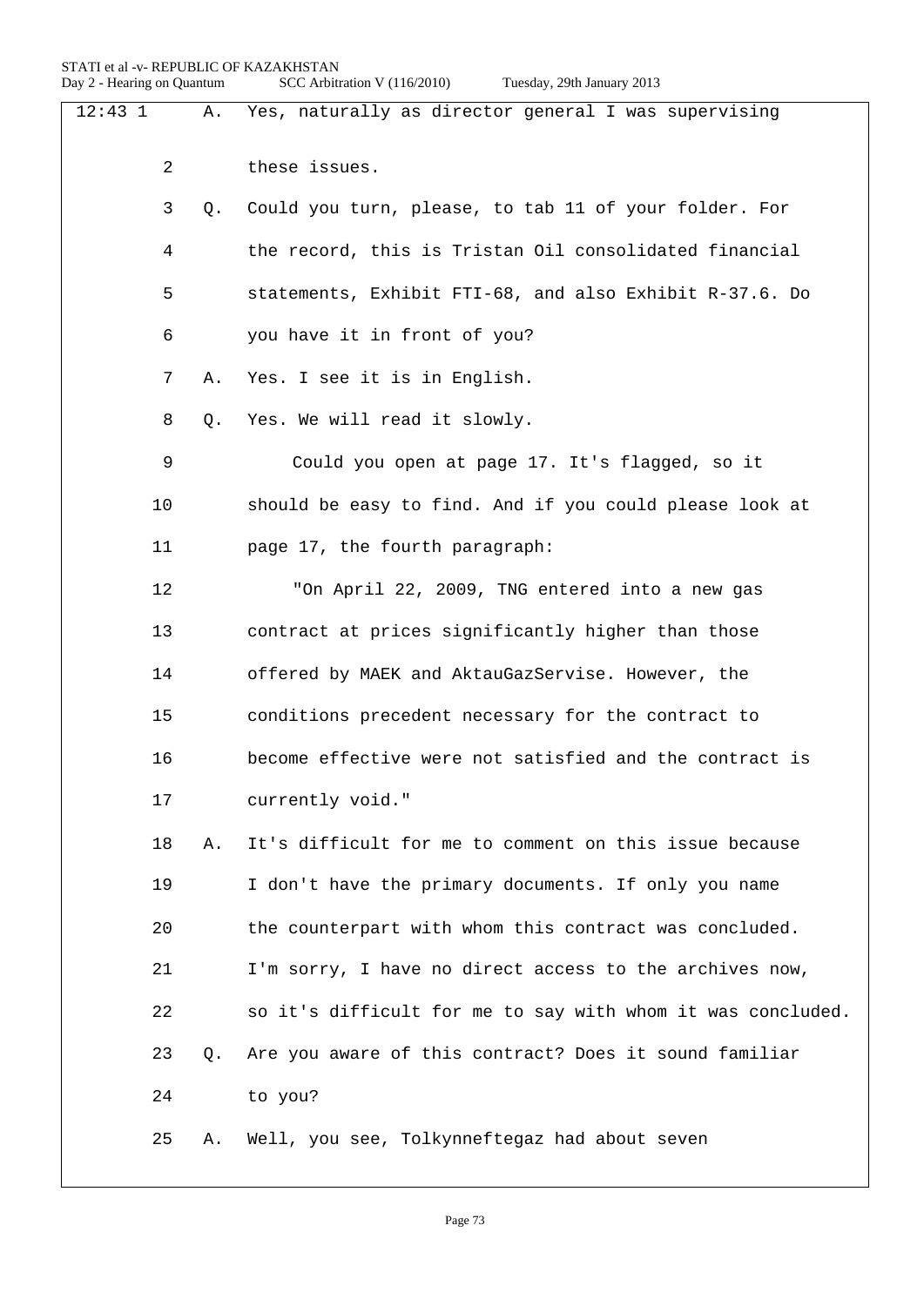12:43 1 A. Yes, naturally as director general I was supervising

2 these issues.

3 Q. Could you turn, please, to tab 11 of your folder. For

4 the record, this is Tristan Oil consolidated financial

5 statements, Exhibit FTI-68, and also Exhibit R-37.6. Do

6 you have it in front of you?

7 A. Yes. I see it is in English.

8 Q. Yes. We will read it slowly.

9 Could you open at page 17. It's flagged, so it

10 should be easy to find. And if you could please look at

11 page 17, the fourth paragraph:

12 "On April 22, 2009, TNG entered into a new gas

13 contract at prices significantly higher than those

14 offered by MAEK and AktauGazServise. However, the

15 conditions precedent necessary for the contract to

16 become effective were not satisfied and the contract is

17 currently void."

18 A. It's difficult for me to comment on this issue because

19 I don't have the primary documents. If only you name

20 the counterpart with whom this contract was concluded.

21 I'm sorry, I have no direct access to the archives now,

22 so it's difficult for me to say with whom it was concluded.

23 Q. Are you aware of this contract? Does it sound familiar

24 to you?

25 A. Well, you see, Tolkynneftegaz had about seven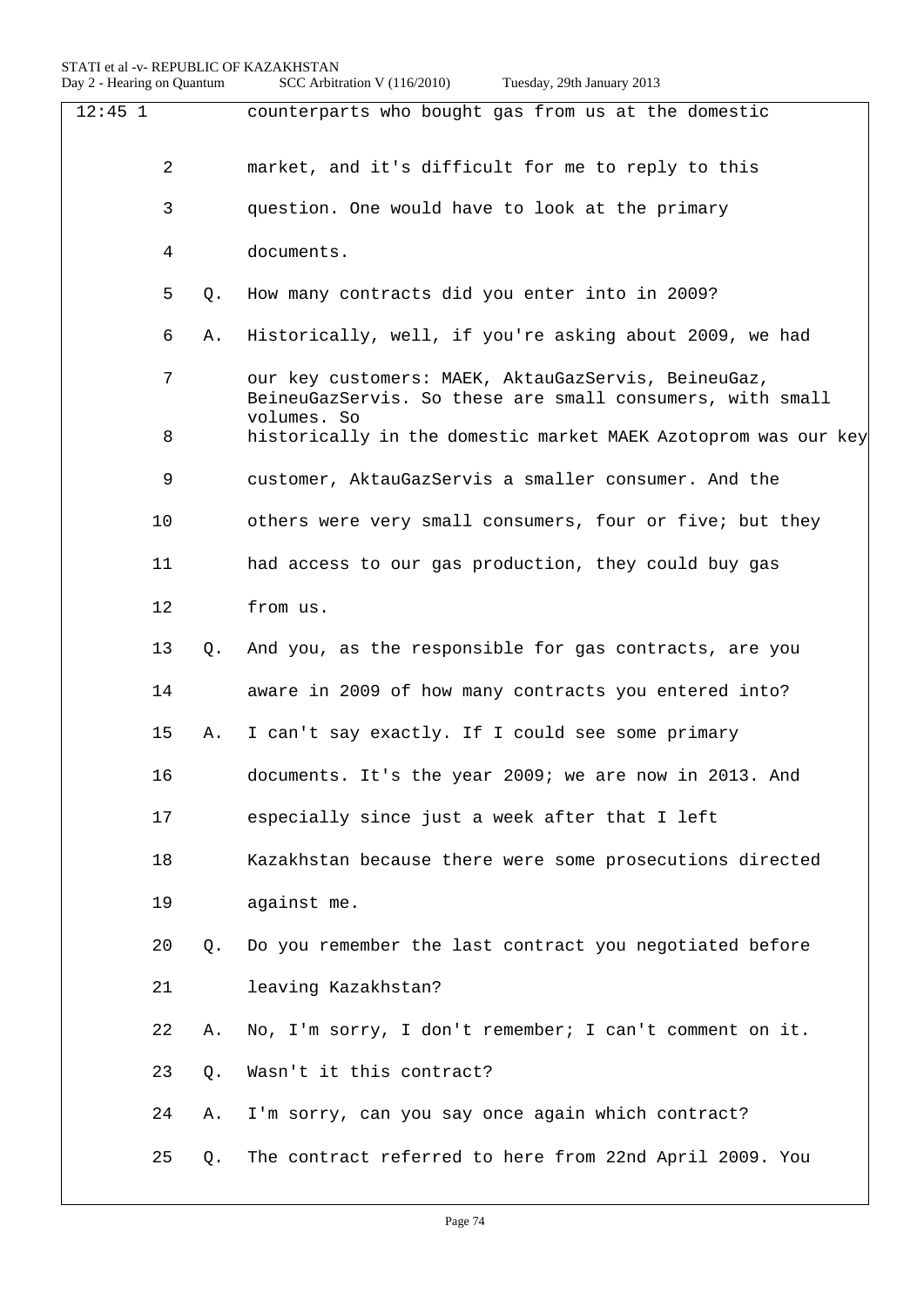12:45 1 counterparts who bought gas from us at the domestic

2 market, and it's difficult for me to reply to this

3 question. One would have to look at the primary

4 documents.

5 Q. How many contracts did you enter into in 2009?

6 A. Historically, well, if you're asking about 2009, we had

7 our key customers: MAEK, AktauGazServis, BeineuGaz, BeineuGazServis. So these are small consumers, with small volumes. So

8 historically in the domestic market MAEK Azotoprom was our key

9 customer, AktauGazServis a smaller consumer. And the

10 others were very small consumers, four or five; but they

11 had access to our gas production, they could buy gas

12 from us.

13 Q. And you, as the responsible for gas contracts, are you

14 aware in 2009 of how many contracts you entered into?

15 A. I can't say exactly. If I could see some primary

16 documents. It's the year 2009; we are now in 2013. And

17 especially since just a week after that I left

18 Kazakhstan because there were some prosecutions directed

19 against me.

20 Q. Do you remember the last contract you negotiated before

21 leaving Kazakhstan?

22 A. No, I'm sorry, I don't remember; I can't comment on it.

23 Q. Wasn't it this contract?

24 A. I'm sorry, can you say once again which contract?

25 Q. The contract referred to here from 22nd April 2009. You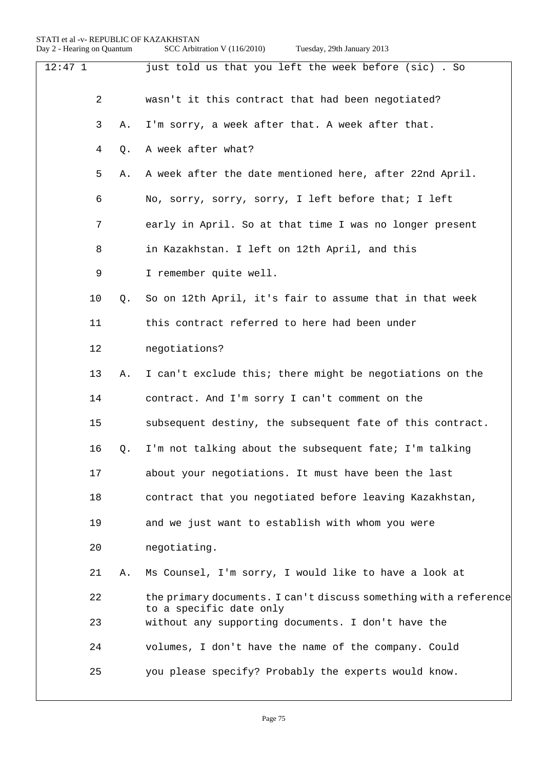12:47 1 just told us that you left the week before (sic) . So

2 wasn't it this contract that had been negotiated?

3 A. I'm sorry, a week after that. A week after that.

4 Q. A week after what?

5 A. A week after the date mentioned here, after 22nd April.

6 No, sorry, sorry, sorry, I left before that; I left

7 early in April. So at that time I was no longer present

8 in Kazakhstan. I left on 12th April, and this

9 I remember quite well.

10 Q. So on 12th April, it's fair to assume that in that week

11 this contract referred to here had been under

12 negotiations?

13 A. I can't exclude this; there might be negotiations on the

14 contract. And I'm sorry I can't comment on the

15 subsequent destiny, the subsequent fate of this contract.

16 Q. I'm not talking about the subsequent fate; I'm talking

17 about your negotiations. It must have been the last

18 contract that you negotiated before leaving Kazakhstan,

19 and we just want to establish with whom you were

20 negotiating.

21 A. Ms Counsel, I'm sorry, I would like to have a look at

22 the primary documents. I can't discuss something with a reference to a specific date only

23 without any supporting documents. I don't have the

24 volumes, I don't have the name of the company. Could

25 you please specify? Probably the experts would know.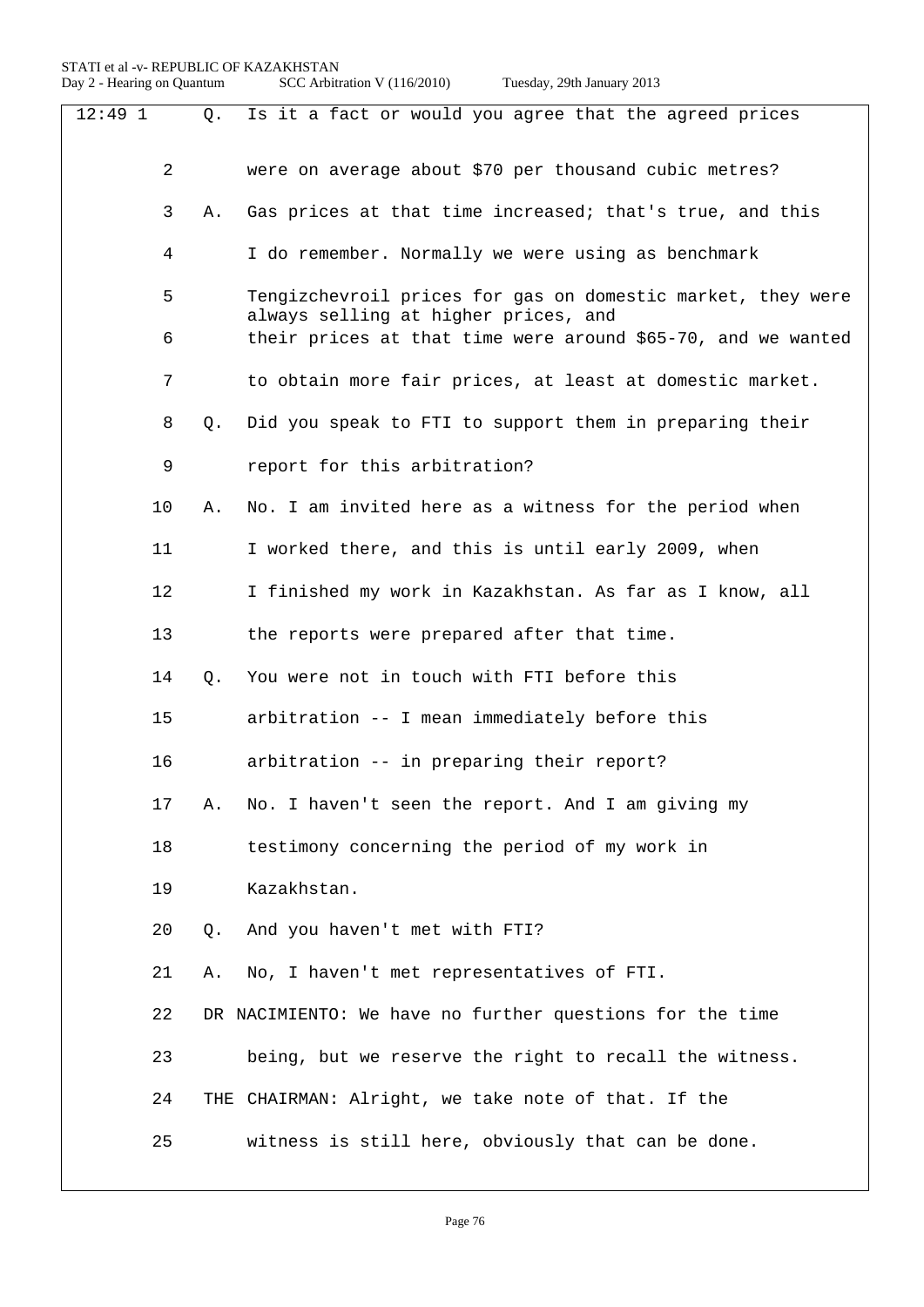12:49 1 Q. Is it a fact or would you agree that the agreed prices

2 were on average about $70 per thousand cubic metres?

3 A. Gas prices at that time increased; that's true, and this

4 I do remember. Normally we were using as benchmark

5 Tengizchevroil prices for gas on domestic market, they were always selling at higher prices, and

6 their prices at that time were around $65-70, and we wanted

7 to obtain more fair prices, at least at domestic market.

8 Q. Did you speak to FTI to support them in preparing their

9 report for this arbitration?

10 A. No. I am invited here as a witness for the period when

11 I worked there, and this is until early 2009, when

12 I finished my work in Kazakhstan. As far as I know, all

13 the reports were prepared after that time.

14 Q. You were not in touch with FTI before this

15 arbitration -- I mean immediately before this

16 arbitration -- in preparing their report?

17 A. No. I haven't seen the report. And I am giving my

18 testimony concerning the period of my work in

19 Kazakhstan.

20 Q. And you haven't met with FTI?

21 A. No, I haven't met representatives of FTI.

22 DR NACIMIENTO: We have no further questions for the time

23 being, but we reserve the right to recall the witness.

24 THE CHAIRMAN: Alright, we take note of that. If the

25 witness is still here, obviously that can be done.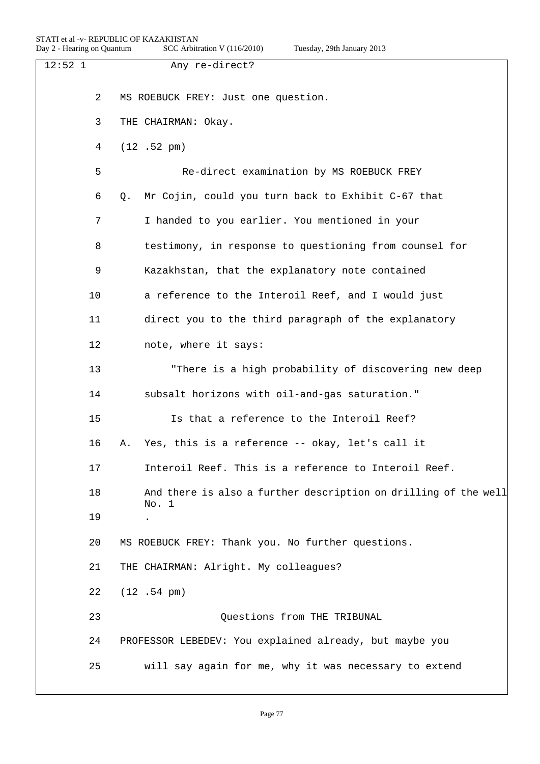12:52 1 Any re-direct?

2 MS ROEBUCK FREY: Just one question.

3 THE CHAIRMAN: Okay.

4 (12 .52 pm)

5 Re-direct examination by MS ROEBUCK FREY

6 Q. Mr Cojin, could you turn back to Exhibit C-67 that

7 I handed to you earlier. You mentioned in your

8 testimony, in response to questioning from counsel for

9 Kazakhstan, that the explanatory note contained

10 a reference to the Interoil Reef, and I would just

11 direct you to the third paragraph of the explanatory

12 note, where it says:

13 "There is a high probability of discovering new deep

14 subsalt horizons with oil-and-gas saturation."

15 Is that a reference to the Interoil Reef?

16 A. Yes, this is a reference -- okay, let's call it

17 Interoil Reef. This is a reference to Interoil Reef.

18 And there is also a further description on drilling of the well No. 1

19 .

20 MS ROEBUCK FREY: Thank you. No further questions.

21 THE CHAIRMAN: Alright. My colleagues?

22 (12 .54 pm)

23 Questions from THE TRIBUNAL

24 PROFESSOR LEBEDEV: You explained already, but maybe you

25 will say again for me, why it was necessary to extend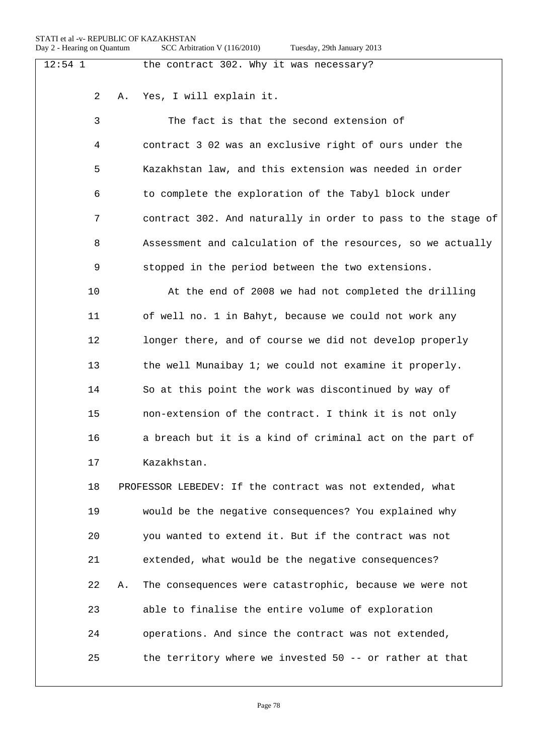12:54 1 the contract 302. Why it was necessary?

2 A. Yes, I will explain it.

3 The fact is that the second extension of

4 contract 3 02 was an exclusive right of ours under the

5 Kazakhstan law, and this extension was needed in order

6 to complete the exploration of the Tabyl block under

7 contract 302. And naturally in order to pass to the stage of

8 Assessment and calculation of the resources, so we actually

9 stopped in the period between the two extensions.

10 At the end of 2008 we had not completed the drilling

11 of well no. 1 in Bahyt, because we could not work any

12 longer there, and of course we did not develop properly

13 the well Munaibay 1; we could not examine it properly.

14 So at this point the work was discontinued by way of

15 non-extension of the contract. I think it is not only

16 a breach but it is a kind of criminal act on the part of

17 Kazakhstan.

18 PROFESSOR LEBEDEV: If the contract was not extended, what

19 would be the negative consequences? You explained why

20 you wanted to extend it. But if the contract was not

21 extended, what would be the negative consequences?

22 A. The consequences were catastrophic, because we were not

23 able to finalise the entire volume of exploration

24 operations. And since the contract was not extended,

25 the territory where we invested 50 -- or rather at that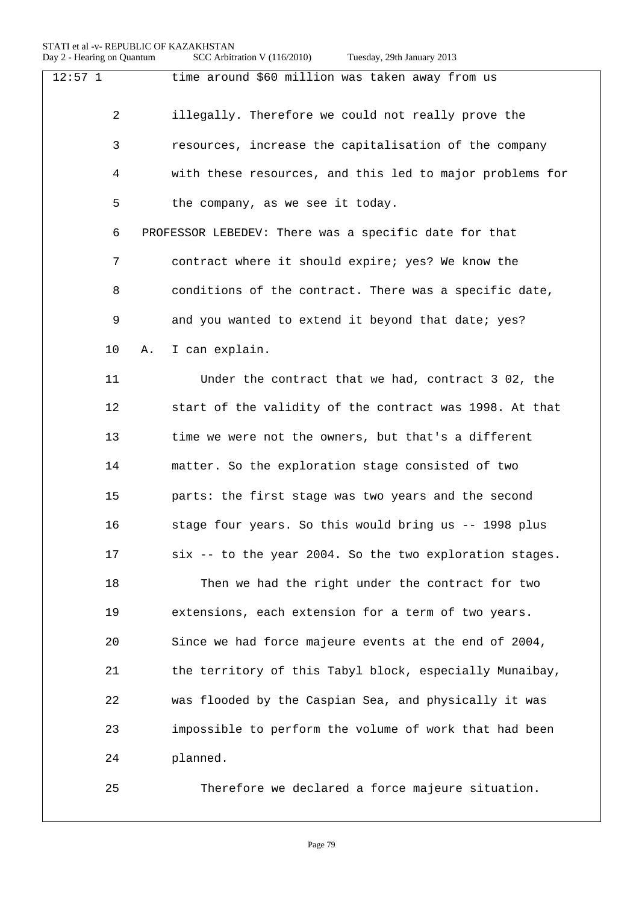12:57 1 time around $60 million was taken away from us

2 illegally. Therefore we could not really prove the

3 resources, increase the capitalisation of the company

4 with these resources, and this led to major problems for

5 the company, as we see it today.

6 PROFESSOR LEBEDEV: There was a specific date for that

7 contract where it should expire; yes? We know the

8 conditions of the contract. There was a specific date,

9 and you wanted to extend it beyond that date; yes?

10 A. I can explain.

11 Under the contract that we had, contract 3 02, the

12 start of the validity of the contract was 1998. At that

13 time we were not the owners, but that's a different

14 matter. So the exploration stage consisted of two

15 parts: the first stage was two years and the second

16 stage four years. So this would bring us -- 1998 plus

17 six -- to the year 2004. So the two exploration stages.

18 Then we had the right under the contract for two

19 extensions, each extension for a term of two years.

20 Since we had force majeure events at the end of 2004,

21 the territory of this Tabyl block, especially Munaibay,

22 was flooded by the Caspian Sea, and physically it was

23 impossible to perform the volume of work that had been

24 planned.

25 Therefore we declared a force majeure situation.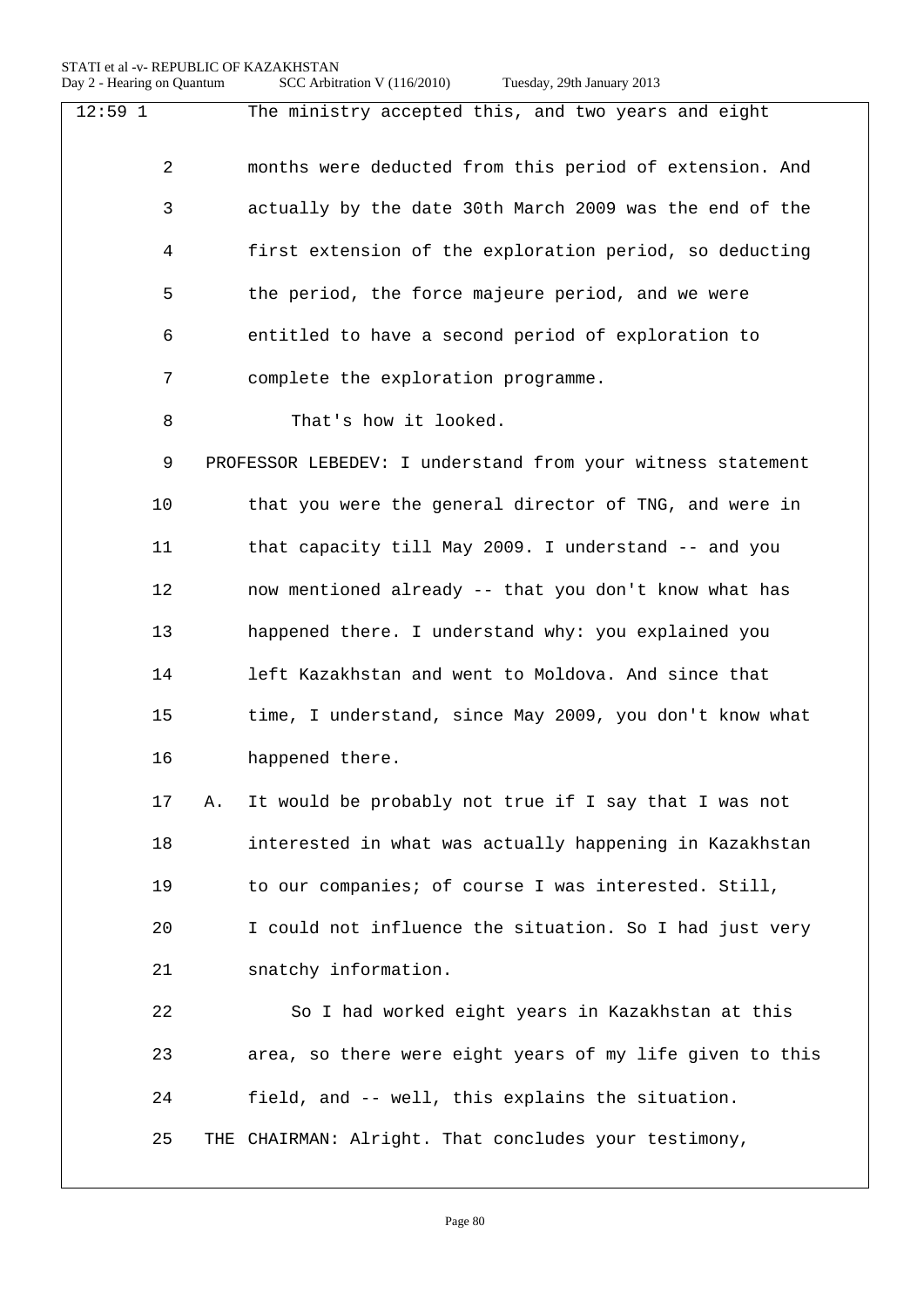12:59 1 The ministry accepted this, and two years and eight

2 months were deducted from this period of extension. And

3 actually by the date 30th March 2009 was the end of the

4 first extension of the exploration period, so deducting

5 the period, the force majeure period, and we were

6 entitled to have a second period of exploration to

7 complete the exploration programme.

8 That's how it looked.

9 PROFESSOR LEBEDEV: I understand from your witness statement

10 that you were the general director of TNG, and were in

11 that capacity till May 2009. I understand -- and you

12 now mentioned already -- that you don't know what has

13 happened there. I understand why: you explained you

14 left Kazakhstan and went to Moldova. And since that

15 time, I understand, since May 2009, you don't know what

16 happened there.

17 A. It would be probably not true if I say that I was not

18 interested in what was actually happening in Kazakhstan

19 to our companies; of course I was interested. Still,

20 I could not influence the situation. So I had just very

21 snatchy information.

22 So I had worked eight years in Kazakhstan at this

23 area, so there were eight years of my life given to this

24 field, and -- well, this explains the situation.

25 THE CHAIRMAN: Alright. That concludes your testimony,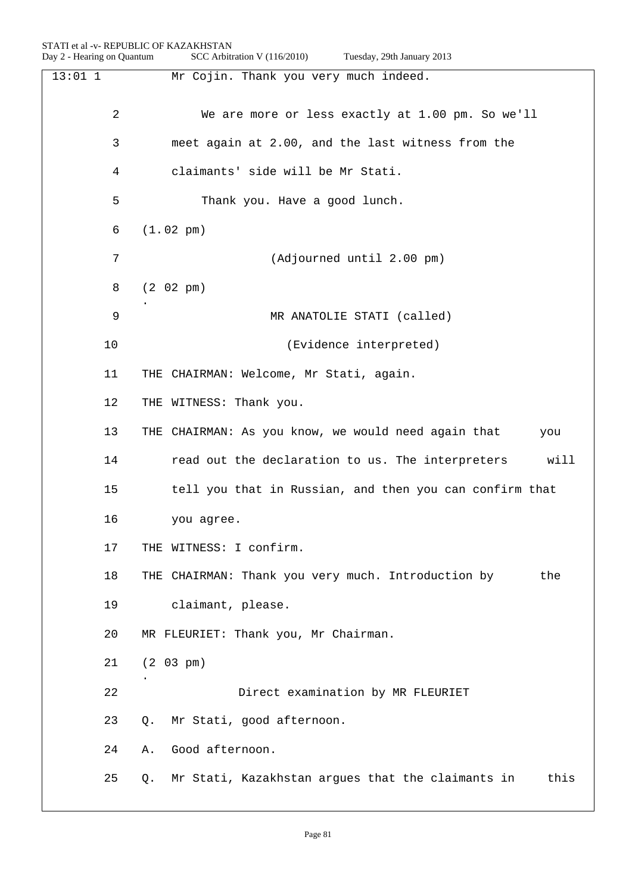13:01 1 Mr Cojin. Thank you very much indeed.

2 We are more or less exactly at 1.00 pm. So we'll

3 meet again at 2.00, and the last witness from the

4 claimants' side will be Mr Stati.

5 Thank you. Have a good lunch.

6 (1.02 pm)

7 (Adjourned until 2.00 pm)

8 (2.02 pm)

9 MR ANATOLIE STATI (called)

10 (Evidence interpreted)

11 THE CHAIRMAN: Welcome, Mr Stati, again.

12 THE WITNESS: Thank you.

13 THE CHAIRMAN: As you know, we would need again that you

14 read out the declaration to us. The interpreters will

15 tell you that in Russian, and then you can confirm that

16 you agree.

17 THE WITNESS: I confirm.

18 THE CHAIRMAN: Thank you very much. Introduction by the

19 claimant, please.

20 MR FLEURIET: Thank you, Mr Chairman.

21 (2.03 pm)

22 Direct examination by MR FLEURIET

23 Q. Mr Stati, good afternoon.

24 A. Good afternoon.

25 Q. Mr Stati, Kazakhstan argues that the claimants in this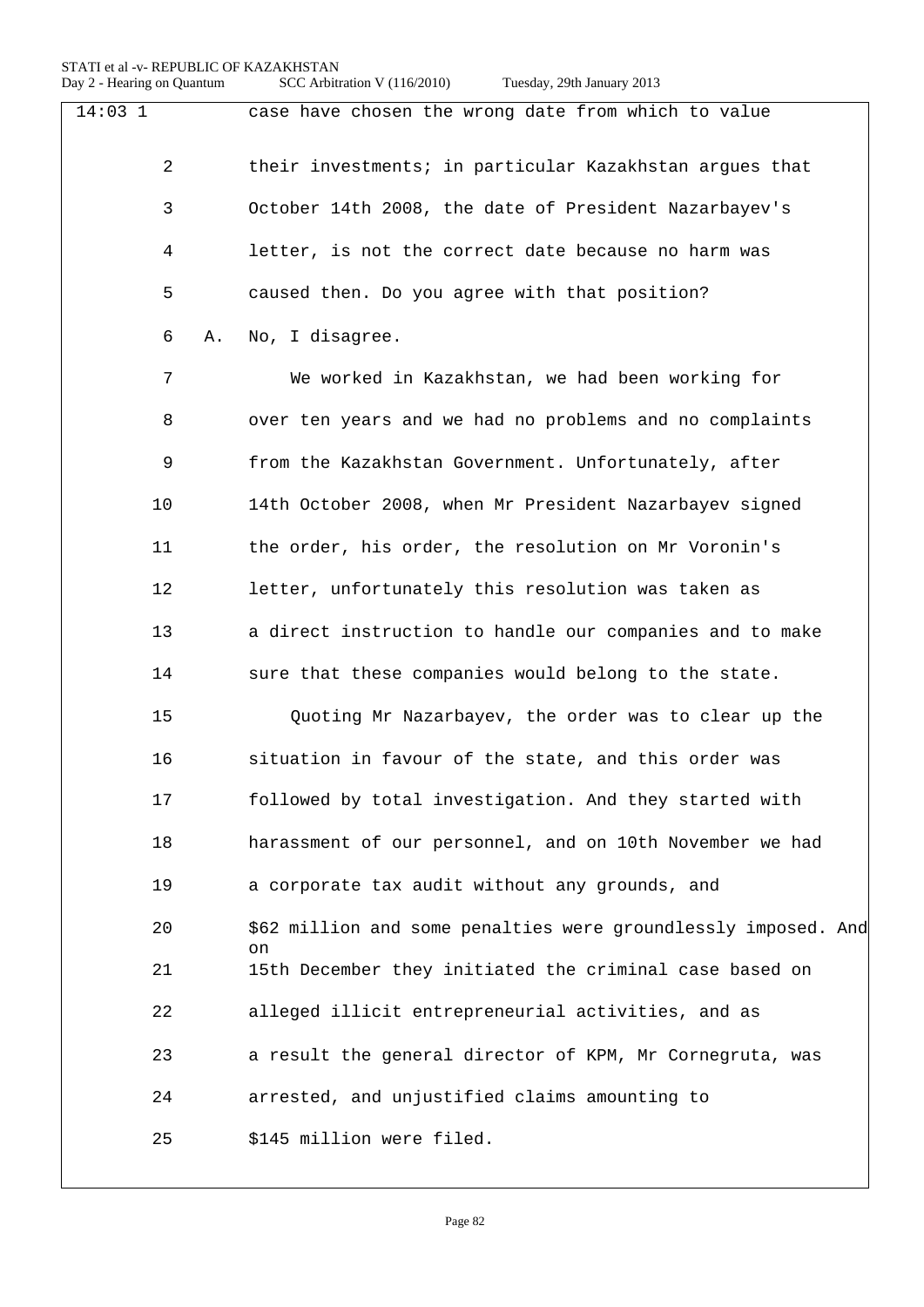14:03 1 case have chosen the wrong date from which to value

2 their investments; in particular Kazakhstan argues that

3 October 14th 2008, the date of President Nazarbayev's

4 letter, is not the correct date because no harm was

5 caused then. Do you agree with that position?

6 A. No, I disagree.

7 We worked in Kazakhstan, we had been working for

8 over ten years and we had no problems and no complaints

9 from the Kazakhstan Government. Unfortunately, after

10 14th October 2008, when Mr President Nazarbayev signed

11 the order, his order, the resolution on Mr Voronin's

12 letter, unfortunately this resolution was taken as

13 a direct instruction to handle our companies and to make

14 sure that these companies would belong to the state.

15 Quoting Mr Nazarbayev, the order was to clear up the

16 situation in favour of the state, and this order was

17 followed by total investigation. And they started with

18 harassment of our personnel, and on 10th November we had

19 a corporate tax audit without any grounds, and

20 \$62 million and some penalties were groundlessly imposed. And on

21 15th December they initiated the criminal case based on

22 alleged illicit entrepreneurial activities, and as

23 a result the general director of KPM, Mr Cornegruta, was

24 arrested, and unjustified claims amounting to

25 \$145 million were filed.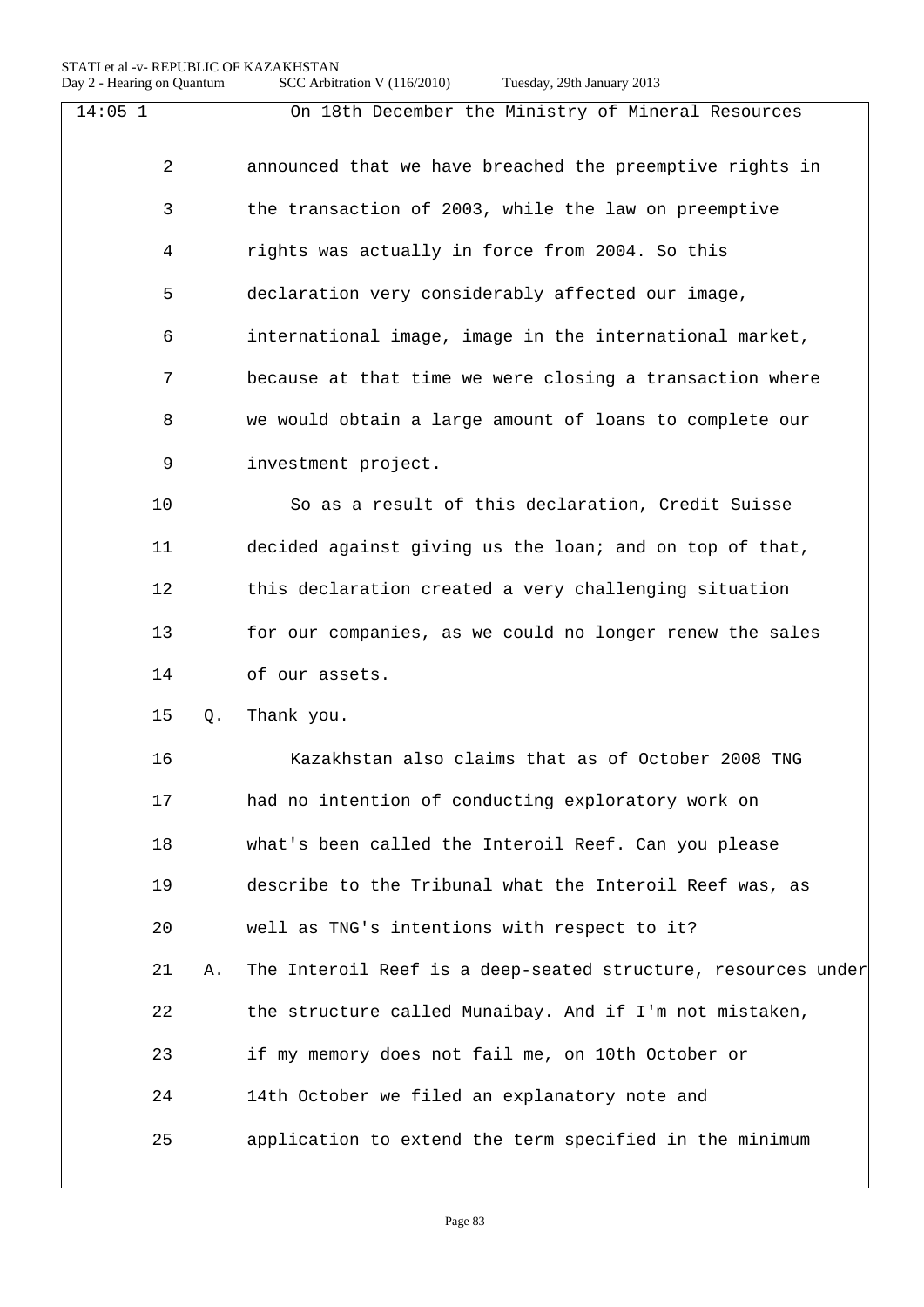14:05 1 On 18th December the Ministry of Mineral Resources

2 announced that we have breached the preemptive rights in

3 the transaction of 2003, while the law on preemptive

4 rights was actually in force from 2004. So this

5 declaration very considerably affected our image,

6 international image, image in the international market,

7 because at that time we were closing a transaction where

8 we would obtain a large amount of loans to complete our

9 investment project.

10 So as a result of this declaration, Credit Suisse

11 decided against giving us the loan; and on top of that,

12 this declaration created a very challenging situation

13 for our companies, as we could no longer renew the sales

14 of our assets.

15 Q. Thank you.

16 Kazakhstan also claims that as of October 2008 TNG

17 had no intention of conducting exploratory work on

18 what's been called the Interoil Reef. Can you please

19 describe to the Tribunal what the Interoil Reef was, as

20 well as TNG's intentions with respect to it?

21 A. The Interoil Reef is a deep-seated structure, resources under

22 the structure called Munaibay. And if I'm not mistaken,

23 if my memory does not fail me, on 10th October or

24 14th October we filed an explanatory note and

25 application to extend the term specified in the minimum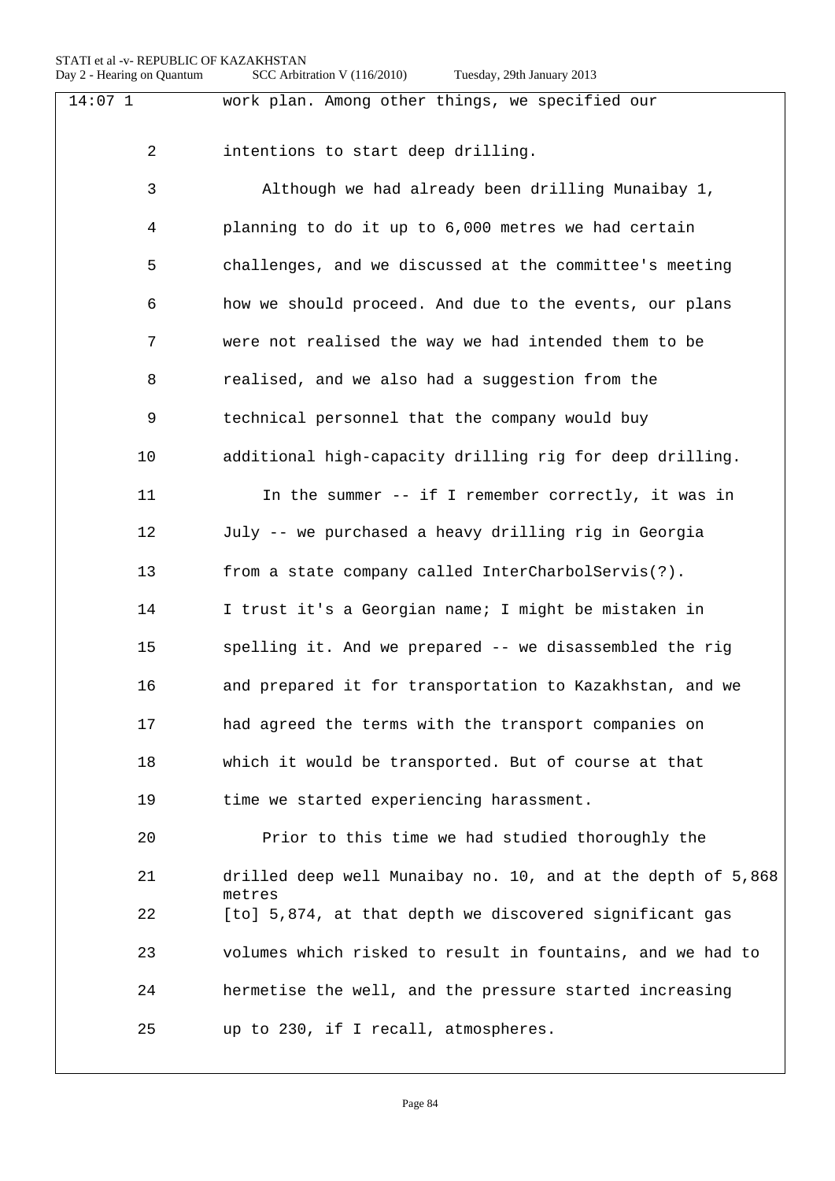work plan. Among other things, we specified our intentions to start deep drilling.

Although we had already been drilling Munaibay 1, planning to do it up to 6,000 metres we had certain challenges, and we discussed at the committee's meeting how we should proceed. And due to the events, our plans were not realised the way we had intended them to be realised, and we also had a suggestion from the technical personnel that the company would buy additional high-capacity drilling rig for deep drilling.

In the summer -- if I remember correctly, it was in July -- we purchased a heavy drilling rig in Georgia from a state company called InterCharbolServis(?). I trust it's a Georgian name; I might be mistaken in spelling it. And we prepared -- we disassembled the rig and prepared it for transportation to Kazakhstan, and we had agreed the terms with the transport companies on which it would be transported. But of course at that time we started experiencing harassment.

Prior to this time we had studied thoroughly the drilled deep well Munaibay no. 10, and at the depth of 5,868 metres [to] 5,874, at that depth we discovered significant gas volumes which risked to result in fountains, and we had to hermetise the well, and the pressure started increasing up to 230, if I recall, atmospheres.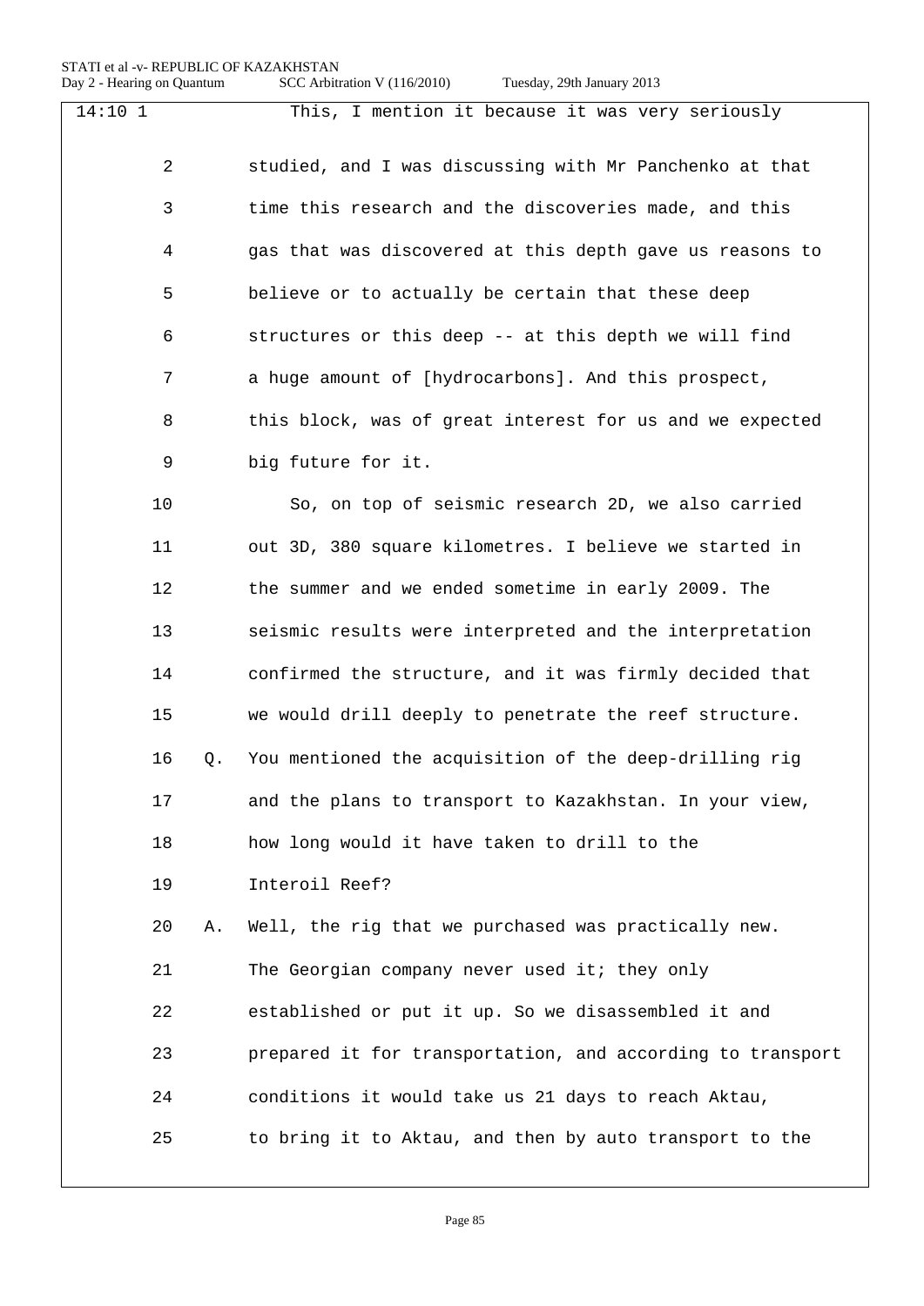14:10 1 This, I mention it because it was very seriously

2 studied, and I was discussing with Mr Panchenko at that

3 time this research and the discoveries made, and this

4 gas that was discovered at this depth gave us reasons to

5 believe or to actually be certain that these deep

6 structures or this deep -- at this depth we will find

7 a huge amount of [hydrocarbons]. And this prospect,

8 this block, was of great interest for us and we expected

9 big future for it.

10 So, on top of seismic research 2D, we also carried

11 out 3D, 380 square kilometres. I believe we started in

12 the summer and we ended sometime in early 2009. The

13 seismic results were interpreted and the interpretation

14 confirmed the structure, and it was firmly decided that

15 we would drill deeply to penetrate the reef structure.

16 Q. You mentioned the acquisition of the deep-drilling rig

17 and the plans to transport to Kazakhstan. In your view,

18 how long would it have taken to drill to the

19 Interoil Reef?

20 A. Well, the rig that we purchased was practically new.

21 The Georgian company never used it; they only

22 established or put it up. So we disassembled it and

23 prepared it for transportation, and according to transport

24 conditions it would take us 21 days to reach Aktau,

25 to bring it to Aktau, and then by auto transport to the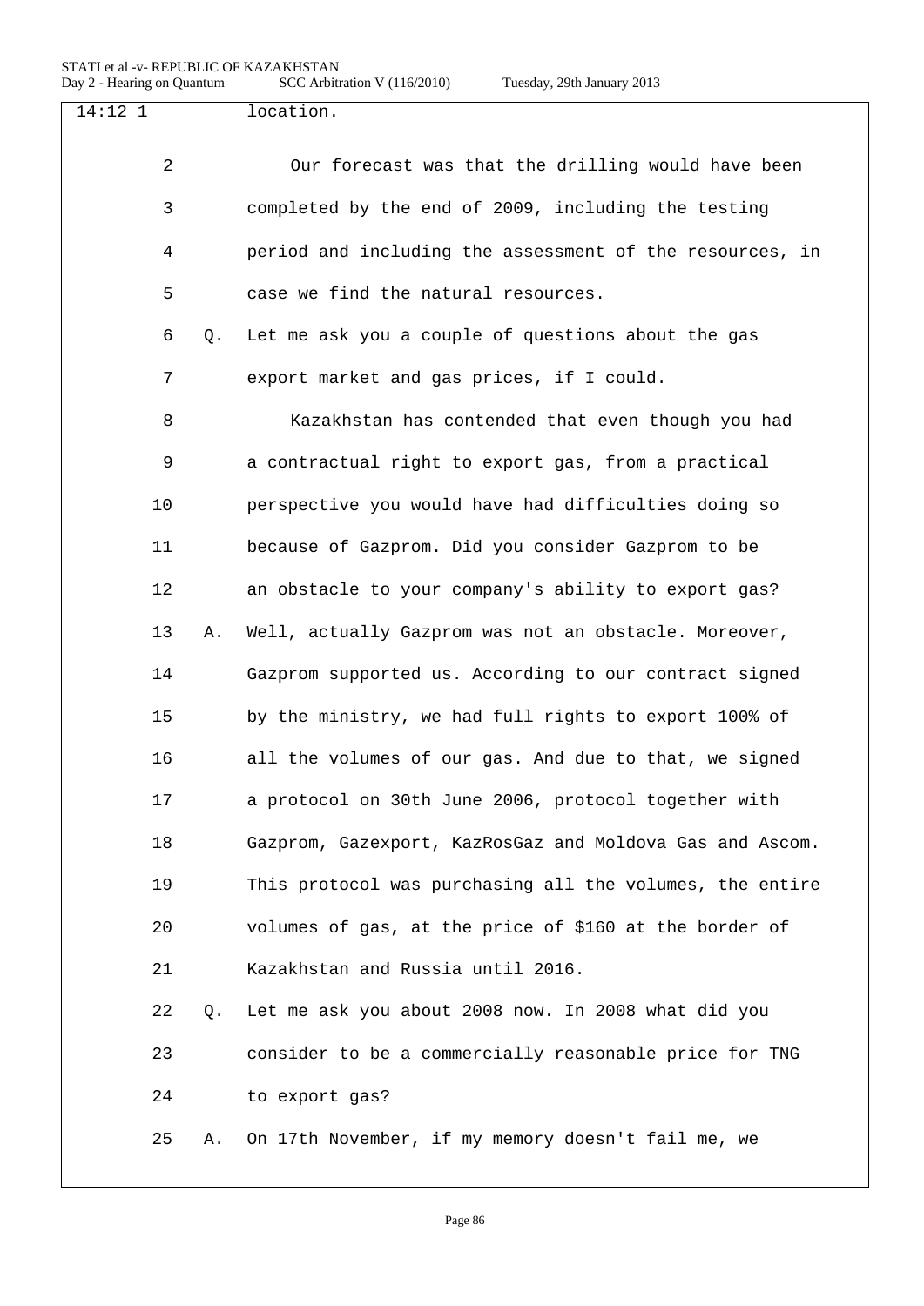location.

Our forecast was that the drilling would have been completed by the end of 2009, including the testing period and including the assessment of the resources, in case we find the natural resources.

Q. Let me ask you a couple of questions about the gas export market and gas prices, if I could.

Kazakhstan has contended that even though you had a contractual right to export gas, from a practical perspective you would have had difficulties doing so because of Gazprom. Did you consider Gazprom to be an obstacle to your company's ability to export gas?

A. Well, actually Gazprom was not an obstacle. Moreover, Gazprom supported us. According to our contract signed by the ministry, we had full rights to export 100% of all the volumes of our gas. And due to that, we signed a protocol on 30th June 2006, protocol together with Gazprom, Gazexport, KazRosGaz and Moldova Gas and Ascom. This protocol was purchasing all the volumes, the entire volumes of gas, at the price of $160 at the border of Kazakhstan and Russia until 2016.

Q. Let me ask you about 2008 now. In 2008 what did you consider to be a commercially reasonable price for TNG to export gas?

A. On 17th November, if my memory doesn't fail me, we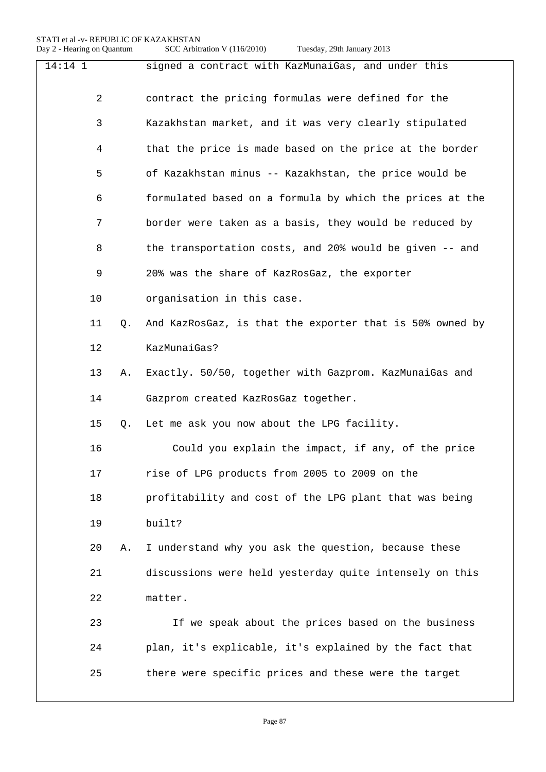14:14 1 signed a contract with KazMunaiGas, and under this
2 contract the pricing formulas were defined for the
3 Kazakhstan market, and it was very clearly stipulated
4 that the price is made based on the price at the border
5 of Kazakhstan minus -- Kazakhstan, the price would be
6 formulated based on a formula by which the prices at the
7 border were taken as a basis, they would be reduced by
8 the transportation costs, and 20% would be given -- and
9 20% was the share of KazRosGaz, the exporter
10 organisation in this case.
11 Q. And KazRosGaz, is that the exporter that is 50% owned by
12 KazMunaiGas?
13 A. Exactly. 50/50, together with Gazprom. KazMunaiGas and
14 Gazprom created KazRosGaz together.
15 Q. Let me ask you now about the LPG facility.
16 Could you explain the impact, if any, of the price
17 rise of LPG products from 2005 to 2009 on the
18 profitability and cost of the LPG plant that was being
19 built?
20 A. I understand why you ask the question, because these
21 discussions were held yesterday quite intensely on this
22 matter.
23 If we speak about the prices based on the business
24 plan, it's explicable, it's explained by the fact that
25 there were specific prices and these were the target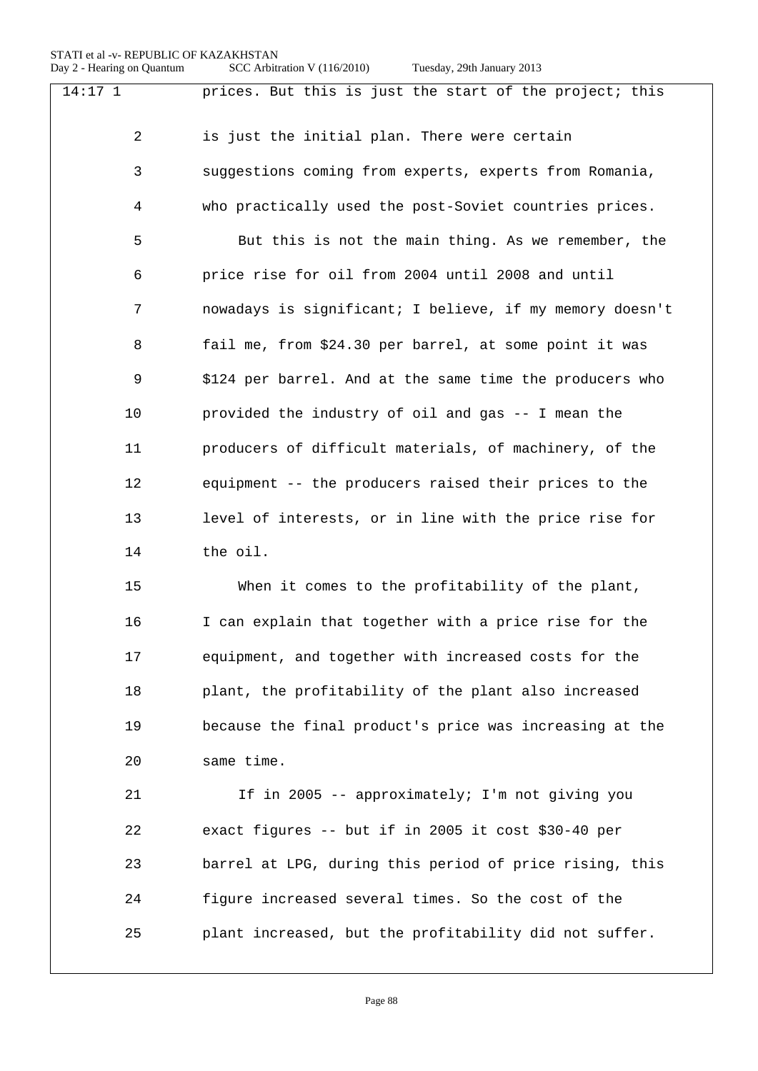14:17 1 prices. But this is just the start of the project; this
2 is just the initial plan. There were certain
3 suggestions coming from experts, experts from Romania,
4 who practically used the post-Soviet countries prices.
5 But this is not the main thing. As we remember, the
6 price rise for oil from 2004 until 2008 and until
7 nowadays is significant; I believe, if my memory doesn't
8 fail me, from $24.30 per barrel, at some point it was
9 $124 per barrel. And at the same time the producers who
10 provided the industry of oil and gas -- I mean the
11 producers of difficult materials, of machinery, of the
12 equipment -- the producers raised their prices to the
13 level of interests, or in line with the price rise for
14 the oil.
15 When it comes to the profitability of the plant,
16 I can explain that together with a price rise for the
17 equipment, and together with increased costs for the
18 plant, the profitability of the plant also increased
19 because the final product's price was increasing at the
20 same time.
21 If in 2005 -- approximately; I'm not giving you
22 exact figures -- but if in 2005 it cost $30-40 per
23 barrel at LPG, during this period of price rising, this
24 figure increased several times. So the cost of the
25 plant increased, but the profitability did not suffer.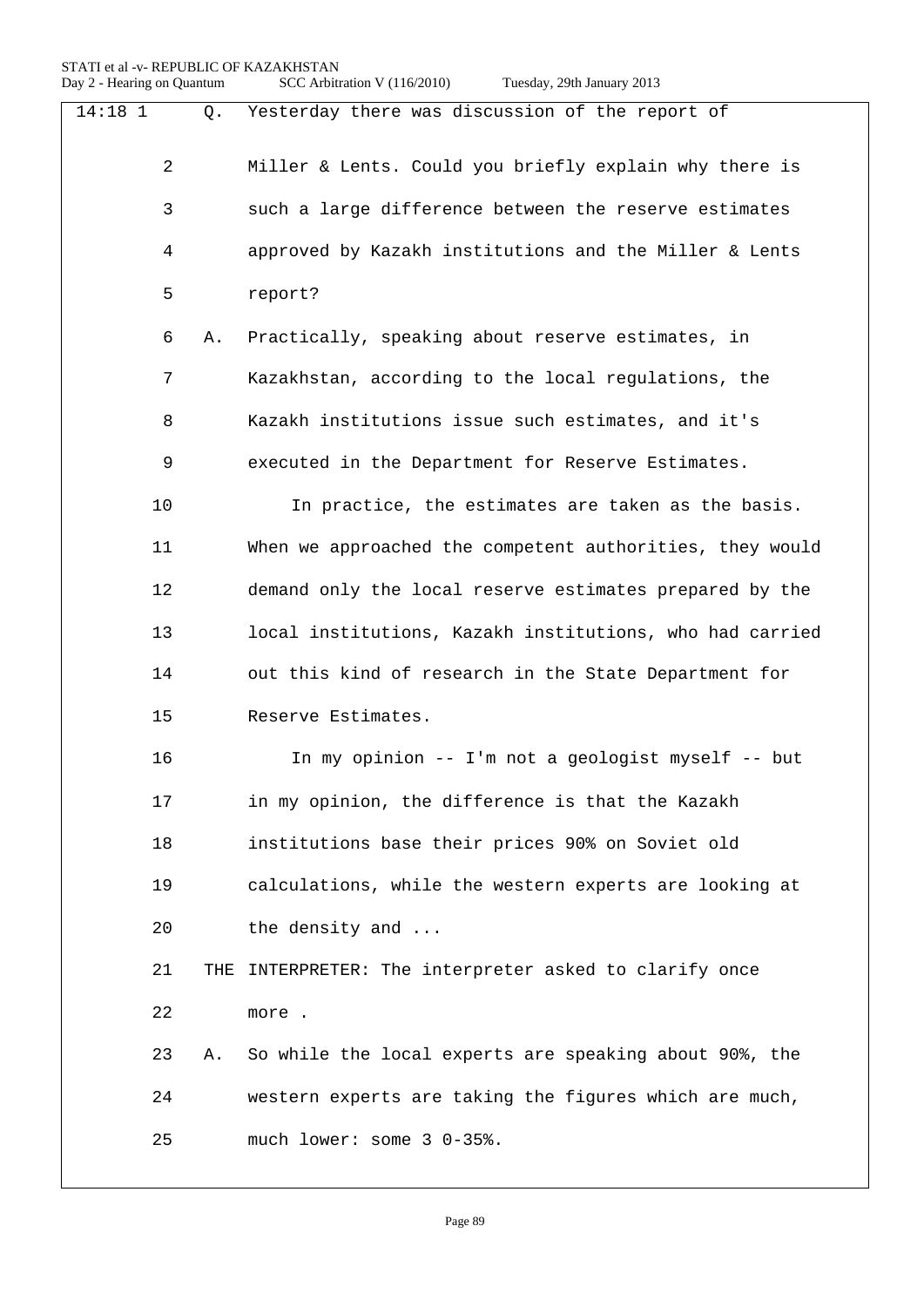14:18 1 Q. Yesterday there was discussion of the report of

2 Miller & Lents. Could you briefly explain why there is

3 such a large difference between the reserve estimates

4 approved by Kazakh institutions and the Miller & Lents

5 report?

6 A. Practically, speaking about reserve estimates, in

7 Kazakhstan, according to the local regulations, the

8 Kazakh institutions issue such estimates, and it's

9 executed in the Department for Reserve Estimates.

10 In practice, the estimates are taken as the basis.

11 When we approached the competent authorities, they would

12 demand only the local reserve estimates prepared by the

13 local institutions, Kazakh institutions, who had carried

14 out this kind of research in the State Department for

15 Reserve Estimates.

16 In my opinion -- I'm not a geologist myself -- but

17 in my opinion, the difference is that the Kazakh

18 institutions base their prices 90% on Soviet old

19 calculations, while the western experts are looking at

20 the density and ...

21 THE INTERPRETER: The interpreter asked to clarify once

22 more .

23 A. So while the local experts are speaking about 90%, the

24 western experts are taking the figures which are much,

25 much lower: some 3 0-35%.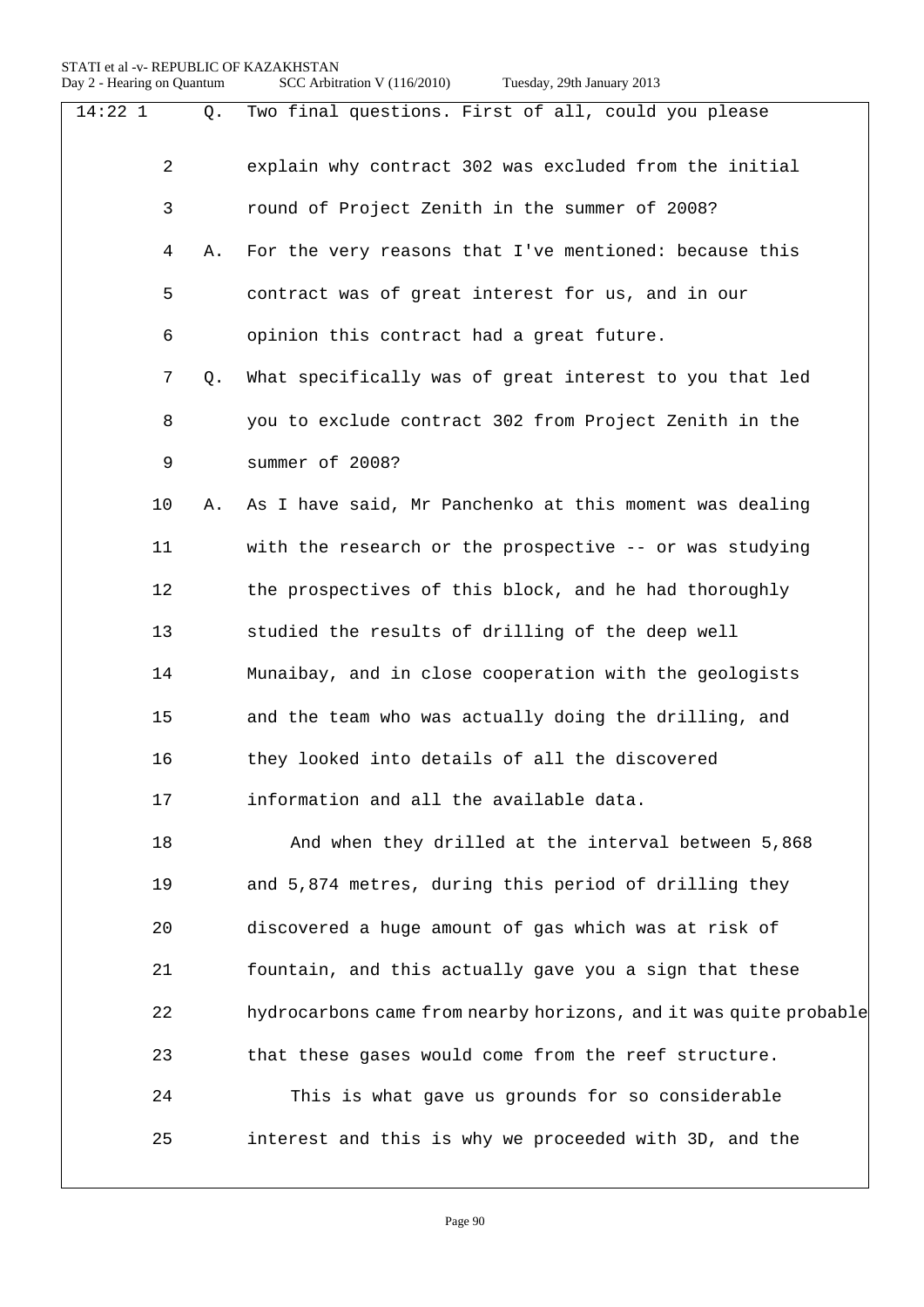14:22 1 Q. Two final questions. First of all, could you please

2 explain why contract 302 was excluded from the initial

3 round of Project Zenith in the summer of 2008?

4 A. For the very reasons that I've mentioned: because this

5 contract was of great interest for us, and in our

6 opinion this contract had a great future.

7 Q. What specifically was of great interest to you that led

8 you to exclude contract 302 from Project Zenith in the

9 summer of 2008?

10 A. As I have said, Mr Panchenko at this moment was dealing

11 with the research or the prospective -- or was studying

12 the prospectives of this block, and he had thoroughly

13 studied the results of drilling of the deep well

14 Munaibay, and in close cooperation with the geologists

15 and the team who was actually doing the drilling, and

16 they looked into details of all the discovered

17 information and all the available data.

18 And when they drilled at the interval between 5,868

19 and 5,874 metres, during this period of drilling they

20 discovered a huge amount of gas which was at risk of

21 fountain, and this actually gave you a sign that these

22 hydrocarbons came from nearby horizons, and it was quite probable

23 that these gases would come from the reef structure.

24 This is what gave us grounds for so considerable

25 interest and this is why we proceeded with 3D, and the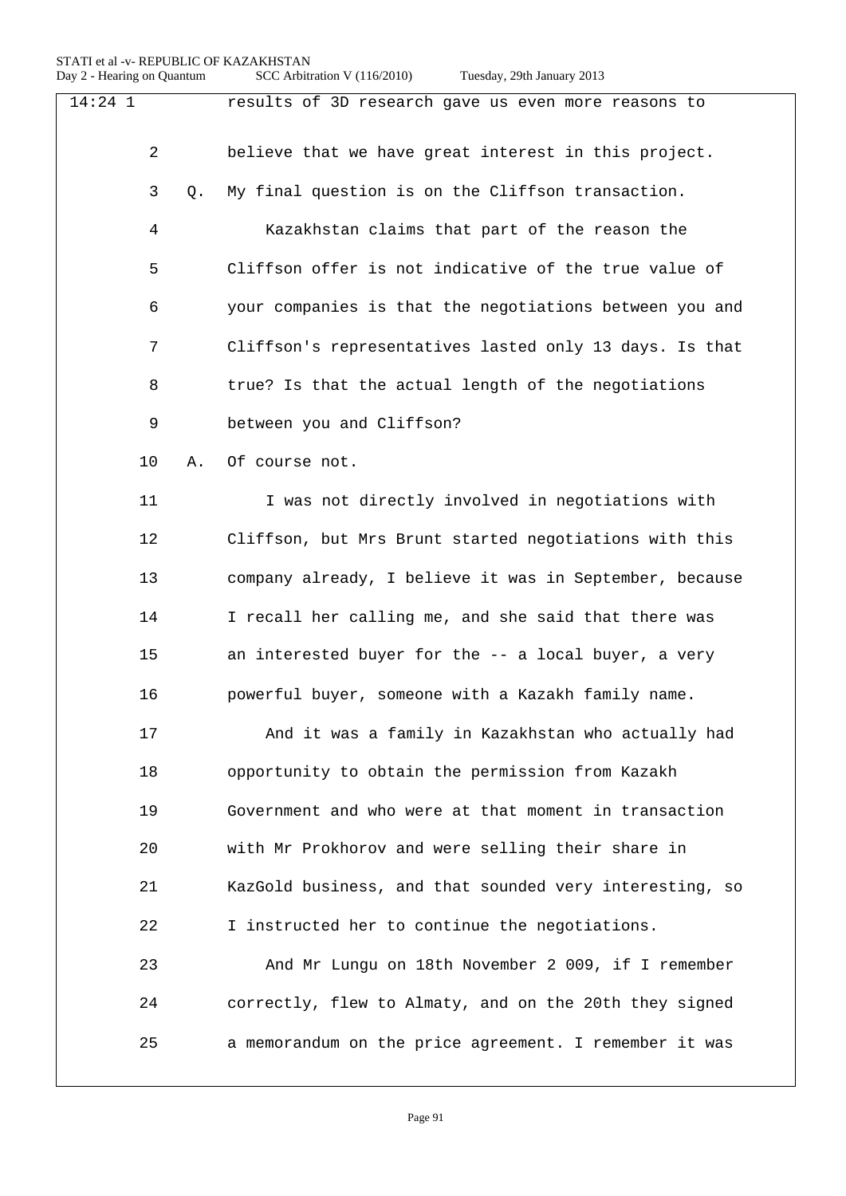14:24 1 results of 3D research gave us even more reasons to

2 believe that we have great interest in this project.

3 Q. My final question is on the Cliffson transaction.

4 Kazakhstan claims that part of the reason the

5 Cliffson offer is not indicative of the true value of

6 your companies is that the negotiations between you and

7 Cliffson's representatives lasted only 13 days. Is that

8 true? Is that the actual length of the negotiations

9 between you and Cliffson?

10 A. Of course not.

11 I was not directly involved in negotiations with

12 Cliffson, but Mrs Brunt started negotiations with this

13 company already, I believe it was in September, because

14 I recall her calling me, and she said that there was

15 an interested buyer for the -- a local buyer, a very

16 powerful buyer, someone with a Kazakh family name.

17 And it was a family in Kazakhstan who actually had

18 opportunity to obtain the permission from Kazakh

19 Government and who were at that moment in transaction

20 with Mr Prokhorov and were selling their share in

21 KazGold business, and that sounded very interesting, so

22 I instructed her to continue the negotiations.

23 And Mr Lungu on 18th November 2 009, if I remember

24 correctly, flew to Almaty, and on the 20th they signed

25 a memorandum on the price agreement. I remember it was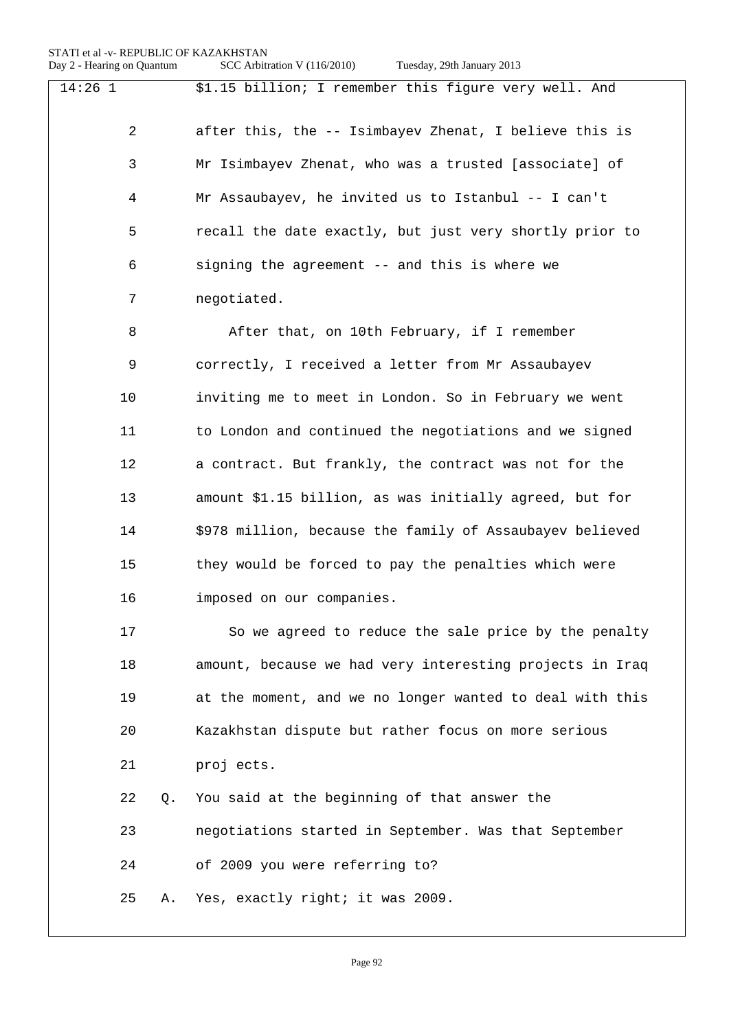14:26 1 $1.15 billion; I remember this figure very well. And

2 after this, the -- Isimbayev Zhenat, I believe this is

3 Mr Isimbayev Zhenat, who was a trusted [associate] of

4 Mr Assaubayev, he invited us to Istanbul -- I can't

5 recall the date exactly, but just very shortly prior to

6 signing the agreement -- and this is where we

7 negotiated.

8 After that, on 10th February, if I remember

9 correctly, I received a letter from Mr Assaubayev

10 inviting me to meet in London. So in February we went

11 to London and continued the negotiations and we signed

12 a contract. But frankly, the contract was not for the

13 amount $1.15 billion, as was initially agreed, but for

14 $978 million, because the family of Assaubayev believed

15 they would be forced to pay the penalties which were

16 imposed on our companies.

17 So we agreed to reduce the sale price by the penalty

18 amount, because we had very interesting projects in Iraq

19 at the moment, and we no longer wanted to deal with this

20 Kazakhstan dispute but rather focus on more serious

21 proj ects.

22 Q. You said at the beginning of that answer the

23 negotiations started in September. Was that September

24 of 2009 you were referring to?

25 A. Yes, exactly right; it was 2009.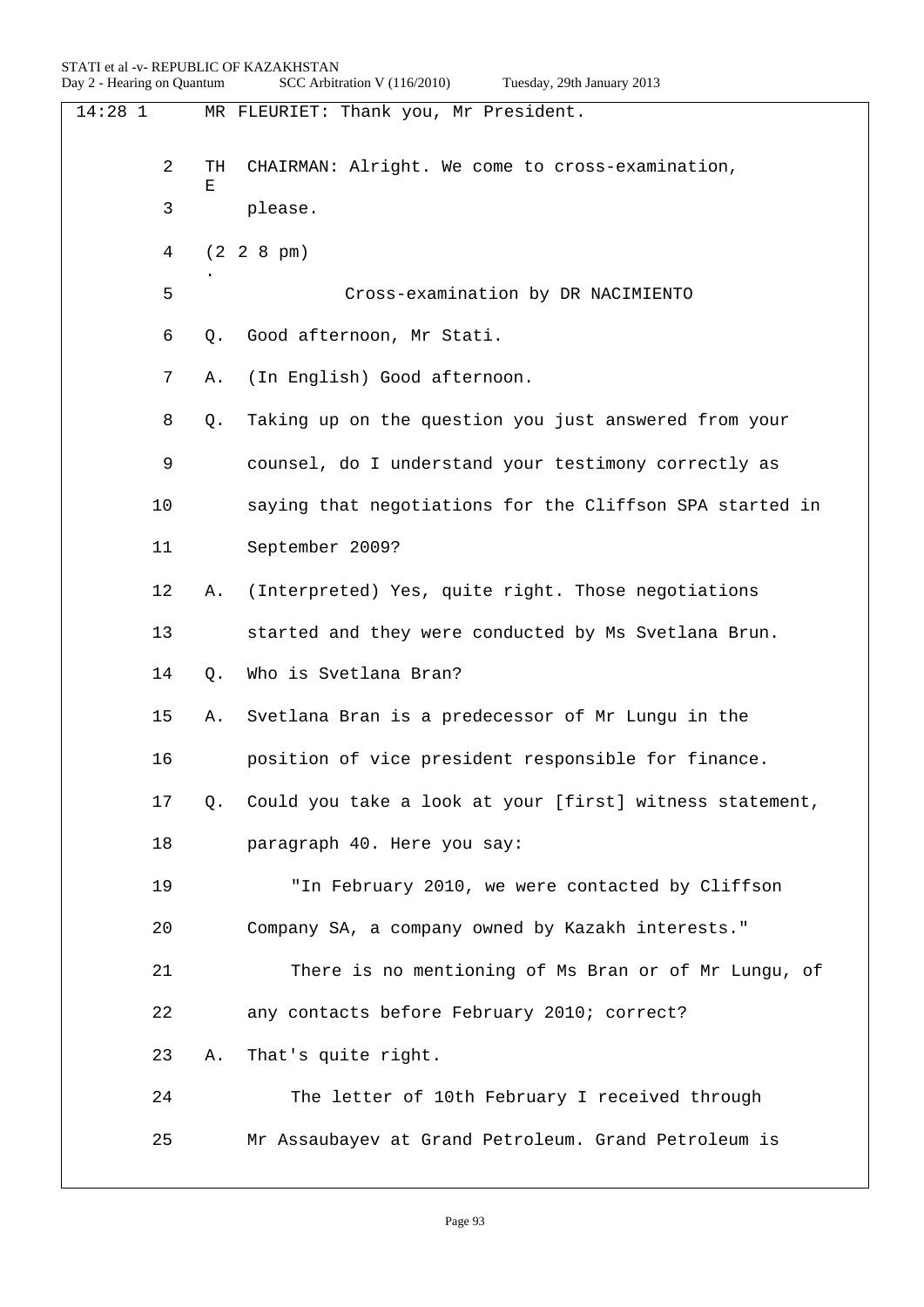14:28 1 MR FLEURIET: Thank you, Mr President.

2 THE CHAIRMAN: Alright. We come to cross-examination,

3 please.

4 (2.28 pm)

5 Cross-examination by DR NACIMIENTO

6 Q. Good afternoon, Mr Stati.

7 A. (In English) Good afternoon.

8 Q. Taking up on the question you just answered from your

9 counsel, do I understand your testimony correctly as

10 saying that negotiations for the Cliffson SPA started in

11 September 2009?

12 A. (Interpreted) Yes, quite right. Those negotiations

13 started and they were conducted by Ms Svetlana Brun.

14 Q. Who is Svetlana Bran?

15 A. Svetlana Bran is a predecessor of Mr Lungu in the

16 position of vice president responsible for finance.

17 Q. Could you take a look at your [first] witness statement,

18 paragraph 40. Here you say:

19 "In February 2010, we were contacted by Cliffson

20 Company SA, a company owned by Kazakh interests."

21 There is no mentioning of Ms Bran or of Mr Lungu, of

22 any contacts before February 2010; correct?

23 A. That's quite right.

24 The letter of 10th February I received through

25 Mr Assaubayev at Grand Petroleum. Grand Petroleum is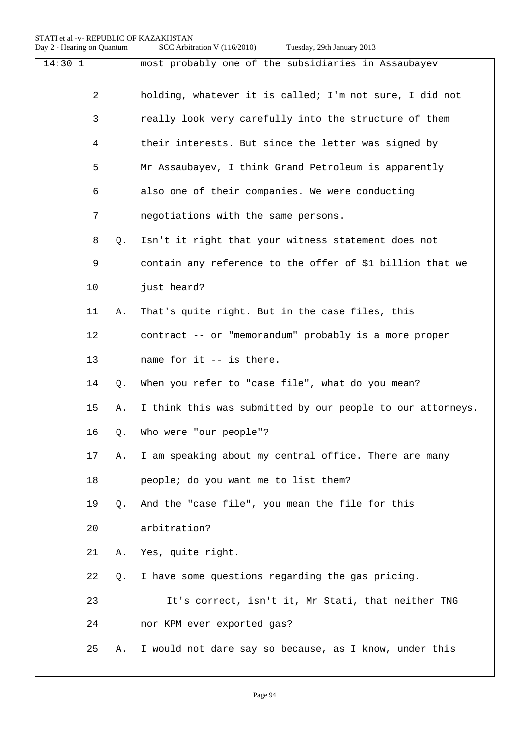14:30 1 most probably one of the subsidiaries in Assaubayev

2 holding, whatever it is called; I'm not sure, I did not

3 really look very carefully into the structure of them

4 their interests. But since the letter was signed by

5 Mr Assaubayev, I think Grand Petroleum is apparently

6 also one of their companies. We were conducting

7 negotiations with the same persons.

8 Q. Isn't it right that your witness statement does not

9 contain any reference to the offer of $1 billion that we

10 just heard?

11 A. That's quite right. But in the case files, this

12 contract -- or "memorandum" probably is a more proper

13 name for it -- is there.

14 Q. When you refer to "case file", what do you mean?

15 A. I think this was submitted by our people to our attorneys.

16 Q. Who were "our people"?

17 A. I am speaking about my central office. There are many

18 people; do you want me to list them?

19 Q. And the "case file", you mean the file for this

20 arbitration?

21 A. Yes, quite right.

22 Q. I have some questions regarding the gas pricing.

23 It's correct, isn't it, Mr Stati, that neither TNG

24 nor KPM ever exported gas?

25 A. I would not dare say so because, as I know, under this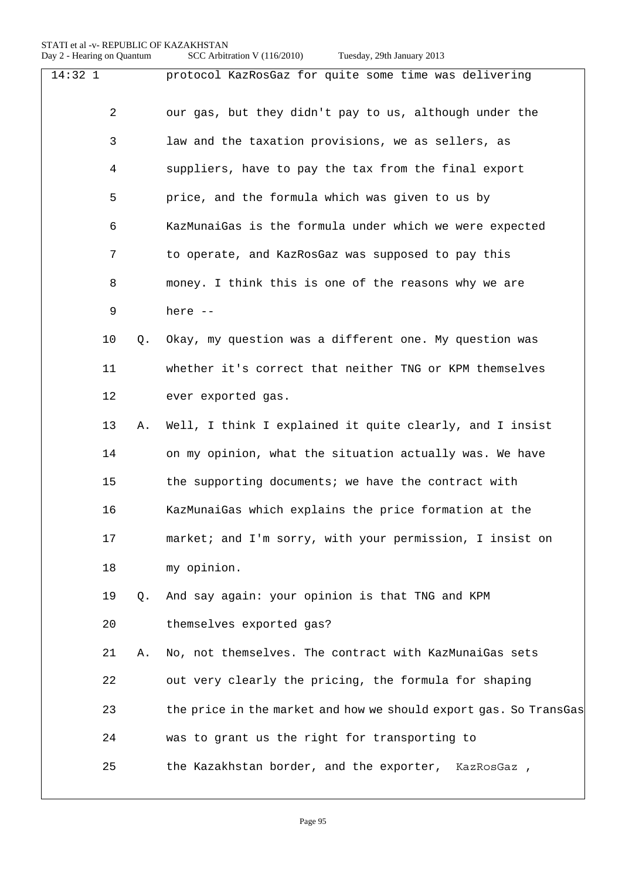14:32 1 protocol KazRosGaz for quite some time was delivering

2 our gas, but they didn't pay to us, although under the

3 law and the taxation provisions, we as sellers, as

4 suppliers, have to pay the tax from the final export

5 price, and the formula which was given to us by

6 KazMunaiGas is the formula under which we were expected

7 to operate, and KazRosGaz was supposed to pay this

8 money. I think this is one of the reasons why we are

9 here --

10 Q. Okay, my question was a different one. My question was

11 whether it's correct that neither TNG or KPM themselves

12 ever exported gas.

13 A. Well, I think I explained it quite clearly, and I insist

14 on my opinion, what the situation actually was. We have

15 the supporting documents; we have the contract with

16 KazMunaiGas which explains the price formation at the

17 market; and I'm sorry, with your permission, I insist on

18 my opinion.

19 Q. And say again: your opinion is that TNG and KPM

20 themselves exported gas?

21 A. No, not themselves. The contract with KazMunaiGas sets

22 out very clearly the pricing, the formula for shaping

23 the price in the market and how we should export gas. So TransGas

24 was to grant us the right for transporting to

25 the Kazakhstan border, and the exporter, KazRosGaz ,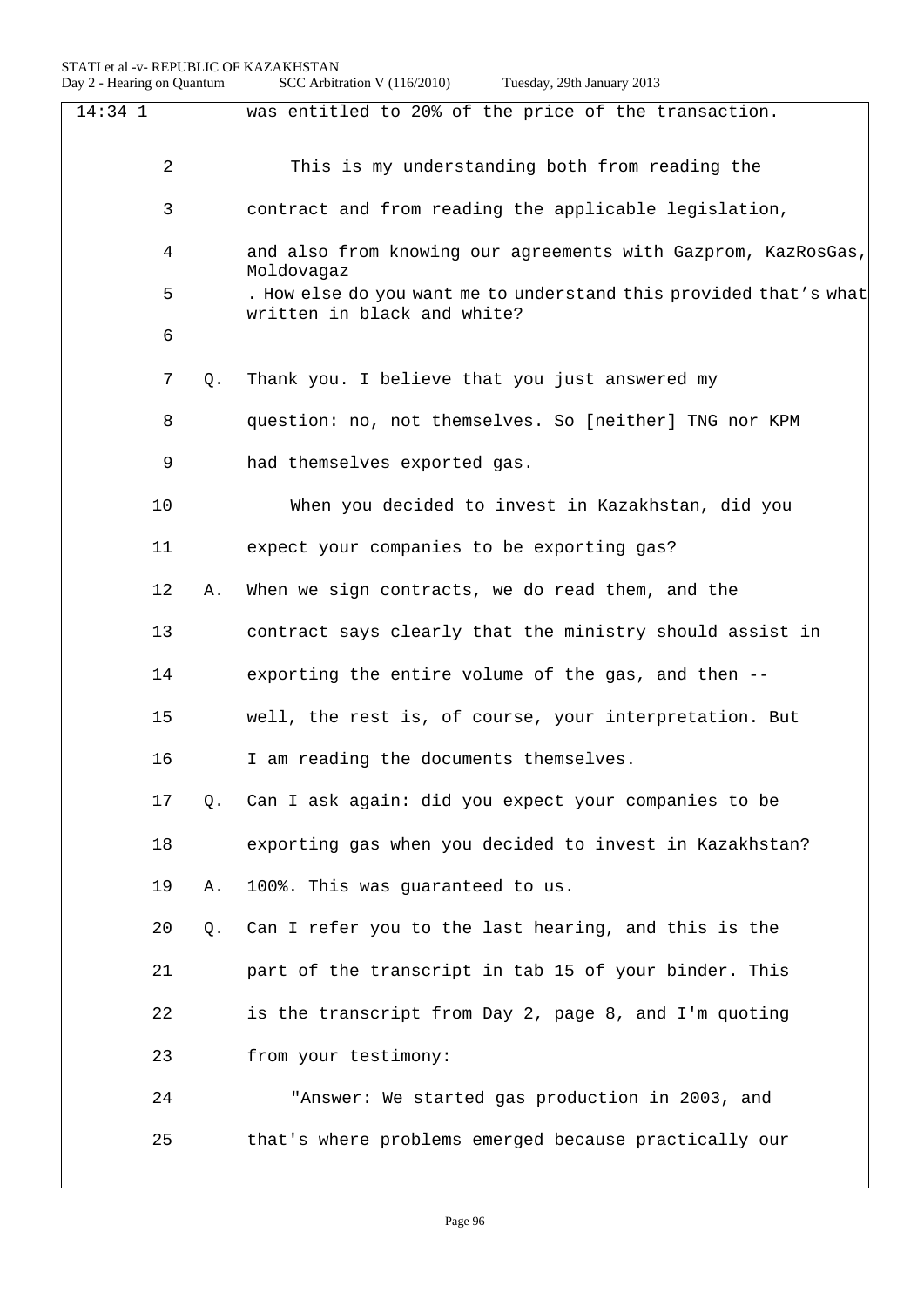14:34 1 was entitled to 20% of the price of the transaction.

2 This is my understanding both from reading the

3 contract and from reading the applicable legislation,

4 and also from knowing our agreements with Gazprom, KazRosGas, Moldovagaz

5 . How else do you want me to understand this provided that's what written in black and white?

6

7 Q. Thank you. I believe that you just answered my

8 question: no, not themselves. So [neither] TNG nor KPM

9 had themselves exported gas.

10 When you decided to invest in Kazakhstan, did you

11 expect your companies to be exporting gas?

12 A. When we sign contracts, we do read them, and the

13 contract says clearly that the ministry should assist in

14 exporting the entire volume of the gas, and then --

15 well, the rest is, of course, your interpretation. But

16 I am reading the documents themselves.

17 Q. Can I ask again: did you expect your companies to be

18 exporting gas when you decided to invest in Kazakhstan?

19 A. 100%. This was guaranteed to us.

20 Q. Can I refer you to the last hearing, and this is the

21 part of the transcript in tab 15 of your binder. This

22 is the transcript from Day 2, page 8, and I'm quoting

23 from your testimony:

24 "Answer: We started gas production in 2003, and

25 that's where problems emerged because practically our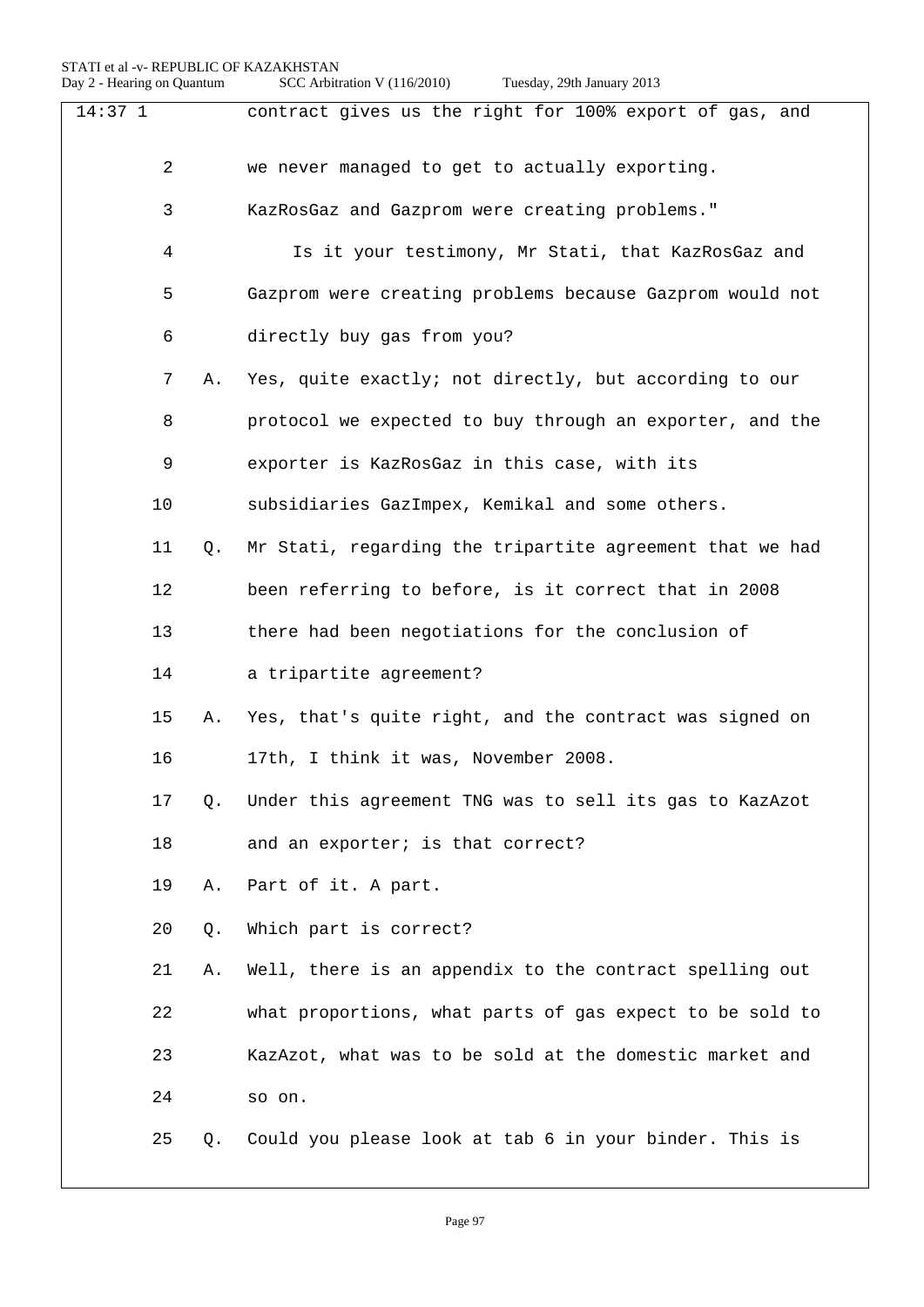14:37 1 contract gives us the right for 100% export of gas, and

2 we never managed to get to actually exporting.

3 KazRosGaz and Gazprom were creating problems."

4 Is it your testimony, Mr Stati, that KazRosGaz and

5 Gazprom were creating problems because Gazprom would not

6 directly buy gas from you?

7 A. Yes, quite exactly; not directly, but according to our

8 protocol we expected to buy through an exporter, and the

9 exporter is KazRosGaz in this case, with its

10 subsidiaries GazImpex, Kemikal and some others.

11 Q. Mr Stati, regarding the tripartite agreement that we had

12 been referring to before, is it correct that in 2008

13 there had been negotiations for the conclusion of

14 a tripartite agreement?

15 A. Yes, that's quite right, and the contract was signed on

16 17th, I think it was, November 2008.

17 Q. Under this agreement TNG was to sell its gas to KazAzot

18 and an exporter; is that correct?

19 A. Part of it. A part.

20 Q. Which part is correct?

21 A. Well, there is an appendix to the contract spelling out

22 what proportions, what parts of gas expect to be sold to

23 KazAzot, what was to be sold at the domestic market and

24 so on.

25 Q. Could you please look at tab 6 in your binder. This is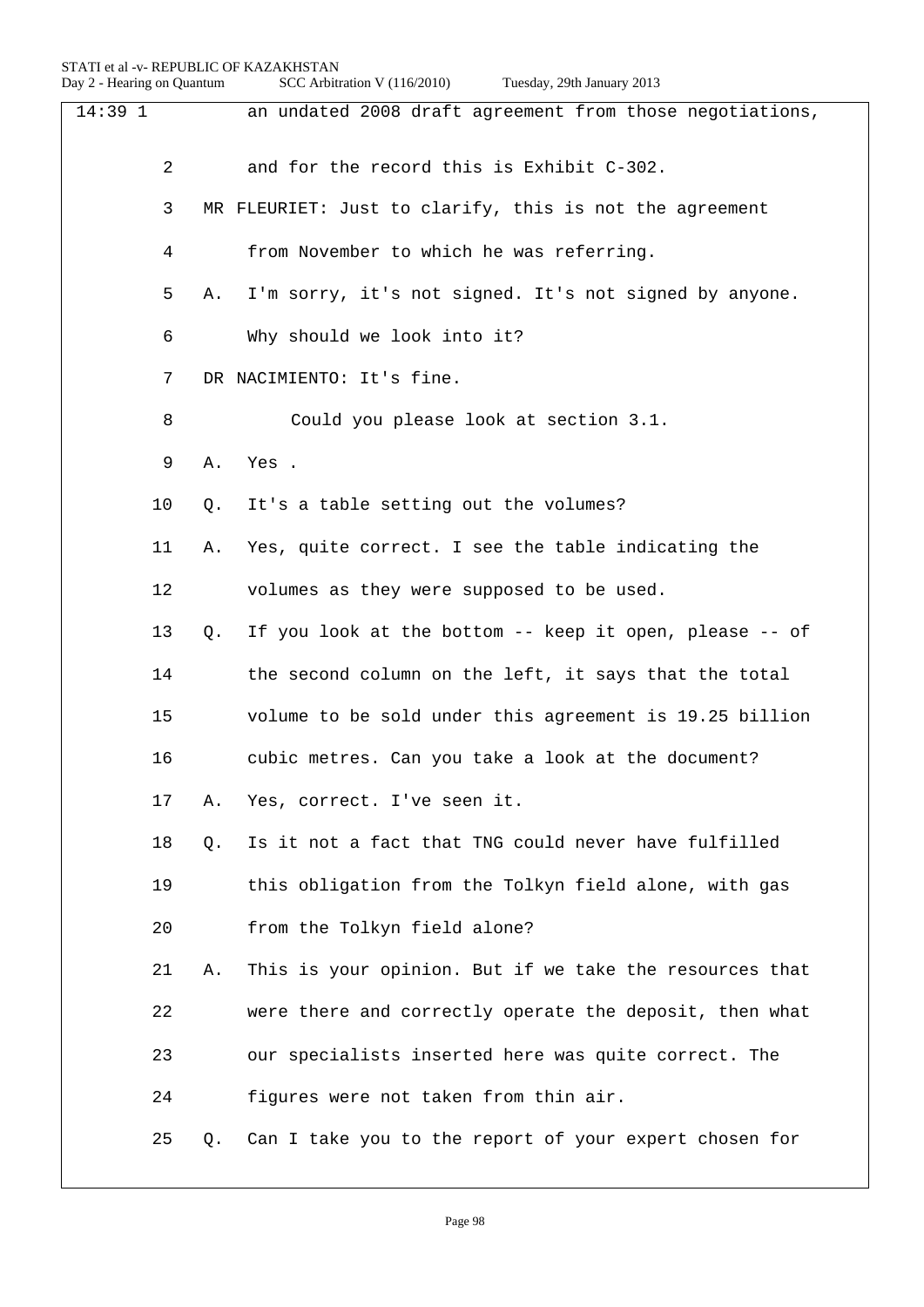14:39 1 an undated 2008 draft agreement from those negotiations,

2 and for the record this is Exhibit C-302.

3 MR FLEURIET: Just to clarify, this is not the agreement

4 from November to which he was referring.

5 A. I'm sorry, it's not signed. It's not signed by anyone.

6 Why should we look into it?

7 DR NACIMIENTO: It's fine.

8 Could you please look at section 3.1.

9 A. Yes .

10 Q. It's a table setting out the volumes?

11 A. Yes, quite correct. I see the table indicating the

12 volumes as they were supposed to be used.

13 Q. If you look at the bottom -- keep it open, please -- of

14 the second column on the left, it says that the total

15 volume to be sold under this agreement is 19.25 billion

16 cubic metres. Can you take a look at the document?

17 A. Yes, correct. I've seen it.

18 Q. Is it not a fact that TNG could never have fulfilled

19 this obligation from the Tolkyn field alone, with gas

20 from the Tolkyn field alone?

21 A. This is your opinion. But if we take the resources that

22 were there and correctly operate the deposit, then what

23 our specialists inserted here was quite correct. The

24 figures were not taken from thin air.

25 Q. Can I take you to the report of your expert chosen for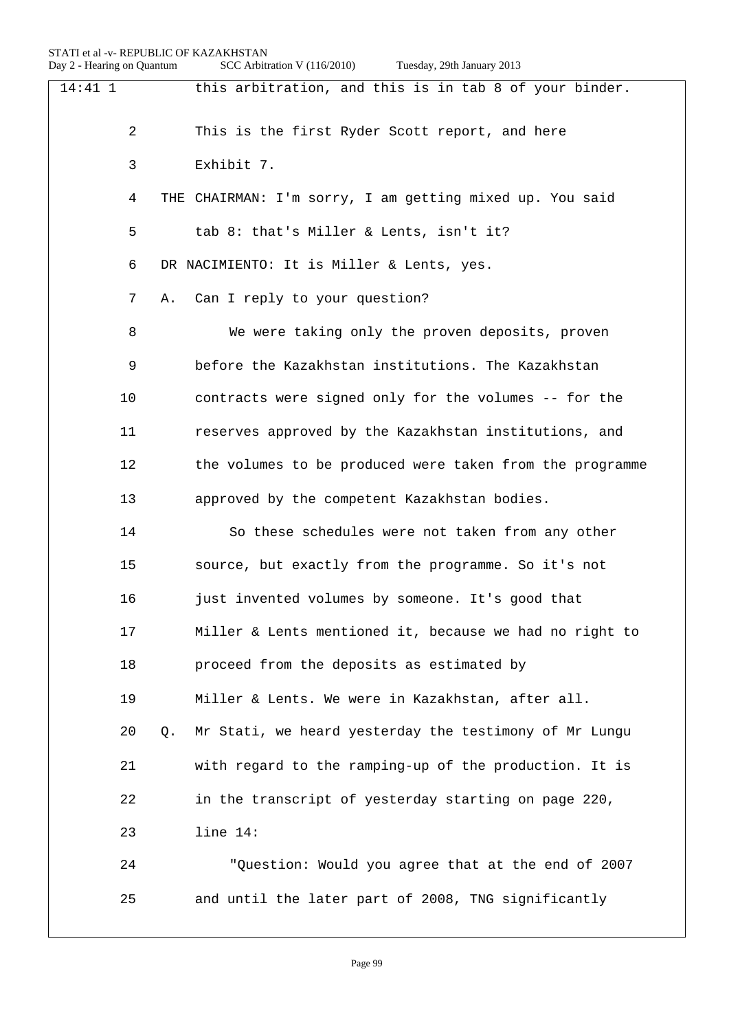14:41 1 this arbitration, and this is in tab 8 of your binder.

2 This is the first Ryder Scott report, and here

3 Exhibit 7.

4 THE CHAIRMAN: I'm sorry, I am getting mixed up. You said

5 tab 8: that's Miller & Lents, isn't it?

6 DR NACIMIENTO: It is Miller & Lents, yes.

7 A. Can I reply to your question?

8 We were taking only the proven deposits, proven

9 before the Kazakhstan institutions. The Kazakhstan

10 contracts were signed only for the volumes -- for the

11 reserves approved by the Kazakhstan institutions, and

12 the volumes to be produced were taken from the programme

13 approved by the competent Kazakhstan bodies.

14 So these schedules were not taken from any other

15 source, but exactly from the programme. So it's not

16 just invented volumes by someone. It's good that

17 Miller & Lents mentioned it, because we had no right to

18 proceed from the deposits as estimated by

19 Miller & Lents. We were in Kazakhstan, after all.

20 Q. Mr Stati, we heard yesterday the testimony of Mr Lungu

21 with regard to the ramping-up of the production. It is

22 in the transcript of yesterday starting on page 220,

23 line 14:

24 "Question: Would you agree that at the end of 2007

25 and until the later part of 2008, TNG significantly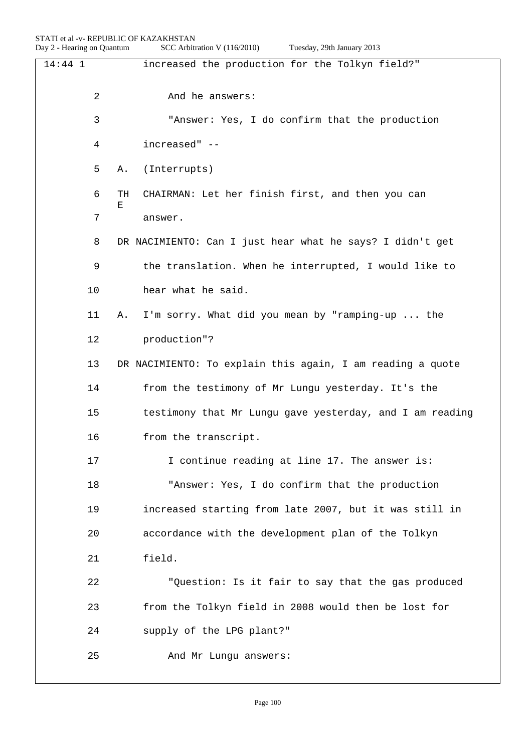14:44 1 increased the production for the Tolkyn field?"

2 And he answers:

3 "Answer: Yes, I do confirm that the production

4 increased" --

5 A. (Interrupts)

6 THE CHAIRMAN: Let her finish first, and then you can

7 answer.

8 DR NACIMIENTO: Can I just hear what he says? I didn't get

9 the translation. When he interrupted, I would like to

10 hear what he said.

11 A. I'm sorry. What did you mean by "ramping-up ... the

12 production"?

13 DR NACIMIENTO: To explain this again, I am reading a quote

14 from the testimony of Mr Lungu yesterday. It's the

15 testimony that Mr Lungu gave yesterday, and I am reading

16 from the transcript.

17 I continue reading at line 17. The answer is:

18 "Answer: Yes, I do confirm that the production

19 increased starting from late 2007, but it was still in

20 accordance with the development plan of the Tolkyn

21 field.

22 "Question: Is it fair to say that the gas produced

23 from the Tolkyn field in 2008 would then be lost for

24 supply of the LPG plant?"

25 And Mr Lungu answers: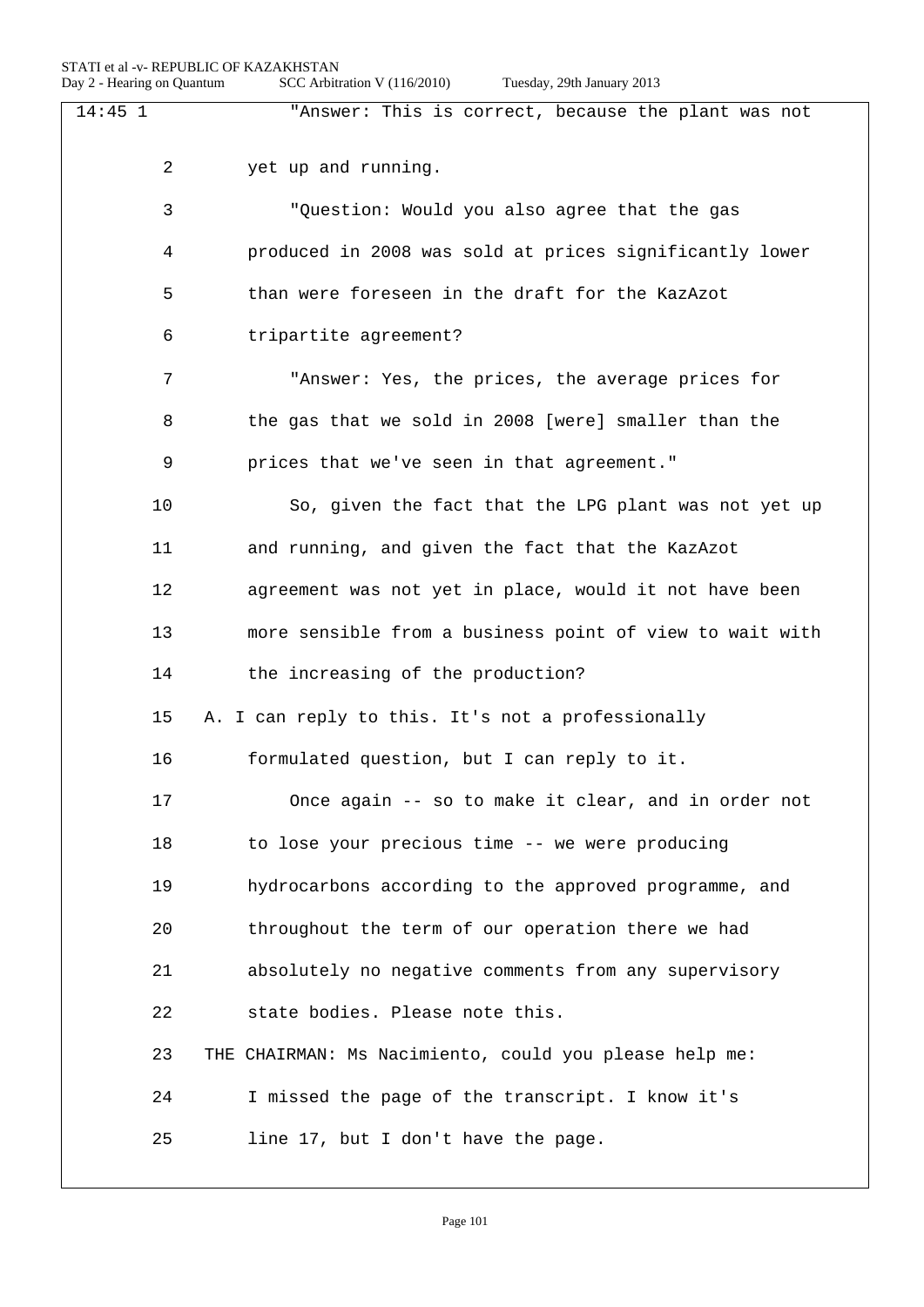14:45 1 "Answer: This is correct, because the plant was not

2 yet up and running.

3 "Question: Would you also agree that the gas

4 produced in 2008 was sold at prices significantly lower

5 than were foreseen in the draft for the KazAzot

6 tripartite agreement?

7 "Answer: Yes, the prices, the average prices for

8 the gas that we sold in 2008 [were] smaller than the

9 prices that we've seen in that agreement."

10 So, given the fact that the LPG plant was not yet up

11 and running, and given the fact that the KazAzot

12 agreement was not yet in place, would it not have been

13 more sensible from a business point of view to wait with

14 the increasing of the production?

15 A. I can reply to this. It's not a professionally

16 formulated question, but I can reply to it.

17 Once again -- so to make it clear, and in order not

18 to lose your precious time -- we were producing

19 hydrocarbons according to the approved programme, and

20 throughout the term of our operation there we had

21 absolutely no negative comments from any supervisory

22 state bodies. Please note this.

23 THE CHAIRMAN: Ms Nacimiento, could you please help me:

24 I missed the page of the transcript. I know it's

25 line 17, but I don't have the page.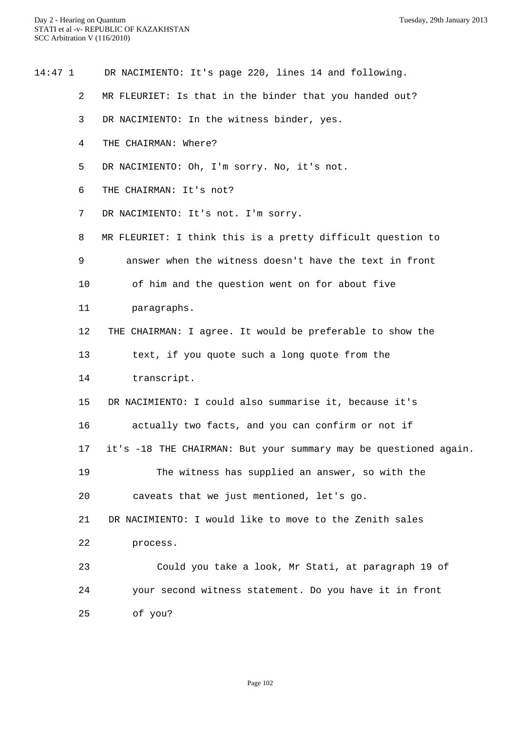14:47 1 DR NACIMIENTO: It's page 220, lines 14 and following.

2 MR FLEURIET: Is that in the binder that you handed out?

3 DR NACIMIENTO: In the witness binder, yes.

4 THE CHAIRMAN: Where?

5 DR NACIMIENTO: Oh, I'm sorry. No, it's not.

6 THE CHAIRMAN: It's not?

7 DR NACIMIENTO: It's not. I'm sorry.

8 MR FLEURIET: I think this is a pretty difficult question to

9 answer when the witness doesn't have the text in front

10 of him and the question went on for about five

11 paragraphs.

12 THE CHAIRMAN: I agree. It would be preferable to show the

13 text, if you quote such a long quote from the

14 transcript.

15 DR NACIMIENTO: I could also summarise it, because it's

16 actually two facts, and you can confirm or not if

17 it's -18 THE CHAIRMAN: But your summary may be questioned again.

19 The witness has supplied an answer, so with the

20 caveats that we just mentioned, let's go.

21 DR NACIMIENTO: I would like to move to the Zenith sales

22 process.

23 Could you take a look, Mr Stati, at paragraph 19 of

24 your second witness statement. Do you have it in front

25 of you?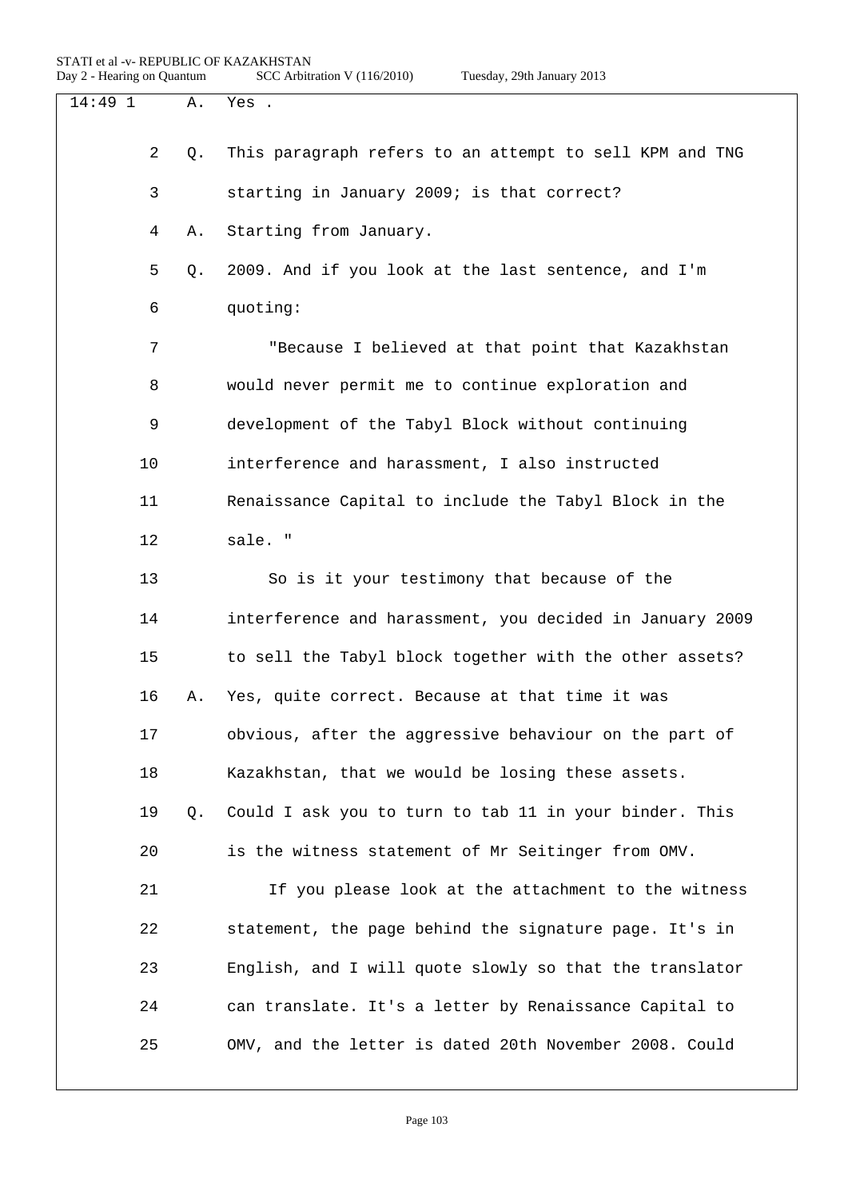14:49 1 A. Yes .

2 Q. This paragraph refers to an attempt to sell KPM and TNG

3 starting in January 2009; is that correct?

4 A. Starting from January.

5 Q. 2009. And if you look at the last sentence, and I'm

6 quoting:

7 "Because I believed at that point that Kazakhstan

8 would never permit me to continue exploration and

9 development of the Tabyl Block without continuing

10 interference and harassment, I also instructed

11 Renaissance Capital to include the Tabyl Block in the

12 sale. "

13 So is it your testimony that because of the

14 interference and harassment, you decided in January 2009

15 to sell the Tabyl block together with the other assets?

16 A. Yes, quite correct. Because at that time it was

17 obvious, after the aggressive behaviour on the part of

18 Kazakhstan, that we would be losing these assets.

19 Q. Could I ask you to turn to tab 11 in your binder. This

20 is the witness statement of Mr Seitinger from OMV.

21 If you please look at the attachment to the witness

22 statement, the page behind the signature page. It's in

23 English, and I will quote slowly so that the translator

24 can translate. It's a letter by Renaissance Capital to

25 OMV, and the letter is dated 20th November 2008. Could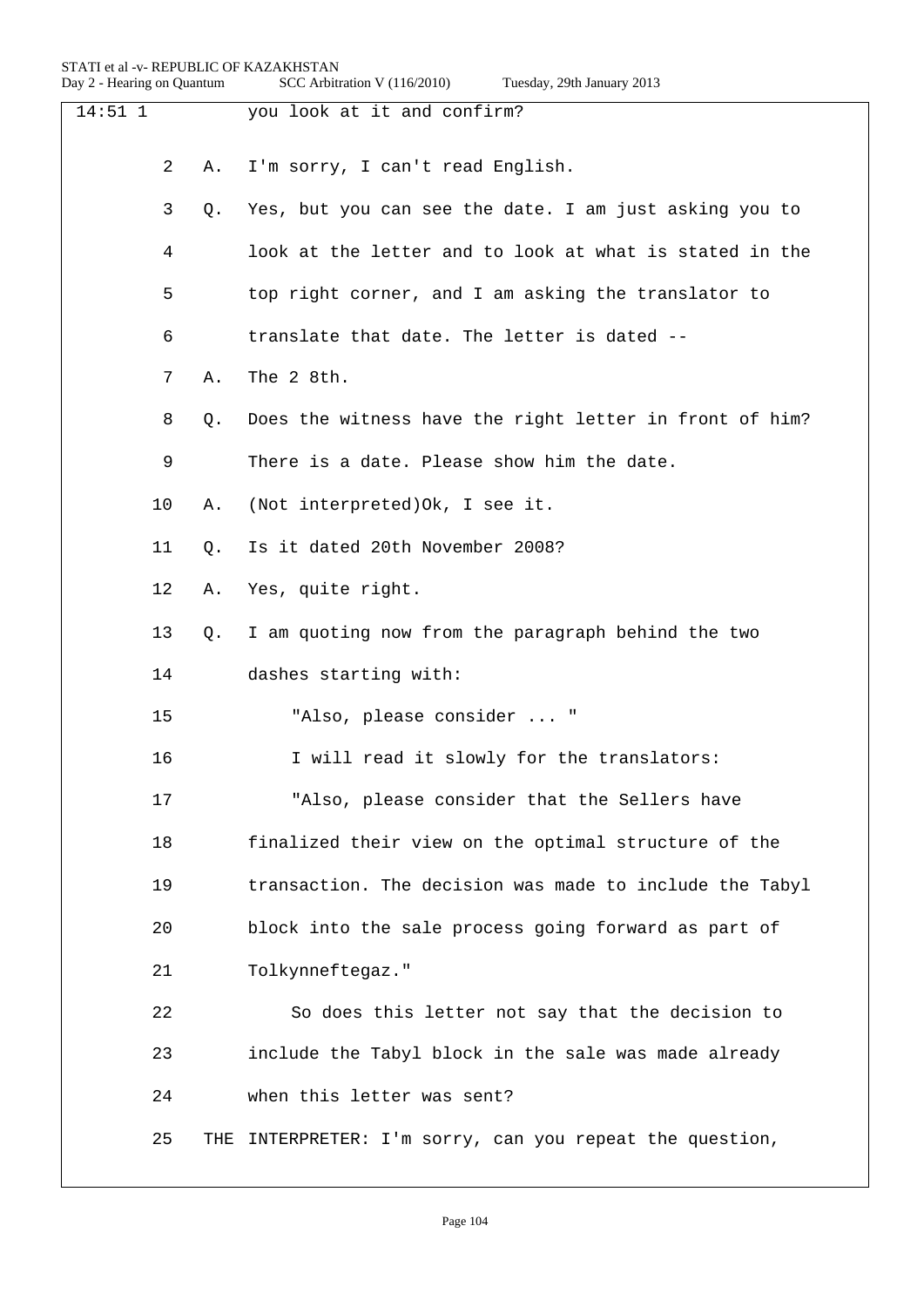14:51 1 you look at it and confirm?

2 A. I'm sorry, I can't read English.

3 Q. Yes, but you can see the date. I am just asking you to

4 look at the letter and to look at what is stated in the

5 top right corner, and I am asking the translator to

6 translate that date. The letter is dated --

7 A. The 2 8th.

8 Q. Does the witness have the right letter in front of him?

9 There is a date. Please show him the date.

10 A. (Not interpreted)Ok, I see it.

11 Q. Is it dated 20th November 2008?

12 A. Yes, quite right.

13 Q. I am quoting now from the paragraph behind the two

14 dashes starting with:

15 "Also, please consider ... "

16 I will read it slowly for the translators:

17 "Also, please consider that the Sellers have

18 finalized their view on the optimal structure of the

19 transaction. The decision was made to include the Tabyl

20 block into the sale process going forward as part of

21 Tolkynneftegaz."

22 So does this letter not say that the decision to

23 include the Tabyl block in the sale was made already

24 when this letter was sent?

25 THE INTERPRETER: I'm sorry, can you repeat the question,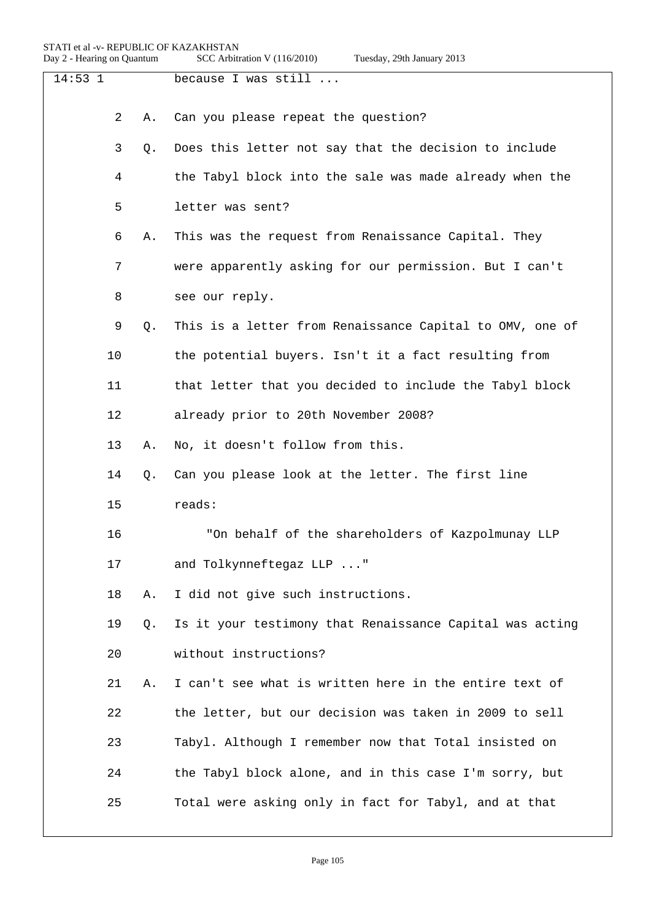14:53 1 because I was still ...

2 A. Can you please repeat the question?

3 Q. Does this letter not say that the decision to include

4 the Tabyl block into the sale was made already when the

5 letter was sent?

6 A. This was the request from Renaissance Capital. They

7 were apparently asking for our permission. But I can't

8 see our reply.

9 Q. This is a letter from Renaissance Capital to OMV, one of

10 the potential buyers. Isn't it a fact resulting from

11 that letter that you decided to include the Tabyl block

12 already prior to 20th November 2008?

13 A. No, it doesn't follow from this.

14 Q. Can you please look at the letter. The first line

15 reads:

16 "On behalf of the shareholders of Kazpolmunay LLP

17 and Tolkynneftegaz LLP ..."

18 A. I did not give such instructions.

19 Q. Is it your testimony that Renaissance Capital was acting

20 without instructions?

21 A. I can't see what is written here in the entire text of

22 the letter, but our decision was taken in 2009 to sell

23 Tabyl. Although I remember now that Total insisted on

24 the Tabyl block alone, and in this case I'm sorry, but

25 Total were asking only in fact for Tabyl, and at that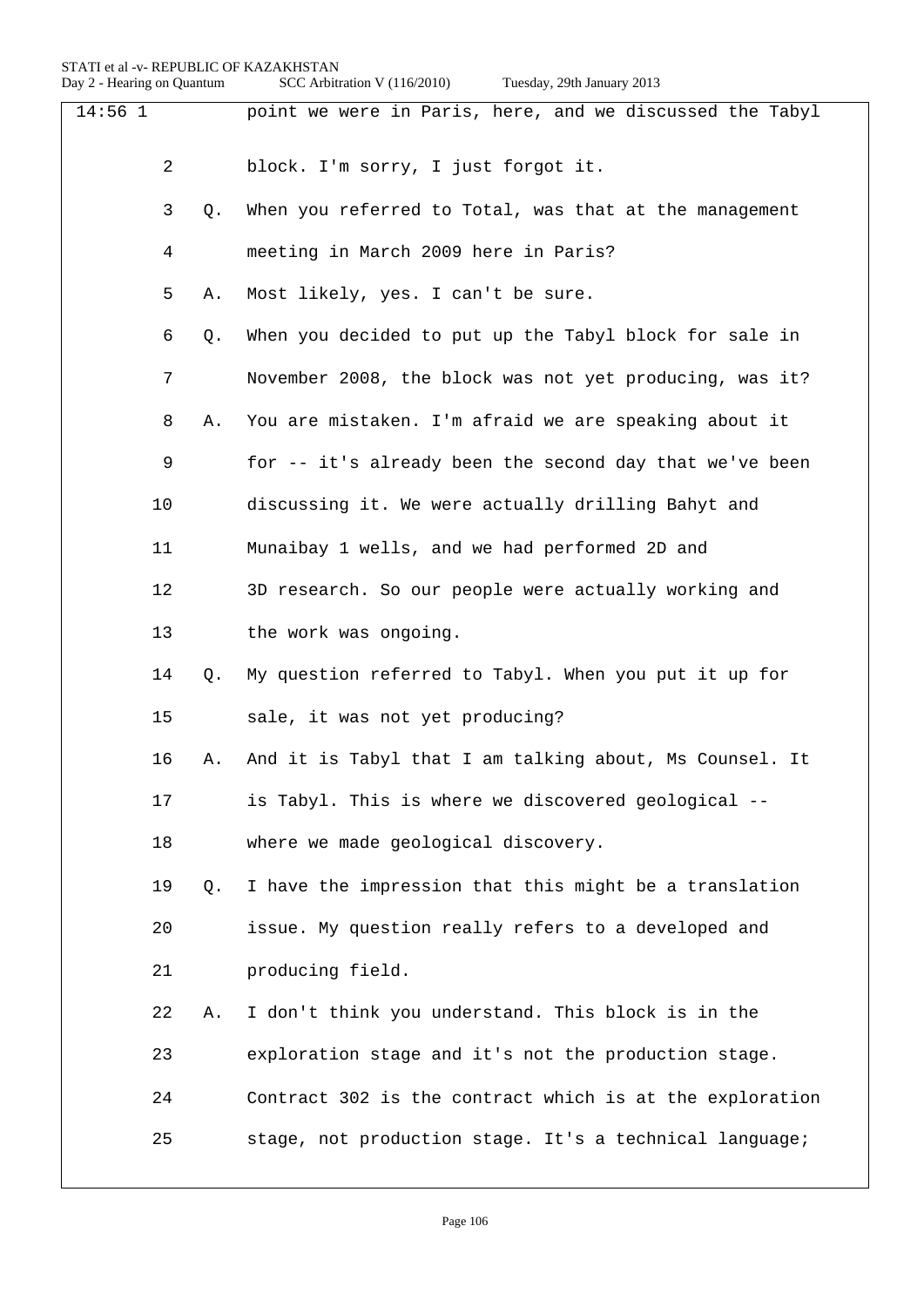14:56 1 point we were in Paris, here, and we discussed the Tabyl

2 block. I'm sorry, I just forgot it.

3 Q. When you referred to Total, was that at the management

4 meeting in March 2009 here in Paris?

5 A. Most likely, yes. I can't be sure.

6 Q. When you decided to put up the Tabyl block for sale in

7 November 2008, the block was not yet producing, was it?

8 A. You are mistaken. I'm afraid we are speaking about it

9 for -- it's already been the second day that we've been

10 discussing it. We were actually drilling Bahyt and

11 Munaibay 1 wells, and we had performed 2D and

12 3D research. So our people were actually working and

13 the work was ongoing.

14 Q. My question referred to Tabyl. When you put it up for

15 sale, it was not yet producing?

16 A. And it is Tabyl that I am talking about, Ms Counsel. It

17 is Tabyl. This is where we discovered geological --

18 where we made geological discovery.

19 Q. I have the impression that this might be a translation

20 issue. My question really refers to a developed and

21 producing field.

22 A. I don't think you understand. This block is in the

23 exploration stage and it's not the production stage.

24 Contract 302 is the contract which is at the exploration

25 stage, not production stage. It's a technical language;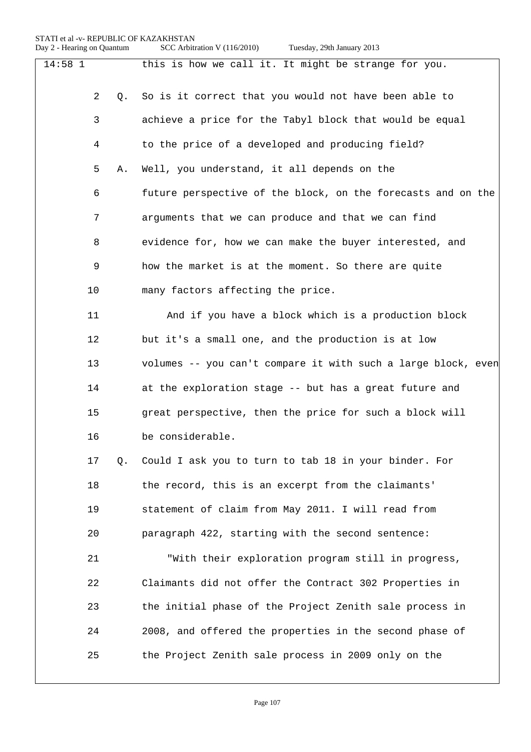14:58 1 this is how we call it. It might be strange for you.

2 Q. So is it correct that you would not have been able to

3 achieve a price for the Tabyl block that would be equal

4 to the price of a developed and producing field?

5 A. Well, you understand, it all depends on the

6 future perspective of the block, on the forecasts and on the

7 arguments that we can produce and that we can find

8 evidence for, how we can make the buyer interested, and

9 how the market is at the moment. So there are quite

10 many factors affecting the price.

11 And if you have a block which is a production block

12 but it's a small one, and the production is at low

13 volumes -- you can't compare it with such a large block, even

14 at the exploration stage -- but has a great future and

15 great perspective, then the price for such a block will

16 be considerable.

17 Q. Could I ask you to turn to tab 18 in your binder. For

18 the record, this is an excerpt from the claimants'

19 statement of claim from May 2011. I will read from

20 paragraph 422, starting with the second sentence:

21 "With their exploration program still in progress,

22 Claimants did not offer the Contract 302 Properties in

23 the initial phase of the Project Zenith sale process in

24 2008, and offered the properties in the second phase of

25 the Project Zenith sale process in 2009 only on the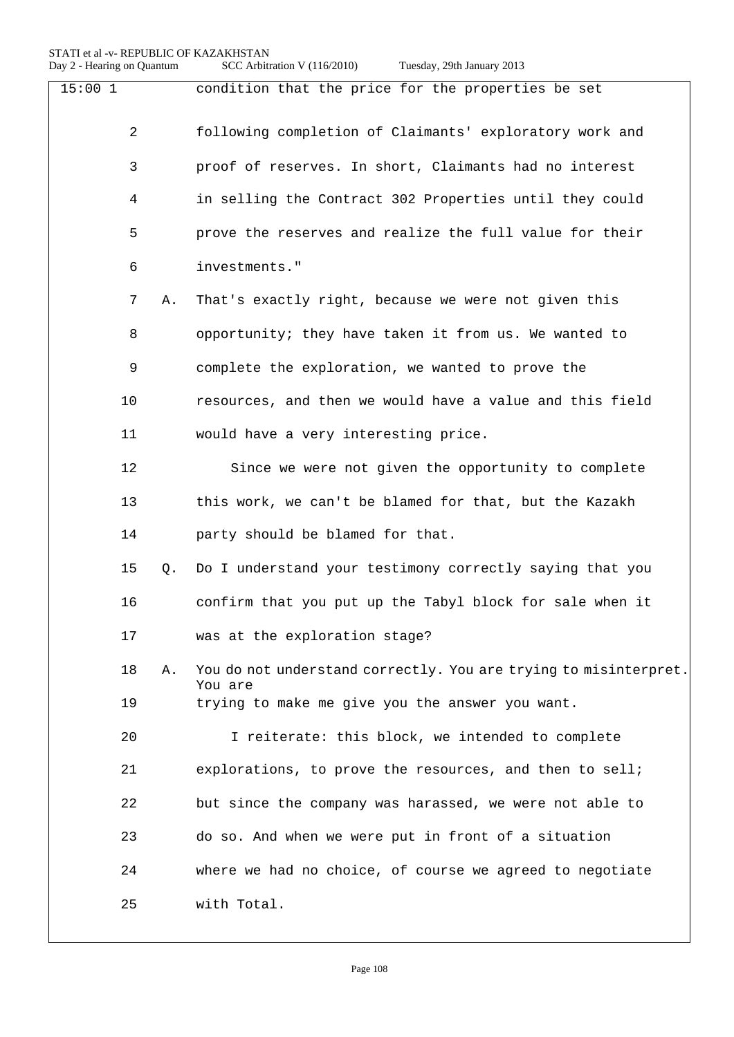15:00 1 condition that the price for the properties be set

2 following completion of Claimants' exploratory work and

3 proof of reserves. In short, Claimants had no interest

4 in selling the Contract 302 Properties until they could

5 prove the reserves and realize the full value for their

6 investments."

7 A. That's exactly right, because we were not given this

8 opportunity; they have taken it from us. We wanted to

9 complete the exploration, we wanted to prove the

10 resources, and then we would have a value and this field

11 would have a very interesting price.

12 Since we were not given the opportunity to complete

13 this work, we can't be blamed for that, but the Kazakh

14 party should be blamed for that.

15 Q. Do I understand your testimony correctly saying that you

16 confirm that you put up the Tabyl block for sale when it

17 was at the exploration stage?

18 A. You do not understand correctly. You are trying to misinterpret. You are

19 trying to make me give you the answer you want.

20 I reiterate: this block, we intended to complete

21 explorations, to prove the resources, and then to sell;

22 but since the company was harassed, we were not able to

23 do so. And when we were put in front of a situation

24 where we had no choice, of course we agreed to negotiate

25 with Total.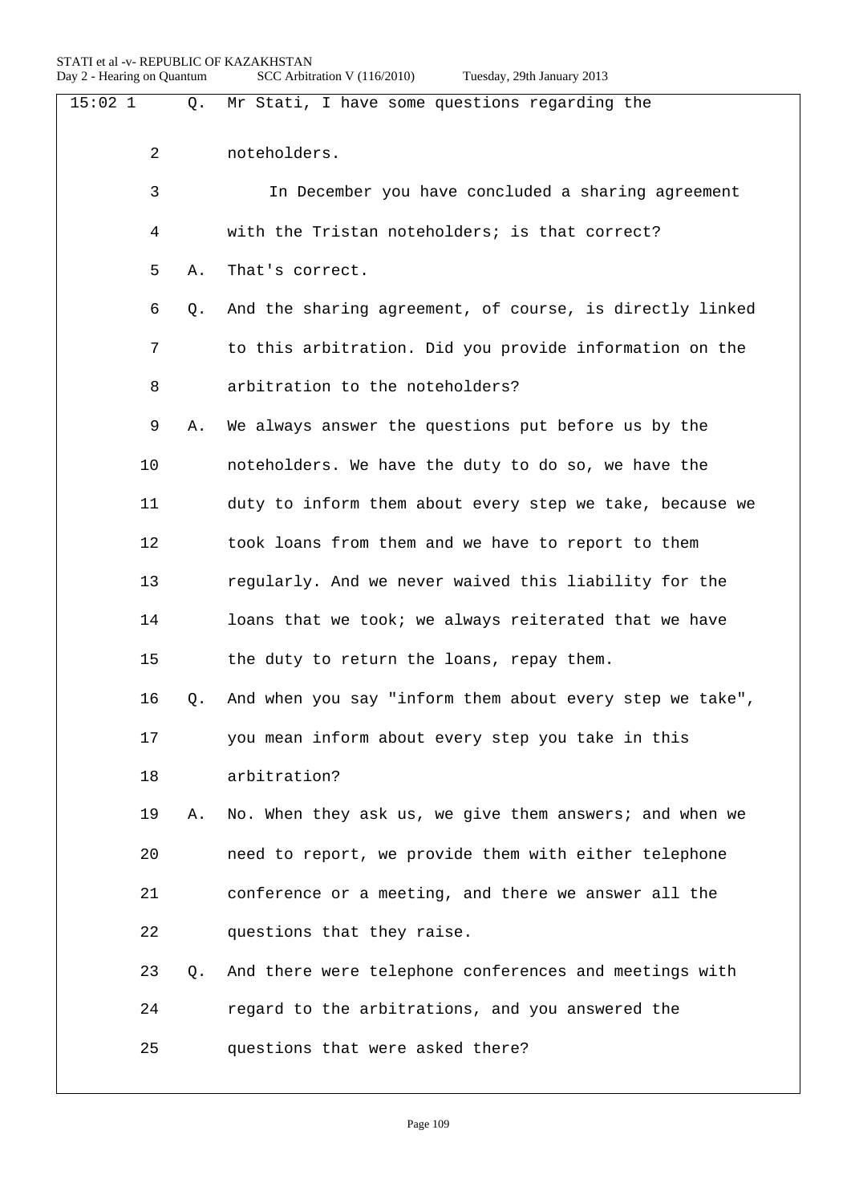15:02 1 Q. Mr Stati, I have some questions regarding the

2 noteholders.

3 In December you have concluded a sharing agreement

4 with the Tristan noteholders; is that correct?

5 A. That's correct.

6 Q. And the sharing agreement, of course, is directly linked

7 to this arbitration. Did you provide information on the

8 arbitration to the noteholders?

9 A. We always answer the questions put before us by the

10 noteholders. We have the duty to do so, we have the

11 duty to inform them about every step we take, because we

12 took loans from them and we have to report to them

13 regularly. And we never waived this liability for the

14 loans that we took; we always reiterated that we have

15 the duty to return the loans, repay them.

16 Q. And when you say "inform them about every step we take",

17 you mean inform about every step you take in this

18 arbitration?

19 A. No. When they ask us, we give them answers; and when we

20 need to report, we provide them with either telephone

21 conference or a meeting, and there we answer all the

22 questions that they raise.

23 Q. And there were telephone conferences and meetings with

24 regard to the arbitrations, and you answered the

25 questions that were asked there?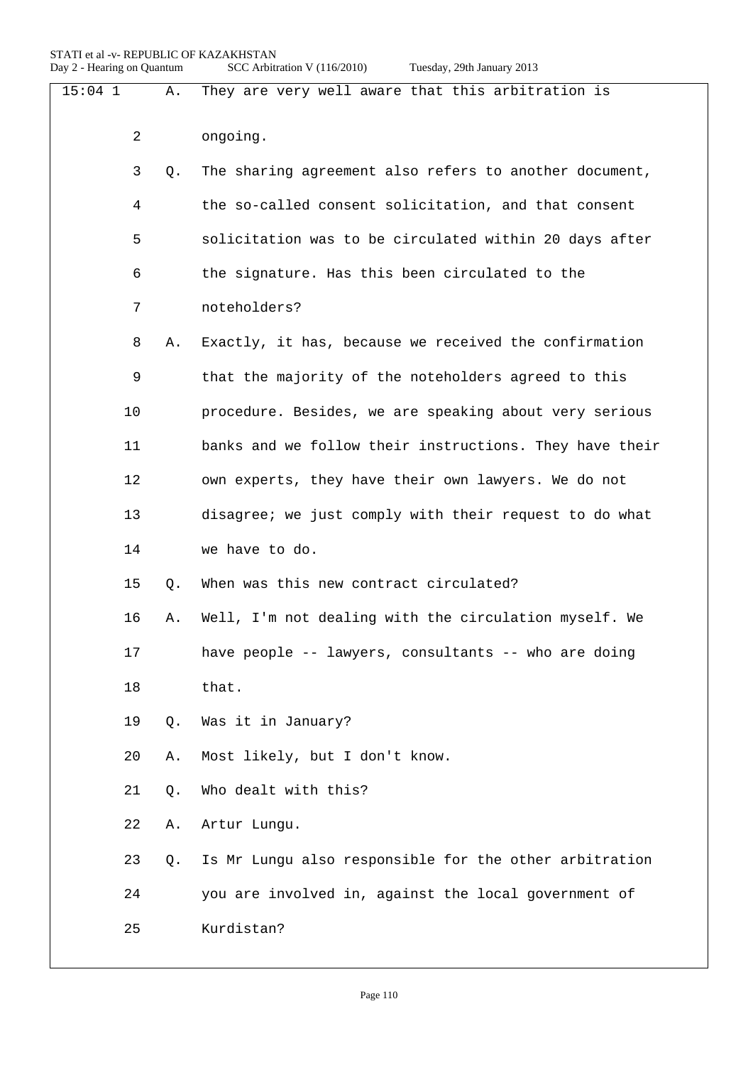15:04 1 A. They are very well aware that this arbitration is

2 ongoing.

3 Q. The sharing agreement also refers to another document,

4 the so-called consent solicitation, and that consent

5 solicitation was to be circulated within 20 days after

6 the signature. Has this been circulated to the

7 noteholders?

8 A. Exactly, it has, because we received the confirmation

9 that the majority of the noteholders agreed to this

10 procedure. Besides, we are speaking about very serious

11 banks and we follow their instructions. They have their

12 own experts, they have their own lawyers. We do not

13 disagree; we just comply with their request to do what

14 we have to do.

15 Q. When was this new contract circulated?

16 A. Well, I'm not dealing with the circulation myself. We

17 have people -- lawyers, consultants -- who are doing

18 that.

19 Q. Was it in January?

20 A. Most likely, but I don't know.

21 Q. Who dealt with this?

22 A. Artur Lungu.

23 Q. Is Mr Lungu also responsible for the other arbitration

24 you are involved in, against the local government of

25 Kurdistan?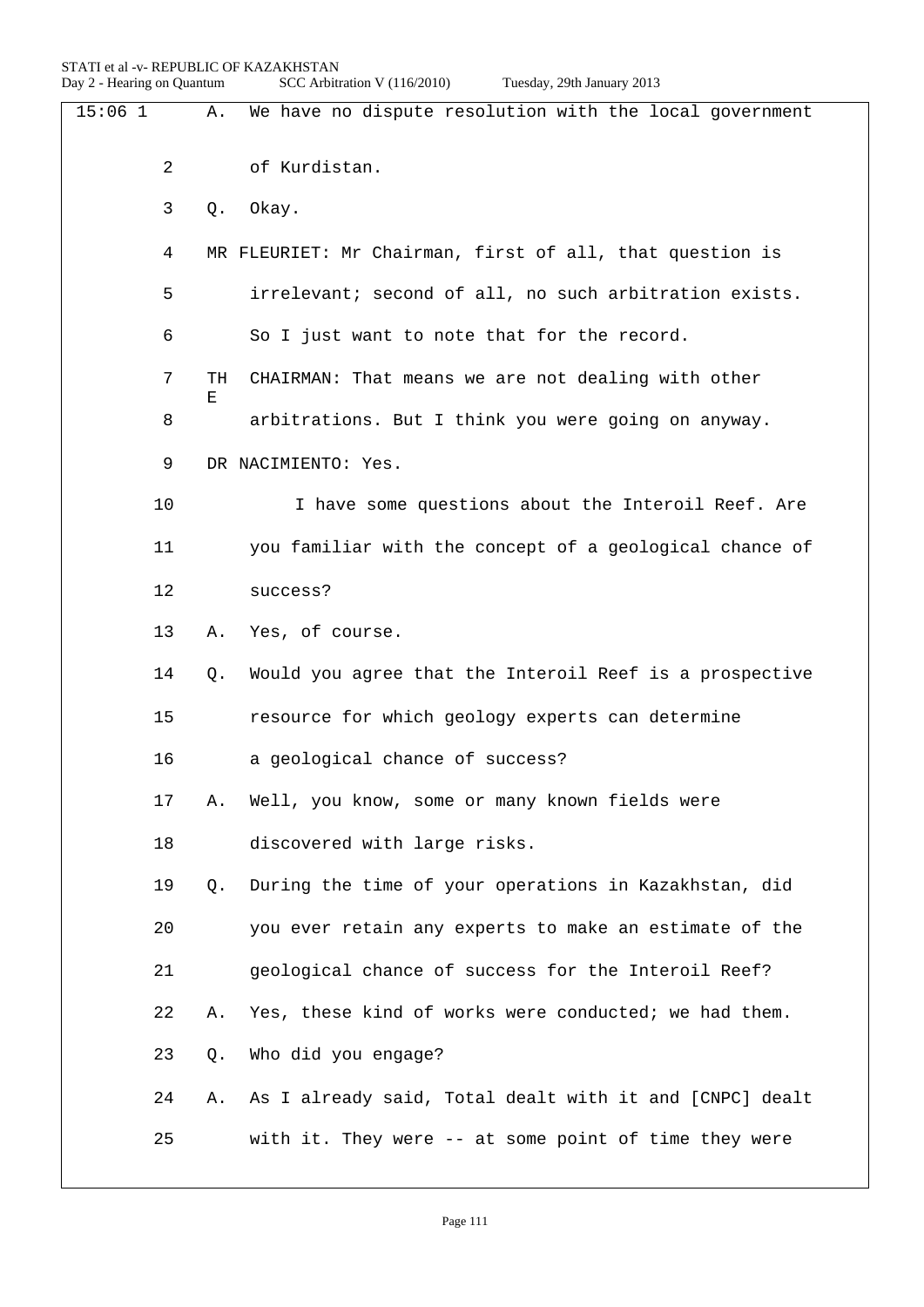15:06 1 A. We have no dispute resolution with the local government

2 of Kurdistan.

3 Q. Okay.

4 MR FLEURIET: Mr Chairman, first of all, that question is

5 irrelevant; second of all, no such arbitration exists.

6 So I just want to note that for the record.

7 THE CHAIRMAN: That means we are not dealing with other

8 arbitrations. But I think you were going on anyway.

9 DR NACIMIENTO: Yes.

10 I have some questions about the Interoil Reef. Are

11 you familiar with the concept of a geological chance of

12 success?

13 A. Yes, of course.

14 Q. Would you agree that the Interoil Reef is a prospective

15 resource for which geology experts can determine

16 a geological chance of success?

17 A. Well, you know, some or many known fields were

18 discovered with large risks.

19 Q. During the time of your operations in Kazakhstan, did

20 you ever retain any experts to make an estimate of the

21 geological chance of success for the Interoil Reef?

22 A. Yes, these kind of works were conducted; we had them.

23 Q. Who did you engage?

24 A. As I already said, Total dealt with it and [CNPC] dealt

25 with it. They were -- at some point of time they were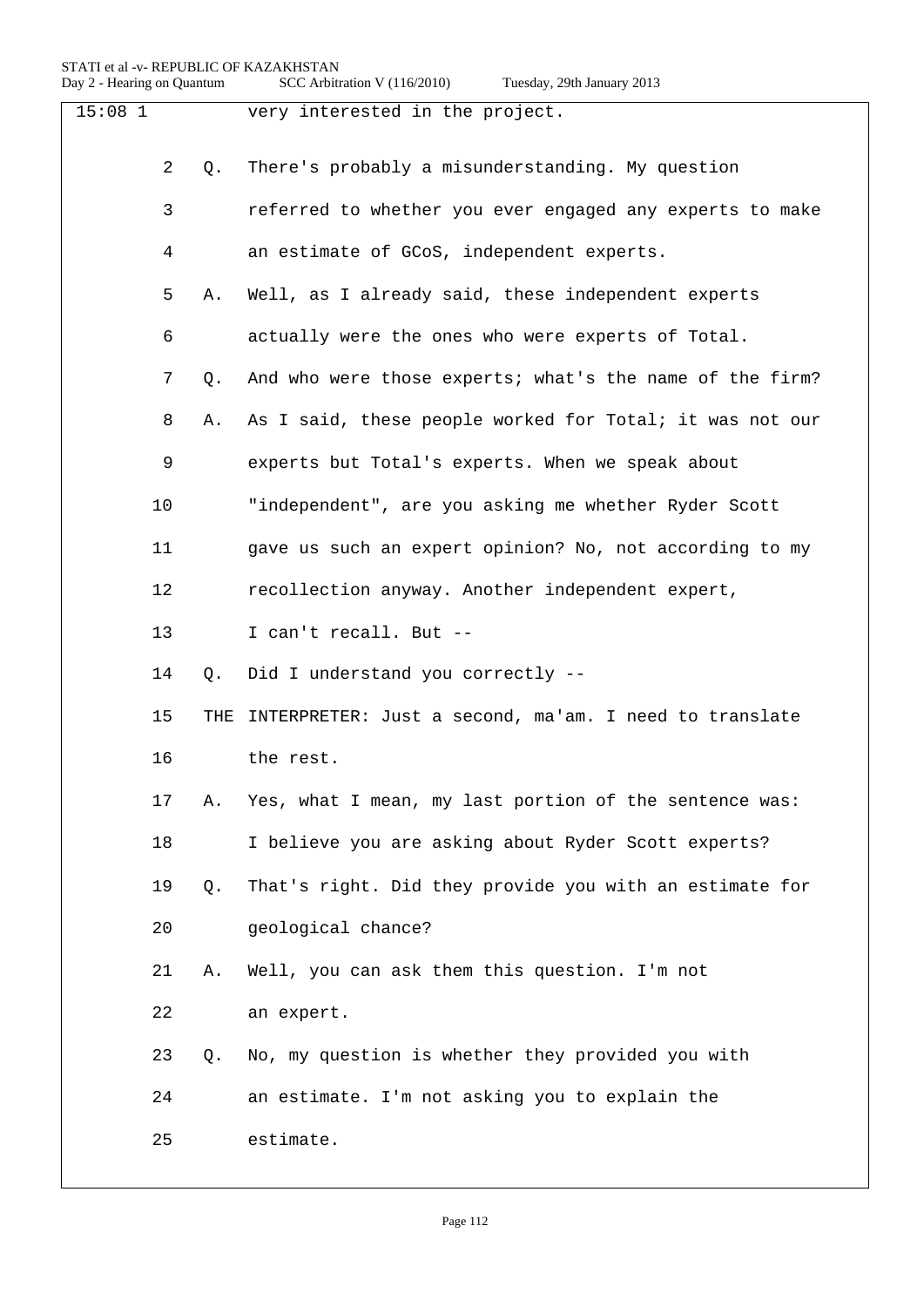15:08 1 very interested in the project.

2 Q. There's probably a misunderstanding. My question

3 referred to whether you ever engaged any experts to make

4 an estimate of GCoS, independent experts.

5 A. Well, as I already said, these independent experts

6 actually were the ones who were experts of Total.

7 Q. And who were those experts; what's the name of the firm?

8 A. As I said, these people worked for Total; it was not our

9 experts but Total's experts. When we speak about

10 "independent", are you asking me whether Ryder Scott

11 gave us such an expert opinion? No, not according to my

12 recollection anyway. Another independent expert,

13 I can't recall. But --

14 Q. Did I understand you correctly --

15 THE INTERPRETER: Just a second, ma'am. I need to translate

16 the rest.

17 A. Yes, what I mean, my last portion of the sentence was:

18 I believe you are asking about Ryder Scott experts?

19 Q. That's right. Did they provide you with an estimate for

20 geological chance?

21 A. Well, you can ask them this question. I'm not

22 an expert.

23 Q. No, my question is whether they provided you with

24 an estimate. I'm not asking you to explain the

25 estimate.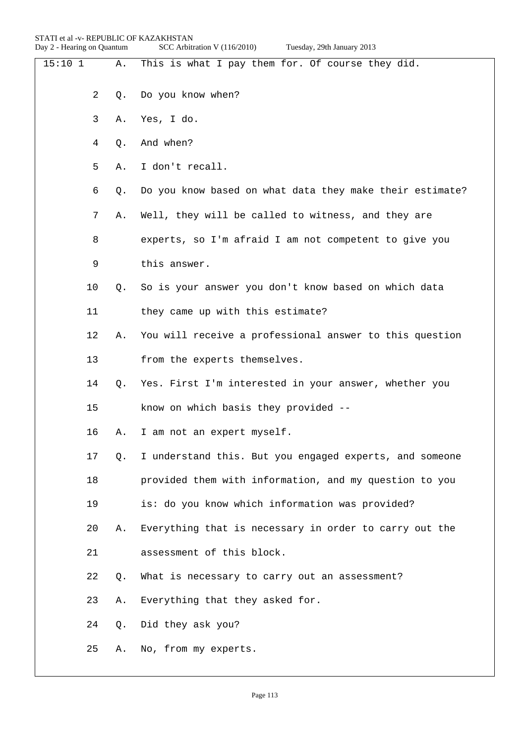15:10 1 A. This is what I pay them for. Of course they did.

2 Q. Do you know when?

3 A. Yes, I do.

4 Q. And when?

5 A. I don't recall.

6 Q. Do you know based on what data they make their estimate?

7 A. Well, they will be called to witness, and they are

8 experts, so I'm afraid I am not competent to give you

9 this answer.

10 Q. So is your answer you don't know based on which data

11 they came up with this estimate?

12 A. You will receive a professional answer to this question

13 from the experts themselves.

14 Q. Yes. First I'm interested in your answer, whether you

15 know on which basis they provided --

16 A. I am not an expert myself.

17 Q. I understand this. But you engaged experts, and someone

18 provided them with information, and my question to you

19 is: do you know which information was provided?

20 A. Everything that is necessary in order to carry out the

21 assessment of this block.

22 Q. What is necessary to carry out an assessment?

23 A. Everything that they asked for.

24 Q. Did they ask you?

25 A. No, from my experts.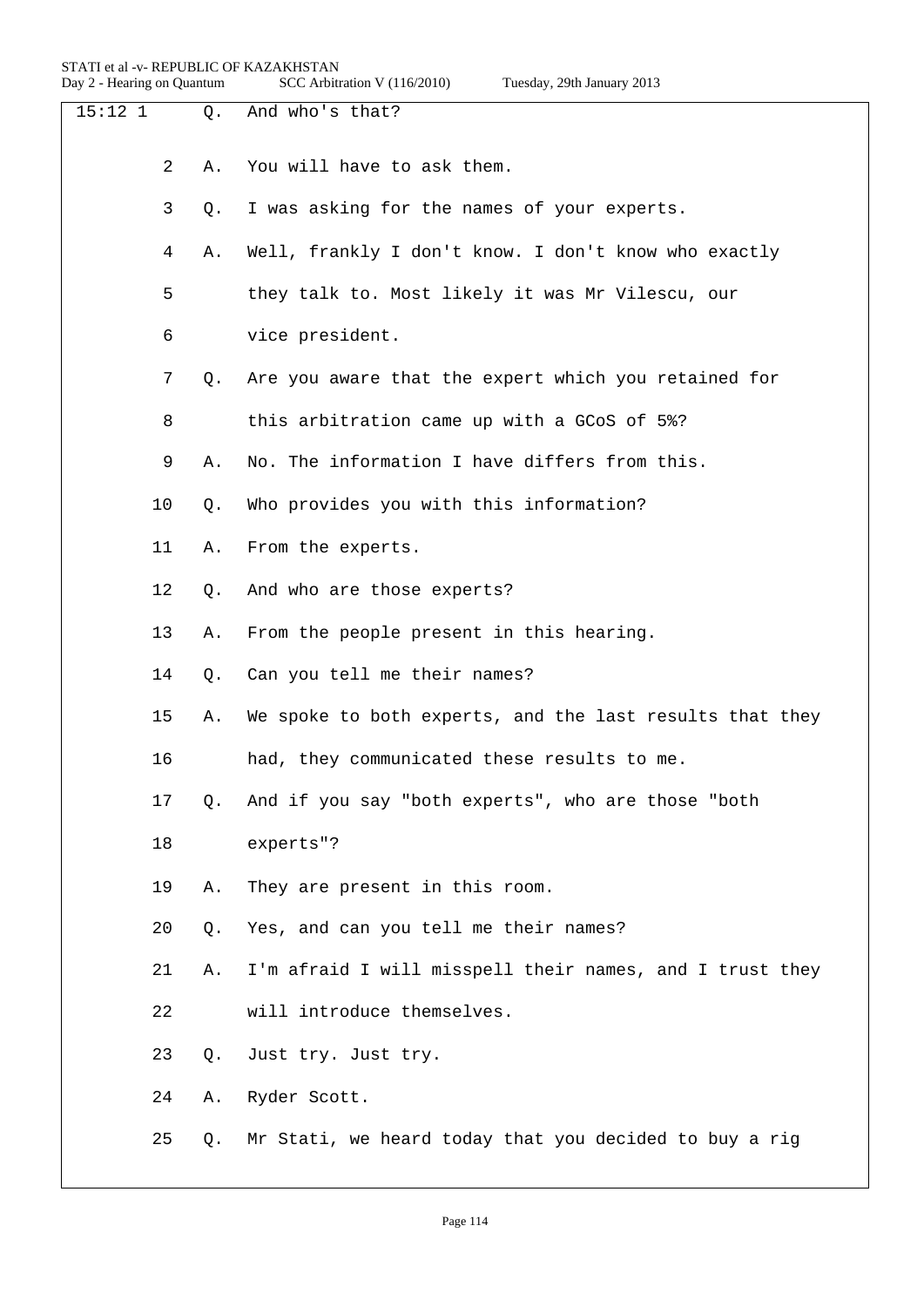15:12 1 Q. And who's that?

2 A. You will have to ask them.

3 Q. I was asking for the names of your experts.

4 A. Well, frankly I don't know. I don't know who exactly

5 they talk to. Most likely it was Mr Vilescu, our

6 vice president.

7 Q. Are you aware that the expert which you retained for

8 this arbitration came up with a GCoS of 5%?

9 A. No. The information I have differs from this.

10 Q. Who provides you with this information?

11 A. From the experts.

12 Q. And who are those experts?

13 A. From the people present in this hearing.

14 Q. Can you tell me their names?

15 A. We spoke to both experts, and the last results that they

16 had, they communicated these results to me.

17 Q. And if you say "both experts", who are those "both

18 experts"?

19 A. They are present in this room.

20 Q. Yes, and can you tell me their names?

21 A. I'm afraid I will misspell their names, and I trust they

22 will introduce themselves.

23 Q. Just try. Just try.

24 A. Ryder Scott.

25 Q. Mr Stati, we heard today that you decided to buy a rig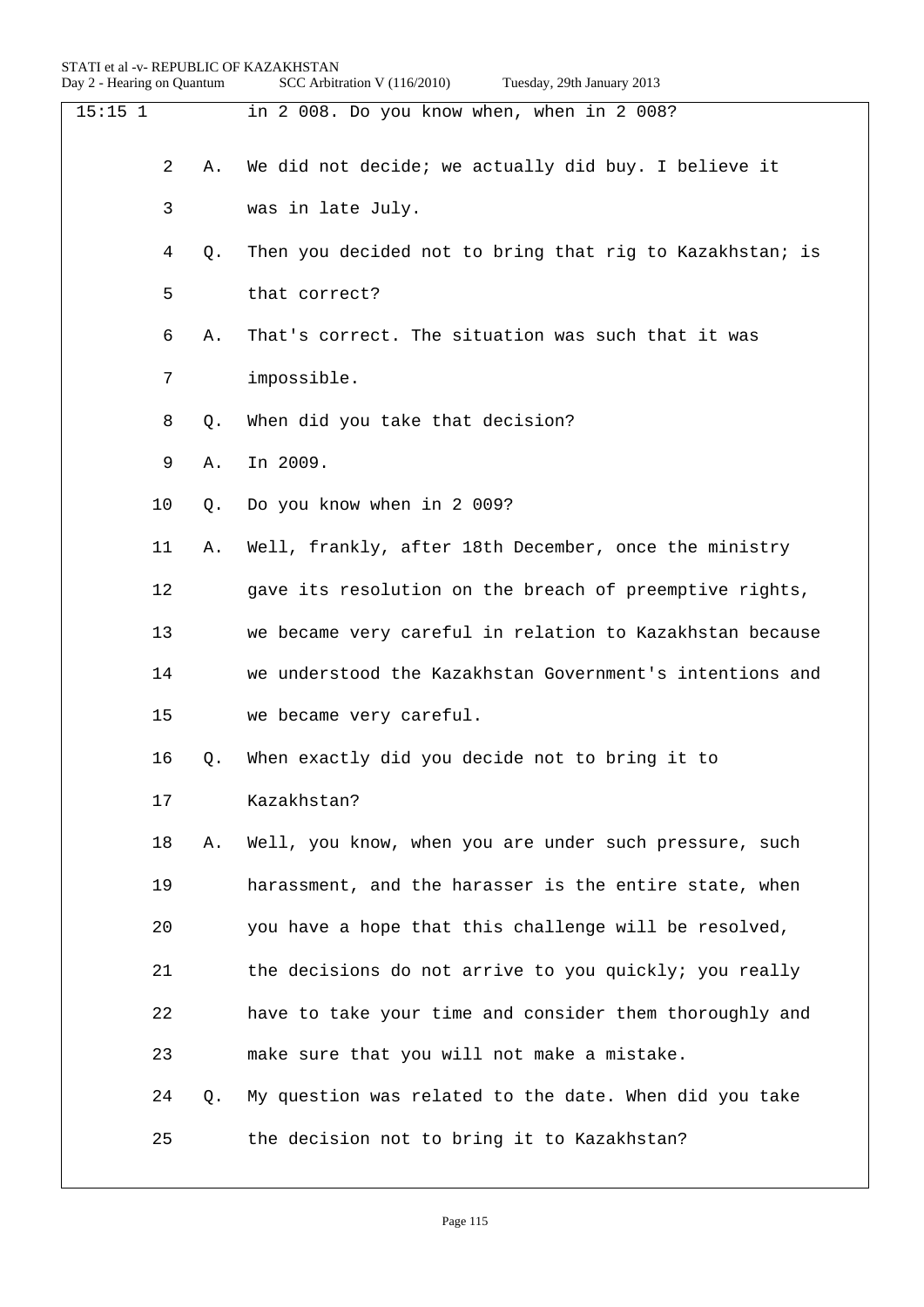15:15 1 in 2 008. Do you know when, when in 2 008?

2 A. We did not decide; we actually did buy. I believe it

3 was in late July.

4 Q. Then you decided not to bring that rig to Kazakhstan; is

5 that correct?

6 A. That's correct. The situation was such that it was

7 impossible.

8 Q. When did you take that decision?

9 A. In 2009.

10 Q. Do you know when in 2 009?

11 A. Well, frankly, after 18th December, once the ministry

12 gave its resolution on the breach of preemptive rights,

13 we became very careful in relation to Kazakhstan because

14 we understood the Kazakhstan Government's intentions and

15 we became very careful.

16 Q. When exactly did you decide not to bring it to

17 Kazakhstan?

18 A. Well, you know, when you are under such pressure, such

19 harassment, and the harasser is the entire state, when

20 you have a hope that this challenge will be resolved,

21 the decisions do not arrive to you quickly; you really

22 have to take your time and consider them thoroughly and

23 make sure that you will not make a mistake.

24 Q. My question was related to the date. When did you take

25 the decision not to bring it to Kazakhstan?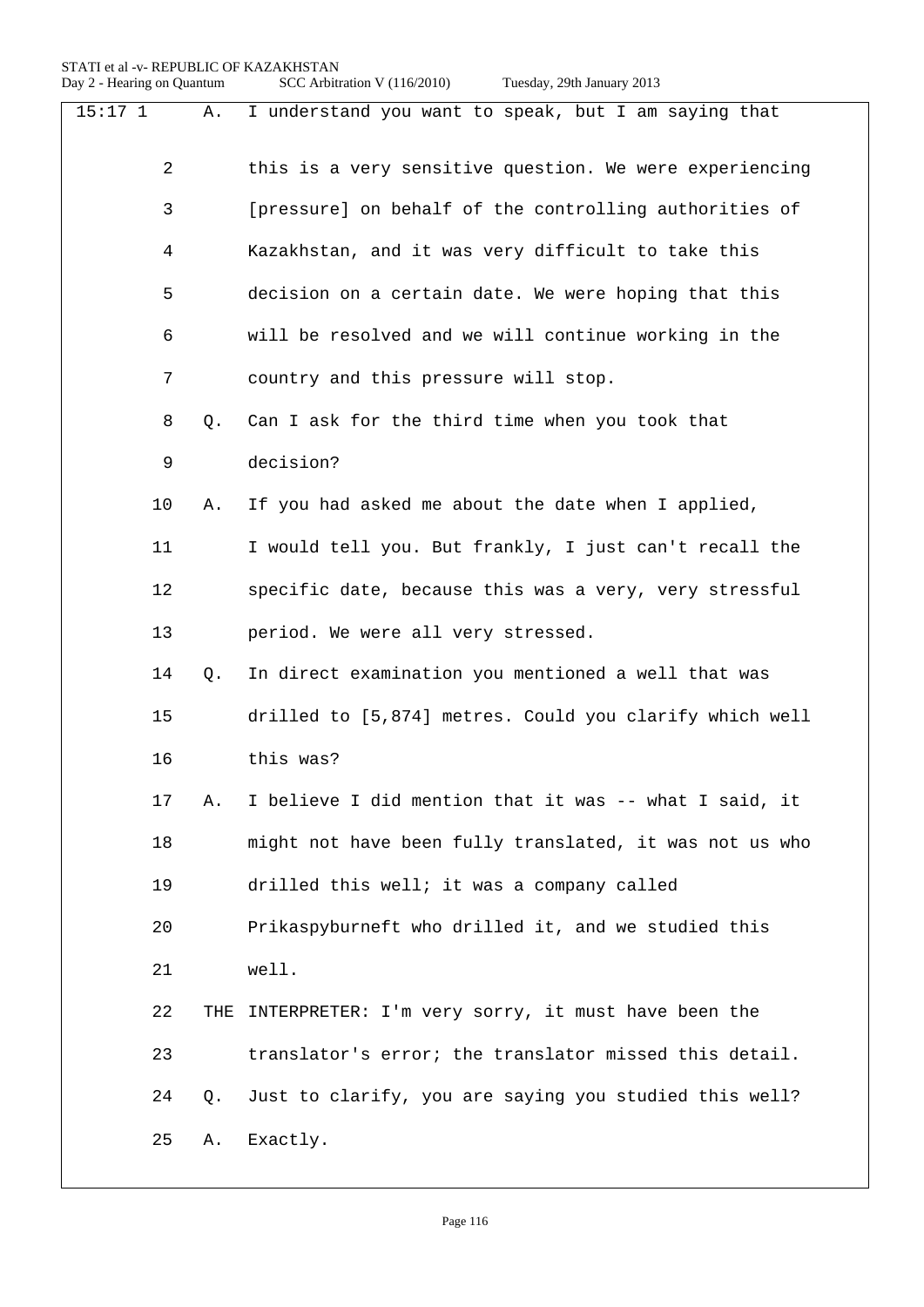15:17 1 A. I understand you want to speak, but I am saying that

2 this is a very sensitive question. We were experiencing

3 [pressure] on behalf of the controlling authorities of

4 Kazakhstan, and it was very difficult to take this

5 decision on a certain date. We were hoping that this

6 will be resolved and we will continue working in the

7 country and this pressure will stop.

8 Q. Can I ask for the third time when you took that

9 decision?

10 A. If you had asked me about the date when I applied,

11 I would tell you. But frankly, I just can't recall the

12 specific date, because this was a very, very stressful

13 period. We were all very stressed.

14 Q. In direct examination you mentioned a well that was

15 drilled to [5,874] metres. Could you clarify which well

16 this was?

17 A. I believe I did mention that it was -- what I said, it

18 might not have been fully translated, it was not us who

19 drilled this well; it was a company called

20 Prikaspyburneft who drilled it, and we studied this

21 well.

22 THE INTERPRETER: I'm very sorry, it must have been the

23 translator's error; the translator missed this detail.

24 Q. Just to clarify, you are saying you studied this well?

25 A. Exactly.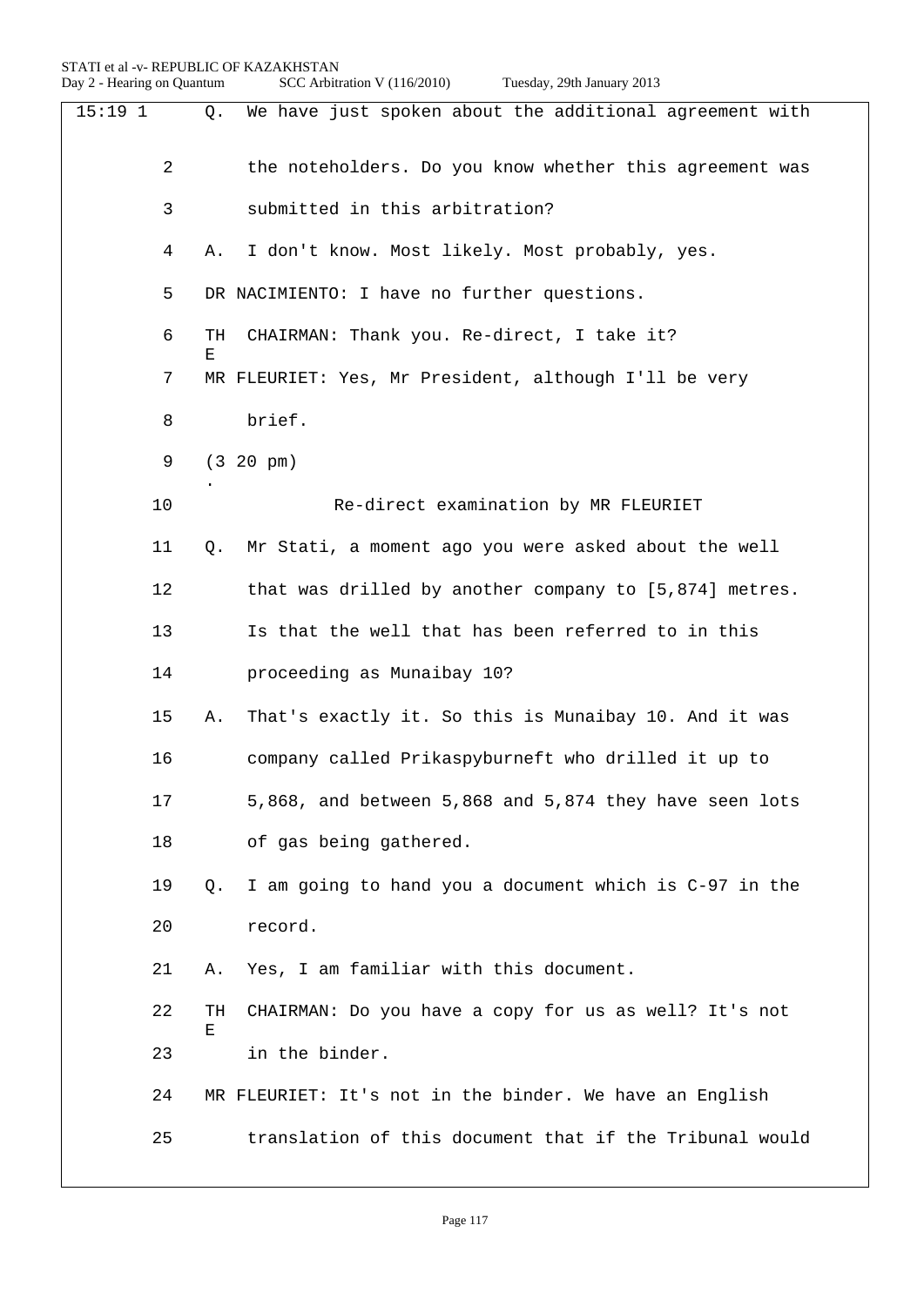15:19 1 Q. We have just spoken about the additional agreement with

2 the noteholders. Do you know whether this agreement was

3 submitted in this arbitration?

4 A. I don't know. Most likely. Most probably, yes.

5 DR NACIMIENTO: I have no further questions.

6 THE CHAIRMAN: Thank you. Re-direct, I take it?

7 MR FLEURIET: Yes, Mr President, although I'll be very

8 brief.

9 (3.20 pm)

10 Re-direct examination by MR FLEURIET

11 Q. Mr Stati, a moment ago you were asked about the well

12 that was drilled by another company to [5,874] metres.

13 Is that the well that has been referred to in this

14 proceeding as Munaibay 10?

15 A. That's exactly it. So this is Munaibay 10. And it was

16 company called Prikaspyburneft who drilled it up to

17 5,868, and between 5,868 and 5,874 they have seen lots

18 of gas being gathered.

19 Q. I am going to hand you a document which is C-97 in the

20 record.

21 A. Yes, I am familiar with this document.

22 THE CHAIRMAN: Do you have a copy for us as well? It's not

23 in the binder.

24 MR FLEURIET: It's not in the binder. We have an English

25 translation of this document that if the Tribunal would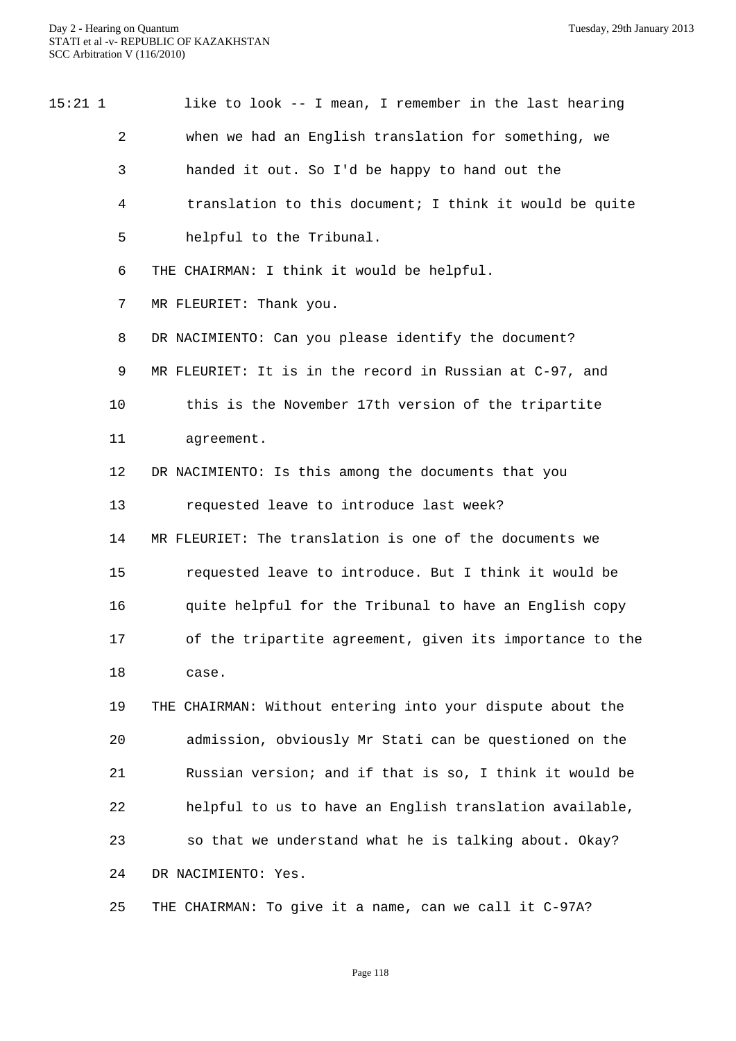15:21 1 like to look -- I mean, I remember in the last hearing
2 when we had an English translation for something, we
3 handed it out. So I'd be happy to hand out the
4 translation to this document; I think it would be quite
5 helpful to the Tribunal.
6 THE CHAIRMAN: I think it would be helpful.
7 MR FLEURIET: Thank you.
8 DR NACIMIENTO: Can you please identify the document?
9 MR FLEURIET: It is in the record in Russian at C-97, and
10 this is the November 17th version of the tripartite
11 agreement.
12 DR NACIMIENTO: Is this among the documents that you
13 requested leave to introduce last week?
14 MR FLEURIET: The translation is one of the documents we
15 requested leave to introduce. But I think it would be
16 quite helpful for the Tribunal to have an English copy
17 of the tripartite agreement, given its importance to the
18 case.
19 THE CHAIRMAN: Without entering into your dispute about the
20 admission, obviously Mr Stati can be questioned on the
21 Russian version; and if that is so, I think it would be
22 helpful to us to have an English translation available,
23 so that we understand what he is talking about. Okay?
24 DR NACIMIENTO: Yes.
25 THE CHAIRMAN: To give it a name, can we call it C-97A?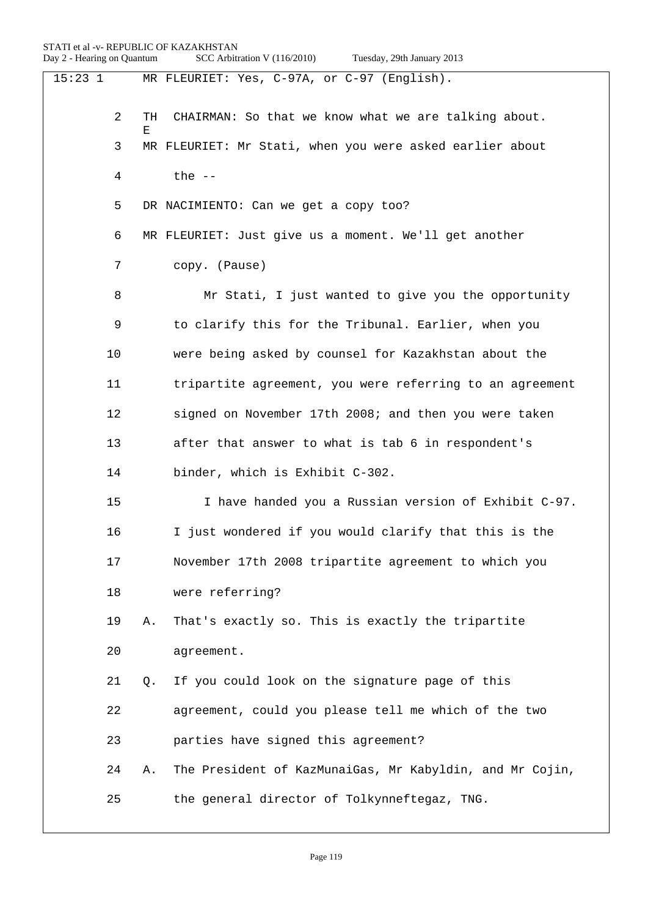15:23 1 MR FLEURIET: Yes, C-97A, or C-97 (English).

2 THE CHAIRMAN: So that we know what we are talking about.

3 MR FLEURIET: Mr Stati, when you were asked earlier about

4 the --

5 DR NACIMIENTO: Can we get a copy too?

6 MR FLEURIET: Just give us a moment. We'll get another

7 copy. (Pause)

8 Mr Stati, I just wanted to give you the opportunity

9 to clarify this for the Tribunal. Earlier, when you

10 were being asked by counsel for Kazakhstan about the

11 tripartite agreement, you were referring to an agreement

12 signed on November 17th 2008; and then you were taken

13 after that answer to what is tab 6 in respondent's

14 binder, which is Exhibit C-302.

15 I have handed you a Russian version of Exhibit C-97.

16 I just wondered if you would clarify that this is the

17 November 17th 2008 tripartite agreement to which you

18 were referring?

19 A. That's exactly so. This is exactly the tripartite

20 agreement.

21 Q. If you could look on the signature page of this

22 agreement, could you please tell me which of the two

23 parties have signed this agreement?

24 A. The President of KazMunaiGas, Mr Kabyldin, and Mr Cojin,

25 the general director of Tolkynneftegaz, TNG.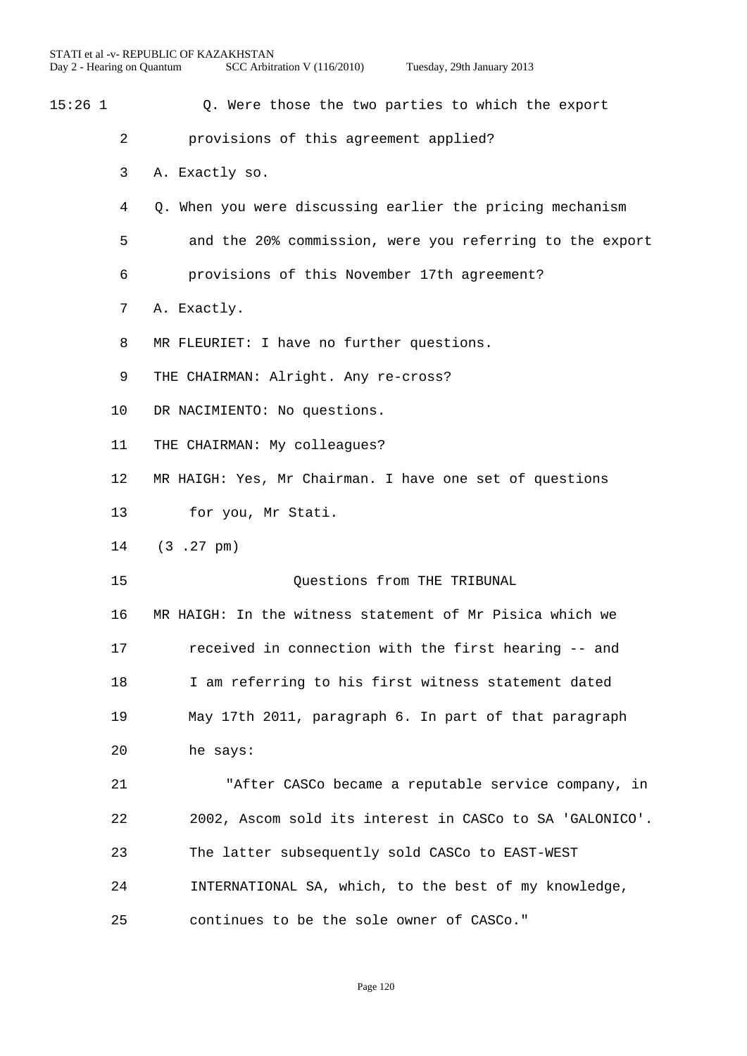15:26 1 Q. Were those the two parties to which the export

2 provisions of this agreement applied?

3 A. Exactly so.

4 Q. When you were discussing earlier the pricing mechanism

5 and the 20% commission, were you referring to the export

6 provisions of this November 17th agreement?

7 A. Exactly.

8 MR FLEURIET: I have no further questions.

9 THE CHAIRMAN: Alright. Any re-cross?

10 DR NACIMIENTO: No questions.

11 THE CHAIRMAN: My colleagues?

12 MR HAIGH: Yes, Mr Chairman. I have one set of questions

13 for you, Mr Stati.

14 (3 .27 pm)

15 Questions from THE TRIBUNAL

16 MR HAIGH: In the witness statement of Mr Pisica which we

17 received in connection with the first hearing -- and

18 I am referring to his first witness statement dated

19 May 17th 2011, paragraph 6. In part of that paragraph

20 he says:

21 "After CASCo became a reputable service company, in

22 2002, Ascom sold its interest in CASCo to SA 'GALONICO'.

23 The latter subsequently sold CASCo to EAST-WEST

24 INTERNATIONAL SA, which, to the best of my knowledge,

25 continues to be the sole owner of CASCo."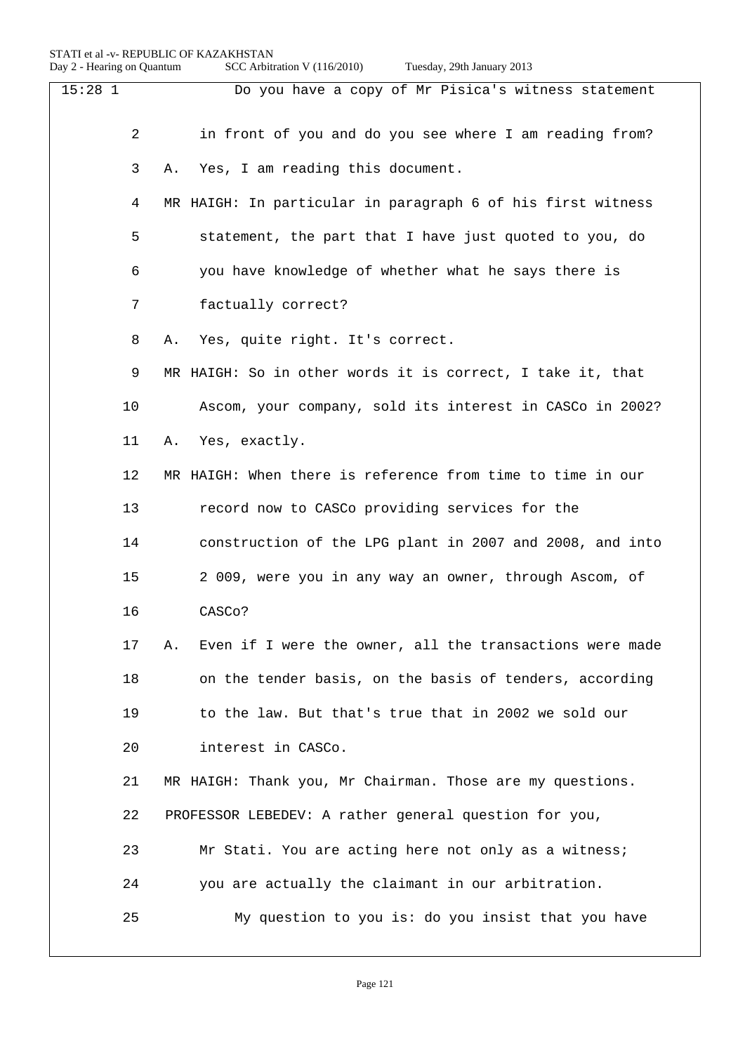15:28 1 Do you have a copy of Mr Pisica's witness statement

2 in front of you and do you see where I am reading from?

3 A. Yes, I am reading this document.

4 MR HAIGH: In particular in paragraph 6 of his first witness

5 statement, the part that I have just quoted to you, do

6 you have knowledge of whether what he says there is

7 factually correct?

8 A. Yes, quite right. It's correct.

9 MR HAIGH: So in other words it is correct, I take it, that

10 Ascom, your company, sold its interest in CASCo in 2002?

11 A. Yes, exactly.

12 MR HAIGH: When there is reference from time to time in our

13 record now to CASCo providing services for the

14 construction of the LPG plant in 2007 and 2008, and into

15 2 009, were you in any way an owner, through Ascom, of

16 CASCo?

17 A. Even if I were the owner, all the transactions were made

18 on the tender basis, on the basis of tenders, according

19 to the law. But that's true that in 2002 we sold our

20 interest in CASCo.

21 MR HAIGH: Thank you, Mr Chairman. Those are my questions.

22 PROFESSOR LEBEDEV: A rather general question for you,

23 Mr Stati. You are acting here not only as a witness;

24 you are actually the claimant in our arbitration.

25 My question to you is: do you insist that you have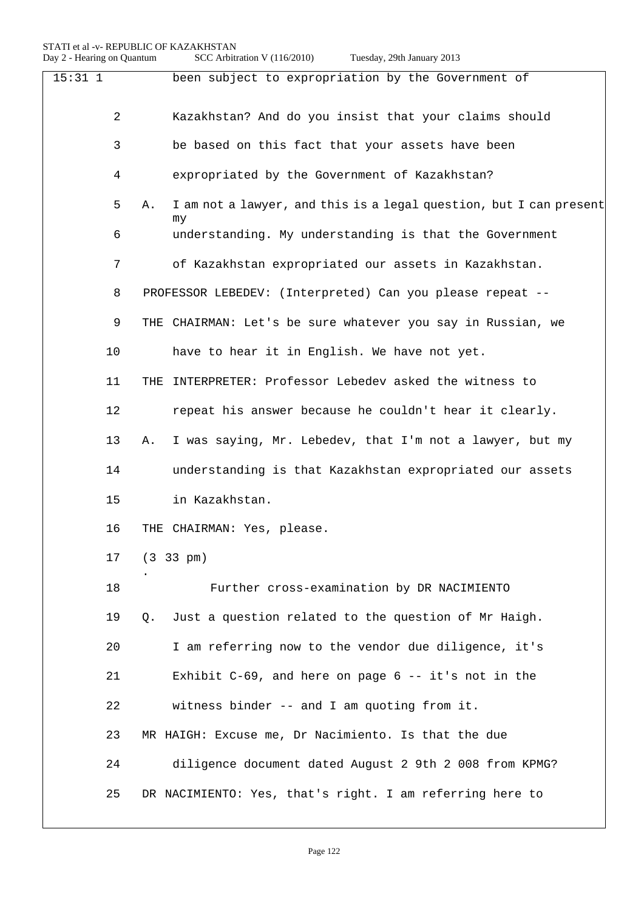15:31 1 been subject to expropriation by the Government of

2 Kazakhstan? And do you insist that your claims should

3 be based on this fact that your assets have been

4 expropriated by the Government of Kazakhstan?

5 A. I am not a lawyer, and this is a legal question, but I can present my

6 understanding. My understanding is that the Government

7 of Kazakhstan expropriated our assets in Kazakhstan.

8 PROFESSOR LEBEDEV: (Interpreted) Can you please repeat --

9 THE CHAIRMAN: Let's be sure whatever you say in Russian, we

10 have to hear it in English. We have not yet.

11 THE INTERPRETER: Professor Lebedev asked the witness to

12 repeat his answer because he couldn't hear it clearly.

13 A. I was saying, Mr. Lebedev, that I'm not a lawyer, but my

14 understanding is that Kazakhstan expropriated our assets

15 in Kazakhstan.

16 THE CHAIRMAN: Yes, please.

17 (3 33 pm)

18 Further cross-examination by DR NACIMIENTO

19 Q. Just a question related to the question of Mr Haigh.

20 I am referring now to the vendor due diligence, it's

21 Exhibit C-69, and here on page 6 -- it's not in the

22 witness binder -- and I am quoting from it.

23 MR HAIGH: Excuse me, Dr Nacimiento. Is that the due

24 diligence document dated August 2 9th 2 008 from KPMG?

25 DR NACIMIENTO: Yes, that's right. I am referring here to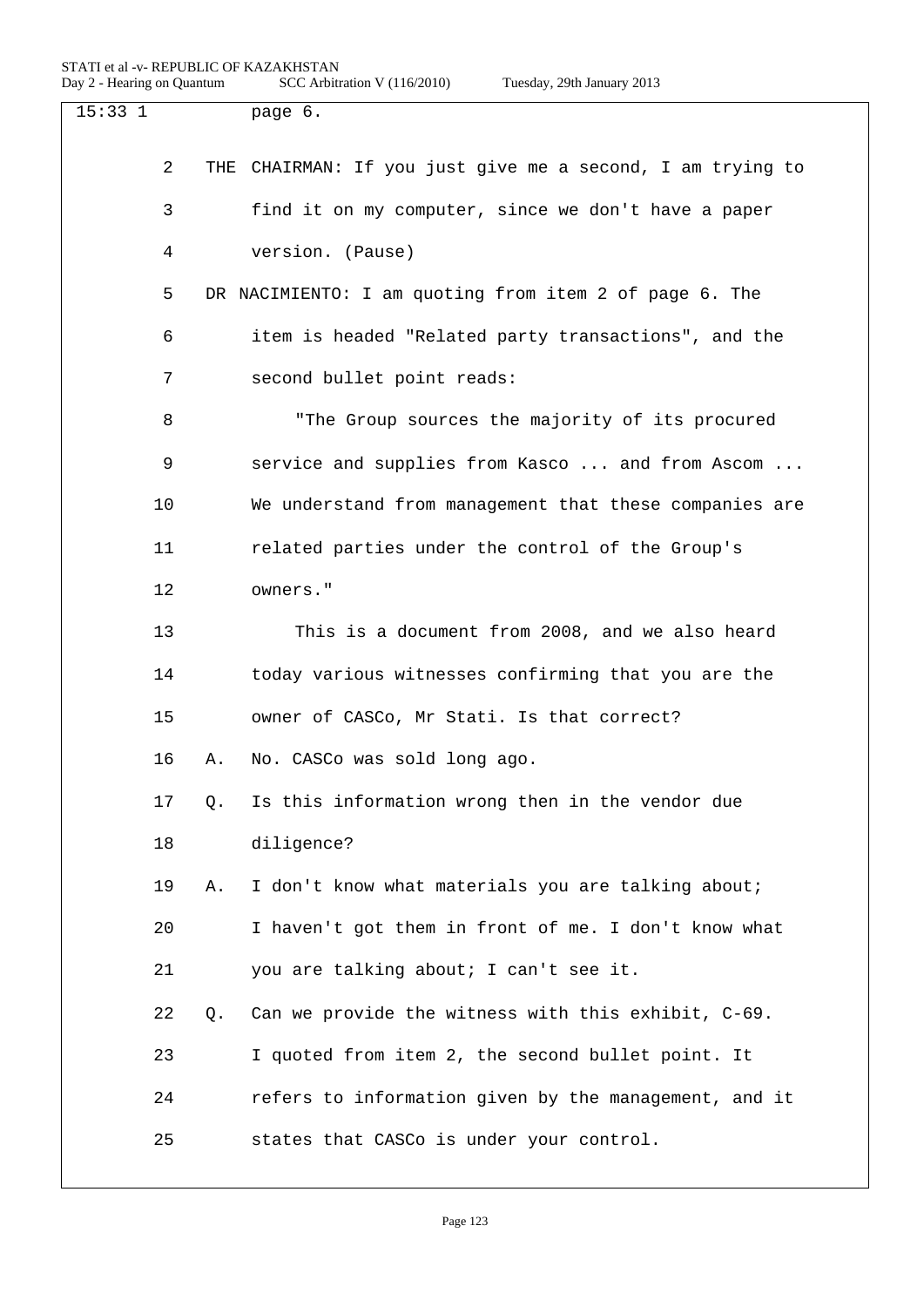15:33 1 page 6.

2 THE CHAIRMAN: If you just give me a second, I am trying to

3 find it on my computer, since we don't have a paper

4 version. (Pause)

5 DR NACIMIENTO: I am quoting from item 2 of page 6. The

6 item is headed "Related party transactions", and the

7 second bullet point reads:

8 "The Group sources the majority of its procured

9 service and supplies from Kasco ... and from Ascom ...

10 We understand from management that these companies are

11 related parties under the control of the Group's

12 owners."

13 This is a document from 2008, and we also heard

14 today various witnesses confirming that you are the

15 owner of CASCo, Mr Stati. Is that correct?

16 A. No. CASCo was sold long ago.

17 Q. Is this information wrong then in the vendor due

18 diligence?

19 A. I don't know what materials you are talking about;

20 I haven't got them in front of me. I don't know what

21 you are talking about; I can't see it.

22 Q. Can we provide the witness with this exhibit, C-69.

23 I quoted from item 2, the second bullet point. It

24 refers to information given by the management, and it

25 states that CASCo is under your control.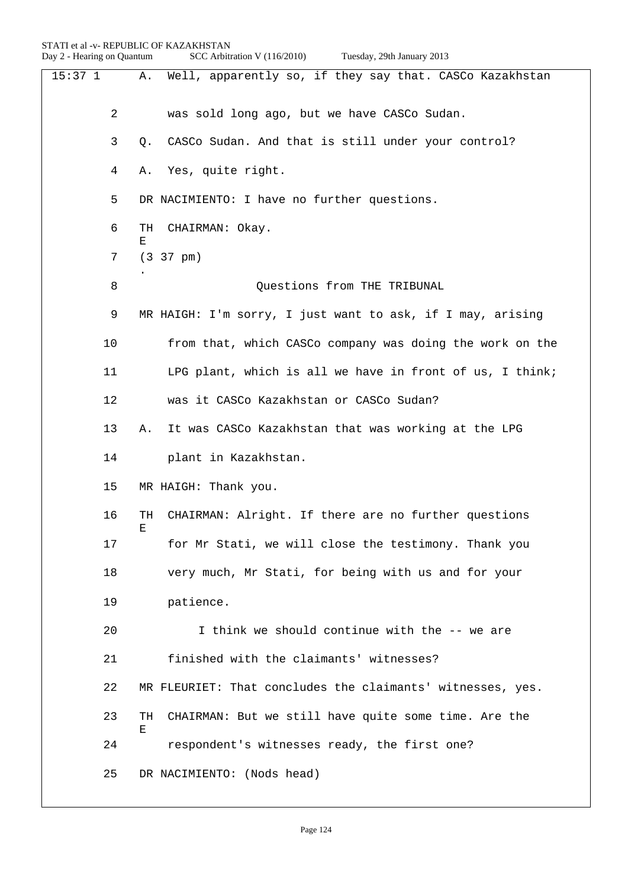15:37 1 A. Well, apparently so, if they say that. CASCo Kazakhstan

2 was sold long ago, but we have CASCo Sudan.

3 Q. CASCo Sudan. And that is still under your control?

4 A. Yes, quite right.

5 DR NACIMIENTO: I have no further questions.

6 THE CHAIRMAN: Okay.

7 (3.37 pm)

8 Questions from THE TRIBUNAL

9 MR HAIGH: I'm sorry, I just want to ask, if I may, arising

10 from that, which CASCo company was doing the work on the

11 LPG plant, which is all we have in front of us, I think;

12 was it CASCo Kazakhstan or CASCo Sudan?

13 A. It was CASCo Kazakhstan that was working at the LPG

14 plant in Kazakhstan.

15 MR HAIGH: Thank you.

16 THE CHAIRMAN: Alright. If there are no further questions

17 for Mr Stati, we will close the testimony. Thank you

18 very much, Mr Stati, for being with us and for your

19 patience.

20 I think we should continue with the -- we are

21 finished with the claimants' witnesses?

22 MR FLEURIET: That concludes the claimants' witnesses, yes.

23 THE CHAIRMAN: But we still have quite some time. Are the

24 respondent's witnesses ready, the first one?

25 DR NACIMIENTO: (Nods head)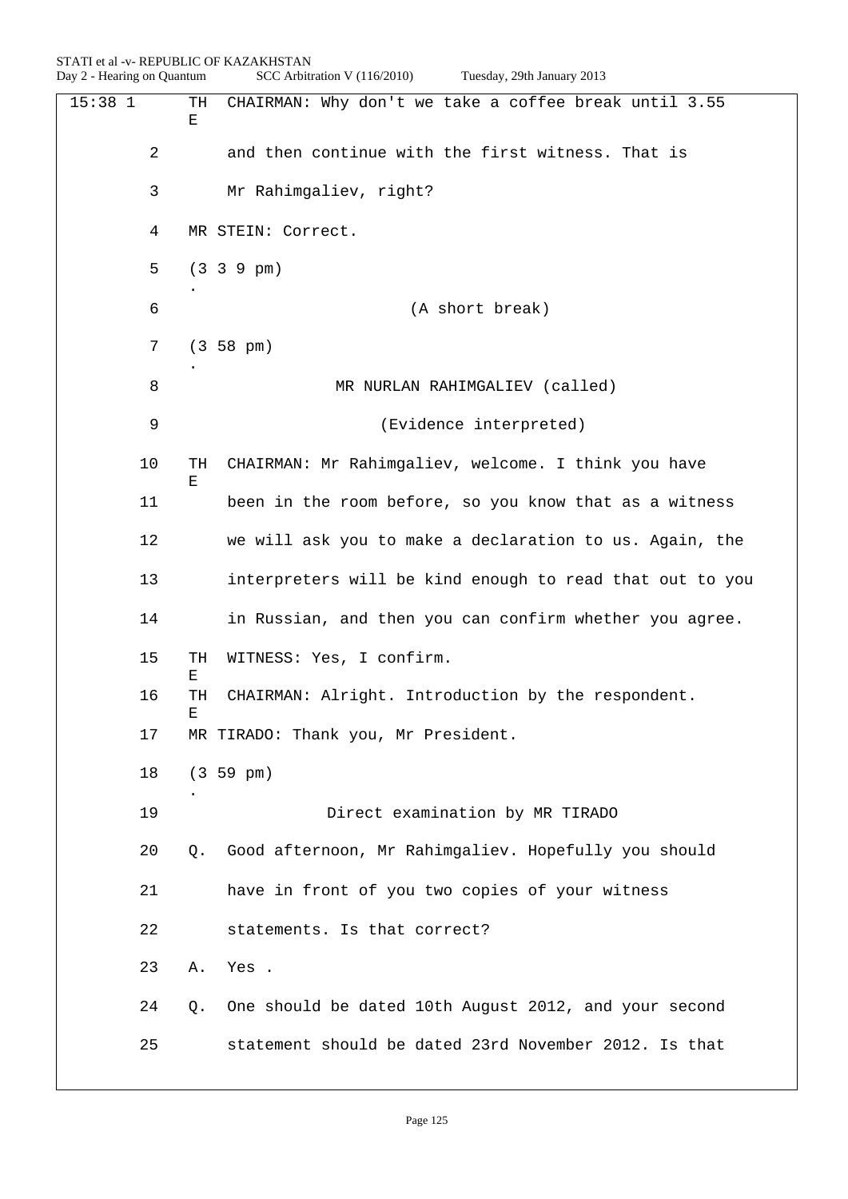15:38 1 THE CHAIRMAN: Why don't we take a coffee break until 3.55

2 and then continue with the first witness. That is

3 Mr Rahimgaliev, right?

4 MR STEIN: Correct.

5 (3 3 9 pm)

6 (A short break)

7 (3 58 pm)

8 MR NURLAN RAHIMGALIEV (called)

9 (Evidence interpreted)

10 THE CHAIRMAN: Mr Rahimgaliev, welcome. I think you have

11 been in the room before, so you know that as a witness

12 we will ask you to make a declaration to us. Again, the

13 interpreters will be kind enough to read that out to you

14 in Russian, and then you can confirm whether you agree.

15 THE WITNESS: Yes, I confirm.

16 THE CHAIRMAN: Alright. Introduction by the respondent.

17 MR TIRADO: Thank you, Mr President.

18 (3 59 pm)

19 Direct examination by MR TIRADO

20 Q. Good afternoon, Mr Rahimgaliev. Hopefully you should

21 have in front of you two copies of your witness

22 statements. Is that correct?

23 A. Yes .

24 Q. One should be dated 10th August 2012, and your second

25 statement should be dated 23rd November 2012. Is that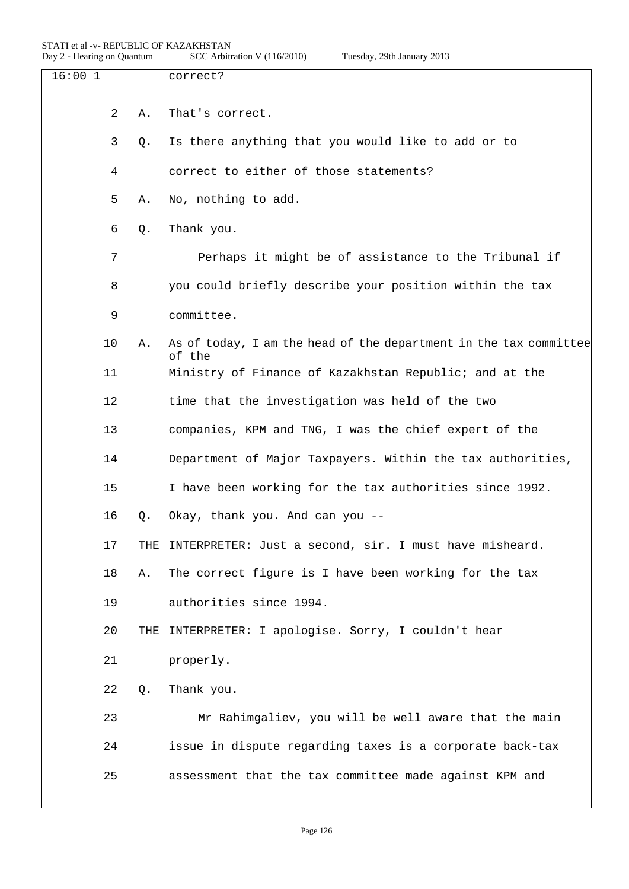16:00 1 correct?

2 A. That's correct.

3 Q. Is there anything that you would like to add or to

4 correct to either of those statements?

5 A. No, nothing to add.

6 Q. Thank you.

7 Perhaps it might be of assistance to the Tribunal if

8 you could briefly describe your position within the tax

9 committee.

10 A. As of today, I am the head of the department in the tax committee of the

11 Ministry of Finance of Kazakhstan Republic; and at the

12 time that the investigation was held of the two

13 companies, KPM and TNG, I was the chief expert of the

14 Department of Major Taxpayers. Within the tax authorities,

15 I have been working for the tax authorities since 1992.

16 Q. Okay, thank you. And can you --

17 THE INTERPRETER: Just a second, sir. I must have misheard.

18 A. The correct figure is I have been working for the tax

19 authorities since 1994.

20 THE INTERPRETER: I apologise. Sorry, I couldn't hear

21 properly.

22 Q. Thank you.

23 Mr Rahimgaliev, you will be well aware that the main

24 issue in dispute regarding taxes is a corporate back-tax

25 assessment that the tax committee made against KPM and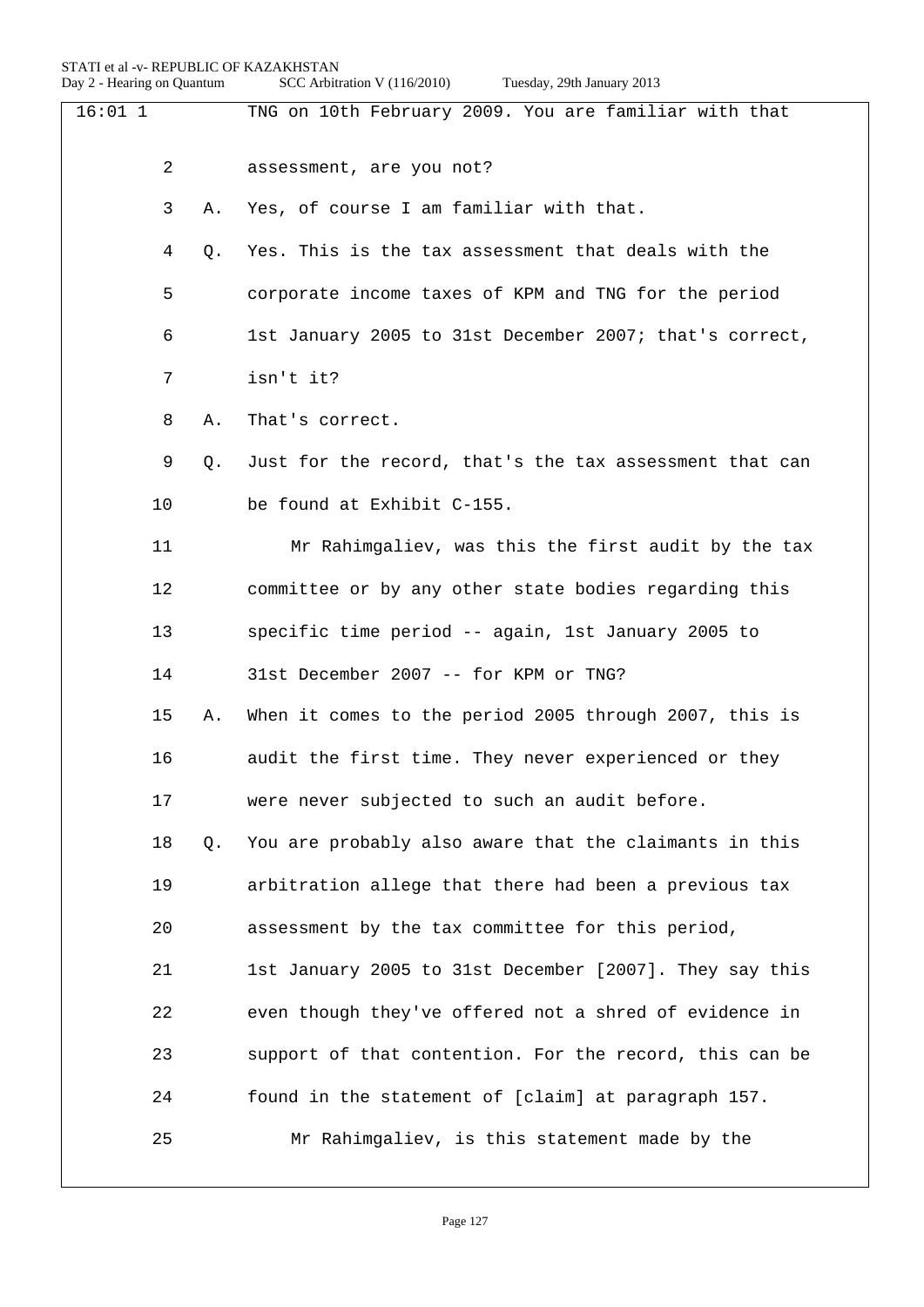16:01 1 TNG on 10th February 2009. You are familiar with that

2 assessment, are you not?

3 A. Yes, of course I am familiar with that.

4 Q. Yes. This is the tax assessment that deals with the

5 corporate income taxes of KPM and TNG for the period

6 1st January 2005 to 31st December 2007; that's correct,

7 isn't it?

8 A. That's correct.

9 Q. Just for the record, that's the tax assessment that can

10 be found at Exhibit C-155.

11 Mr Rahimgaliev, was this the first audit by the tax

12 committee or by any other state bodies regarding this

13 specific time period -- again, 1st January 2005 to

14 31st December 2007 -- for KPM or TNG?

15 A. When it comes to the period 2005 through 2007, this is

16 audit the first time. They never experienced or they

17 were never subjected to such an audit before.

18 Q. You are probably also aware that the claimants in this

19 arbitration allege that there had been a previous tax

20 assessment by the tax committee for this period,

21 1st January 2005 to 31st December [2007]. They say this

22 even though they've offered not a shred of evidence in

23 support of that contention. For the record, this can be

24 found in the statement of [claim] at paragraph 157.

25 Mr Rahimgaliev, is this statement made by the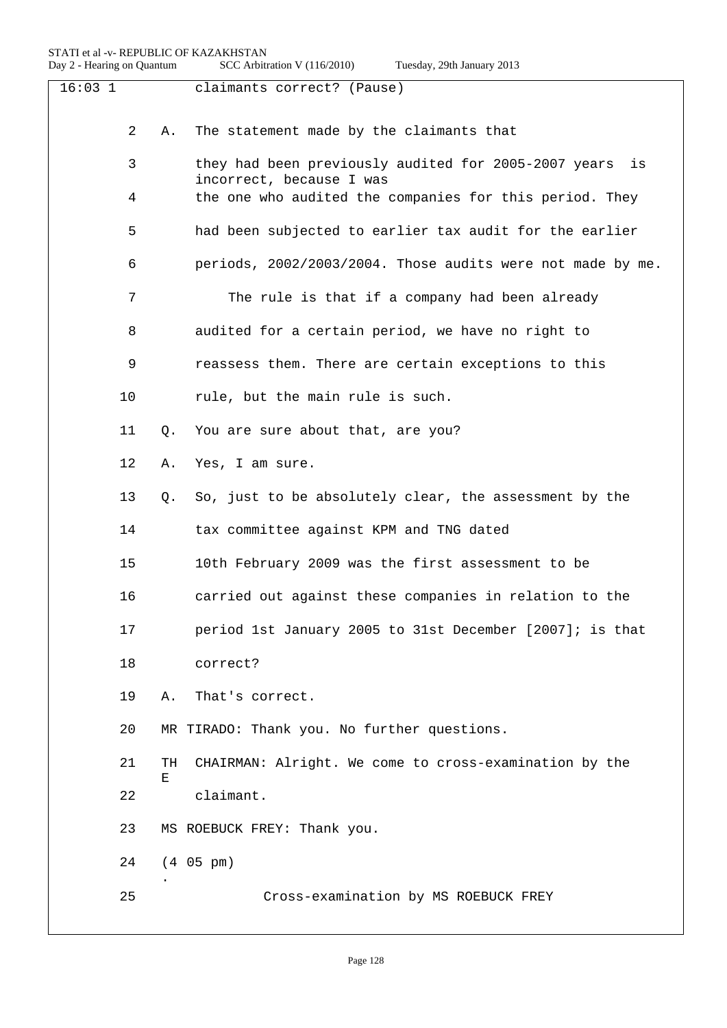16:03 1 claimants correct? (Pause)

2 A. The statement made by the claimants that

3 they had been previously audited for 2005-2007 years is incorrect, because I was

4 the one who audited the companies for this period. They

5 had been subjected to earlier tax audit for the earlier

6 periods, 2002/2003/2004. Those audits were not made by me.

7 The rule is that if a company had been already

8 audited for a certain period, we have no right to

9 reassess them. There are certain exceptions to this

10 rule, but the main rule is such.

11 Q. You are sure about that, are you?

12 A. Yes, I am sure.

13 Q. So, just to be absolutely clear, the assessment by the

14 tax committee against KPM and TNG dated

15 10th February 2009 was the first assessment to be

16 carried out against these companies in relation to the

17 period 1st January 2005 to 31st December [2007]; is that

18 correct?

19 A. That's correct.

20 MR TIRADO: Thank you. No further questions.

21 THE CHAIRMAN: Alright. We come to cross-examination by the

22 claimant.

23 MS ROEBUCK FREY: Thank you.

24 (4.05 pm)

25 Cross-examination by MS ROEBUCK FREY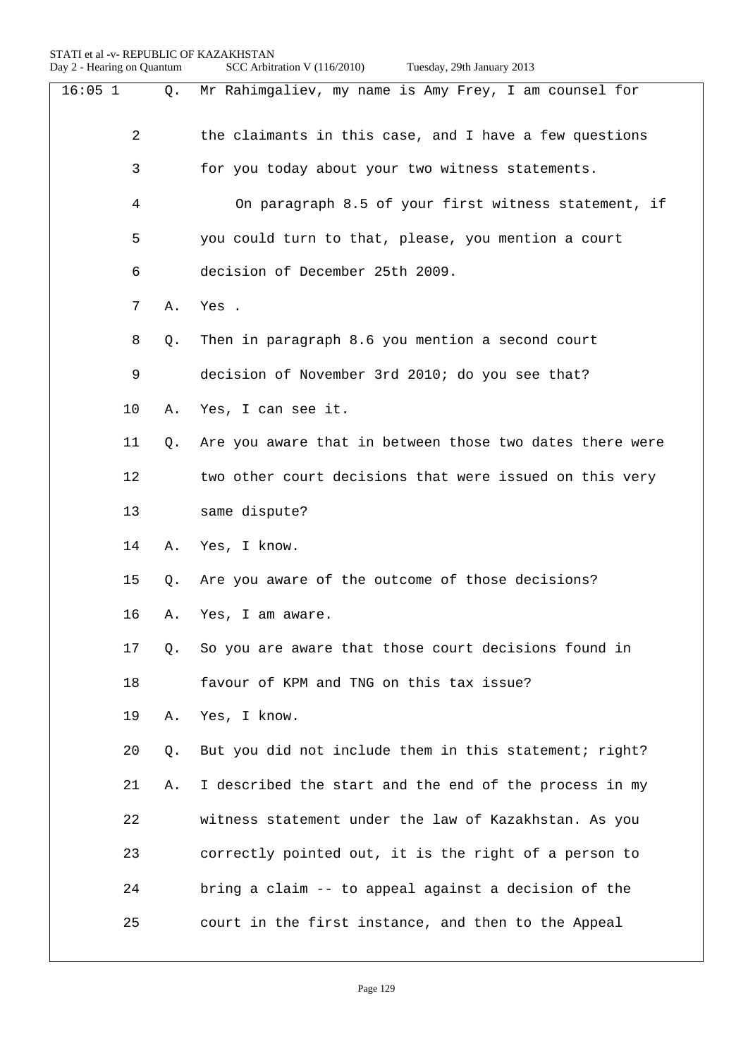16:05 1 Q. Mr Rahimgaliev, my name is Amy Frey, I am counsel for

2 the claimants in this case, and I have a few questions

3 for you today about your two witness statements.

4 On paragraph 8.5 of your first witness statement, if

5 you could turn to that, please, you mention a court

6 decision of December 25th 2009.

7 A. Yes .

8 Q. Then in paragraph 8.6 you mention a second court

9 decision of November 3rd 2010; do you see that?

10 A. Yes, I can see it.

11 Q. Are you aware that in between those two dates there were

12 two other court decisions that were issued on this very

13 same dispute?

14 A. Yes, I know.

15 Q. Are you aware of the outcome of those decisions?

16 A. Yes, I am aware.

17 Q. So you are aware that those court decisions found in

18 favour of KPM and TNG on this tax issue?

19 A. Yes, I know.

20 Q. But you did not include them in this statement; right?

21 A. I described the start and the end of the process in my

22 witness statement under the law of Kazakhstan. As you

23 correctly pointed out, it is the right of a person to

24 bring a claim -- to appeal against a decision of the

25 court in the first instance, and then to the Appeal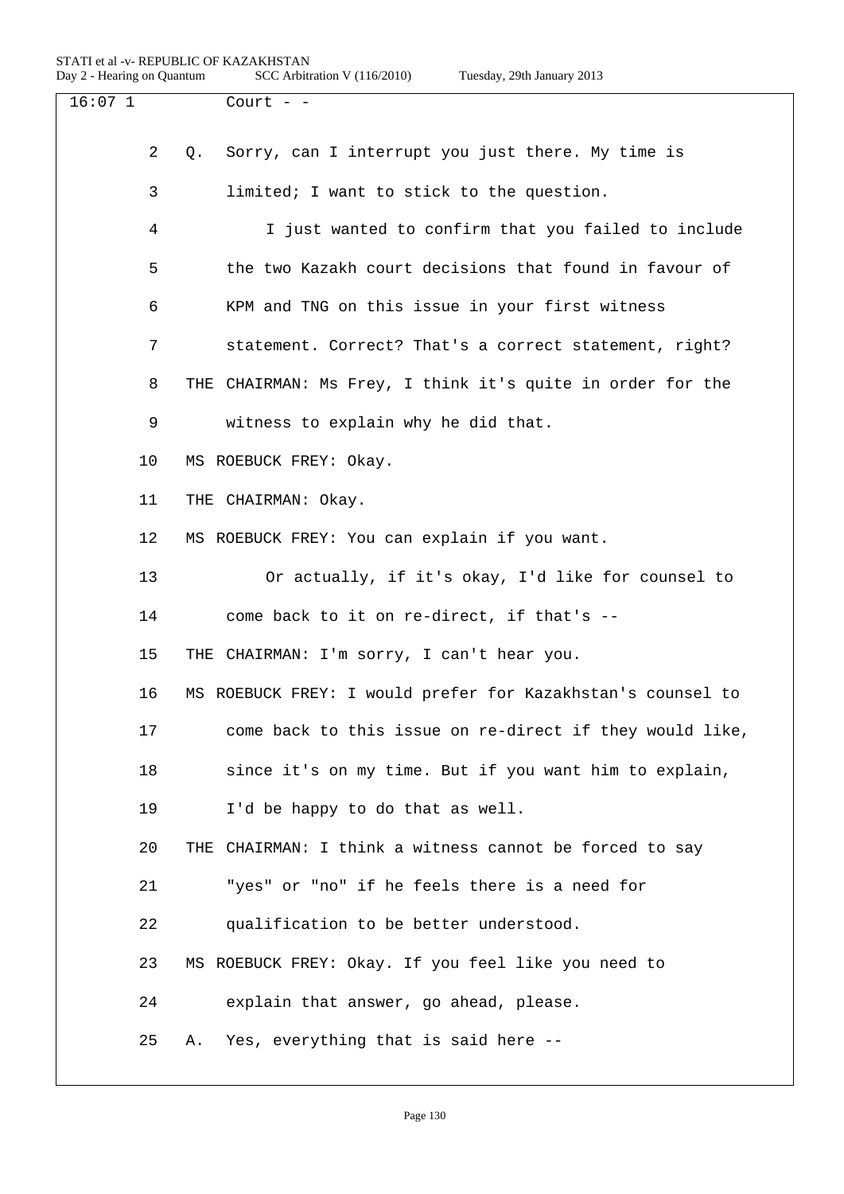16:07 1 Court - -

2 Q. Sorry, can I interrupt you just there. My time is

3 limited; I want to stick to the question.

4 I just wanted to confirm that you failed to include

5 the two Kazakh court decisions that found in favour of

6 KPM and TNG on this issue in your first witness

7 statement. Correct? That's a correct statement, right?

8 THE CHAIRMAN: Ms Frey, I think it's quite in order for the

9 witness to explain why he did that.

10 MS ROEBUCK FREY: Okay.

11 THE CHAIRMAN: Okay.

12 MS ROEBUCK FREY: You can explain if you want.

13 Or actually, if it's okay, I'd like for counsel to

14 come back to it on re-direct, if that's --

15 THE CHAIRMAN: I'm sorry, I can't hear you.

16 MS ROEBUCK FREY: I would prefer for Kazakhstan's counsel to

17 come back to this issue on re-direct if they would like,

18 since it's on my time. But if you want him to explain,

19 I'd be happy to do that as well.

20 THE CHAIRMAN: I think a witness cannot be forced to say

21 "yes" or "no" if he feels there is a need for

22 qualification to be better understood.

23 MS ROEBUCK FREY: Okay. If you feel like you need to

24 explain that answer, go ahead, please.

25 A. Yes, everything that is said here --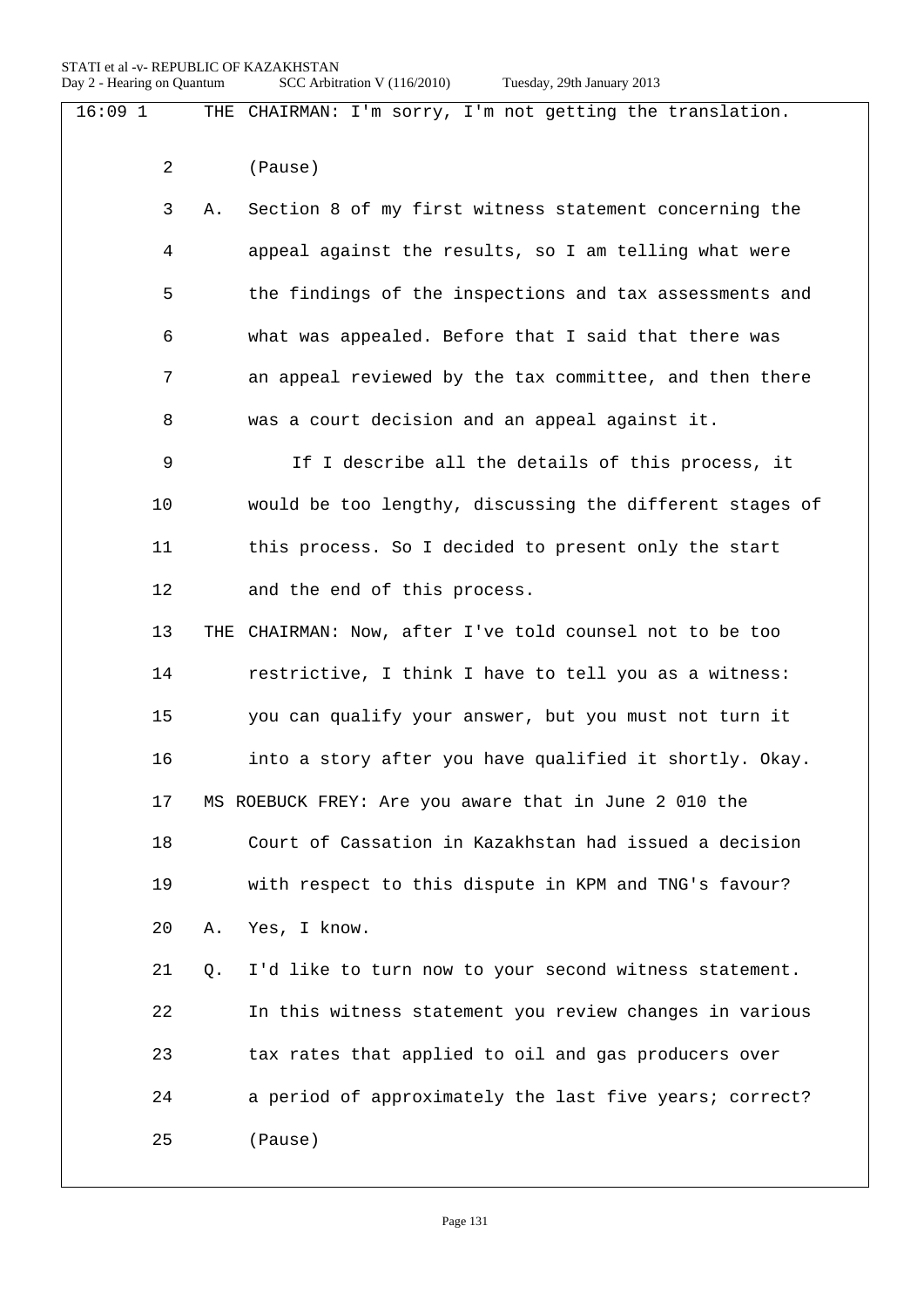16:09 1 THE CHAIRMAN: I'm sorry, I'm not getting the translation.

2 (Pause)

3 A. Section 8 of my first witness statement concerning the

4 appeal against the results, so I am telling what were

5 the findings of the inspections and tax assessments and

6 what was appealed. Before that I said that there was

7 an appeal reviewed by the tax committee, and then there

8 was a court decision and an appeal against it.

9 If I describe all the details of this process, it

10 would be too lengthy, discussing the different stages of

11 this process. So I decided to present only the start

12 and the end of this process.

13 THE CHAIRMAN: Now, after I've told counsel not to be too

14 restrictive, I think I have to tell you as a witness:

15 you can qualify your answer, but you must not turn it

16 into a story after you have qualified it shortly. Okay.

17 MS ROEBUCK FREY: Are you aware that in June 2 010 the

18 Court of Cassation in Kazakhstan had issued a decision

19 with respect to this dispute in KPM and TNG's favour?

20 A. Yes, I know.

21 Q. I'd like to turn now to your second witness statement.

22 In this witness statement you review changes in various

23 tax rates that applied to oil and gas producers over

24 a period of approximately the last five years; correct?

25 (Pause)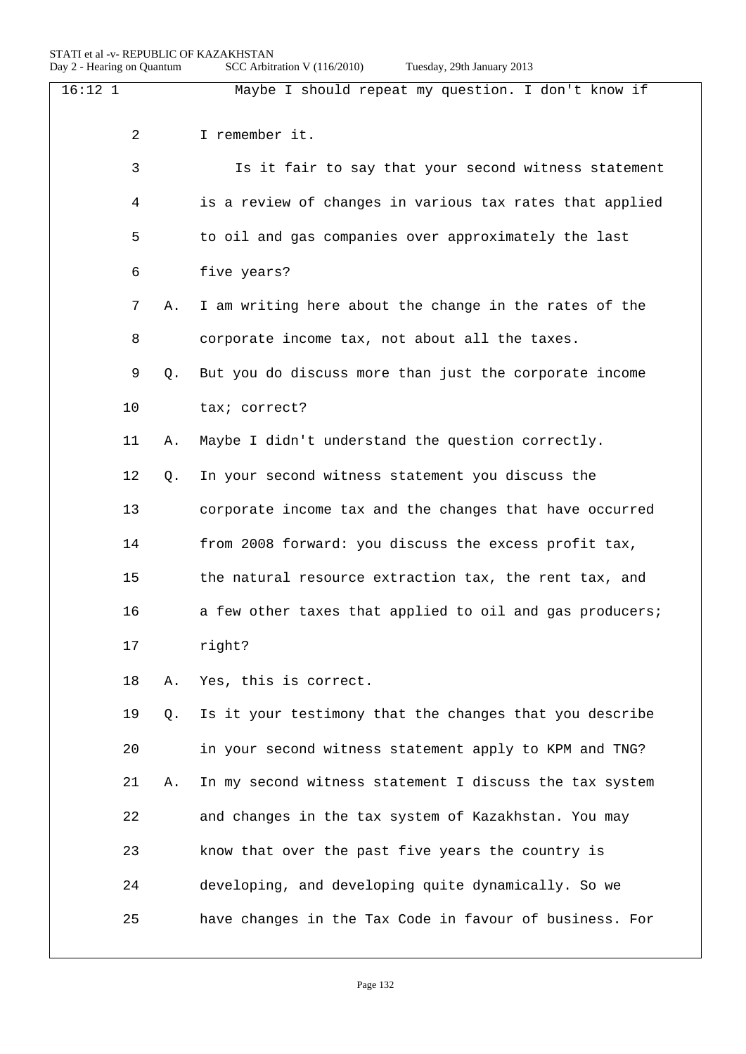16:12 1 Maybe I should repeat my question. I don't know if

2 I remember it.

3 Is it fair to say that your second witness statement

4 is a review of changes in various tax rates that applied

5 to oil and gas companies over approximately the last

6 five years?

7 A. I am writing here about the change in the rates of the

8 corporate income tax, not about all the taxes.

9 Q. But you do discuss more than just the corporate income

10 tax; correct?

11 A. Maybe I didn't understand the question correctly.

12 Q. In your second witness statement you discuss the

13 corporate income tax and the changes that have occurred

14 from 2008 forward: you discuss the excess profit tax,

15 the natural resource extraction tax, the rent tax, and

16 a few other taxes that applied to oil and gas producers;

17 right?

18 A. Yes, this is correct.

19 Q. Is it your testimony that the changes that you describe

20 in your second witness statement apply to KPM and TNG?

21 A. In my second witness statement I discuss the tax system

22 and changes in the tax system of Kazakhstan. You may

23 know that over the past five years the country is

24 developing, and developing quite dynamically. So we

25 have changes in the Tax Code in favour of business. For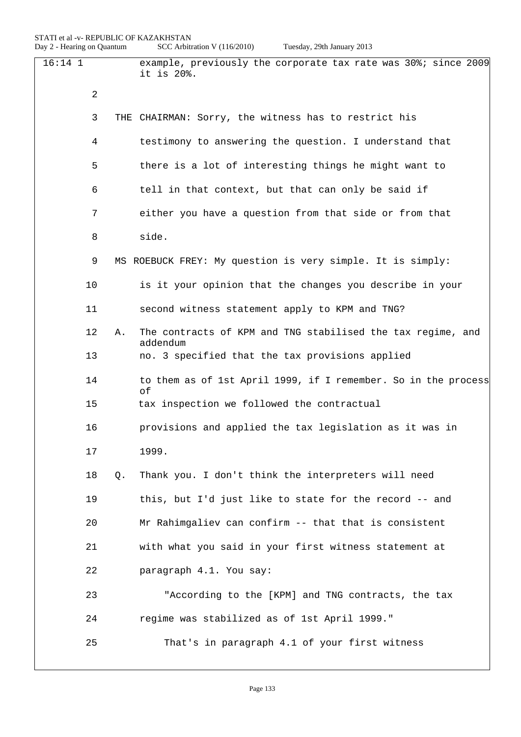16:14 1 example, previously the corporate tax rate was 30%; since 2009 it is 20%.

2

3 THE CHAIRMAN: Sorry, the witness has to restrict his

4 testimony to answering the question. I understand that

5 there is a lot of interesting things he might want to

6 tell in that context, but that can only be said if

7 either you have a question from that side or from that

8 side.

9 MS ROEBUCK FREY: My question is very simple. It is simply:

10 is it your opinion that the changes you describe in your

11 second witness statement apply to KPM and TNG?

12 A. The contracts of KPM and TNG stabilised the tax regime, and addendum

13 no. 3 specified that the tax provisions applied

14 to them as of 1st April 1999, if I remember. So in the process of

15 tax inspection we followed the contractual

16 provisions and applied the tax legislation as it was in

17 1999.

18 Q. Thank you. I don't think the interpreters will need

19 this, but I'd just like to state for the record -- and

20 Mr Rahimgaliev can confirm -- that that is consistent

21 with what you said in your first witness statement at

22 paragraph 4.1. You say:

23 "According to the [KPM] and TNG contracts, the tax

24 regime was stabilized as of 1st April 1999."

25 That's in paragraph 4.1 of your first witness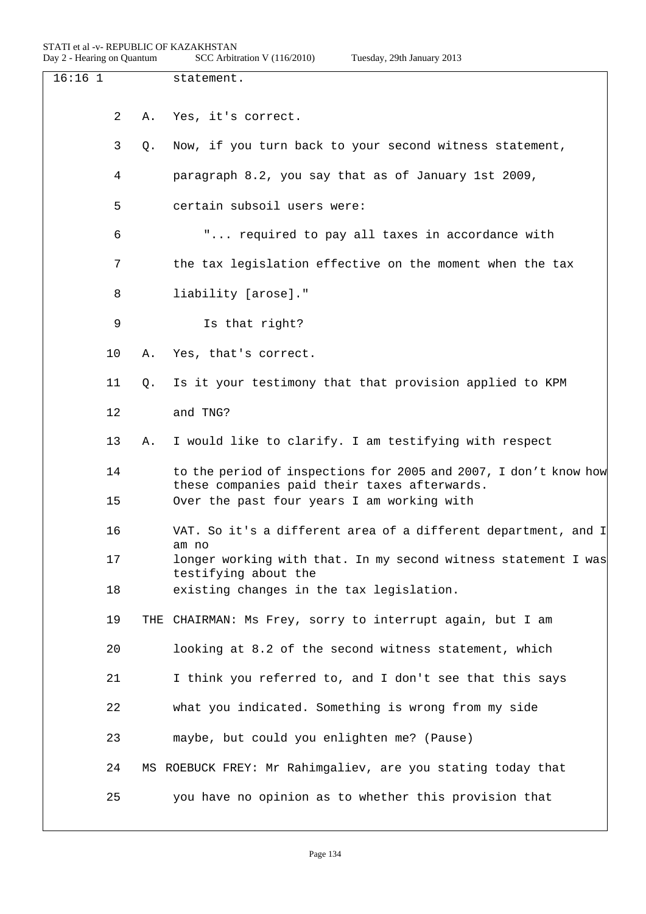16:16 1 statement.

2 A. Yes, it's correct.

3 Q. Now, if you turn back to your second witness statement,

4 paragraph 8.2, you say that as of January 1st 2009,

5 certain subsoil users were:

6 "... required to pay all taxes in accordance with

7 the tax legislation effective on the moment when the tax

8 liability [arose]."

9 Is that right?

10 A. Yes, that's correct.

11 Q. Is it your testimony that that provision applied to KPM

12 and TNG?

13 A. I would like to clarify. I am testifying with respect

14 to the period of inspections for 2005 and 2007, I don't know how these companies paid their taxes afterwards.

15 Over the past four years I am working with

16 VAT. So it's a different area of a different department, and I am no

17 longer working with that. In my second witness statement I was testifying about the

18 existing changes in the tax legislation.

19 THE CHAIRMAN: Ms Frey, sorry to interrupt again, but I am

20 looking at 8.2 of the second witness statement, which

21 I think you referred to, and I don't see that this says

22 what you indicated. Something is wrong from my side

23 maybe, but could you enlighten me? (Pause)

24 MS ROEBUCK FREY: Mr Rahimgaliev, are you stating today that

25 you have no opinion as to whether this provision that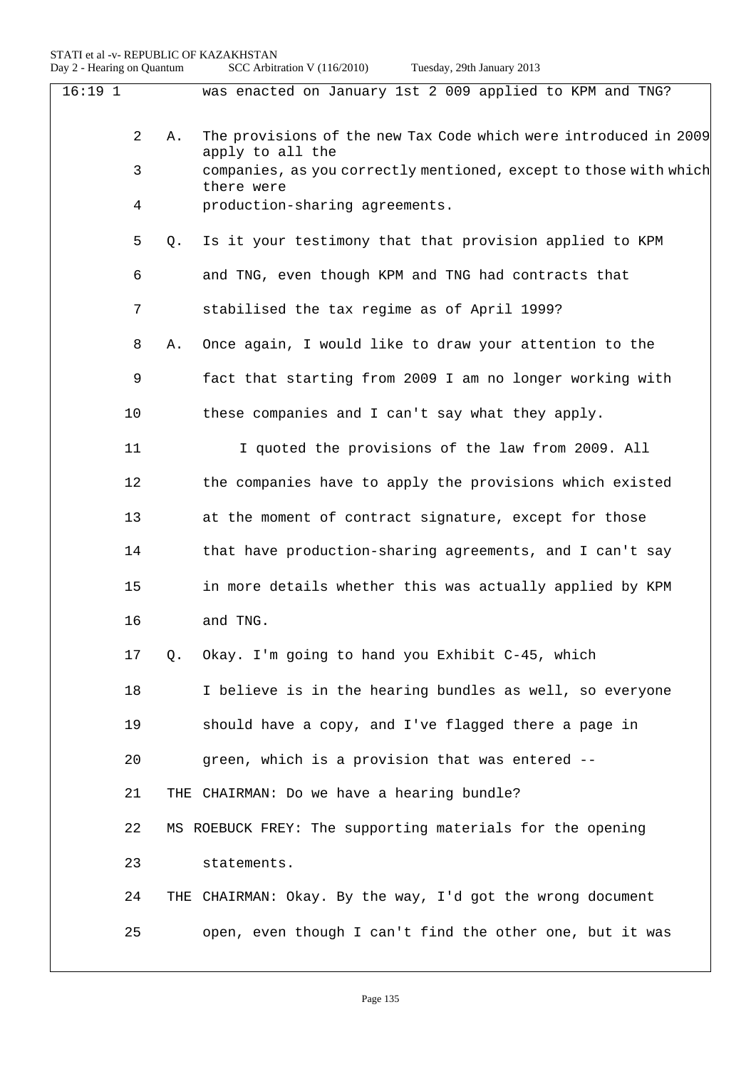16:19 1 was enacted on January 1st 2 009 applied to KPM and TNG?

2 A. The provisions of the new Tax Code which were introduced in 2009 apply to all the

3 companies, as you correctly mentioned, except to those with which there were

4 production-sharing agreements.

5 Q. Is it your testimony that that provision applied to KPM

6 and TNG, even though KPM and TNG had contracts that

7 stabilised the tax regime as of April 1999?

8 A. Once again, I would like to draw your attention to the

9 fact that starting from 2009 I am no longer working with

10 these companies and I can't say what they apply.

11 I quoted the provisions of the law from 2009. All

12 the companies have to apply the provisions which existed

13 at the moment of contract signature, except for those

14 that have production-sharing agreements, and I can't say

15 in more details whether this was actually applied by KPM

16 and TNG.

17 Q. Okay. I'm going to hand you Exhibit C-45, which

18 I believe is in the hearing bundles as well, so everyone

19 should have a copy, and I've flagged there a page in

20 green, which is a provision that was entered --

21 THE CHAIRMAN: Do we have a hearing bundle?

22 MS ROEBUCK FREY: The supporting materials for the opening

23 statements.

24 THE CHAIRMAN: Okay. By the way, I'd got the wrong document

25 open, even though I can't find the other one, but it was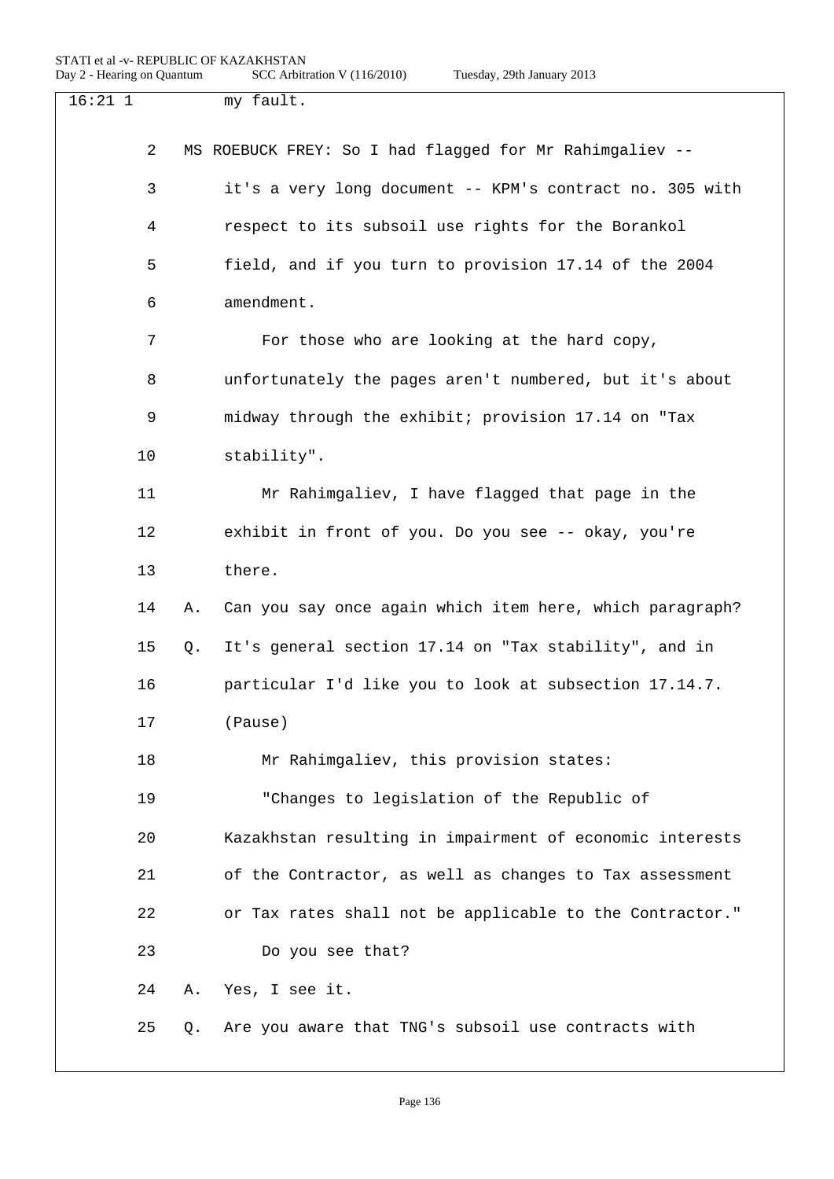16:21 1 my fault.

2 MS ROEBUCK FREY: So I had flagged for Mr Rahimgaliev --

3 it's a very long document -- KPM's contract no. 305 with

4 respect to its subsoil use rights for the Borankol

5 field, and if you turn to provision 17.14 of the 2004

6 amendment.

7 For those who are looking at the hard copy,

8 unfortunately the pages aren't numbered, but it's about

9 midway through the exhibit; provision 17.14 on "Tax

10 stability".

11 Mr Rahimgaliev, I have flagged that page in the

12 exhibit in front of you. Do you see -- okay, you're

13 there.

14 A. Can you say once again which item here, which paragraph?

15 Q. It's general section 17.14 on "Tax stability", and in

16 particular I'd like you to look at subsection 17.14.7.

17 (Pause)

18 Mr Rahimgaliev, this provision states:

19 "Changes to legislation of the Republic of

20 Kazakhstan resulting in impairment of economic interests

21 of the Contractor, as well as changes to Tax assessment

22 or Tax rates shall not be applicable to the Contractor."

23 Do you see that?

24 A. Yes, I see it.

25 Q. Are you aware that TNG's subsoil use contracts with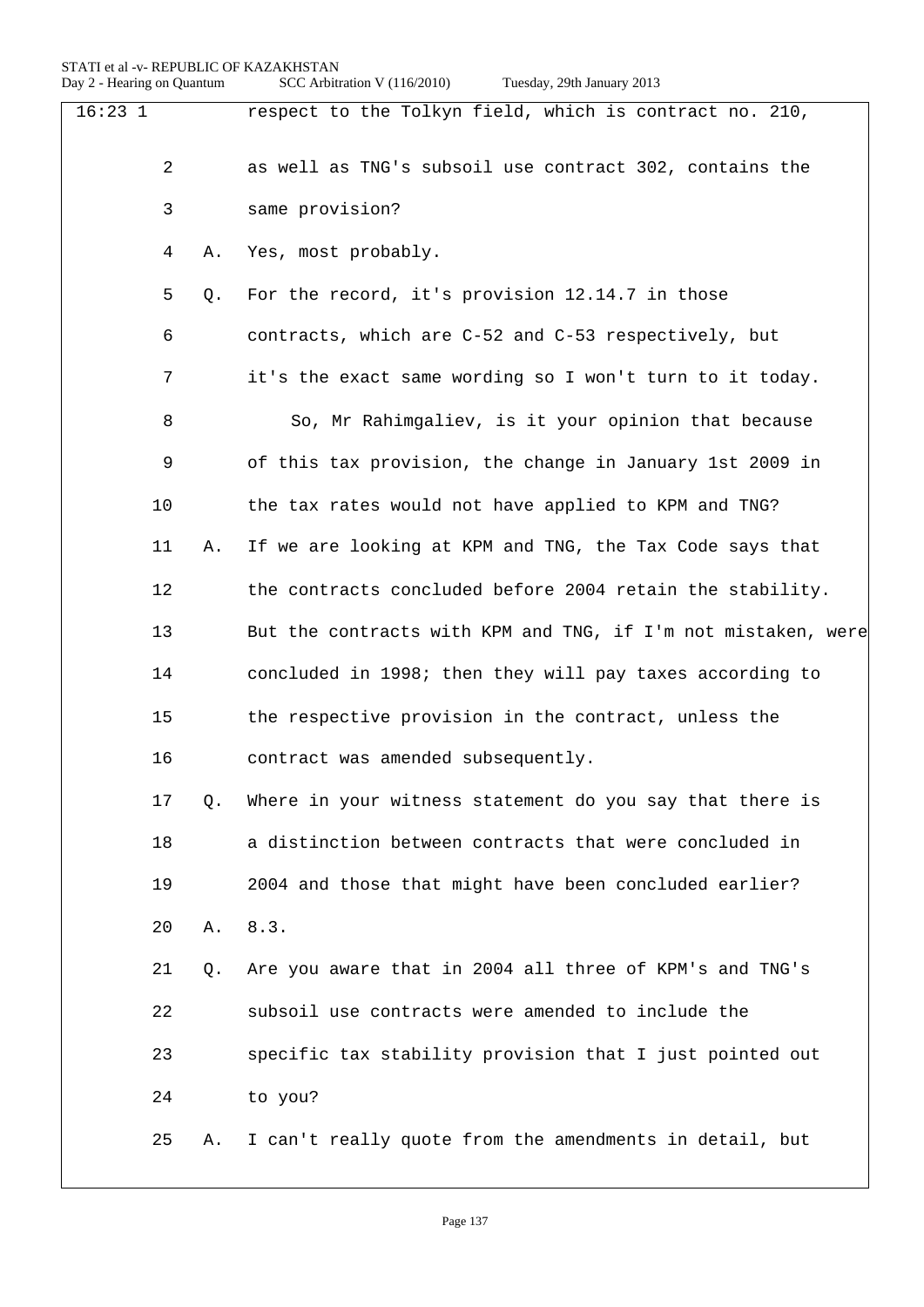16:23 1 respect to the Tolkyn field, which is contract no. 210,

2 as well as TNG's subsoil use contract 302, contains the

3 same provision?

4 A. Yes, most probably.

5 Q. For the record, it's provision 12.14.7 in those

6 contracts, which are C-52 and C-53 respectively, but

7 it's the exact same wording so I won't turn to it today.

8 So, Mr Rahimgaliev, is it your opinion that because

9 of this tax provision, the change in January 1st 2009 in

10 the tax rates would not have applied to KPM and TNG?

11 A. If we are looking at KPM and TNG, the Tax Code says that

12 the contracts concluded before 2004 retain the stability.

13 But the contracts with KPM and TNG, if I'm not mistaken, were

14 concluded in 1998; then they will pay taxes according to

15 the respective provision in the contract, unless the

16 contract was amended subsequently.

17 Q. Where in your witness statement do you say that there is

18 a distinction between contracts that were concluded in

19 2004 and those that might have been concluded earlier?

20 A. 8.3.

21 Q. Are you aware that in 2004 all three of KPM's and TNG's

22 subsoil use contracts were amended to include the

23 specific tax stability provision that I just pointed out

24 to you?

25 A. I can't really quote from the amendments in detail, but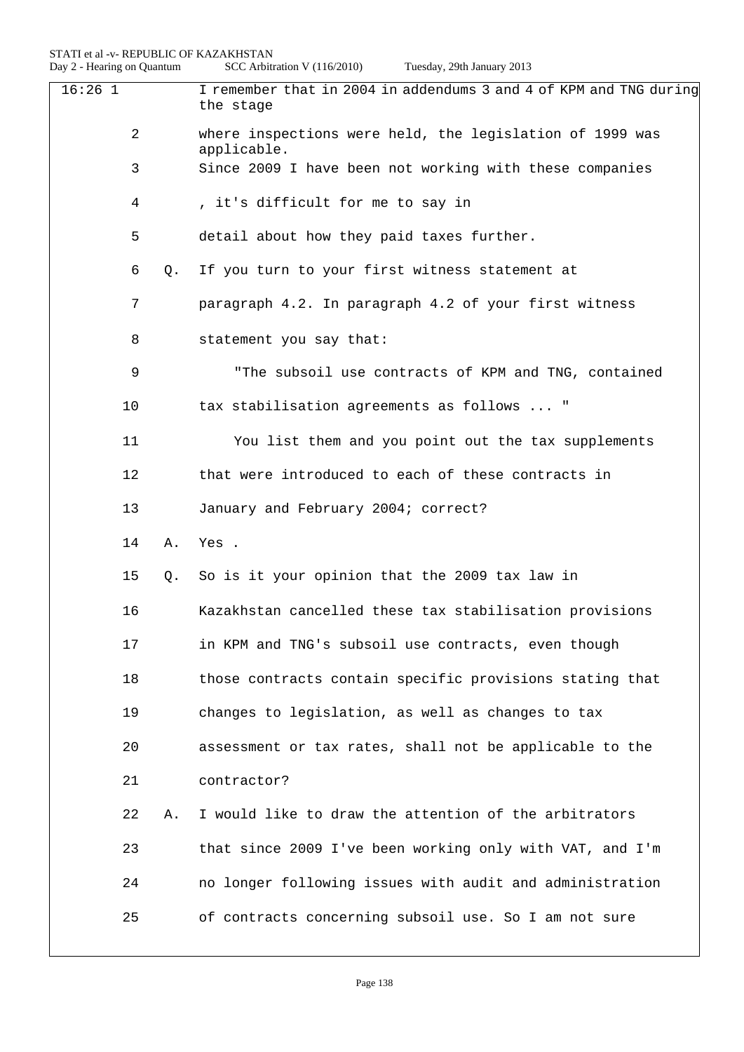16:26 1 I remember that in 2004 in addendums 3 and 4 of KPM and TNG during the stage

2 where inspections were held, the legislation of 1999 was applicable.

3 Since 2009 I have been not working with these companies

4 , it's difficult for me to say in

5 detail about how they paid taxes further.

6 Q. If you turn to your first witness statement at

7 paragraph 4.2. In paragraph 4.2 of your first witness

8 statement you say that:

9 "The subsoil use contracts of KPM and TNG, contained

10 tax stabilisation agreements as follows ... "

11 You list them and you point out the tax supplements

12 that were introduced to each of these contracts in

13 January and February 2004; correct?

14 A. Yes .

15 Q. So is it your opinion that the 2009 tax law in

16 Kazakhstan cancelled these tax stabilisation provisions

17 in KPM and TNG's subsoil use contracts, even though

18 those contracts contain specific provisions stating that

19 changes to legislation, as well as changes to tax

20 assessment or tax rates, shall not be applicable to the

21 contractor?

22 A. I would like to draw the attention of the arbitrators

23 that since 2009 I've been working only with VAT, and I'm

24 no longer following issues with audit and administration

25 of contracts concerning subsoil use. So I am not sure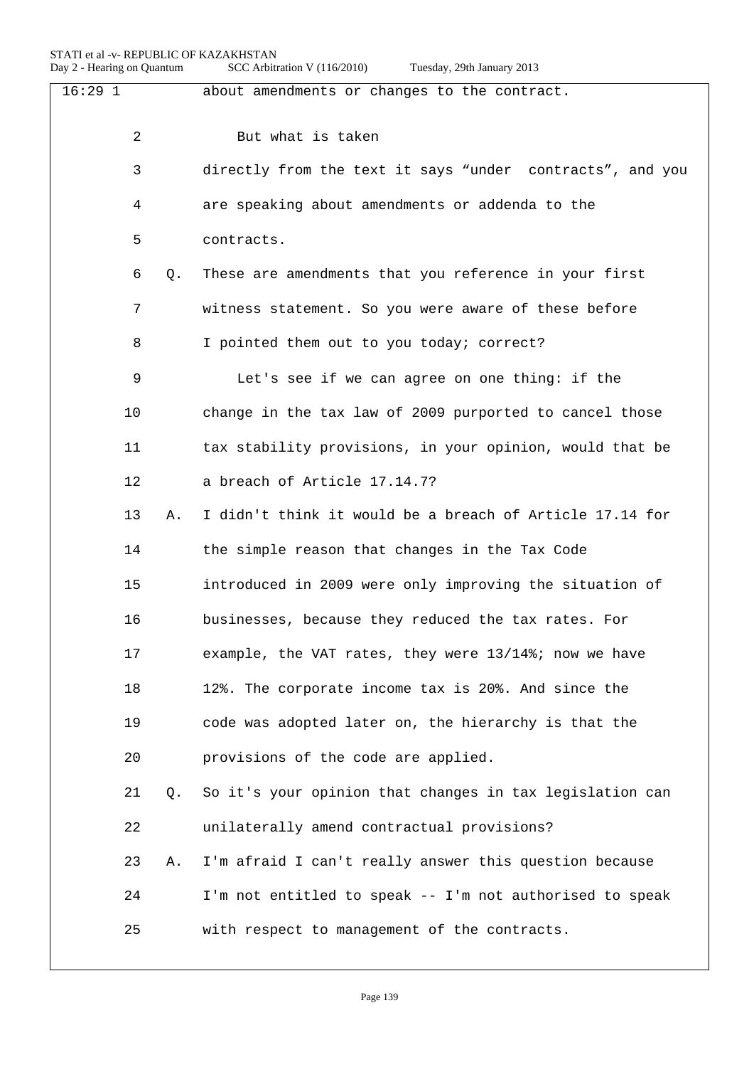16:29 1 about amendments or changes to the contract.

2 But what is taken

3 directly from the text it says “under contracts”, and you

4 are speaking about amendments or addenda to the

5 contracts.

6 Q. These are amendments that you reference in your first

7 witness statement. So you were aware of these before

8 I pointed them out to you today; correct?

9 Let's see if we can agree on one thing: if the

10 change in the tax law of 2009 purported to cancel those

11 tax stability provisions, in your opinion, would that be

12 a breach of Article 17.14.7?

13 A. I didn't think it would be a breach of Article 17.14 for

14 the simple reason that changes in the Tax Code

15 introduced in 2009 were only improving the situation of

16 businesses, because they reduced the tax rates. For

17 example, the VAT rates, they were 13/14%; now we have

18 12%. The corporate income tax is 20%. And since the

19 code was adopted later on, the hierarchy is that the

20 provisions of the code are applied.

21 Q. So it's your opinion that changes in tax legislation can

22 unilaterally amend contractual provisions?

23 A. I'm afraid I can't really answer this question because

24 I'm not entitled to speak -- I'm not authorised to speak

25 with respect to management of the contracts.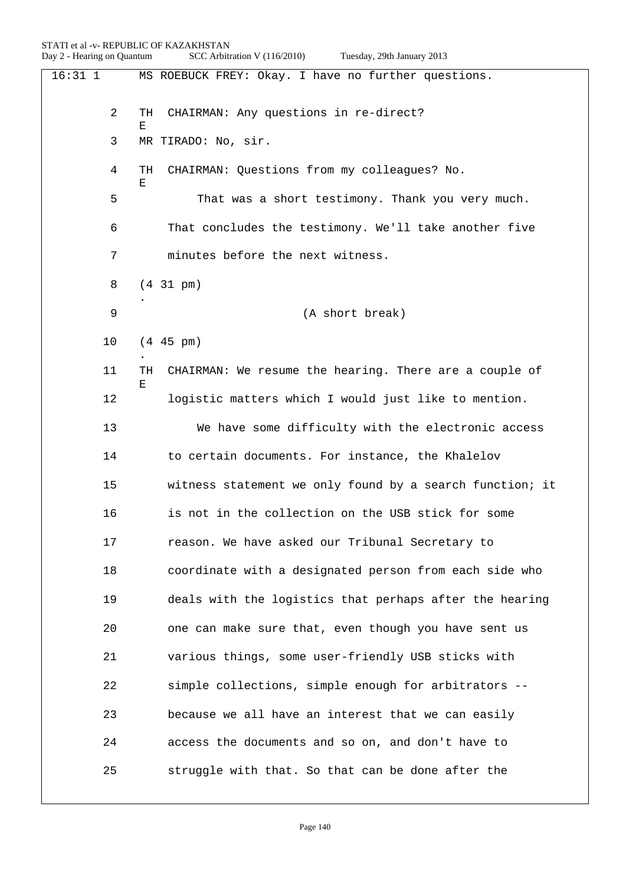16:31 1 MS ROEBUCK FREY: Okay. I have no further questions.

2 THE CHAIRMAN: Any questions in re-direct?

3 MR TIRADO: No, sir.

4 THE CHAIRMAN: Questions from my colleagues? No.

5 That was a short testimony. Thank you very much.

6 That concludes the testimony. We'll take another five

7 minutes before the next witness.

8 (4.31 pm)

9 (A short break)

10 (4.45 pm)

11 THE CHAIRMAN: We resume the hearing. There are a couple of

12 logistic matters which I would just like to mention.

13 We have some difficulty with the electronic access

14 to certain documents. For instance, the Khalelov

15 witness statement we only found by a search function; it

16 is not in the collection on the USB stick for some

17 reason. We have asked our Tribunal Secretary to

18 coordinate with a designated person from each side who

19 deals with the logistics that perhaps after the hearing

20 one can make sure that, even though you have sent us

21 various things, some user-friendly USB sticks with

22 simple collections, simple enough for arbitrators --

23 because we all have an interest that we can easily

24 access the documents and so on, and don't have to

25 struggle with that. So that can be done after the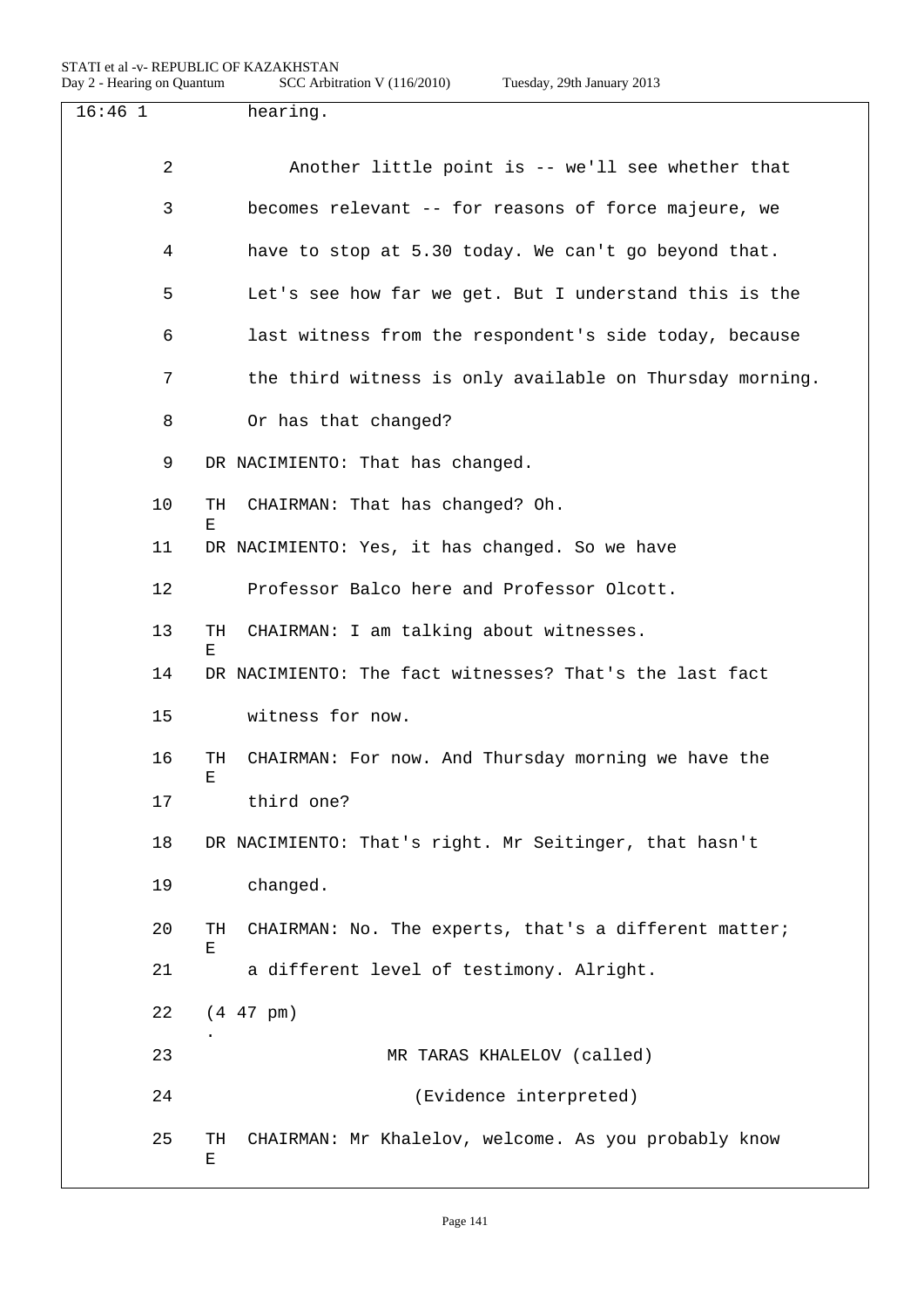16:46 1 hearing.

2 Another little point is -- we'll see whether that

3 becomes relevant -- for reasons of force majeure, we

4 have to stop at 5.30 today. We can't go beyond that.

5 Let's see how far we get. But I understand this is the

6 last witness from the respondent's side today, because

7 the third witness is only available on Thursday morning.

8 Or has that changed?

9 DR NACIMIENTO: That has changed.

10 THE CHAIRMAN: That has changed? Oh.

11 DR NACIMIENTO: Yes, it has changed. So we have

12 Professor Balco here and Professor Olcott.

13 THE CHAIRMAN: I am talking about witnesses.

14 DR NACIMIENTO: The fact witnesses? That's the last fact

15 witness for now.

16 THE CHAIRMAN: For now. And Thursday morning we have the

17 third one?

18 DR NACIMIENTO: That's right. Mr Seitinger, that hasn't

19 changed.

20 THE CHAIRMAN: No. The experts, that's a different matter;

21 a different level of testimony. Alright.

22 (4.47 pm)

23 MR TARAS KHALELOV (called)

24 (Evidence interpreted)

25 THE CHAIRMAN: Mr Khalelov, welcome. As you probably know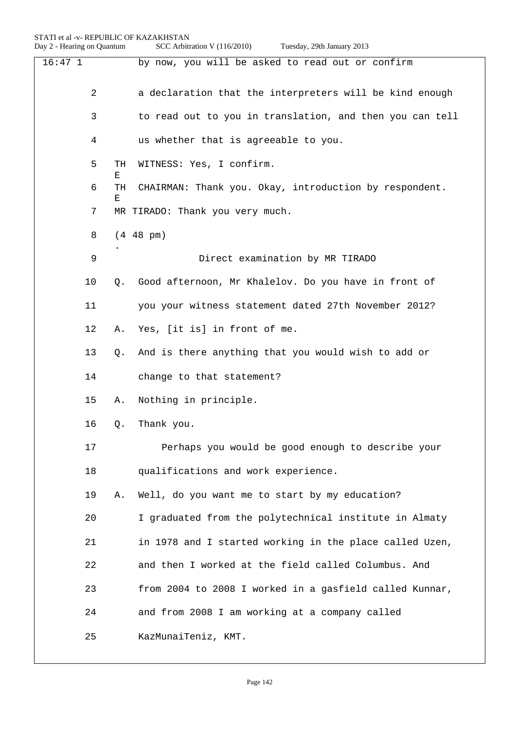16:47 1 by now, you will be asked to read out or confirm

2 a declaration that the interpreters will be kind enough

3 to read out to you in translation, and then you can tell

4 us whether that is agreeable to you.

5 THE WITNESS: Yes, I confirm.

6 THE CHAIRMAN: Thank you. Okay, introduction by respondent.

7 MR TIRADO: Thank you very much.

8 (4.48 pm)

9 Direct examination by MR TIRADO

10 Q. Good afternoon, Mr Khalelov. Do you have in front of

11 you your witness statement dated 27th November 2012?

12 A. Yes, [it is] in front of me.

13 Q. And is there anything that you would wish to add or

14 change to that statement?

15 A. Nothing in principle.

16 Q. Thank you.

17 Perhaps you would be good enough to describe your

18 qualifications and work experience.

19 A. Well, do you want me to start by my education?

20 I graduated from the polytechnical institute in Almaty

21 in 1978 and I started working in the place called Uzen,

22 and then I worked at the field called Columbus. And

23 from 2004 to 2008 I worked in a gasfield called Kunnar,

24 and from 2008 I am working at a company called

25 KazMunaiTeniz, KMT.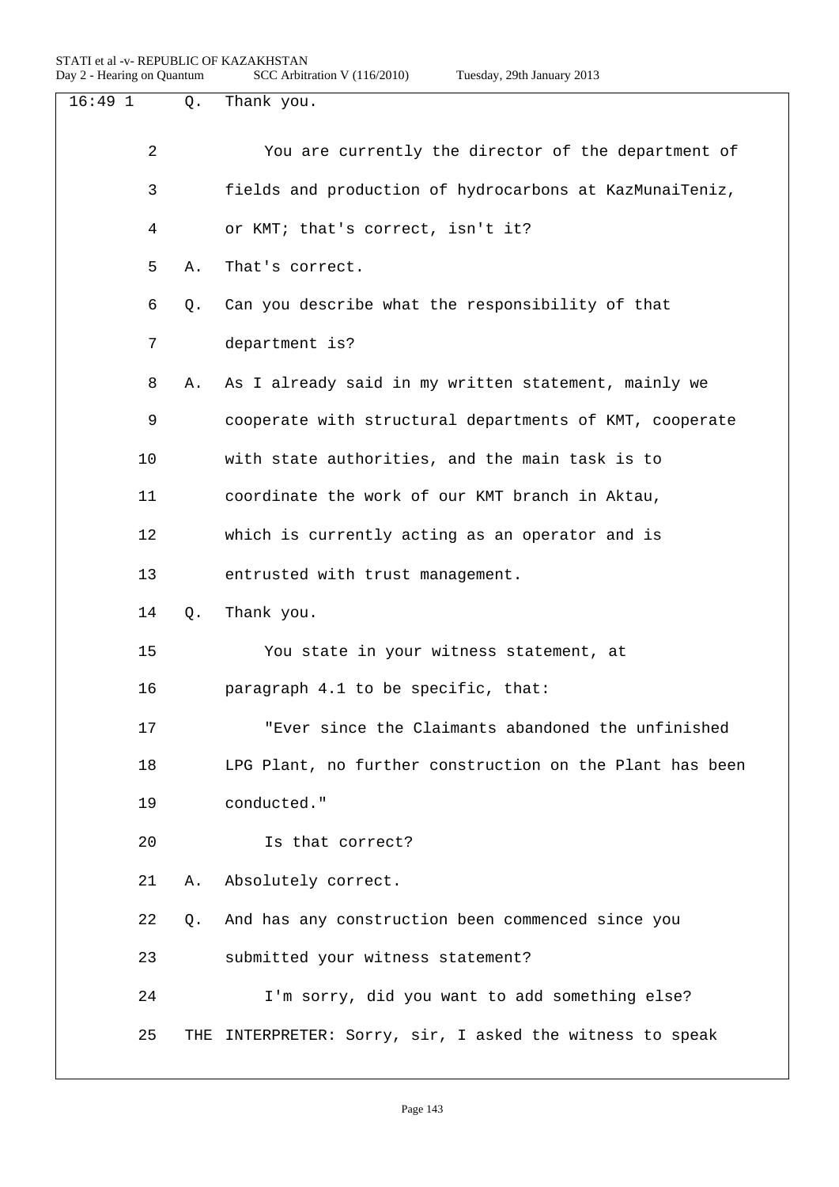16:49 1 Q. Thank you.

2 You are currently the director of the department of

3 fields and production of hydrocarbons at KazMunaiTeniz,

4 or KMT; that's correct, isn't it?

5 A. That's correct.

6 Q. Can you describe what the responsibility of that

7 department is?

8 A. As I already said in my written statement, mainly we

9 cooperate with structural departments of KMT, cooperate

10 with state authorities, and the main task is to

11 coordinate the work of our KMT branch in Aktau,

12 which is currently acting as an operator and is

13 entrusted with trust management.

14 Q. Thank you.

15 You state in your witness statement, at

16 paragraph 4.1 to be specific, that:

17 "Ever since the Claimants abandoned the unfinished

18 LPG Plant, no further construction on the Plant has been

19 conducted."

20 Is that correct?

21 A. Absolutely correct.

22 Q. And has any construction been commenced since you

23 submitted your witness statement?

24 I'm sorry, did you want to add something else?

25 THE INTERPRETER: Sorry, sir, I asked the witness to speak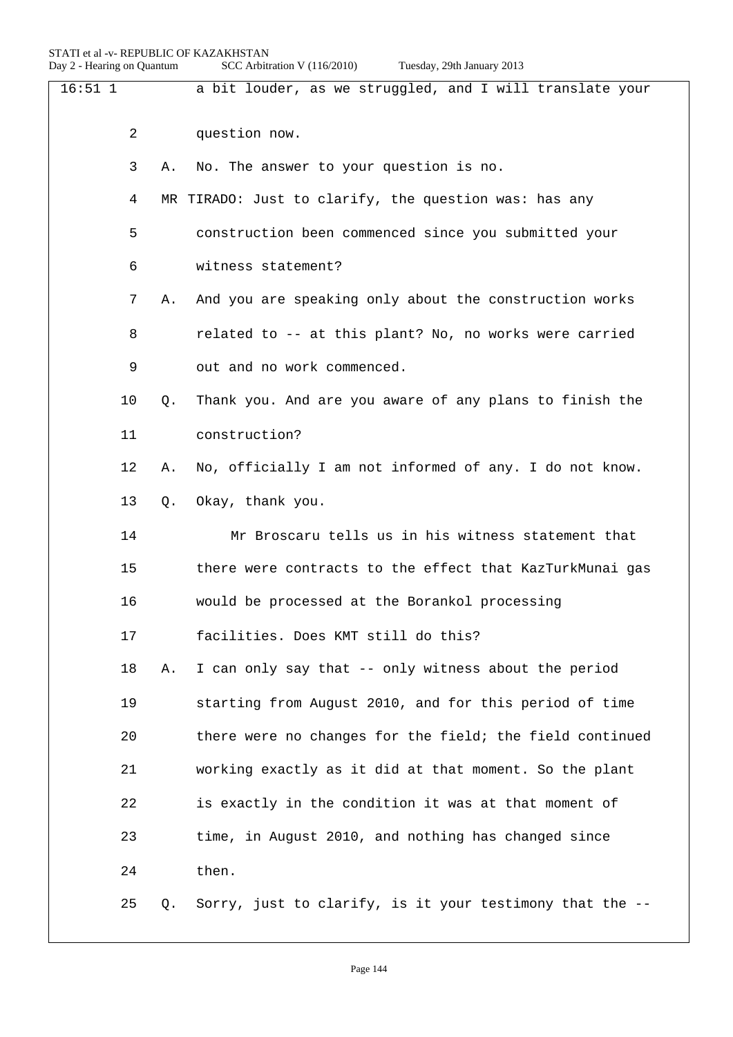16:51 1 a bit louder, as we struggled, and I will translate your

2 question now.

3 A. No. The answer to your question is no.

4 MR TIRADO: Just to clarify, the question was: has any

5 construction been commenced since you submitted your

6 witness statement?

7 A. And you are speaking only about the construction works

8 related to -- at this plant? No, no works were carried

9 out and no work commenced.

10 Q. Thank you. And are you aware of any plans to finish the

11 construction?

12 A. No, officially I am not informed of any. I do not know.

13 Q. Okay, thank you.

14 Mr Broscaru tells us in his witness statement that

15 there were contracts to the effect that KazTurkMunai gas

16 would be processed at the Borankol processing

17 facilities. Does KMT still do this?

18 A. I can only say that -- only witness about the period

19 starting from August 2010, and for this period of time

20 there were no changes for the field; the field continued

21 working exactly as it did at that moment. So the plant

22 is exactly in the condition it was at that moment of

23 time, in August 2010, and nothing has changed since

24 then.

25 Q. Sorry, just to clarify, is it your testimony that the --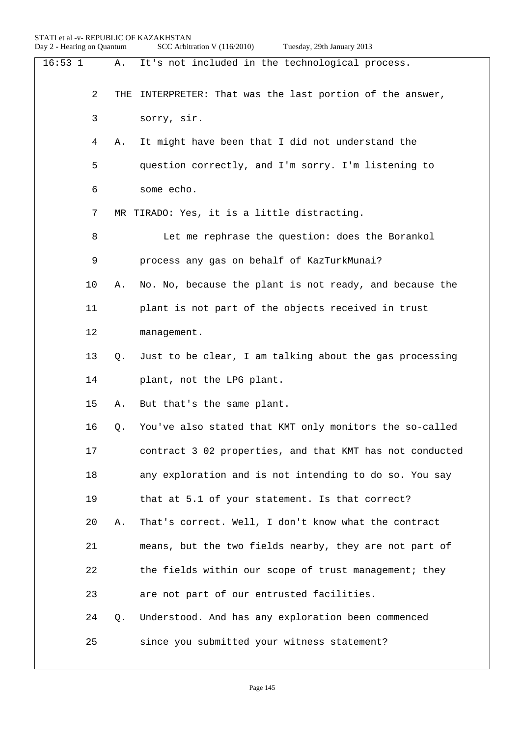A. It's not included in the technological process.

THE INTERPRETER: That was the last portion of the answer, sorry, sir.

A. It might have been that I did not understand the question correctly, and I'm sorry. I'm listening to some echo.

MR TIRADO: Yes, it is a little distracting.

Let me rephrase the question: does the Borankol process any gas on behalf of KazTurkMunai?

A. No. No, because the plant is not ready, and because the plant is not part of the objects received in trust management.

Q. Just to be clear, I am talking about the gas processing plant, not the LPG plant.

A. But that's the same plant.

Q. You've also stated that KMT only monitors the so-called contract 3 02 properties, and that KMT has not conducted any exploration and is not intending to do so. You say that at 5.1 of your statement. Is that correct?

A. That's correct. Well, I don't know what the contract means, but the two fields nearby, they are not part of the fields within our scope of trust management; they are not part of our entrusted facilities.

Q. Understood. And has any exploration been commenced since you submitted your witness statement?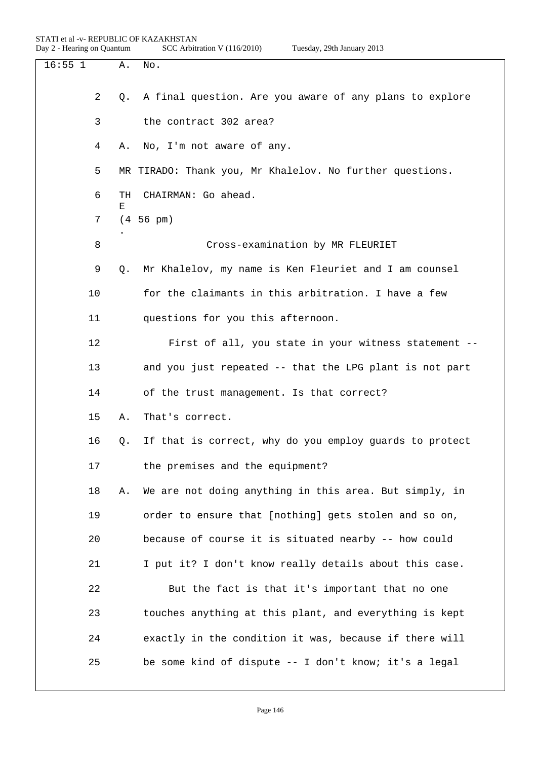16:55 1 A. No.

2 Q. A final question. Are you aware of any plans to explore

3 the contract 302 area?

4 A. No, I'm not aware of any.

5 MR TIRADO: Thank you, Mr Khalelov. No further questions.

6 THE CHAIRMAN: Go ahead.

7 (4.56 pm)

8 Cross-examination by MR FLEURIET

9 Q. Mr Khalelov, my name is Ken Fleuriet and I am counsel

10 for the claimants in this arbitration. I have a few

11 questions for you this afternoon.

12 First of all, you state in your witness statement --

13 and you just repeated -- that the LPG plant is not part

14 of the trust management. Is that correct?

15 A. That's correct.

16 Q. If that is correct, why do you employ guards to protect

17 the premises and the equipment?

18 A. We are not doing anything in this area. But simply, in

19 order to ensure that [nothing] gets stolen and so on,

20 because of course it is situated nearby -- how could

21 I put it? I don't know really details about this case.

22 But the fact is that it's important that no one

23 touches anything at this plant, and everything is kept

24 exactly in the condition it was, because if there will

25 be some kind of dispute -- I don't know; it's a legal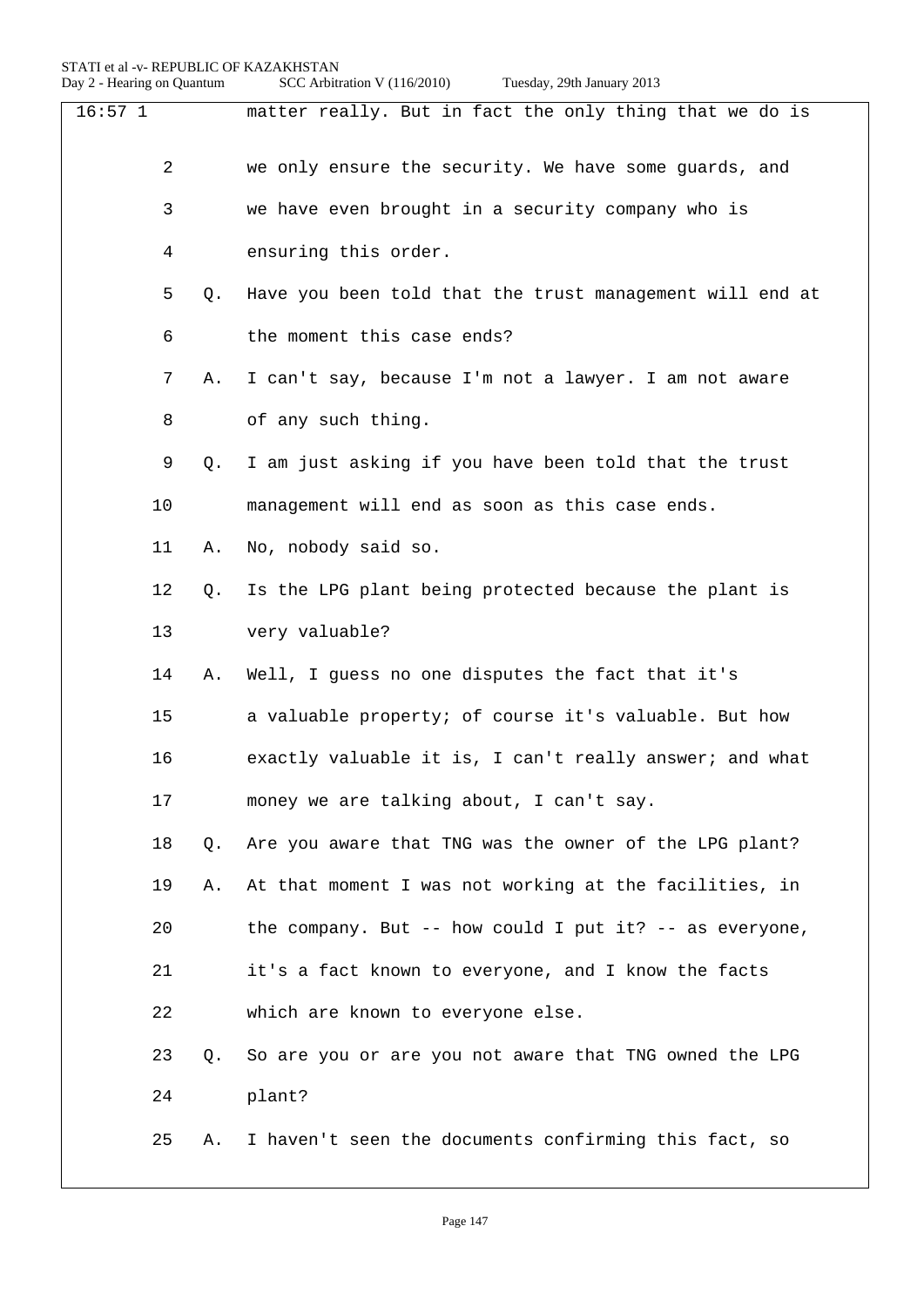16:57 1 matter really. But in fact the only thing that we do is

2 we only ensure the security. We have some guards, and

3 we have even brought in a security company who is

4 ensuring this order.

5 Q. Have you been told that the trust management will end at

6 the moment this case ends?

7 A. I can't say, because I'm not a lawyer. I am not aware

8 of any such thing.

9 Q. I am just asking if you have been told that the trust

10 management will end as soon as this case ends.

11 A. No, nobody said so.

12 Q. Is the LPG plant being protected because the plant is

13 very valuable?

14 A. Well, I guess no one disputes the fact that it's

15 a valuable property; of course it's valuable. But how

16 exactly valuable it is, I can't really answer; and what

17 money we are talking about, I can't say.

18 Q. Are you aware that TNG was the owner of the LPG plant?

19 A. At that moment I was not working at the facilities, in

20 the company. But -- how could I put it? -- as everyone,

21 it's a fact known to everyone, and I know the facts

22 which are known to everyone else.

23 Q. So are you or are you not aware that TNG owned the LPG

24 plant?

25 A. I haven't seen the documents confirming this fact, so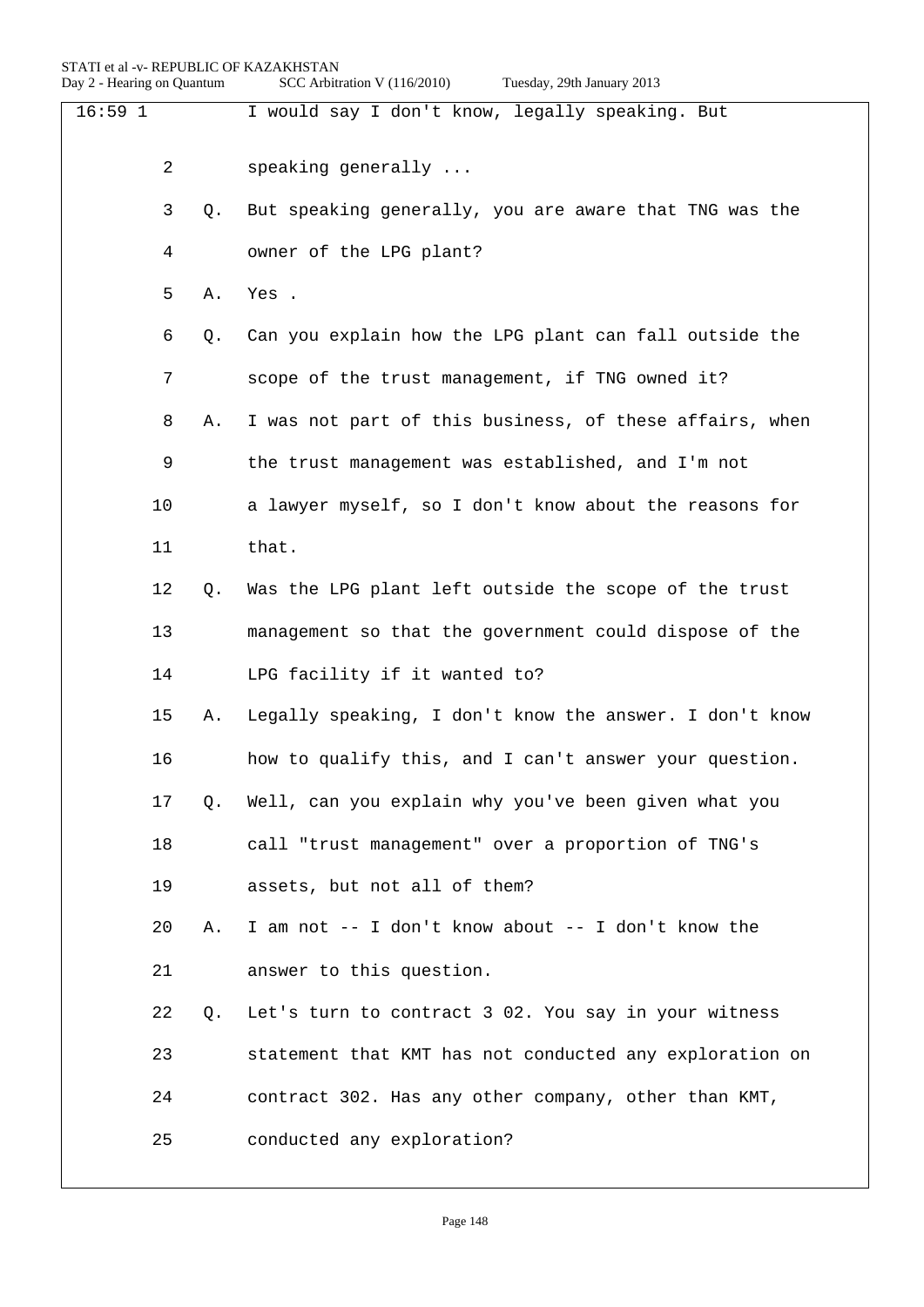16:59 1 I would say I don't know, legally speaking. But

2 speaking generally ...

3 Q. But speaking generally, you are aware that TNG was the

4 owner of the LPG plant?

5 A. Yes .

6 Q. Can you explain how the LPG plant can fall outside the

7 scope of the trust management, if TNG owned it?

8 A. I was not part of this business, of these affairs, when

9 the trust management was established, and I'm not

10 a lawyer myself, so I don't know about the reasons for

11 that.

12 Q. Was the LPG plant left outside the scope of the trust

13 management so that the government could dispose of the

14 LPG facility if it wanted to?

15 A. Legally speaking, I don't know the answer. I don't know

16 how to qualify this, and I can't answer your question.

17 Q. Well, can you explain why you've been given what you

18 call "trust management" over a proportion of TNG's

19 assets, but not all of them?

20 A. I am not -- I don't know about -- I don't know the

21 answer to this question.

22 Q. Let's turn to contract 3 02. You say in your witness

23 statement that KMT has not conducted any exploration on

24 contract 302. Has any other company, other than KMT,

25 conducted any exploration?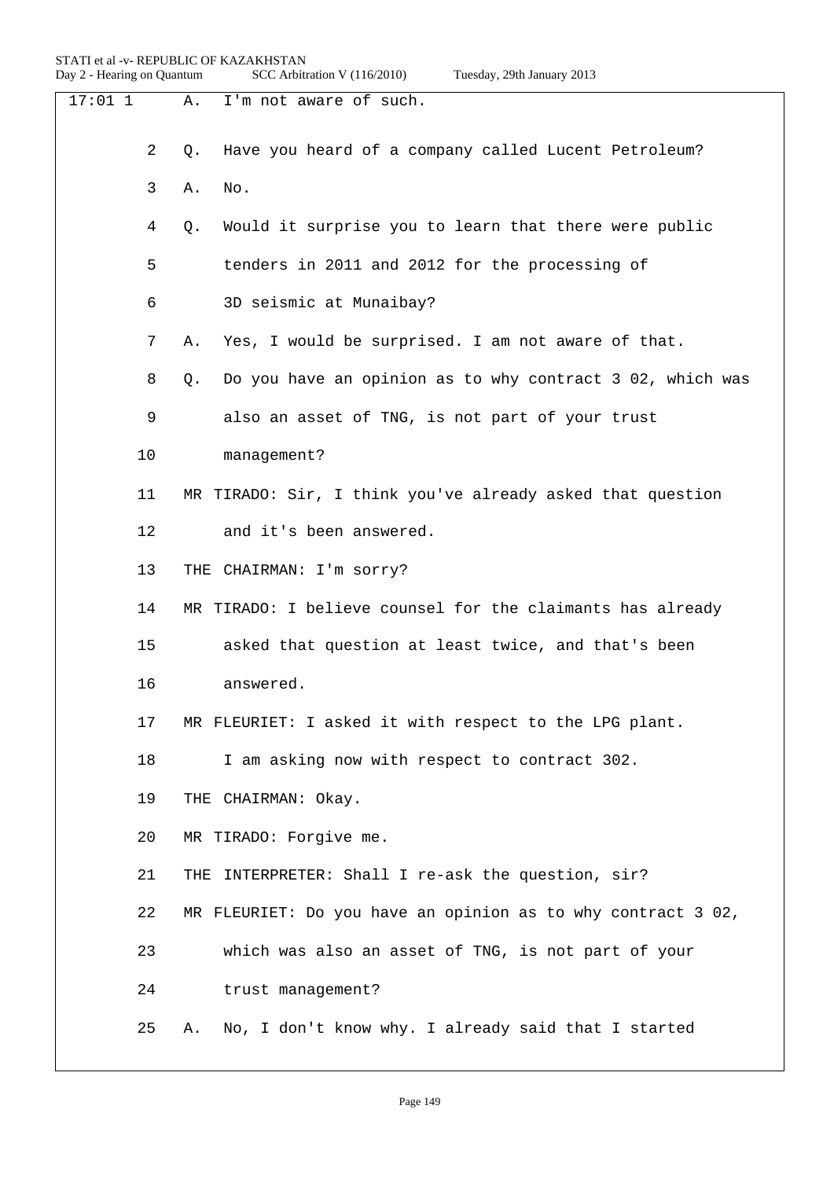17:01 1 A. I'm not aware of such.

2 Q. Have you heard of a company called Lucent Petroleum?

3 A. No.

4 Q. Would it surprise you to learn that there were public

5 tenders in 2011 and 2012 for the processing of

6 3D seismic at Munaibay?

7 A. Yes, I would be surprised. I am not aware of that.

8 Q. Do you have an opinion as to why contract 3 02, which was

9 also an asset of TNG, is not part of your trust

10 management?

11 MR TIRADO: Sir, I think you've already asked that question

12 and it's been answered.

13 THE CHAIRMAN: I'm sorry?

14 MR TIRADO: I believe counsel for the claimants has already

15 asked that question at least twice, and that's been

16 answered.

17 MR FLEURIET: I asked it with respect to the LPG plant.

18 I am asking now with respect to contract 302.

19 THE CHAIRMAN: Okay.

20 MR TIRADO: Forgive me.

21 THE INTERPRETER: Shall I re-ask the question, sir?

22 MR FLEURIET: Do you have an opinion as to why contract 3 02,

23 which was also an asset of TNG, is not part of your

24 trust management?

25 A. No, I don't know why. I already said that I started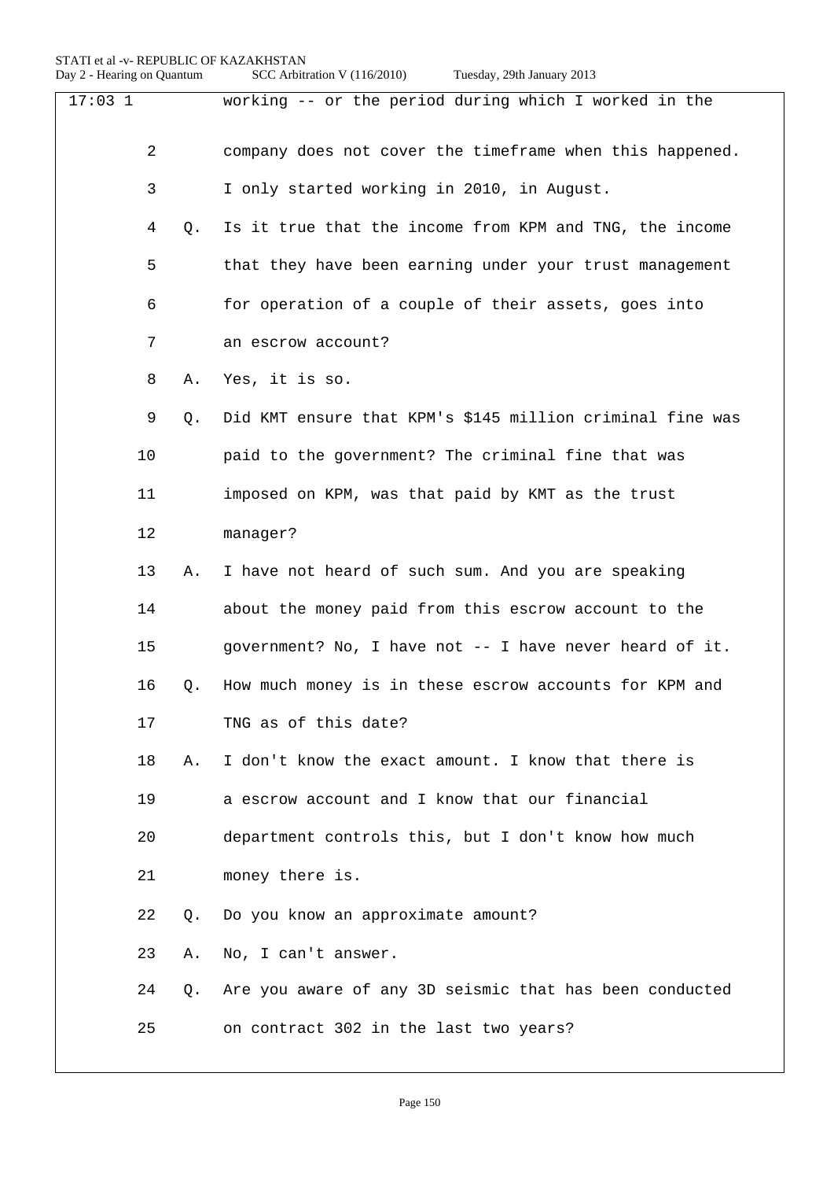working -- or the period during which I worked in the company does not cover the timeframe when this happened. I only started working in 2010, in August.

Q. Is it true that the income from KPM and TNG, the income that they have been earning under your trust management for operation of a couple of their assets, goes into an escrow account?

A. Yes, it is so.

Q. Did KMT ensure that KPM's $145 million criminal fine was paid to the government? The criminal fine that was imposed on KPM, was that paid by KMT as the trust manager?

A. I have not heard of such sum. And you are speaking about the money paid from this escrow account to the government? No, I have not -- I have never heard of it.

Q. How much money is in these escrow accounts for KPM and TNG as of this date?

A. I don't know the exact amount. I know that there is a escrow account and I know that our financial department controls this, but I don't know how much money there is.

Q. Do you know an approximate amount?

A. No, I can't answer.

Q. Are you aware of any 3D seismic that has been conducted on contract 302 in the last two years?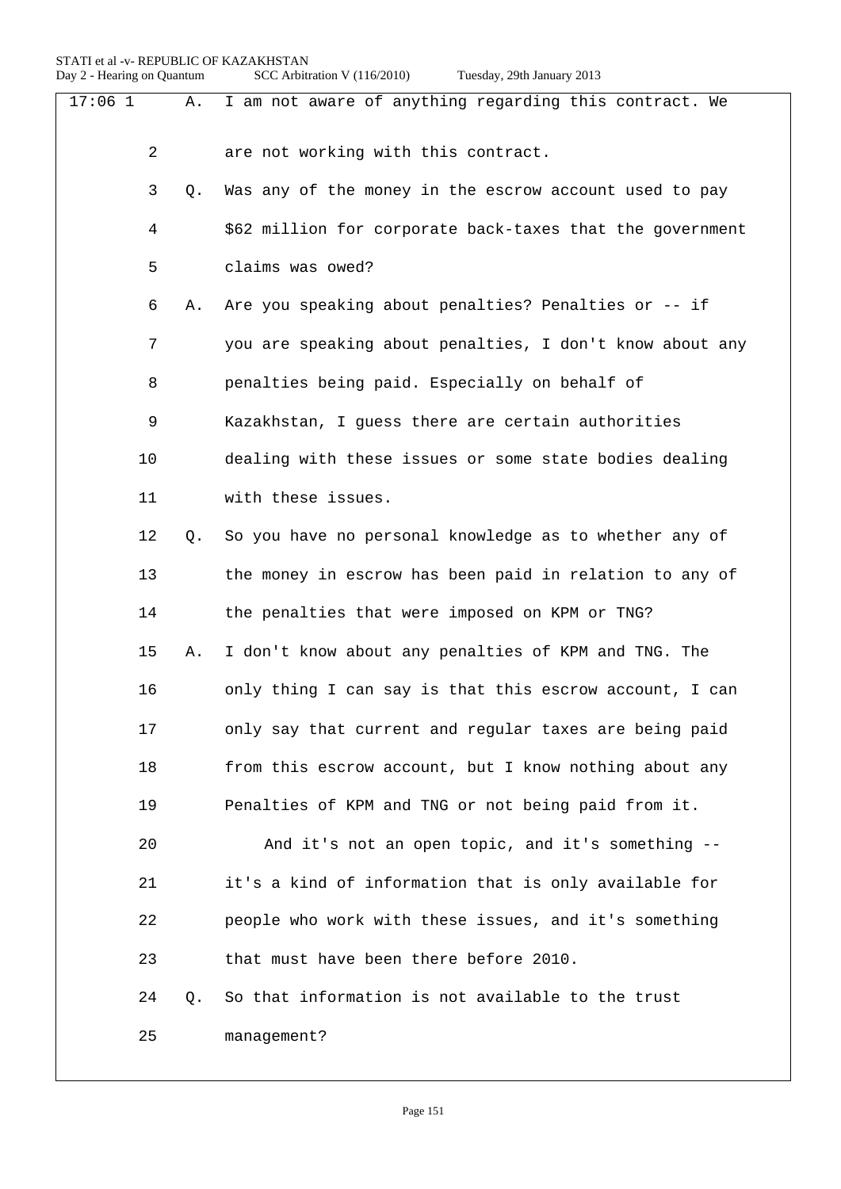17:06 1 A. I am not aware of anything regarding this contract. We

2 are not working with this contract.

3 Q. Was any of the money in the escrow account used to pay

4 $62 million for corporate back-taxes that the government

5 claims was owed?

6 A. Are you speaking about penalties? Penalties or -- if

7 you are speaking about penalties, I don't know about any

8 penalties being paid. Especially on behalf of

9 Kazakhstan, I guess there are certain authorities

10 dealing with these issues or some state bodies dealing

11 with these issues.

12 Q. So you have no personal knowledge as to whether any of

13 the money in escrow has been paid in relation to any of

14 the penalties that were imposed on KPM or TNG?

15 A. I don't know about any penalties of KPM and TNG. The

16 only thing I can say is that this escrow account, I can

17 only say that current and regular taxes are being paid

18 from this escrow account, but I know nothing about any

19 Penalties of KPM and TNG or not being paid from it.

20 And it's not an open topic, and it's something --

21 it's a kind of information that is only available for

22 people who work with these issues, and it's something

23 that must have been there before 2010.

24 Q. So that information is not available to the trust

25 management?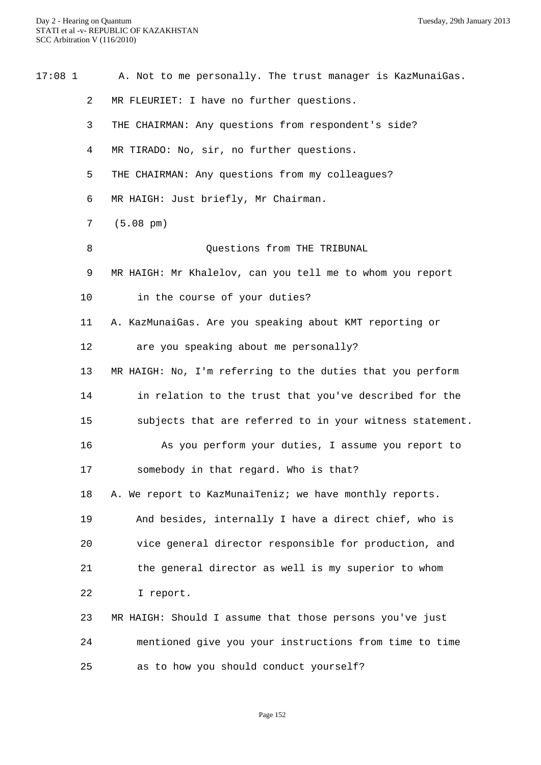17:08 1 A. Not to me personally. The trust manager is KazMunaiGas.

2 MR FLEURIET: I have no further questions.

3 THE CHAIRMAN: Any questions from respondent's side?

4 MR TIRADO: No, sir, no further questions.

5 THE CHAIRMAN: Any questions from my colleagues?

6 MR HAIGH: Just briefly, Mr Chairman.

7 (5.08 pm)

8 Questions from THE TRIBUNAL

9 MR HAIGH: Mr Khalelov, can you tell me to whom you report

10 in the course of your duties?

11 A. KazMunaiGas. Are you speaking about KMT reporting or

12 are you speaking about me personally?

13 MR HAIGH: No, I'm referring to the duties that you perform

14 in relation to the trust that you've described for the

15 subjects that are referred to in your witness statement.

16 As you perform your duties, I assume you report to

17 somebody in that regard. Who is that?

18 A. We report to KazMunaiTeniz; we have monthly reports.

19 And besides, internally I have a direct chief, who is

20 vice general director responsible for production, and

21 the general director as well is my superior to whom

22 I report.

23 MR HAIGH: Should I assume that those persons you've just

24 mentioned give you your instructions from time to time

25 as to how you should conduct yourself?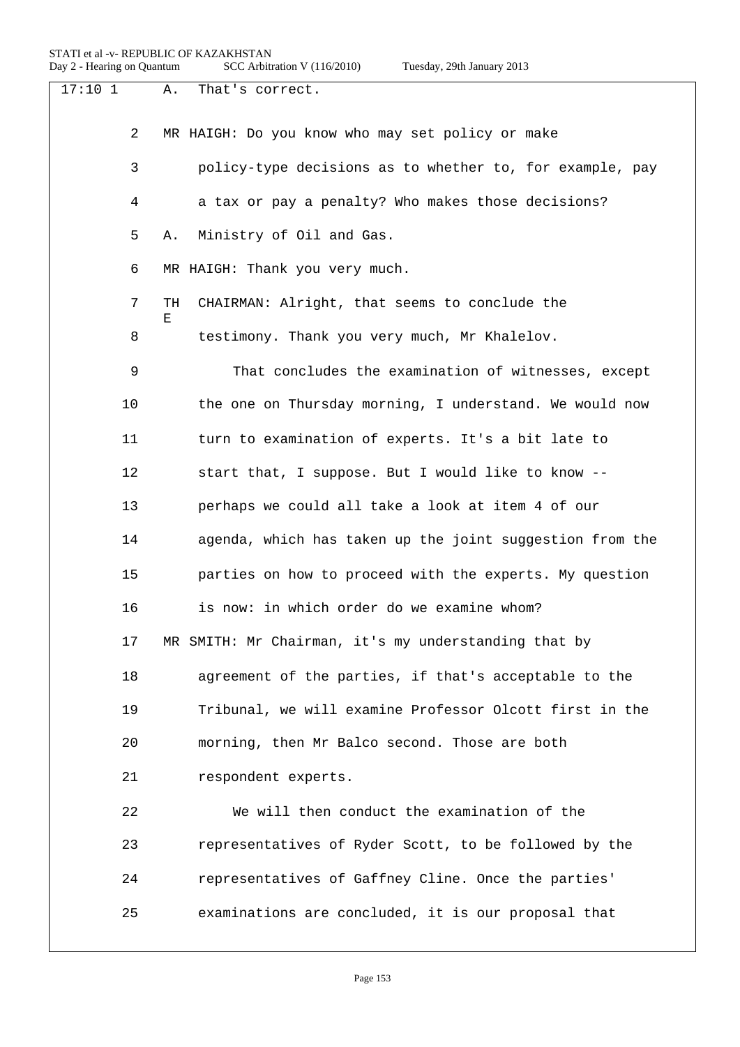17:10 1 A. That's correct.

2 MR HAIGH: Do you know who may set policy or make

3 policy-type decisions as to whether to, for example, pay

4 a tax or pay a penalty? Who makes those decisions?

5 A. Ministry of Oil and Gas.

6 MR HAIGH: Thank you very much.

7 THE CHAIRMAN: Alright, that seems to conclude the

8 testimony. Thank you very much, Mr Khalelov.

9 That concludes the examination of witnesses, except

10 the one on Thursday morning, I understand. We would now

11 turn to examination of experts. It's a bit late to

12 start that, I suppose. But I would like to know --

13 perhaps we could all take a look at item 4 of our

14 agenda, which has taken up the joint suggestion from the

15 parties on how to proceed with the experts. My question

16 is now: in which order do we examine whom?

17 MR SMITH: Mr Chairman, it's my understanding that by

18 agreement of the parties, if that's acceptable to the

19 Tribunal, we will examine Professor Olcott first in the

20 morning, then Mr Balco second. Those are both

21 respondent experts.

22 We will then conduct the examination of the

23 representatives of Ryder Scott, to be followed by the

24 representatives of Gaffney Cline. Once the parties'

25 examinations are concluded, it is our proposal that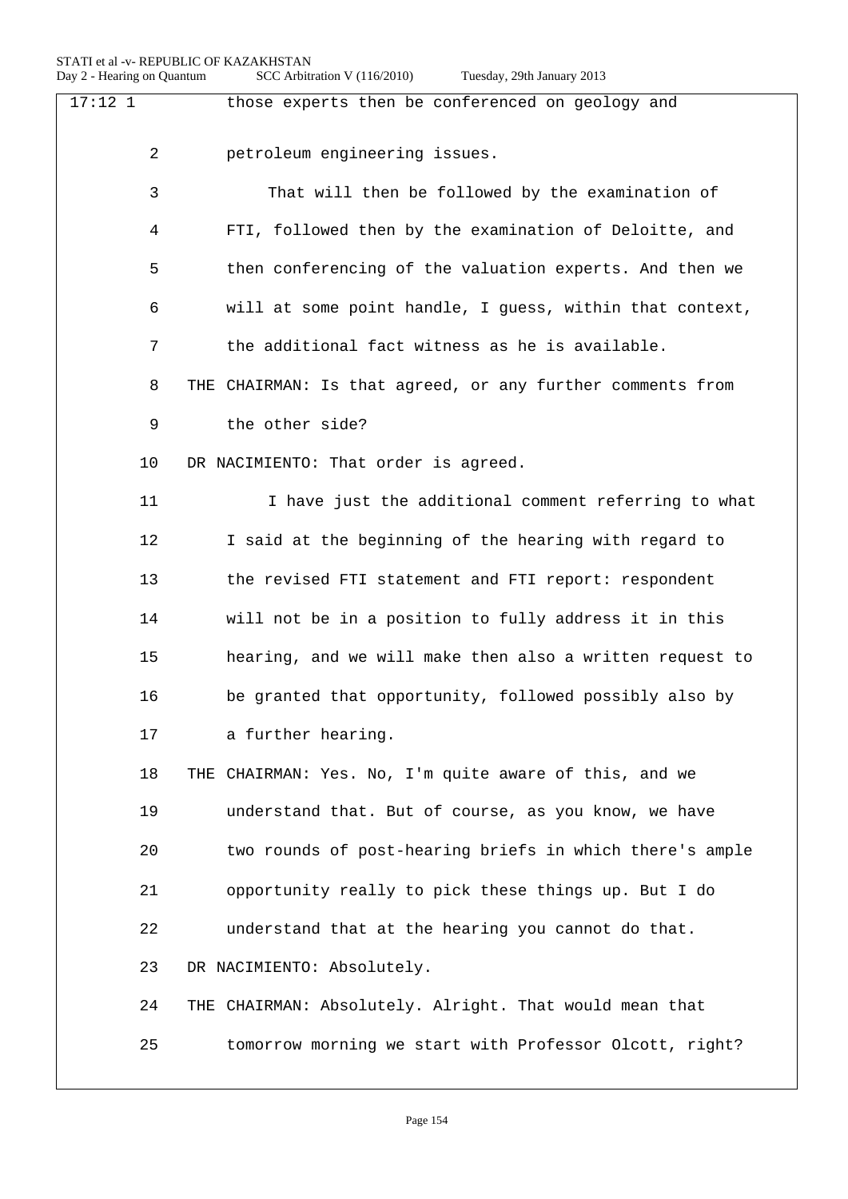17:12 1 those experts then be conferenced on geology and

2 petroleum engineering issues.

3 That will then be followed by the examination of

4 FTI, followed then by the examination of Deloitte, and

5 then conferencing of the valuation experts. And then we

6 will at some point handle, I guess, within that context,

7 the additional fact witness as he is available.

8 THE CHAIRMAN: Is that agreed, or any further comments from

9 the other side?

10 DR NACIMIENTO: That order is agreed.

11 I have just the additional comment referring to what

12 I said at the beginning of the hearing with regard to

13 the revised FTI statement and FTI report: respondent

14 will not be in a position to fully address it in this

15 hearing, and we will make then also a written request to

16 be granted that opportunity, followed possibly also by

17 a further hearing.

18 THE CHAIRMAN: Yes. No, I'm quite aware of this, and we

19 understand that. But of course, as you know, we have

20 two rounds of post-hearing briefs in which there's ample

21 opportunity really to pick these things up. But I do

22 understand that at the hearing you cannot do that.

23 DR NACIMIENTO: Absolutely.

24 THE CHAIRMAN: Absolutely. Alright. That would mean that

25 tomorrow morning we start with Professor Olcott, right?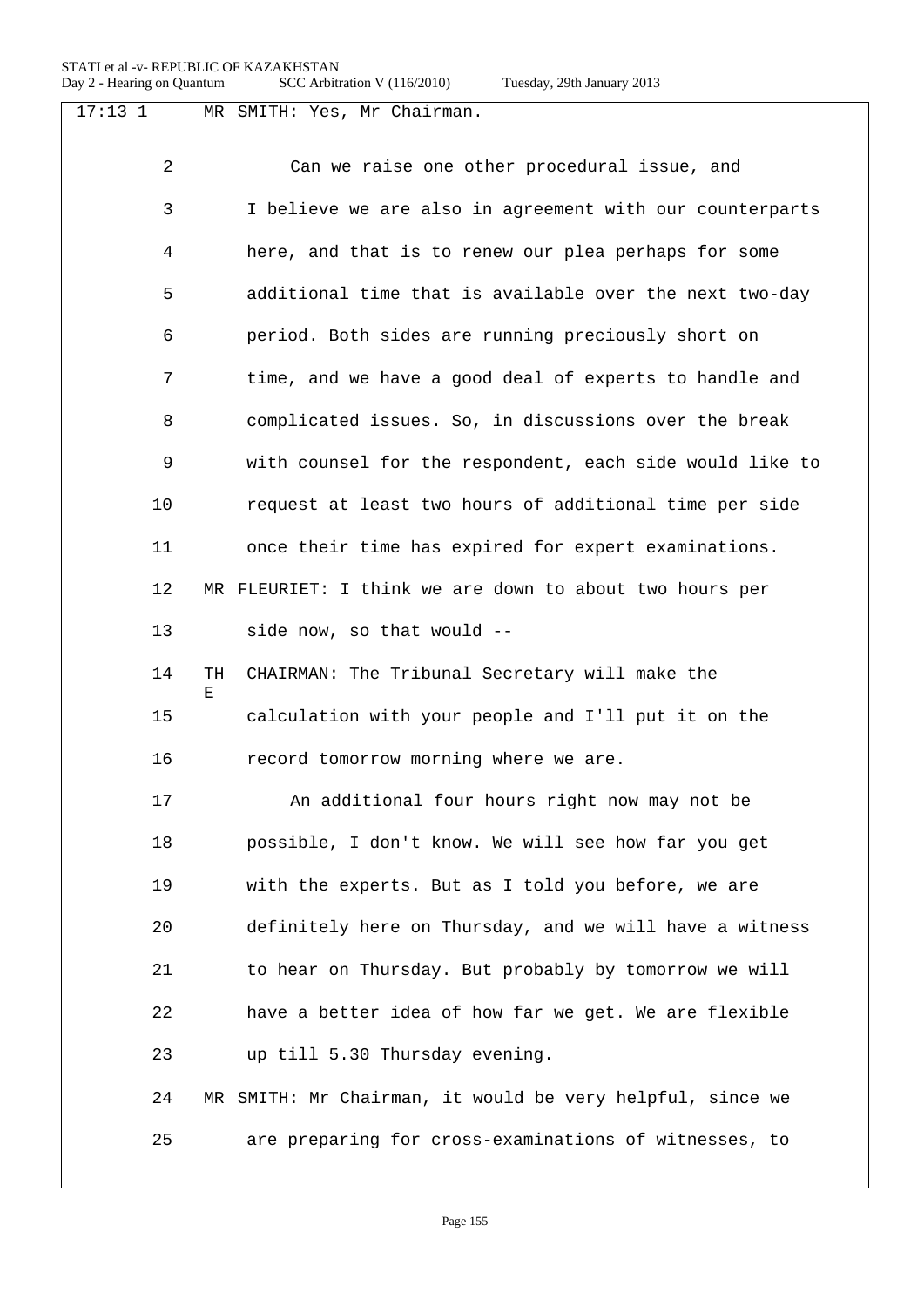17:13 1 MR SMITH: Yes, Mr Chairman.

2 Can we raise one other procedural issue, and

3 I believe we are also in agreement with our counterparts

4 here, and that is to renew our plea perhaps for some

5 additional time that is available over the next two-day

6 period. Both sides are running preciously short on

7 time, and we have a good deal of experts to handle and

8 complicated issues. So, in discussions over the break

9 with counsel for the respondent, each side would like to

10 request at least two hours of additional time per side

11 once their time has expired for expert examinations.

12 MR FLEURIET: I think we are down to about two hours per

13 side now, so that would --

14 THE CHAIRMAN: The Tribunal Secretary will make the

15 calculation with your people and I'll put it on the

16 record tomorrow morning where we are.

17 An additional four hours right now may not be

18 possible, I don't know. We will see how far you get

19 with the experts. But as I told you before, we are

20 definitely here on Thursday, and we will have a witness

21 to hear on Thursday. But probably by tomorrow we will

22 have a better idea of how far we get. We are flexible

23 up till 5.30 Thursday evening.

24 MR SMITH: Mr Chairman, it would be very helpful, since we

25 are preparing for cross-examinations of witnesses, to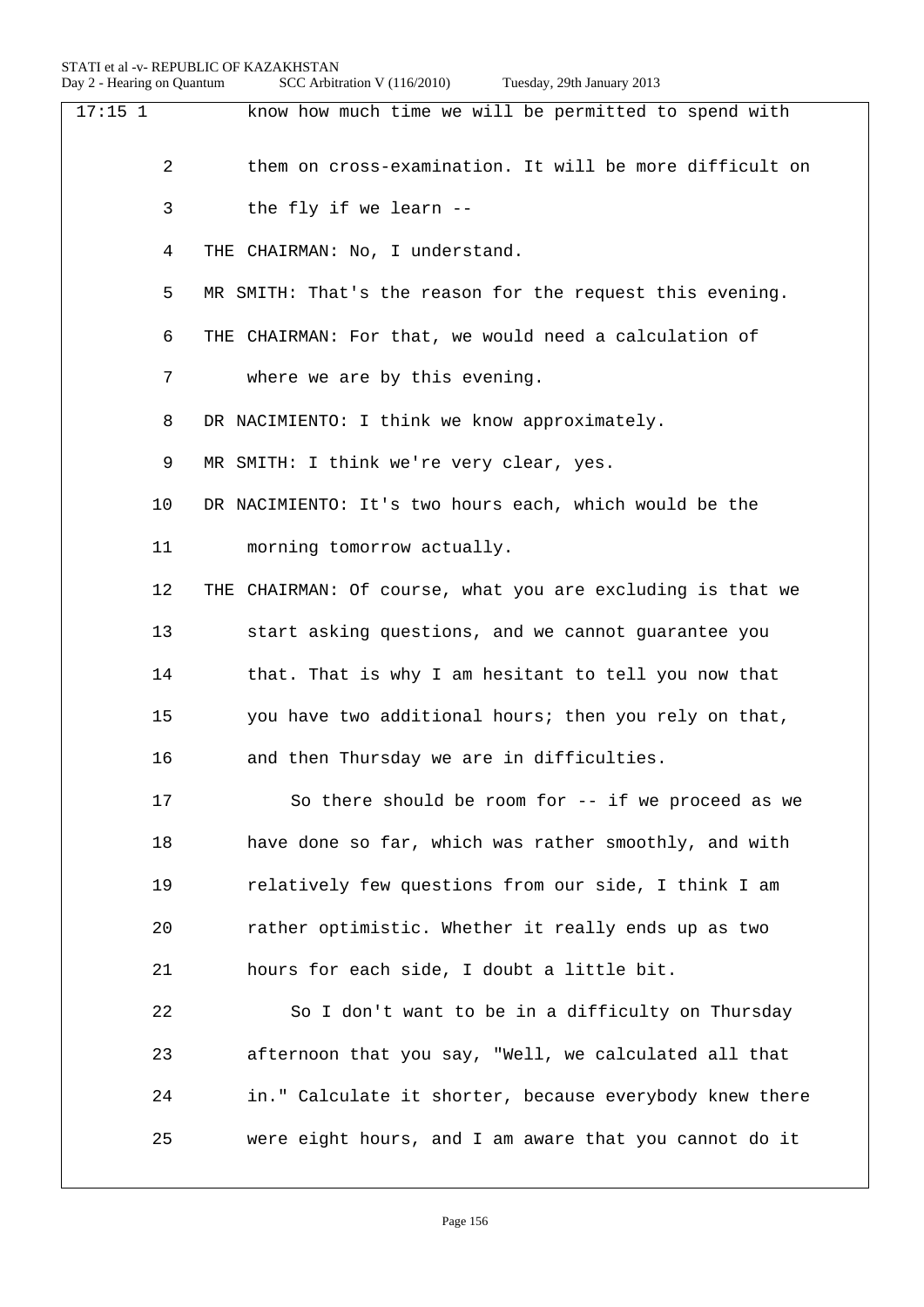17:15 1 know how much time we will be permitted to spend with

2 them on cross-examination. It will be more difficult on

3 the fly if we learn --

4 THE CHAIRMAN: No, I understand.

5 MR SMITH: That's the reason for the request this evening.

6 THE CHAIRMAN: For that, we would need a calculation of

7 where we are by this evening.

8 DR NACIMIENTO: I think we know approximately.

9 MR SMITH: I think we're very clear, yes.

10 DR NACIMIENTO: It's two hours each, which would be the

11 morning tomorrow actually.

12 THE CHAIRMAN: Of course, what you are excluding is that we

13 start asking questions, and we cannot guarantee you

14 that. That is why I am hesitant to tell you now that

15 you have two additional hours; then you rely on that,

16 and then Thursday we are in difficulties.

17 So there should be room for -- if we proceed as we

18 have done so far, which was rather smoothly, and with

19 relatively few questions from our side, I think I am

20 rather optimistic. Whether it really ends up as two

21 hours for each side, I doubt a little bit.

22 So I don't want to be in a difficulty on Thursday

23 afternoon that you say, "Well, we calculated all that

24 in." Calculate it shorter, because everybody knew there

25 were eight hours, and I am aware that you cannot do it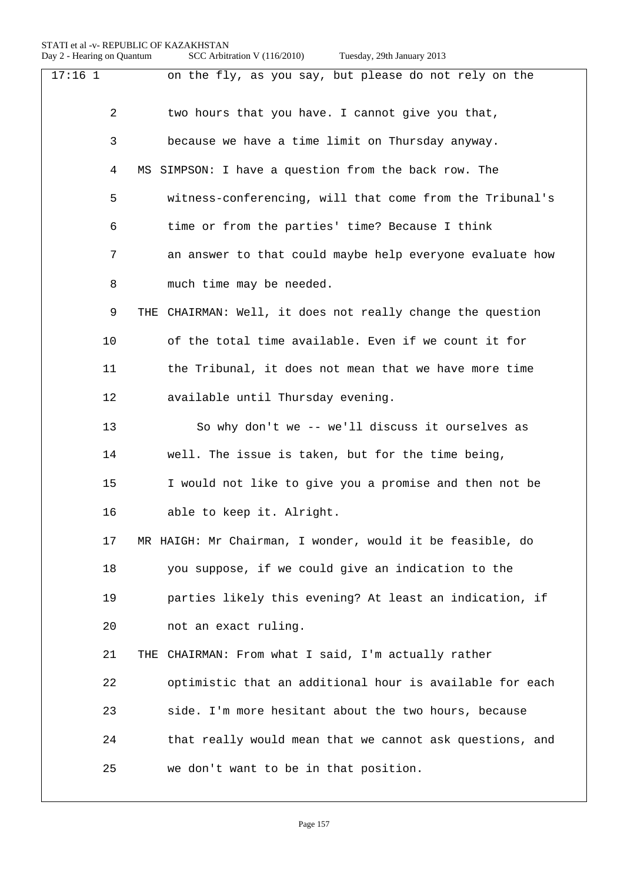17:16 1 on the fly, as you say, but please do not rely on the

2 two hours that you have. I cannot give you that,

3 because we have a time limit on Thursday anyway.

4 MS SIMPSON: I have a question from the back row. The

5 witness-conferencing, will that come from the Tribunal's

6 time or from the parties' time? Because I think

7 an answer to that could maybe help everyone evaluate how

8 much time may be needed.

9 THE CHAIRMAN: Well, it does not really change the question

10 of the total time available. Even if we count it for

11 the Tribunal, it does not mean that we have more time

12 available until Thursday evening.

13 So why don't we -- we'll discuss it ourselves as

14 well. The issue is taken, but for the time being,

15 I would not like to give you a promise and then not be

16 able to keep it. Alright.

17 MR HAIGH: Mr Chairman, I wonder, would it be feasible, do

18 you suppose, if we could give an indication to the

19 parties likely this evening? At least an indication, if

20 not an exact ruling.

21 THE CHAIRMAN: From what I said, I'm actually rather

22 optimistic that an additional hour is available for each

23 side. I'm more hesitant about the two hours, because

24 that really would mean that we cannot ask questions, and

25 we don't want to be in that position.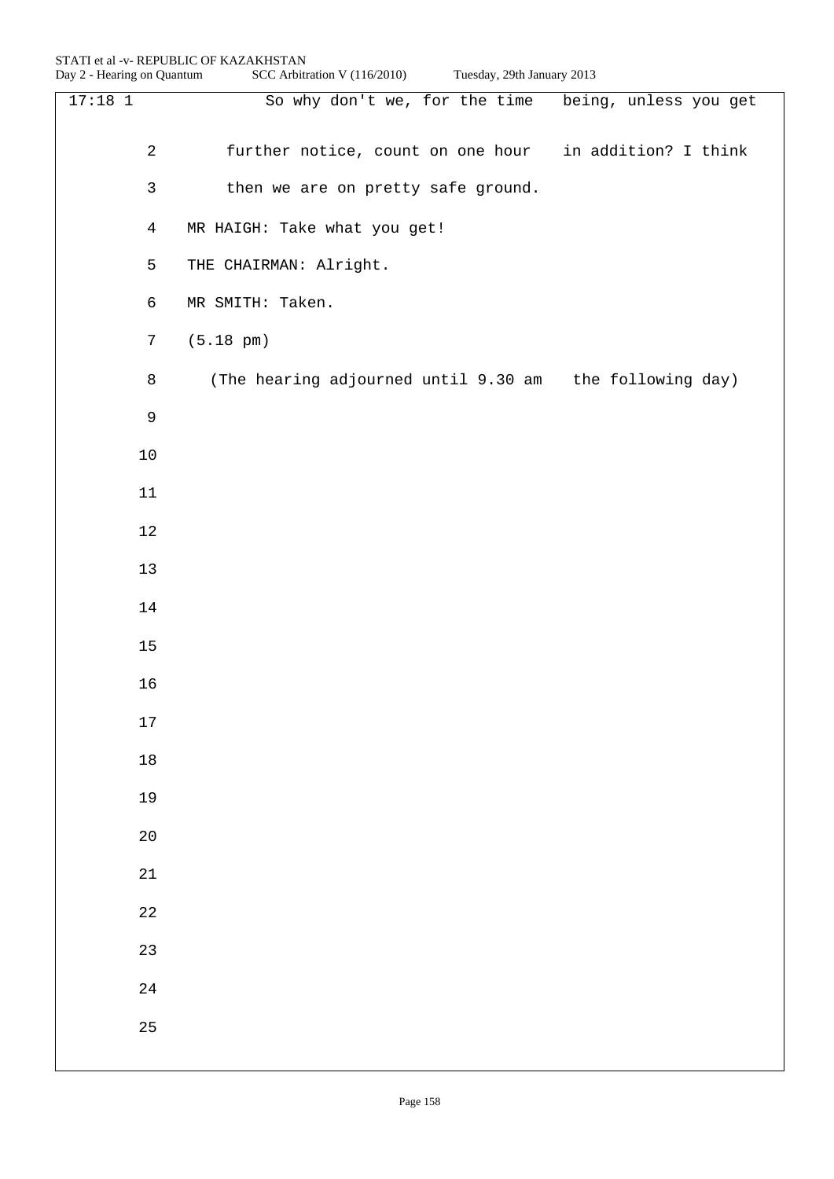17:18 1 So why don't we, for the time being, unless you get

2 further notice, count on one hour in addition? I think

3 then we are on pretty safe ground.

4 MR HAIGH: Take what you get!

5 THE CHAIRMAN: Alright.

6 MR SMITH: Taken.

7 (5.18 pm)

8 (The hearing adjourned until 9.30 am the following day)

9

10

11

12

13

14

15

16

17

18

19

20

21

22

23

24

25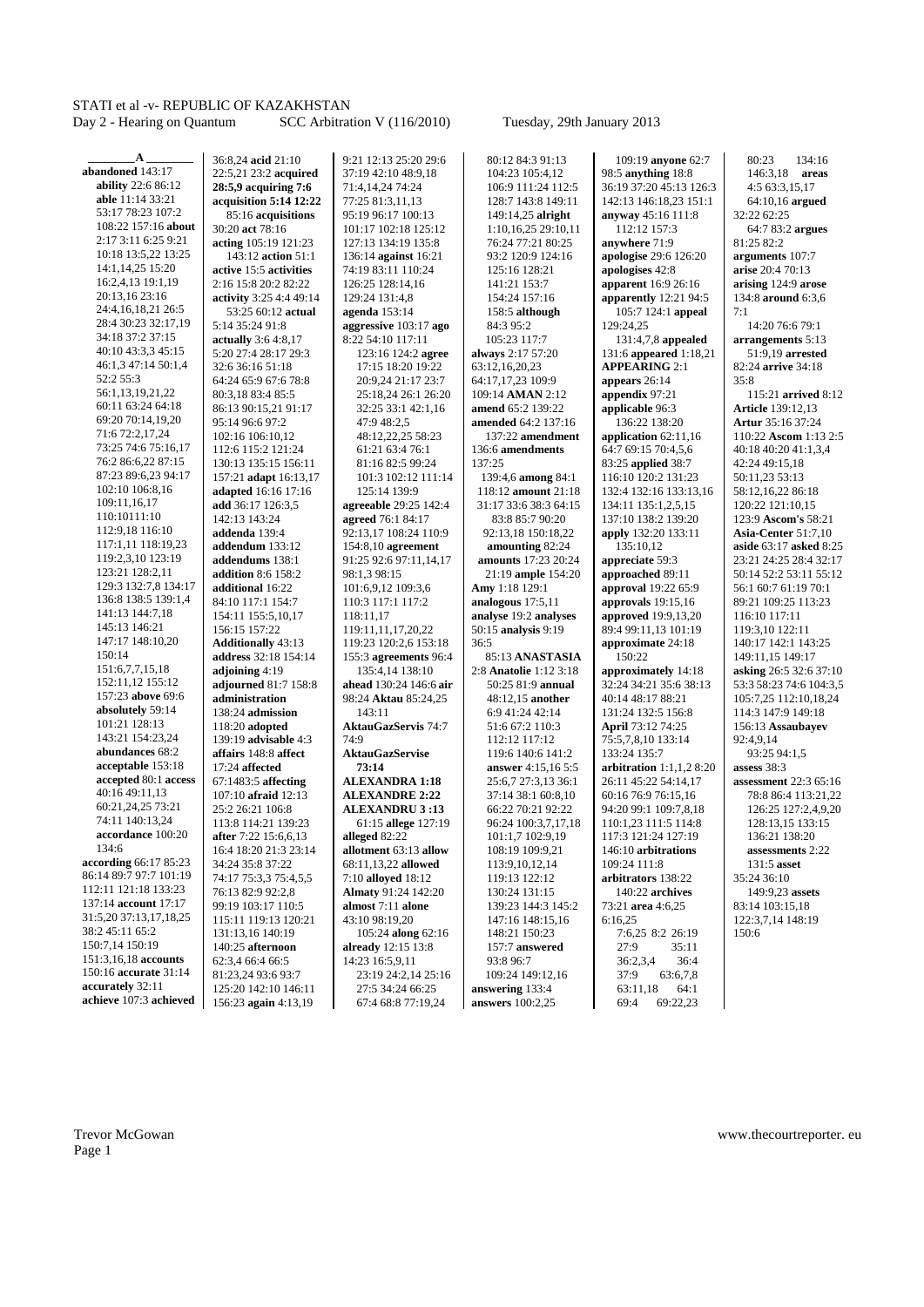**A**

**abandoned** 143:17
**ability** 22:6 86:12
**able** 11:14 33:21 53:17 78:23 107:2 108:22 157:16
**about** 2:17 3:11 6:25 9:21 10:18 13:5,22 13:25 14:1,14,25 15:20 16:2,4,13 19:1,19 20:13,16 23:16 24:4,16,18,21 26:5 28:4 30:23 32:17,19 34:18 37:2 37:15 40:10 43:3,3 45:15 46:1,3 47:14 50:1,4 52:2 55:3 56:1,13,19,21,22 60:11 63:24 64:18 69:20 70:14,19,20 71:6 72:2,17,24 73:25 74:6 75:16,17 76:2 86:6,22 87:15 87:23 89:6,23 94:17 102:10 106:8,16 109:11,16,17 110:10111:10 112:9,18 116:10 117:1,11 118:19,23 119:2,3,10 123:19 123:21 128:2,11 129:3 132:7,8 134:17 136:8 138:5 139:1,4 141:13 144:7,18 145:13 146:21 147:17 148:10,20 150:14 151:6,7,7,15,18 152:11,12 155:12 157:23
**above** 69:6
**absolutely** 59:14 101:21 128:13 143:21 154:23,24
**abundances** 68:2
**acceptable** 153:18
**accepted** 80:1
**access** 40:16 49:11,13 60:21,24,25 73:21 74:11 140:13,24
**accordance** 100:20 134:6
**according** 66:17 85:23 86:14 89:7 97:7 101:19 112:11 121:18 133:23 137:14
**account** 17:17 31:5,20 37:13,17,18,25 38:2 45:11 65:2 150:7,14 150:19 151:3,16,18
**accounts** 150:16
**accurate** 31:14
**accurately** 32:11
**achieve** 107:3
**achieved** 36:8,24
**acid** 21:10 22:5,21 23:2
**acquired** 28:5,9
**acquiring** 7:6
**acquisition** 5:14 12:22 85:16
**acquisitions** 30:20
**act** 78:16
**acting** 105:19 121:23 143:12
**action** 51:1
**active** 15:5
**activities** 2:16 15:8 20:2 82:22
**activity** 3:25 4:4 49:14 53:25 60:12
**actual** 5:14 35:24 91:8
**actually** 3:6 4:8,17 5:20 27:4 28:17 29:3 32:6 36:16 51:18 64:24 65:9 67:6 78:8 80:3,18 83:4 85:5 86:13 90:15,21 91:17 95:14 96:6 97:2 102:16 106:10,12 112:6 115:2 121:24 130:13 135:15 156:11 157:21
**adapt** 16:13,17
**adapted** 16:16 17:16
**add** 36:17 126:3,5 142:13 143:24
**addenda** 139:4
**addendum** 133:12
**addendums** 138:1
**addition** 8:6 158:2
**additional** 16:22 84:10 117:1 154:7 154:11 155:5,10,17 156:15 157:22
**Additionally** 43:13
**address** 32:18 154:14
**adjoining** 4:19
**adjourned** 81:7 158:8
**administration** 138:24
**admission** 118:20
**adopted** 139:19
**advisable** 4:3
**affairs** 148:8
**affect** 17:24
**affected** 67:1483:5
**affecting** 107:10
**afraid** 12:13 25:2 26:21 106:8 113:8 114:21 139:23
**after** 7:22 15:6,6,13 16:4 18:20 21:3 23:14 34:24 35:8 37:22 74:17 75:3,3 75:4,5,5 76:13 82:9 92:2,8 99:19 103:17 110:5 115:11 119:13 120:21 131:13,16 140:19 140:25
**afternoon** 62:3,4 66:4 66:5 81:23,24 93:6 93:7 125:20 142:10 146:11 156:23
**again** 4:13,19 9:21 12:13 25:20 29:6 37:19 42:10 48:9,18 71:4,14,24 74:24 77:25 81:3,11,13 95:19 96:17 100:13 101:17 102:18 125:12 127:13 134:19 135:8 136:14
**against** 16:21 74:19 83:11 110:24 126:25 128:14,16 129:24 131:4,8
**agenda** 153:14
**aggressive** 103:17
**ago** 8:22 54:10 117:11 123:16 124:2
**agree** 17:15 18:20 19:22 20:9,24 21:17 23:7 25:18,24 26:1 26:20 32:25 33:1 42:1,16 47:9 48:2,5 48:12,22,25 58:23 61:21 63:4 76:1 81:16 82:5 99:24 101:3 102:12 111:14 125:14 139:9
**agreeable** 29:25 142:4
**agreed** 76:1 84:17 92:13,17 108:24 110:9 154:8,10
**agreement** 91:25 92:6 97:11,14,17 98:1,3 98:15 101:6,9,12 109:3,6 110:3 117:1 117:2 118:11,17 119:11,11,17,20,22 119:23 120:2,6 153:18 155:3
**agreements** 96:4 135:4,14 138:10
**ahead** 130:24 146:6
**air** 98:24
**Aktau** 85:24,25 143:11
**AktauGazServis** 74:7 74:9
**AktauGazServise** 73:14
**ALEXANDRA** 1:18
**ALEXANDRE** 2:22
**ALEXANDRU** 3 :13 61:15
**allege** 127:19
**alleged** 82:22
**allotment** 63:13
**allow** 68:11,13,22
**allowed** 7:10
**alloyed** 18:12
**Almaty** 91:24 142:20
**almost** 7:11
**alone** 43:10 98:19,20 105:24
**along** 62:16
**already** 12:15 13:8 14:23 16:5,9,11 23:19 24:2,14 25:16 27:5 34:24 66:25 67:4 68:8 77:19,24 80:12 84:3 91:13 104:23 105:4,12 106:9 111:24 112:5 128:7 143:8 149:11 149:14,25
**alright** 1:10,16,25 29:10,11 76:24 77:21 80:25 93:2 120:9 124:16 125:16 128:21 141:21 153:7 154:24 157:16 158:5
**although** 84:3 95:2 105:23 117:7
**always** 2:17 57:20 63:12,16,20,23 64:17,17,23 109:9 109:14
**AMAN** 2:12
**amend** 65:2 139:22
**amended** 64:2 137:16 137:22
**amendment** 136:6
**amendments** 137:25 139:4,6
**among** 84:1 118:12
**amount** 21:18 31:17 33:6 38:3 64:15 83:8 85:7 90:20 92:13,18 150:18,22
**amounting** 82:24
**amounts** 17:23 20:24 21:19
**ample** 154:20
**Amy** 1:18 129:1
**analogous** 17:5,11
**analyse** 19:2
**analyses** 50:15
**analysis** 9:19 36:5 85:13
**ANASTASIA** 2:8
**Anatolie** 1:12 3:18 50:25 81:9
**annual** 48:12,15
**another** 6:9 41:24 42:14 51:6 67:2 110:3 112:12 117:12 119:6 140:6 141:2
**answer** 4:15,16 5:5 25:6,7 27:3,13 36:1 37:14 38:1 60:8,10 66:22 70:21 92:22 96:24 100:3,7,17,18 101:1,7 102:9,19 108:19 109:9,21 113:9,10,12,14 119:13 122:12 130:24 131:15 139:23 144:3 145:2 147:16 148:15,16 148:21 150:23 157:7
**answered** 93:8 96:7 109:24 149:12,16
**answering** 133:4
**answers** 100:2,25 109:19
**anyone** 62:7 98:5
**anything** 18:8 36:19 37:20 45:13 126:3 142:13 146:18,23 151:1
**anyway** 45:16 111:8 112:12 157:3
**anywhere** 71:9
**apologise** 29:6 126:20
**apologises** 42:8
**apparent** 16:9 26:16
**apparently** 12:21 94:5 105:7 124:1
**appeal** 129:24,25 131:4,7,8
**appealed** 131:6
**appeared** 1:18,21
**APPEARING** 2:1
**appears** 26:14
**appendix** 97:21
**applicable** 96:3 136:22 138:20
**application** 62:11,16 64:7 69:15 70:4,5,6 83:25
**applied** 38:7 116:10 120:2 131:23 132:4 132:16 133:13,16 134:11 135:1,2,5,15 137:10 138:2 139:20
**apply** 132:20 133:11 135:10,12
**appreciate** 59:3
**approached** 89:11
**approval** 19:22 65:9
**approvals** 19:15,16
**approved** 19:9,13,20 89:4 99:11,13 101:19
**approximate** 24:18 150:22
**approximately** 14:18 32:24 34:21 35:6 38:13 40:14 48:17 88:21 131:24 132:5 156:8
**April** 73:12 74:25 75:5,7,8,10 133:14 133:24 135:7
**arbitration** 1:1,1,2 8:20 26:11 45:22 54:14,17 60:16 76:9 76:15,16 94:20 99:1 109:7,8,18 110:1,23 111:5 114:8 117:3 121:24 127:19 146:10
**arbitrations** 109:24 111:8
**arbitrators** 138:22 140:22
**archives** 73:21
**area** 4:6,25 6:16,25 7:6,25 8:2 26:19 27:9 35:11 36:2,3,4 36:4 37:9 63:6,7,8 63:11,18 64:1 69:4 69:22,23 80:23 134:16 146:3,18
**areas** 4:5 63:3,15,17 64:10,16
**argued** 32:22 62:25 64:7 83:2
**argues** 81:25 82:2
**arguments** 107:7
**arise** 20:4 70:13
**arising** 124:9
**arose** 134:8
**around** 6:3,6 7:1 14:20 76:6 79:1
**arrangements** 5:13 51:9,19
**arrested** 82:14 82:24
**arrive** 34:18 35:8 115:21
**arrived** 8:12
**Article** 139:12,13
**Artur** 35:16 37:24 110:22
**Ascom** 1:13 2:5 40:18 40:20 41:1,3,4 42:24 49:15,18 50:11,23 53:13 58:12,16,22 86:18 120:22 121:10,15 123:9
**Ascom's** 58:21
**Asia-Center** 51:7,10
**aside** 63:17 66:22 23:21 24:25 28:4 32:17 50:14 52:14 53:11 55:12 56:1 60:7 61:19 70:1 89:21 109:25 113:23 116:10 117:11 119:3,10 122:11 140:17 142:1 143:25 149:11,15 149:17
**asking** 26:5 32:6 37:10 53:3 58:23 74:6 104:3,5 105:7,25 112:10,18,24 114:3 147:9 149:18 156:13
**Assaubayev** 92:4,9,14 93:25 94:1,5
**assess** 38:3
**assessment** 22:3 65:16 78:8 86:4 113:21,22 126:25 127:2,4,9,20 128:13,15 133:15 136:21 138:20
**assessments** 2:22 131:5
**asset** 35:24 36:10 149:9,23
**assets** 83:14 103:15,18 122:3,7,14 148:19 150:6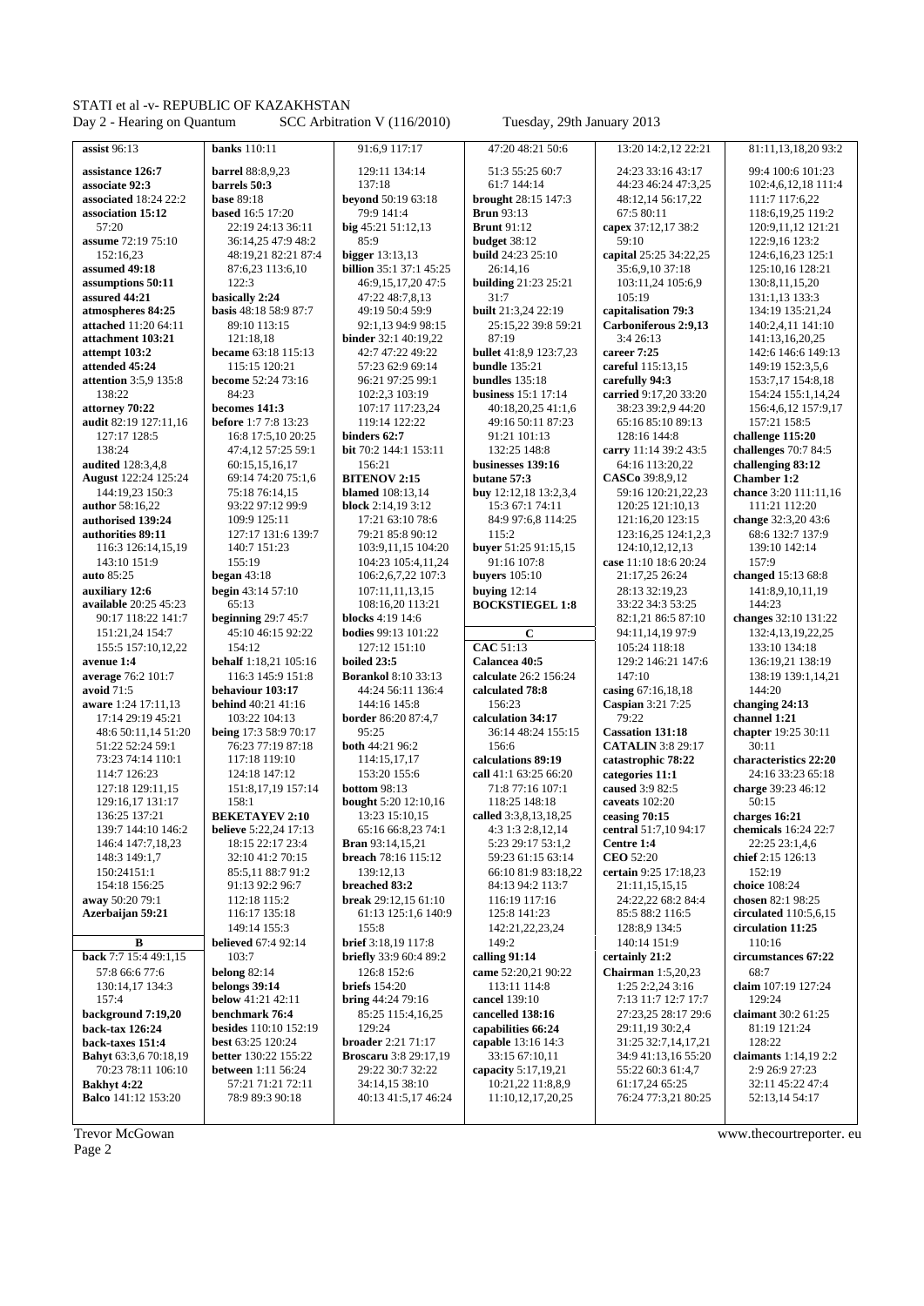**assist** 96:13
**assistance 126:7**
**associate 92:3**
**associated** 18:24 22:2
**association 15:12**
57:20
**assume** 72:19 75:10
152:16,23
**assumed 49:18**
**assumptions 50:11**
**assured 44:21**
**atmospheres 84:25**
**attached** 11:20 64:11
**attachment 103:21**
**attempt 103:2**
**attended 45:24**
**attention** 3:5,9 135:8
138:22
**attorney 70:22**
**audit** 82:19 127:11,16
127:17 128:5
138:24
**audited** 128:3,4,8
**August** 122:24 125:24
144:19,23 150:3
**author** 58:16,22
**authorised 139:24**
**authorities 89:11**
116:3 126:14,15,19
143:10 151:9
**auto** 85:25
**auxiliary 12:6**
**available** 20:25 45:23
90:17 118:22 141:7
151:21,24 154:7
155:5 157:10,12,22
**avenue 1:4**
**average** 76:2 101:7
**avoid** 71:5
**aware** 1:24 17:11,13
17:14 29:19 45:21
48:6 50:11,14 51:20
51:22 52:24 59:1
73:23 74:14 110:1
114:7 126:23
127:18 129:11,15
129:16,17 131:17
136:25 137:21
139:7 144:10 146:2
146:4 147:7,18,23
148:3 149:1,7
150:24151:1
154:18 156:25
**away** 50:20 79:1
**Azerbaijan 59:21**

**B**

**back** 7:7 15:4 49:1,15
57:8 66:6 77:6
130:14,17 134:3
157:4
**background** 7:19,20
**back-tax 126:24**
**back-taxes 151:4**
**Bahyt** 63:3,6 70:18,19
70:23 78:11 106:10
**Bakhyt 4:22**
**Balco** 141:12 153:20
**banks** 110:11
**barrel** 88:8,9,23
**barrels 50:3**
**base** 89:18
**based** 16:5 17:20
22:19 24:13 36:11
36:14,25 47:9 48:2
48:19,21 82:21 87:4
87:6,23 113:6,10
122:3
**basically 2:24**
**basis** 48:18 58:9 87:7
89:10 113:15
121:18,18
**became** 63:18 115:13
115:15 120:21
**become** 52:24 73:16
84:23
**becomes 141:3**
**before** 1:7 7:8 13:23
16:8 17:5,10 20:25
47:4,12 57:25 59:1
60:15,15,16,17
69:14 74:20 75:1,6
75:18 76:14,15
93:22 97:12 99:9
109:9 125:11
127:17 131:6 139:7
140:7 151:23
155:19
**began** 43:18
**begin** 43:14 57:10
65:13
**beginning** 29:7 45:7
45:10 46:15 92:22
154:12
**behalf** 1:18,21 105:16
116:3 145:9 151:8
**behaviour 103:17**
**behind** 40:21 41:16
103:22 104:13
**being** 17:3 58:9 70:17
76:23 77:19 87:18
117:18 119:10
124:18 147:12
151:8,17,19 157:14
158:1
**BEKETAYEV 2:10**
**believe** 5:22,24 17:13
18:15 22:17 23:4
32:10 41:2 70:15
85:5,11 88:7 91:2
91:13 92:2 96:7
112:18 115:2
116:17 135:18
149:14 155:3
**believed** 67:4 92:14
103:7
**belong** 82:14
**belongs 39:14**
**below** 41:21 42:11
**benchmark 76:4**
**besides** 110:10 152:19
**best** 63:25 120:24
**better** 130:22 155:22
**between** 1:11 56:24
57:21 71:21 72:11
78:9 89:3 90:18
91:6,9 117:17
129:11 134:14
137:18
**beyond** 50:19 63:18
79:9 141:4
**big** 45:21 51:12,13
85:9
**bigger** 13:13,13
**billion** 35:1 37:1 45:25
46:9,15,17,20 47:5
47:22 48:7,8,13
49:19 50:4 59:9
92:1,13 94:9 98:15
**binder** 32:1 40:19,22
42:7 47:22 49:22
57:23 62:9 69:14
96:21 97:25 99:1
102:2,3 103:19
107:17 117:23,24
119:14 122:22
**binders 62:7**
**bit** 70:2 144:1 153:11
156:21
**BITENOV 2:15**
**blamed** 108:13,14
**block** 2:14,19 3:12
17:21 63:10 78:6
79:21 85:8 90:12
103:9,11,15 104:20
104:23 105:4,11,24
106:2,6,7,22 107:3
107:11,11,13,15
108:16,20 113:21
**blocks** 4:19 14:6
**bodies** 99:13 101:22
127:12 151:10
**boiled 23:5**
**Borankol** 8:10 33:13
44:24 56:11 136:4
**border** 86:20 87:4,7
95:25
**both** 44:21 96:2
114:15,17,17
153:20 155:6
**bottom** 98:13
**bought** 5:20 12:10,16
13:23 15:10,15
65:16 66:8,23 74:1
**Bran** 93:14,15,21
**breach** 78:16 115:12
139:12,13
**breached 83:2**
**break** 29:12,15 61:10
61:13 125:1,6 140:9
155:8
**brief** 3:18,19 117:8
**briefly** 33:9 60:4 89:2
126:8 152:6
**briefs** 154:20
**bring** 44:24 79:16
85:25 115:4,16,25
129:24
**broader** 2:21 71:17
**Broscaru** 3:8 29:17,19
29:22 30:7 32:22
34:14,15 38:10
40:13 41:5,17 46:24
47:20 48:21 50:6
51:3 55:25 60:7
61:7 144:14
**brought** 28:15 147:3
**Brun** 93:13
**Brunt** 91:12
**budget** 38:12
**build** 24:23 25:10
26:14,16
**building** 21:23 25:21
31:7
**built** 21:3,24 22:19
25:15,22 39:8 59:21
87:19
**bullet** 41:8,9 123:7,23
**bundle** 135:21
**bundles** 135:18
**business** 15:1 17:14
40:18,20,25 41:1,6
49:16 50:11 87:23
91:21 101:13
132:25 148:8
**businesses 139:16**
**butane 57:3**
**buy** 12:12,18 13:2,3,4
15:3 67:1 74:11
84:9 97:6,8 114:25
115:2
**buyer** 51:25 91:15,15
91:16 107:8
**buyers** 105:10
**buying** 12:14
**BOCKSTIEGEL 1:8**

**C**

**CAC** 51:13
**Calancea 40:5**
**calculate** 26:2 156:24
**calculated 78:8**
156:23
**calculation 34:17**
36:14 48:24 155:15
156:6
**calculations 89:19**
**call** 41:1 63:25 66:20
71:8 77:16 107:1
118:25 148:18
**called** 3:3,8,13,18,25
4:3 1:3 2:8,12,14
5:23 29:17 53:1,2
59:23 61:15 63:14
66:10 81:9 83:18,22
84:13 94:2 113:7
116:19 117:16
125:8 141:23
142:21,22,23,24
149:2
**calling 91:14**
**came** 52:20,21 90:22
113:11 114:8
**cancel** 139:10
**cancelled 138:16**
**capabilities 66:24**
**capable** 13:16 14:3
33:15 67:10,11
**capacity** 5:17,19,21
10:21,22 11:8,8,9
11:10,12,17,20,25
13:20 14:2,12 22:21
24:23 33:16 43:17
44:23 46:24 47:3,25
48:12,14 56:17,22
59:10
**capex** 37:12,17 38:2
**capital** 25:25 34:22,25
35:6,9,10 37:18
103:11,24 105:6,9
105:19
**capitalisation 79:3**
**Carboniferous 2:9,13**
3:4 26:13
**career 7:25**
**careful** 115:13,15
**carefully 94:3**
**carried** 9:17,20 33:20
38:23 39:2,9 44:20
65:16 85:10 89:13
128:16 144:8
**carry** 11:14 39:2 43:5
64:16 113:20,22
**CASCo** 39:8,9,12
59:16 120:21,22,23
120:25 121:10,13
121:16,20 123:15
123:16,25 124:1,2,3
124:10,12,12,13
**case** 11:10 18:6 20:24
21:17,25 26:24
28:13 32:19,23
33:22 34:3 53:25
82:1,21 86:5 87:10
94:11,14,19 97:9
105:24 118:6
129:2 146:21 147:6
147:10
**casing** 67:16,18,18
**Caspian** 3:21 7:25
79:22
**Cassation 131:18**
**CATALIN** 3:8 29:17
30:11
**catastrophic 78:22**
**categories 11:1**
**caused** 3:9 82:5
**caveats** 102:20
**ceasing 70:15**
**central** 51:7,10 94:17
**Centre 1:4**
**CEO** 52:20
**certain** 9:25 17:18,23
21:11,15,15,15
24:22,22 68:2 84:4
85:5 88:2 116:5
128:8,9 134:5
140:14 151:9
**certainly 21:2**
**Chairman** 1:5,20,23
1:25 2:2,24 3:16
7:13 11:7 12:7 17:7
27:23,25 28:17 29:6
29:11,19 30:2,4
31:25 32:7,14,17,21
34:9 41:13,16 55:20
55:22 60:3 61:4,7
61:17,24 65:25
76:24 77:3,21 80:25
81:11,13,18,20 93:2
99:4 100:6 101:23
102:4,6,12,18 111:4
111:7 117:6,22
118:6,19,25 119:2
120:9,11,12 121:21
122:9,16 123:2
124:6,16,23 125:1
125:10,16 128:21
130:8,11,15,20
131:1,13 133:3
134:19 135:21,24
140:2,4,11 141:10
141:13,16,20,25
142:6 146:6 149:13
149:19 152:3,5,6
153:7,17 154:8,18
154:24 155:1,14,24
156:4,6,12 157:9,17
157:21 158:5
**challenge 115:20**
**challenges** 70:7 84:5
**challenging 83:12**
**Chamber 1:2**
**chance** 3:20 111:11,16
111:21 112:20
**change** 32:3,20 43:6
68:6 132:7 137:9
139:10 142:14
157:9
**changed** 15:13 68:8
141:8,9,10,11,19
144:23
**changes** 32:10 131:22
132:4,13,19,22,25
133:10 134:18
136:19,21 138:19
138:19 139:1,14,21
144:20
**changing 24:13**
**channel 1:21**
**chapter** 19:25 30:11
30:11
**characteristics 22:20**
24:16 33:23 65:18
**charge** 39:23 46:12
50:15
**charges 16:21**
**chemicals** 16:24 22:7
22:25 23:1,4,6
**chief** 2:15 126:13
152:19
**choice** 108:24
**chosen** 82:1 98:25
**circulated** 110:5,6,15
**circulation 11:25**
110:16
**circumstances 67:22**
68:7
**claim** 107:19 127:24
129:24
**claimant** 30:2 61:25
81:19 121:24
128:22
**claimants** 1:14,19 2:2
2:9 26:9 27:23
32:11 45:22 47:4
52:13,14 54:17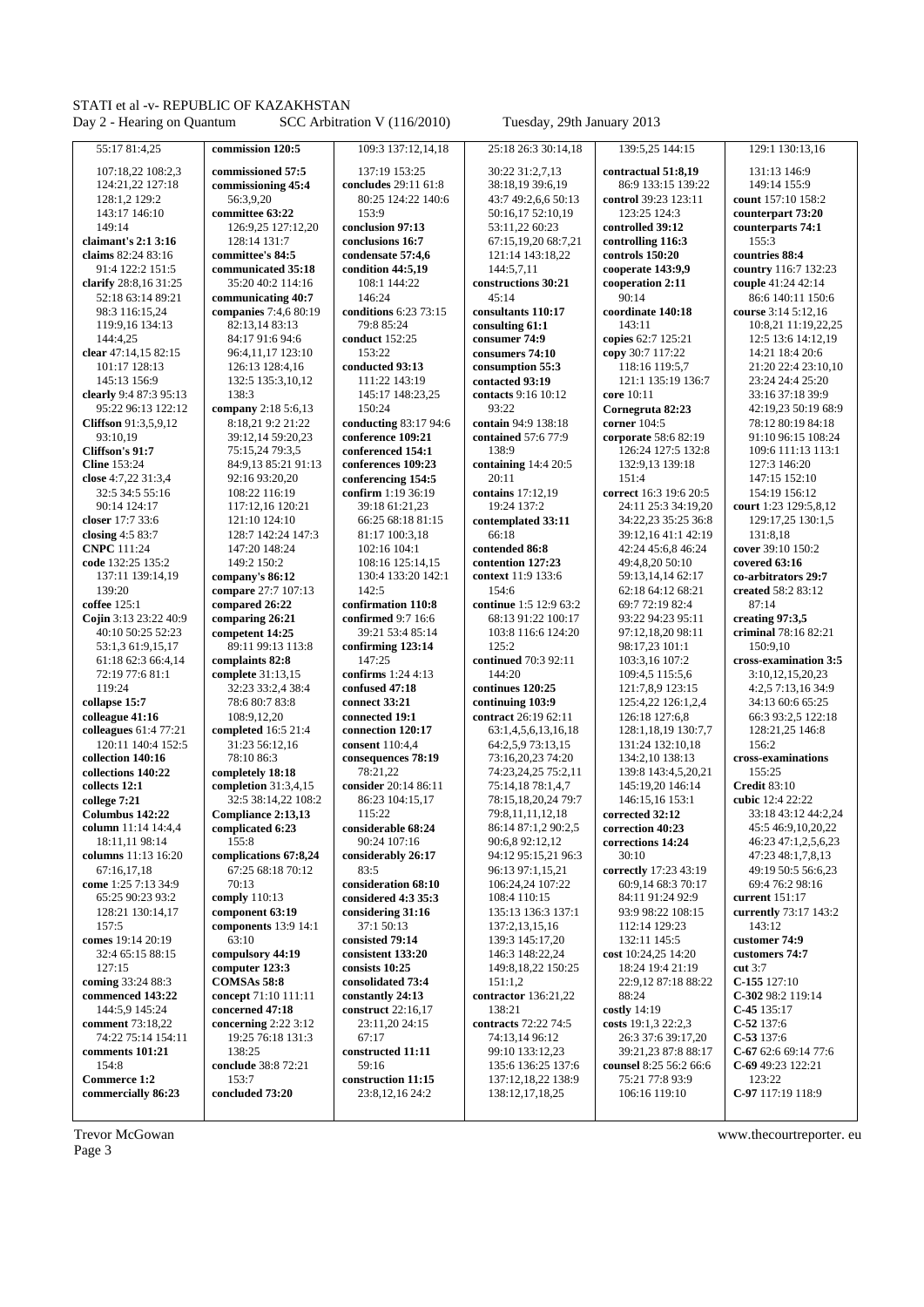55:17 81:4,25
107:18,22 108:2,3
124:21,22 127:18
128:1,2 129:2
143:17 146:10
149:14
**claimant's 2:1 3:16**
**claims** 82:24 83:16
91:4 122:2 151:5
**clarify** 28:8,16 31:25
52:18 63:14 89:21
98:3 116:15,24
119:9,16 134:13
144:4,25
**clear** 47:14,15 82:15
101:17 128:13
145:13 156:9
**clearly** 9:4 87:3 95:13
95:22 96:13 122:12
**Cliffson** 91:3,5,9,12
93:10,19
**Cliffson's 91:7**
**Cline** 153:24
**close** 4:7,22 31:3,4
32:5 34:5 55:16
90:14 124:17
**closer** 17:7 33:6
**closing** 4:5 83:7
**CNPC** 111:24
**code** 132:25 135:2
137:11 139:14,19
139:20
**coffee** 125:1
**Cojin** 3:13 23:22 40:9
40:10 50:25 52:23
53:1,3 61:9,15,17
61:18 62:3 66:4,14
72:19 77:6 81:1
119:24
**collapse 15:7**
**colleague 41:16**
**colleagues** 61:4 77:21
120:11 140:4 152:5
**collection 140:16**
**collections 140:22**
**collects 12:1**
**college 7:21**
**Columbus 142:22**
**column** 11:14 14:4,4
18:11,11 98:14
**columns** 11:13 16:20
67:16,17,18
**come** 1:25 7:13 34:9
65:25 90:23 93:2
128:21 130:14,17
157:5
**comes** 19:14 20:19
32:4 65:15 88:15
127:15
**coming** 33:24 88:3
**commenced 143:22**
144:5,9 145:24
**comment** 73:18,22
74:22 75:14 154:11
**comments 101:21**
154:8
**Commerce 1:2**
**commercially 86:23**
**commission 120:5**
**commissioned 57:5**
**commissioning 45:4**
56:3,9,20
**committee 63:22**
126:9,25 127:12,20
128:14 131:7
**committee's 84:5**
**communicated 35:18**
35:20 40:2 114:16
**communicating 40:7**
**companies** 7:4,6 80:19
82:13,14 83:13
84:17 91:6 94:6
96:4,11,17 123:10
126:13 128:4,16
132:5 135:3,10,12
138:3
**company** 2:18 5:6,13
8:18,21 9:2 21:22
39:12,14 59:20,23
75:15,24 79:3,5
84:9,13 85:21 91:13
92:16 93:20,20
108:22 116:19
117:12,16 120:21
121:10 124:10
128:7 142:24 147:3
147:20 148:24
149:2 150:2
**company's 86:12**
**compare** 27:7 107:13
**compared 26:22**
**comparing 26:21**
**competent 14:25**
89:11 99:13 113:8
**complaints 82:8**
**complete** 31:13,15
32:23 33:2,4 38:4
78:6 80:7 83:8
108:9,12,20
**completed** 16:5 21:4
31:23 56:12,16
78:10 86:3
**completely 18:18**
**completion** 31:3,4,15
32:5 38:14,22 108:2
**Compliance 2:13,13**
**complicated 6:23**
155:8
**complications 67:8,24**
67:25 68:18 70:12
70:13
**comply** 110:13
**component 63:19**
**components** 13:9 14:1
63:10
**compulsory 44:19**
**computer 123:3**
**COMSAs 58:8**
**concept** 71:10 111:11
**concerned 47:18**
**concerning** 2:22 3:12
19:25 76:18 131:3
138:25
**conclude** 38:8 72:21
153:7
**concluded 73:20**
109:3 137:12,14,18
137:19 153:25
**concludes** 29:11 61:8
80:25 124:22 140:6
153:9
**conclusion 97:13**
**conclusions 16:7**
**condensate 57:4,6**
**condition 44:5,19**
108:1 144:22
146:24
**conditions** 6:23 73:15
79:8 85:24
**conduct** 152:25
153:22
**conducted 93:13**
111:22 143:19
145:17 148:23,25
150:24
**conducting** 83:17 94:6
**conference 109:21**
**conferenced 154:1**
**conferences 109:23**
**conferencing 154:5**
**confirm** 1:19 36:19
39:18 61:21,23
66:25 68:18 81:15
81:17 100:3,18
102:16 104:1
108:16 125:14,15
130:4 133:20 142:1
142:5
**confirmation 110:8**
**confirmed** 9:7 16:6
39:21 53:4 85:14
**confirming 123:14**
147:25
**confirms** 1:24 4:13
**confused 47:18**
**connect 33:21**
**connected 19:1**
**connection 120:17**
**consent** 110:4,4
**consequences 78:19**
78:21,22
**consider** 20:14 86:11
86:23 104:15,17
115:22
**considerable 68:24**
90:24 107:16
**considerably 26:17**
83:5
**consideration 68:10**
**considered 4:3 35:3**
**considering 31:16**
37:1 50:13
**consisted 79:14**
**consistent 133:20**
**consists 10:25**
**consolidated 73:4**
**constantly 24:13**
**construct** 22:16,17
23:11,20 24:15
67:17
**constructed 11:11**
59:16
**construction 11:15**
23:8,12,16 24:2
25:18 26:3 30:14,18
30:22 31:2,7,13
38:18,19 39:6,19
43:7 49:2,6,6 50:13
50:16,17 52:10,19
53:11,22 60:23
67:15,19,20 68:7,21
121:14 143:18,22
144:5,7,11
**constructions 30:21**
45:14
**consultants 110:17**
**consulting 61:1**
**consumer 74:9**
**consumers 74:10**
**consumption 55:3**
**contacted 93:19**
**contacts** 9:16 10:12
93:22
**contain** 94:9 138:18
**contained** 57:6 77:9
138:9
**containing** 14:4 20:5
20:11
**contains** 17:12,19
19:24 137:2
**contemplated 33:11**
66:18
**contended 86:8**
**contention 127:23**
**context** 11:9 133:6
154:6
**continue** 1:5 12:9 63:2
68:13 91:22 100:17
103:8 116:6 124:20
125:2
**continued** 70:3 92:11
144:20
**continues 120:25**
**continuing 103:9**
**contract** 26:19 62:11
63:1,4,5,6,13,16,18
64:2,5,9 73:13,15
73:16,20,23 74:20
74:23,24,25 75:2,11
75:14,18 78:1,4,7
78:15,18,20,24 79:7
79:8,11,11,12,18
86:14 87:1,2 90:2,5
90:6,8 92:12,12
94:12 95:15,21 96:3
96:13 97:1,15,21
106:24,24 107:22
108:4 110:15
135:13 136:3 137:1
137:2,13,15,16
139:3 145:17,20
146:3 148:22,24
149:8,18,22 150:25
151:1,2
**contractor** 136:21,22
138:21
**contracts** 72:22 74:5
74:13,14 96:12
99:10 133:12,23
135:6 136:25 137:6
137:12,18,22 138:9
138:12,17,18,25
139:5,25 144:15
**contractual 51:8,19**
86:9 133:15 139:22
**control** 39:23 123:11
123:25 124:3
**controlled 39:12**
**controlling 116:3**
**controls 150:20**
**cooperate 143:9,9**
**cooperation 2:11**
90:14
**coordinate 140:18**
143:11
**copies** 62:7 125:21
**copy** 30:7 117:22
118:16 119:5,7
121:1 135:19 136:7
**core** 10:11
**Cornegruta 82:23**
**corner** 104:5
**corporate** 58:6 82:19
126:24 127:5 132:8
132:9,13 139:18
151:4
**correct** 16:3 19:6 20:5
24:11 25:3 34:19,20
34:22,23 35:25 36:8
39:12,16 41:1 42:19
42:24 45:6,8 46:24
49:4,8,20 50:10
59:13,14,14 62:17
62:18 64:12 68:21
69:7 72:19 82:4
93:22 94:23 95:11
97:12,18,20 98:11
98:17,23 101:1
103:3,16 107:2
109:4,5 115:5,6
121:7,8,9 123:15
125:4,22 126:1,2,4
126:18 127:6,8
128:1,18,19 130:7,7
131:24 132:10,18
134:2,10 138:13
139:8 143:4,5,20,21
145:19,20 146:14
146:15,16 153:1
**corrected 32:12**
**correction 40:23**
**corrections 14:24**
30:10
**correctly** 17:23 43:19
60:9,14 68:3 70:17
84:11 91:24 92:9
93:9 98:22 108:15
112:14 129:23
132:11 145:5
**cost** 10:24,25 14:20
18:24 19:4 21:19
22:9,12 87:18 88:22
88:24
**costly** 14:19
**costs** 19:1,3 22:2,3
26:3 37:6 39:17,20
39:21,23 87:8 88:17
**counsel** 8:25 56:2 66:6
75:21 77:8 93:9
106:16 119:10
129:1 130:13,16
131:13 146:9
149:14 155:9
**count** 157:10 158:2
**counterpart 73:20**
**counterparts 74:1**
155:3
**countries 88:4**
**country** 116:7 132:23
**couple** 41:24 42:14
86:6 140:11 150:6
**course** 3:14 5:12,16
10:8,21 11:19,22,25
12:5 13:6 14:12,19
14:21 18:4 20:6
21:20 22:4 23:10,10
23:24 24:4 25:20
33:16 37:18 39:9
42:19,23 50:19 68:9
78:12 80:19 84:18
91:10 96:15 108:24
109:6 111:13 113:1
127:3 146:20
147:15 152:10
154:19 156:12
**court** 1:23 129:5,8,12
129:17,25 130:1,5
131:8,18
**cover** 39:10 150:2
**covered 63:16**
**co-arbitrators 29:7**
**created** 58:2 83:12
87:14
**creating 97:3,5**
**criminal** 78:16 82:21
150:9,10
**cross-examination 3:5**
3:10,12,15,20,23
4:2,5 7:13,16 34:9
34:13 60:6 65:25
66:3 93:2,5 122:18
128:21,25 146:8
156:2
**cross-examinations**
155:25
**Credit** 83:10
**cubic** 12:4 22:22
33:18 43:12 44:2,24
45:5 46:9,10,20,22
46:23 47:1,2,5,6,23
47:23 48:1,7,8,13
49:19 50:5 56:6,23
69:4 76:2 98:16
**current** 151:17
**currently** 73:17 143:2
143:12
**customer 74:9**
**customers 74:7**
**cut** 3:7
**C-155** 127:10
**C-302** 98:2 119:14
**C-45** 135:17
**C-52** 137:6
**C-53** 137:6
**C-67** 62:6 69:14 77:6
**C-69** 49:23 122:21
123:22
**C-97** 117:19 118:9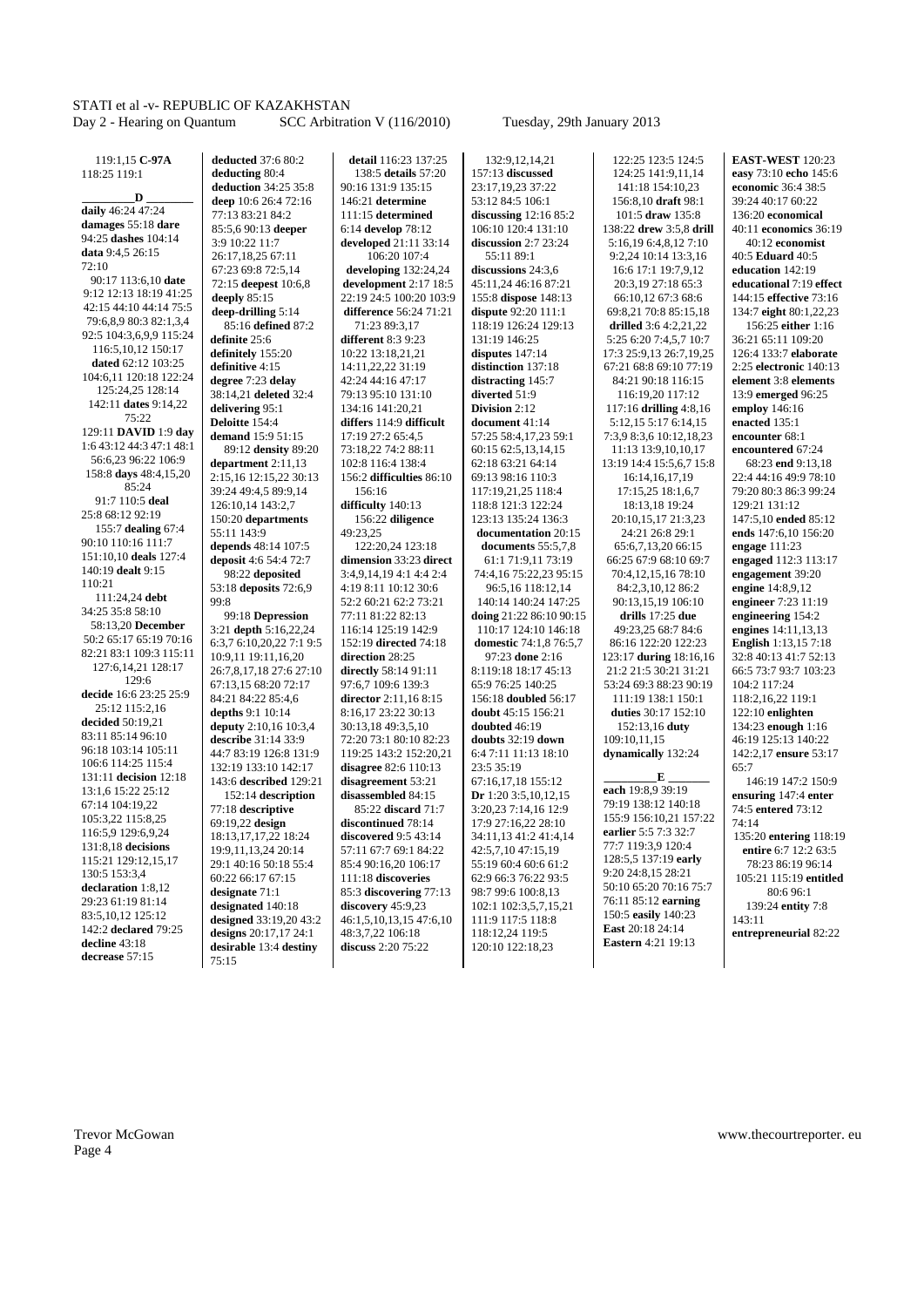119:1,15 **C-97A** 118:25 119:1

**D**

**daily** 46:24 47:24
**damages** 55:18 **dare** 94:25 **dashes** 104:14
**data** 9:4,5 26:15 72:10 90:17 113:6,10 **date** 9:12 12:13 18:19 41:25 42:15 44:10 44:14 75:5 79:6,8,9 80:3 82:1,3,4 92:5 104:3,6,9,9 115:24 116:5,10,12 150:17
**dated** 62:12 103:25 104:6,11 120:18 122:24 125:24,25 128:14 142:11 **dates** 9:14,22 75:22 129:11 **DAVID** 1:9 **day** 1:6 43:12 44:3 47:1 48:1 56:6,23 96:22 106:9 158:8 **days** 48:4,15,20 85:24 91:7 110:5 **deal** 25:8 68:12 92:19 155:7 **dealing** 67:4 90:10 110:16 111:7 151:10,10 **deals** 127:4 140:19 **dealt** 9:15 110:21 111:24,24 **debt** 34:25 35:8 58:13,20 **December** 50:2 65:17 65:19 70:16 82:21 83:1 109:3 115:11 127:6,14,21 128:17 129:6
**decide** 16:6 23:25 25:9 25:12 115:2,16
**decided** 50:19,21 83:11 85:14 96:10 96:18 103:14 105:11 106:6 114:25 115:4 131:11 **decision** 12:18 13:1,6 15:22 25:12 67:14 104:19,22 105:3,22 115:8,25 116:5,9 129:6,9,24 131:8,18 **decisions** 115:21 129:12,15,17 130:5 153:3,4
**declaration** 1:8,12 29:23 61:19 81:14 83:5,10,12 125:12 142:2 **declared** 79:25
**decline** 43:18
**decrease** 57:15
**deducted** 37:6 80:2
**deducting** 80:4
**deduction** 34:25 35:8
**deep** 10:6 26:4 72:16 77:13 83:21 84:2 85:5,6 90:13 **deeper** 3:9 10:22 11:7 26:17,18,25 67:11 67:23 69:8 72:5,14 72:15 **deepest** 10:6,8
**deeply** 85:15
**deep-drilling** 5:14 85:16 **defined** 87:2
**definite** 25:6
**definitely** 155:20
**definitive** 4:15
**degree** 7:23 **delay** 38:14,21 **deleted** 32:4
**delivering** 95:1
**Deloitte** 154:4
**demand** 15:9 51:15 89:12 **density** 89:20
**department** 2:11,13 2:15,16 12:15,22 30:13 39:24 49:4,5 89:9,14 126:10,14 143:2,7 150:20 **departments** 55:11 143:9
**depends** 48:14 107:5
**deposit** 4:6 54:4 72:7 98:22 **deposited** 53:18 **deposits** 72:6,9 99:8 99:18 **Depression** 3:21 **depth** 5:16,22,24 6:3,7 6:10,20,22 7:1 9:5 10:9,11 19:11,16,20 26:7,8,17,18 27:6 27:10 67:13,15 68:20 72:17 84:21 84:22 85:4,6
**depths** 9:1 10:14
**deputy** 2:10,16 10:3,4
**describe** 31:14 33:9 44:7 83:19 126:8 131:9 132:19 133:10 142:17 143:6 **described** 129:21 152:14 **description** 77:18 **descriptive** 69:19,22 **design** 18:13,17,17,22 18:24 19:9,11,13,24 20:14 29:1 40:16 50:18 55:4 60:22 66:17 67:15
**designate** 71:1
**designated** 140:18
**designed** 33:19,20 43:2
**designs** 20:17,17 24:1
**desirable** 13:4 **destiny** 75:15
**detail** 116:23 137:25 138:5 **details** 57:20 90:16 131:9 135:15 146:21 **determine** 111:15 **determined** 6:14 **develop** 78:12
**developed** 21:11 33:14 106:20 107:4
**developing** 132:24,24
**development** 2:17 18:5 22:19 24:5 100:20 103:9
**difference** 56:24 71:21 71:23 89:3,17
**different** 8:3 9:23 10:22 13:18,21,21 14:11,22,22 31:19 42:24 44:16 47:17 79:13 95:10 131:10 134:16 141:20,21
**differs** 114:9 **difficult** 17:19 27:2 65:4,5 73:18,22 74:2 88:11 102:8 116:4 138:4 156:2 **difficulties** 86:10 156:16
**difficulty** 140:13 156:22 **diligence** 49:23,25 122:20,24 123:18
**dimension** 33:23 **direct** 3:4,9,14,19 4:1 4:4 2:4 4:19 8:11 10:12 30:6 52:2 60:21 62:2 73:21 77:11 81:22 82:13 116:14 125:19 142:9 152:19 **directed** 74:18
**direction** 28:25
**directly** 58:14 91:11 97:6,7 109:6 139:3
**director** 2:11,16 8:15 8:16,17 23:22 30:13 30:13,18 49:3,5,10 72:20 73:1 80:10 82:23 119:25 143:2 152:20,21
**disagree** 82:6 110:13
**disagreement** 53:21
**disassembled** 84:15 85:22 **discard** 71:7
**discontinued** 78:14
**discovered** 9:5 43:14 57:11 67:7 69:1 84:22 85:4 90:16,20 106:17 111:18 **discoveries** 85:3 **discovering** 77:13
**discovery** 45:9,23 46:1,5,10,13,15 47:6,10 48:3,7,22 106:18
**discuss** 2:20 75:22
132:9,12,14,21 157:13 **discussed** 23:17,19,23 37:22 53:12 84:5 106:1
**discussing** 12:16 85:2 106:10 120:4 131:10
**discussion** 2:7 23:24 55:11 89:1
**discussions** 24:3,6 45:11,24 46:16 87:21 155:8 **dispose** 148:13
**dispute** 92:20 111:1 118:19 126:24 129:13 131:19 146:25
**disputes** 147:14
**distinction** 137:18
**distracting** 145:7
**diverted** 51:9
**Division** 2:12
**document** 41:14 57:25 58:4,17,23 59:1 60:15 62:5,13,14,15 62:18 63:21 64:14 69:13 98:16 110:3 117:19,21,25 118:4 118:8 121:3 122:24 123:13 135:24 136:3
**documentation** 20:15
**documents** 55:5,7,8 61:1 71:9,11 73:19 74:4,16 75:22,23 95:15 96:5,16 118:12,14 140:14 140:24 147:25
**doing** 21:22 86:10 90:15 110:17 124:10 146:18
**domestic** 74:1,8 76:5,7 97:23 **done** 2:16 8:119:18 18:17 45:13 65:9 76:25 140:25 156:18 **doubled** 56:17
**doubt** 45:15 156:21
**doubted** 46:19
**doubts** 32:19 **down** 6:4 7:11 11:13 18:10 23:5 35:19 67:16,17,18 155:12
**Dr** 1:20 3:5,10,12,15 3:20,23 7:14,16 12:9 17:9 27:16,22 28:10 34:11,13 41:2 41:4,14 42:5,7,10 47:15,19 55:19 60:4 60:6 61:2 62:9 66:3 76:22 93:5 98:7 99:6 100:8,13 102:1 102:3,5,7,15,21 111:9 117:5 118:8 118:12,24 119:5 120:10 122:18,23
122:25 123:5 124:5 124:25 141:9,11,14 141:18 154:10,23 156:8,10 **draft** 98:1 101:5 **draw** 135:8 138:22 **drew** 3:5,8 **drill** 5:16,19 6:4,8,12 7:10 9:2,24 10:14 13:3,16 16:6 17:1 19:7,9,12 20:3,19 27:18 65:3 66:10,12 67:3 68:6 69:8,21 70:8 85:15,18 84:21 90:18 116:15 116:19,20 117:12 117:16 **drilling** 4:8,16 5:12,15 5:17 6:14,15 5:25 6:20 7:4,5,7 10:7 17:3 25:9,13 26:7,19,25 67:21 68:8 69:10 77:19 7:3,9 8:3,6 10:12,18,23 11:13 13:9,10,10,17 13:19 14:4 15:5,6,7 15:8 16:14,16,17,19 17:15,25 18:1,6,7 18:13,18 19:24 20:10,15,17 21:3,23 24:21 26:8 29:1 65:6,7,13,20 66:15 66:25 67:9 68:10 69:7 70:4,12,15,16 78:10 84:2,3,10,12 86:2 90:13,15,19 106:10
**drills** 17:25 **due** 49:23,25 68:7 84:6 86:16 122:20 122:23 123:17 **during** 18:16,16 21:2 21:5 30:21 31:21 53:24 69:3 88:23 90:19 111:19 138:1 150:1
**duties** 30:17 152:10 152:13,16 **duty** 109:10,11,15
**dynamically** 132:24

**E**

**each** 19:8,9 39:19 79:19 138:12 140:18 155:9 156:10,21 157:22
**earlier** 5:5 7:3 32:7 77:7 119:3,9 120:4 128:5,5 137:19 **early** 9:20 24:8,15 28:21 50:10 65:20 70:16 75:7 76:11 85:12 **earning** 150:5 **easily** 140:23
**East** 20:18 24:14
**Eastern** 4:21 19:13
**EAST-WEST** 120:23
**easy** 73:10 **echo** 145:6
**economic** 36:4 38:5 39:24 40:17 60:22 136:20 **economical** 40:11 **economics** 36:19 40:12 **economist** 40:5 **Eduard** 40:5
**education** 142:19
**educational** 7:19 **effect** 144:15 **effective** 73:16 134:7 **eight** 80:1,22,23 156:25 **either** 1:16 36:21 65:11 109:20 126:4 133:7 **elaborate** 2:25 **electronic** 140:13
**element** 3:8 **elements** 13:9 **emerged** 96:25
**employ** 146:16
**enacted** 135:1
**encounter** 68:1
**encountered** 67:24 68:23 **end** 9:13,18 22:4 44:16 49:9 78:10 79:20 80:3 86:3 99:24 129:21 131:12 147:5,10 **ended** 85:12
**ends** 147:6,10 156:20
**engage** 111:23
**engaged** 112:3 113:17
**engagement** 39:20
**engine** 14:8,9,12
**engineer** 7:23 11:19
**engineering** 154:2
**engines** 14:11,13,13
**English** 1:13,15 7:18 32:8 40:13 41:7 52:13 66:5 73:7 93:7 103:23 104:2 117:24 118:2,16,22 119:1 122:10 **enlighten** 134:23 **enough** 1:16 46:19 125:13 140:22 142:2,17 **ensure** 53:17 65:7 146:19 147:2 150:9
**ensuring** 147:4 **enter** 74:5 **entered** 73:12 74:14 135:20 **entering** 118:19 **entire** 6:7 12:2 63:5 78:23 86:19 96:14 105:21 115:19 **entitled** 80:6 96:1 139:24 **entity** 7:8 143:11
**entrepreneurial** 82:22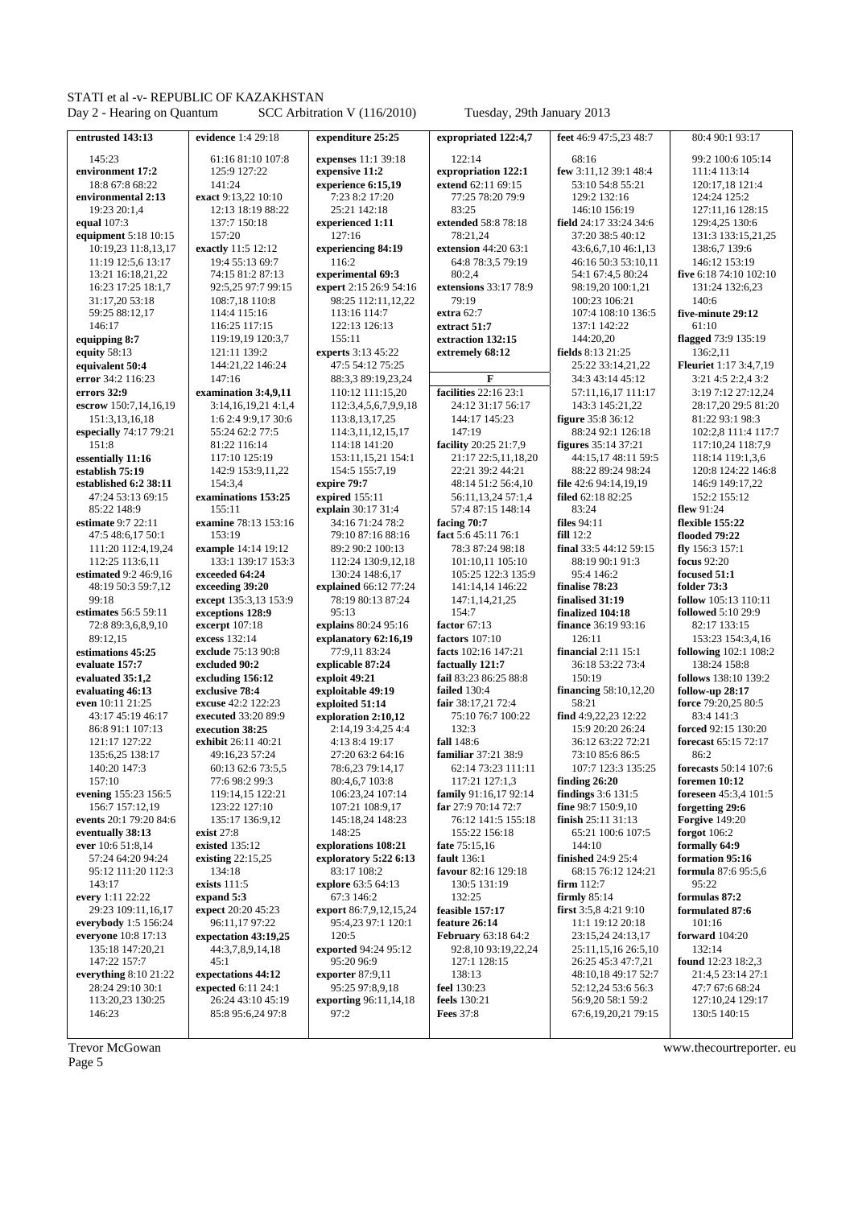**entrusted 143:13**
145:23
**environment 17:2**
18:8 67:8 68:22
**environmental 2:13**
19:23 20:1,4
**equal** 107:3
**equipment** 5:18 10:15
10:19,23 11:8,13,17
11:19 12:5,6 13:17
13:21 16:18,21,22
16:23 17:25 18:1,7
31:17,20 53:18
59:25 88:12,17
146:17
**equipping 8:7**
**equity** 58:13
**equivalent 50:4**
**error** 34:2 116:23
**errors 32:9**
**escrow** 150:7,14,16,19
151:3,13,16,18
**especially** 74:17 79:21
151:8
**essentially 11:16**
**establish 75:19**
**established 6:2 38:11**
47:24 53:13 69:15
85:22 148:9
**estimate** 9:7 22:11
47:5 48:6,17 50:1
111:20 112:4,19,24
112:25 113:6,11
**estimated** 9:2 46:9,16
48:19 50:3 59:7,12
99:18
**estimates** 56:5 59:11
72:8 89:3,6,8,9,10
89:12,15
**estimations 45:25**
**evaluate 157:7**
**evaluated 35:1,2**
**evaluating 46:13**
**even** 10:11 21:25
43:17 45:19 46:17
86:8 91:1 107:13
121:17 127:22
135:6,25 138:17
140:20 147:3
157:10
**evening** 155:23 156:5
156:7 157:12,19
**events** 20:1 79:20 84:6
**eventually 38:13**
**ever** 10:6 51:8,14
57:24 64:20 94:24
95:12 111:20 112:3
143:17
**every** 1:11 22:22
29:23 109:11,16,17
**everybody** 1:5 156:24
**everyone** 10:8 17:13
135:18 147:20,21
147:22 157:7
**everything** 8:10 21:22
28:24 29:10 30:1
113:20,23 130:25
146:23

**evidence** 1:4 29:18
61:16 81:10 107:8
125:9 127:22
141:24
**exact** 9:13,22 10:10
12:13 18:19 88:22
74:15 81:2 87:13
92:5,25 97:7 99:15
108:7,18 110:8
114:4 115:16
116:25 117:15
119:19,19 120:3,7
121:11 139:2
144:21,22 146:24
147:16
**examination 3:4,9,11**
3:14,16,19,21 4:1,4
1:6 2:4 9:9,17 30:6
55:24 62:2 77:5
81:22 116:14
117:10 125:19
142:9 153:9,11,22
154:3,4
**examinations 153:25**
155:11
**examine** 78:13 153:16
153:19
**example** 14:14 19:12
133:1 139:17 153:3
**exceeded 64:24**
**exceeding 39:20**
**except** 135:3,13 153:9
**exceptions 128:9**
**excerpt** 107:18
**excess** 132:14
**exclude** 75:13 90:8
**excluded 90:2**
**excluding 156:12**
**exclusive 78:4**
**excuse** 42:2 122:23
**executed** 33:20 89:9
**execution 38:25**
**exhibit** 26:11 40:21
49:16,23 57:24
60:13 62:6 73:5,5
77:6 98:2 99:3
119:14,15 122:21
123:22 127:10
135:17 136:9,12
**exist** 27:8
**existed** 135:12
**existing** 22:15,25
134:18
**exists** 111:5
**expand 5:3**
**expect** 20:20 45:23
96:11,17 97:22
**expectation 43:19,25**
44:3,7,8,9,14,18
45:1
**expectations 44:12**
**expected** 6:11 24:1
26:24 43:10 45:19
85:8 95:6,24 97:8

**expenditure 25:25**
**expenses** 11:1 39:18
**expensive 11:2**
**experience 6:15,19**
7:23 8:2 17:20
25:21 142:18
**experienced 1:11**
127:16
**experiencing 84:19**
116:2
**experimental 69:3**
**expert** 2:15 26:9 54:16
98:25 112:11,12,22
113:16 114:7
122:13 126:13
155:11
**experts** 3:13 45:22
47:5 54:12 75:25
88:3,3 89:19,23,24
110:12 111:15,20
112:3,4,5,6,7,9,9,18
113:8,13,17,25
114:3,11,12,15,17
114:18 141:20
153:11,15,21 154:1
154:5 155:7,19
**expire 79:7**
**expired** 155:11
**explain** 30:17 31:4
34:16 71:24 78:2
79:10 87:16 88:16
89:2 90:2 100:13
112:24 130:9,12,18
130:24 148:6,17
**explained** 66:12 77:24
78:19 80:13 87:24
95:13
**explains** 80:24 95:16
**explanatory 62:16,19**
77:9,11 83:24
**explicable 87:24**
**exploit 49:21**
**exploitable 49:19**
**exploited 51:14**
**exploration 2:10,12**
2:14,19 3:4,25 4:4
4:13 8:4 19:17
27:20 63:2 64:16
78:6,23 79:14,17
80:4,6,7 103:8
106:23,24 107:14
107:21 108:9,17
145:18,24 148:23
148:25
**explorations 108:21**
**exploratory 5:22 6:13**
83:17 108:2
**explore** 63:5 64:13
67:3 146:2
**export** 86:7,9,12,15,24
95:4,23 97:1 120:1
120:5
**exported** 94:24 95:12
95:20 96:9
**exporter** 87:9,11
95:25 97:8,9,18
**exporting** 96:11,14,18
97:2

**expropriated 122:4,7**
122:14
**expropriation 122:1**
**extend** 62:11 69:15
77:25 78:20 79:9
83:25
**extended** 58:8 78:18
78:21,24
**extension** 44:20 63:1
64:8 78:3,5 79:19
80:2,4
**extensions** 33:17 78:9
79:19
**extra** 62:7
**extract 51:7**
**extraction 132:15**
**extremely 68:12**

**F**

**facilities** 22:16 23:1
24:12 31:17 56:17
144:17 145:23
147:19
**facility** 20:25 21:7,9
21:17 22:5,11,18,20
22:21 39:2 44:21
48:14 51:2 56:4,10
56:11,13,24 57:1,4
57:4 87:15 148:14
**facing 70:7**
**fact** 5:6 45:11 76:1
78:3 87:24 98:18
101:10,11 105:10
105:25 122:3 135:9
141:14,14 146:22
147:1,14,21,25
154:7
**factor** 67:13
**factors** 107:10
**facts** 102:16 147:21
**factually 121:7**
**fail** 83:23 86:25 88:8
**failed** 130:4
**fair** 38:17,21 72:4
75:10 76:7 100:22
132:3
**fall** 148:6
**familiar** 37:21 38:9
62:14 73:23 111:11
117:21 127:1,3
**family** 91:16,17 92:14
**far** 27:9 70:14 72:7
76:12 141:5 155:18
155:22 156:18
**fate** 75:15,16
**fault** 136:1
**favour** 82:16 129:18
130:5 131:19
132:25
**feasible 157:17**
**feature 26:14**
**February** 63:18 64:2
92:8,10 93:19,22,24
127:1 128:15
138:13
**feel** 130:23
**feels** 130:21
**Fees** 37:8

**feet** 46:9 47:5,23 48:7
68:16
**few** 3:11,12 39:1 48:4
53:10 54:8 55:21
129:2 132:16
146:10 156:19
**field** 24:17 33:24 34:6
37:20 38:5 40:12
43:6,6,7,10 46:1,13
46:16 50:3 53:10,11
54:1 67:4,5 80:24
98:19,20 100:1,21
100:23 106:21
107:4 108:10 136:5
137:1 142:22
144:20,20
**fields** 8:13 21:25
25:22 33:14,21,22
34:3 43:14 45:12
57:11,16,17 111:17
143:3 145:21,22
**figure** 35:8 36:12
88:24 92:1 126:18
**figures** 35:14 37:21
44:15,17 48:11 59:5
88:22 89:24 98:24
**file** 42:6 94:14,19,19
**filed** 62:18 82:25
83:24
**files** 94:11
**fill** 12:2
**final** 33:5 44:12 59:15
88:19 90:1 91:3
95:4 146:2
**finalise 78:23**
**finalised 31:19**
**finalized 104:18**
**finance** 36:19 93:16
126:11
**financial** 2:11 15:1
36:18 53:22 73:4
150:19
**financing** 58:10,12,20
58:21
**find** 4:9,22,23 12:22
15:9 20:20 26:24
36:12 63:22 72:21
73:10 85:6 86:5
107:7 123:3 135:25
**finding 26:20**
**findings** 3:6 131:5
**fine** 98:7 150:9,10
**finish** 25:11 31:13
65:21 100:6 107:5
144:10
**finished** 24:9 25:4
68:15 76:12 124:21
**firm** 112:7
**firmly** 85:14
**first** 3:5,8 4:21 9:10
11:1 19:12 20:18
23:15,24 24:13,17
25:11,15,16 26:5,10
26:25 45:3 47:7,21
48:10,18 49:17 52:7
52:12,24 53:6 56:3
56:9,20 58:1 59:2
67:6,19,20,21 79:15

80:4 90:1 93:17
99:2 100:6 105:14
111:4 113:14
120:17,18 121:4
124:24 125:2
127:11,16 128:15
129:4,25 130:6
131:3 133:15,21,25
138:6,7 139:6
146:12 153:19
**five** 6:18 74:10 102:10
131:24 132:6,23
140:6
**five-minute 29:12**
61:10
**flagged** 73:9 135:19
136:2,11
**Fleuriet** 1:17 3:4,7,19
3:21 4:5 2:2,4 3:2
3:19 7:12 27:12,24
28:17,20 29:5 81:20
81:22 93:1 98:3
102:2,8 111:4 117:7
117:10,24 118:7,9
118:14 119:1,3,6
120:8 124:22 146:8
146:9 149:17,22
152:2 155:12
**flew** 91:24
**flexible 155:22**
**flooded 79:22**
**fly** 156:3 157:1
**focus** 92:20
**focused 51:1**
**folder 73:3**
**follow** 105:13 110:11
**followed** 5:10 29:9
82:17 133:15
153:23 154:3,4,16
**following** 102:1 108:2
138:24 158:8
**follows** 138:10 139:2
**follow-up 28:17**
**force** 79:20,25 80:5
83:4 141:3
**forced** 92:15 130:20
**forecast** 65:15 72:17
86:2
**forecasts** 50:14 107:6
**foremen 10:12**
**foreseen** 45:3,4 101:5
**forgetting 29:6**
**Forgive** 149:20
**forgot** 106:2
**formally 64:9**
**formation 95:16**
**formula** 87:6 95:5,6
95:22
**formulas 87:2**
**formulated 87:6**
101:16
**forward** 104:20
132:14
**found** 12:23 18:2,3
21:4,5 23:14 27:1
47:7 67:6 68:24
127:10,24 129:17
130:5 140:15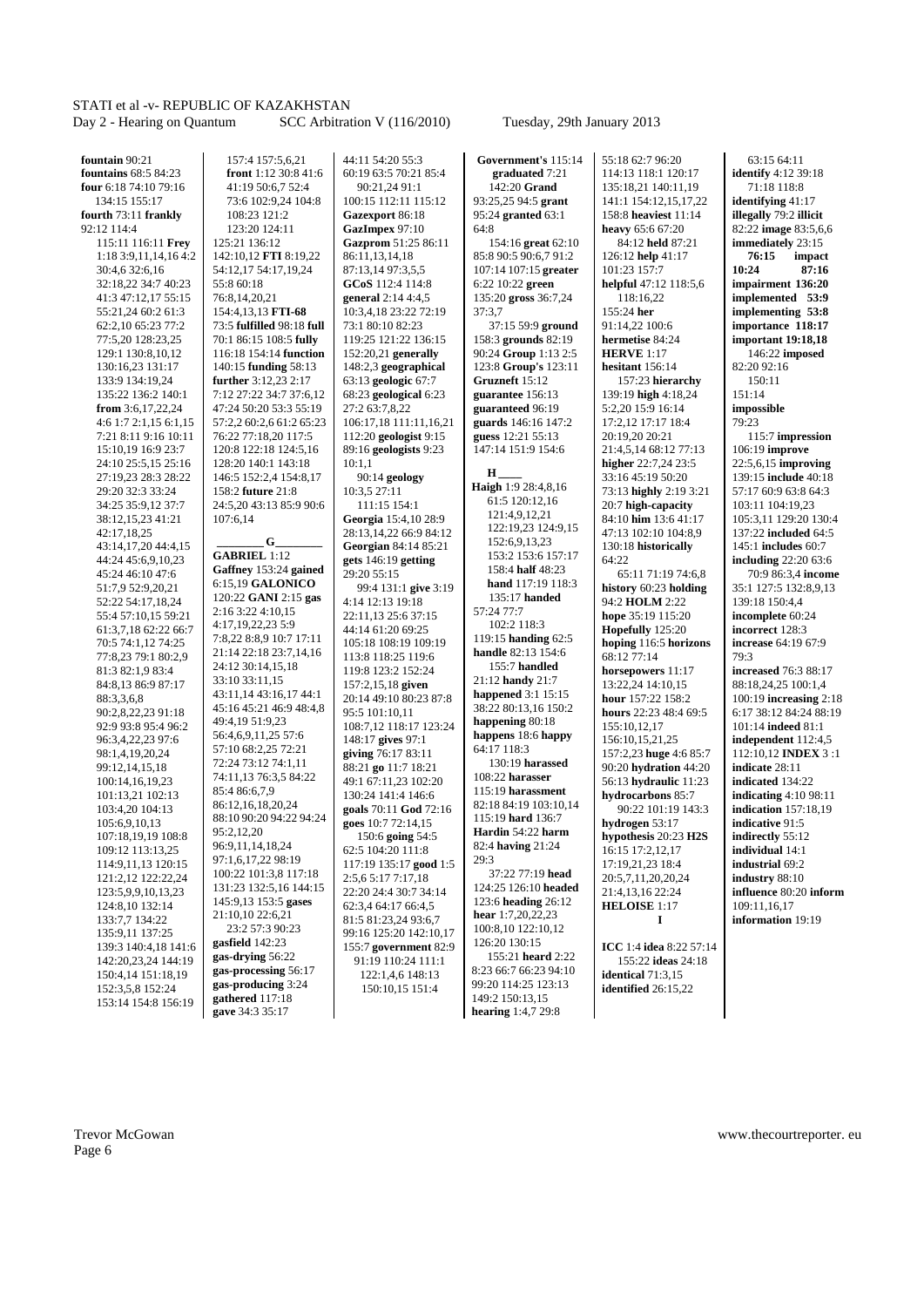**fountain** 90:21
**fountains** 68:5 84:23
**four** 6:18 74:10 79:16
134:15 155:17
**fourth** 73:11 **frankly**
92:12 114:4
115:11 116:11 **Frey**
1:18 3:9,11,14,16 4:2
30:4,6 32:6,16
32:18,22 34:7 40:23
41:3 47:12,17 55:15
55:21,24 60:2 61:3
62:2,10 65:23 77:2
77:5,20 128:23,25
129:1 130:8,10,12
130:16,23 131:17
133:9 134:19,24
135:22 136:2 140:1
**from** 3:6,17,22,24
4:6 1:7 2:1,15 6:1,15
7:21 8:11 9:16 10:11
15:10,19 16:9 23:7
24:10 25:5,15 25:16
27:19,23 28:3 28:22
29:20 32:3 33:24
34:25 35:9,12 37:7
38:12,15,23 41:21
42:17,18,25
43:14,17,20 44:4,15
44:24 45:6,9,10,23
45:24 46:10 47:6
51:7,9 52:9,20,21
52:22 54:17,18,24
55:4 57:10,15 59:21
61:3,7,18 62:22 66:7
70:5 74:1,12 74:25
77:8,23 79:1 80:2,9
81:3 82:1,9 83:4
84:8,13 86:9 87:17
88:3,3,6,8
90:2,8,22,23 91:18
92:9 93:8 95:4 96:2
96:3,4,22,23 97:6
98:1,4,19,20,24
99:12,14,15,18
100:14,16,19,23
101:13,21 102:13
103:4,20 104:13
105:6,9,10,13
107:18,19,19 108:8
109:12 113:13,25
114:9,11,13 120:15
121:2,12 122:22,24
123:5,9,9,10,13,23
124:8,10 132:14
133:7,7 134:22
135:9,11 137:25
139:3 140:4,18 141:6
142:20,23,24 144:19
150:4,14 151:18,19
152:3,5,8 152:24
153:14 154:8 156:19
157:4 157:5,6,21
**front** 1:12 30:8 41:6
41:19 50:6,7 52:4
73:6 102:9,24 104:8
108:23 121:2
123:20 124:11
125:21 136:12
142:10,12 **FTI** 8:19,22
54:12,17 54:17,19,24
55:8 60:18
76:8,14,20,21
154:4,13,13 **FTI-68**
73:5 **fulfilled** 98:18 **full**
70:1 86:15 108:5 **fully**
116:18 154:14 **function**
140:15 **funding** 58:13
**further** 3:12,23 2:17
7:12 27:22 34:7 37:6,12
47:24 50:20 53:3 55:19
57:2,2 60:2,6 61:2 65:23
76:22 77:18,20 117:5
120:8 122:18 124:5,16
128:20 140:1 143:18
146:5 152:2,4 154:8,17
158:2 **future** 21:8
24:5,20 43:13 85:9 90:6
107:6,14

**G**

**GABRIEL** 1:12
**Gaffney** 153:24 **gained**
6:15,19 **GALONICO**
120:22 **GANI** 2:15 **gas**
2:16 3:22 4:10,15
4:17,19,22,23 5:9
7:8,22 8:8,9 10:7 17:11
21:14 22:18 23:7,14,16
24:12 30:14,15,18
33:10 33:11,15
43:11,14 43:16,17 44:1
45:16 45:21 46:9 48:4,8
49:4,19 51:9,23
56:4,6,9,11,25 57:6
57:10 68:2,25 72:21
72:24 73:12 74:1,11
74:11,13 76:3,5 84:22
85:4 86:6,7,9
86:12,16,18,20,24
88:10 90:20 94:22 94:24
95:2,12,20
96:9,11,14,18,24
97:1,6,17,22 98:19
100:22 101:3,8 117:18
131:23 132:5,16 144:15
145:9,13 153:5 **gases**
21:10,10 22:6,21
23:2 57:3 90:23
**gasfield** 142:23
**gas-drying** 56:22
**gas-processing** 56:17
**gas-producing** 3:24
**gathered** 117:18
**gave** 34:3 35:17
44:11 54:20 55:3
60:19 63:5 70:21 85:4
90:21,24 91:1
100:15 112:11 115:12
**Gazexport** 86:18
**GazImpex** 97:10
**Gazprom** 51:25 86:11
86:11,13,14,18
87:13,14 97:3,5,5
**GCoS** 112:4 114:8
**general** 2:14 4:4,5
10:3,4,18 23:22 72:19
73:1 80:10 82:23
119:25 121:22 136:15
152:20,21 **generally**
148:2,3 **geographical**
63:13 **geologic** 67:7
68:23 **geological** 6:23
27:2 63:7,8,22
106:17,18 111:11,16,21
112:20 **geologist** 9:15
89:16 **geologists** 9:23
10:1,1
90:14 **geology**
10:3,5 27:11
111:15 154:1
**Georgia** 15:4,10 28:9
28:13,14,22 66:9 84:12
**Georgian** 84:14 85:21
**gets** 146:19 **getting**
29:20 55:15
99:4 131:1 **give** 3:19
4:14 12:13 19:18
22:11,13 25:6 37:15
44:14 61:20 69:25
105:18 108:19 109:19
113:8 118:25 119:6
119:8 123:2 152:24
157:2,15,18 **given**
20:14 49:10 80:23 87:8
95:5 101:10,11
108:7,12 118:17 123:24
148:17 **gives** 97:1
**giving** 76:17 83:11
88:21 **go** 11:7 18:21
49:1 67:11,23 102:20
130:24 141:4 146:6
**goals** 70:11 **God** 72:16
**goes** 10:7 72:14,15
150:6 **going** 54:5
62:5 104:20 111:8
117:19 135:17 **good** 1:5
2:5,6 5:17 7:17,18
22:20 24:4 30:7 34:14
62:3,4 64:17 66:4,5
81:5 81:23,24 93:6,7
99:16 125:20 142:10,17
155:7 **government** 82:9
91:19 110:24 111:1
122:1,4,6 148:13
150:10,15 151:4
**Government's** 115:14
**graduated** 7:21
142:20 **Grand**
93:25,25 94:5 **grant**
95:24 **granted** 63:1
64:8
154:16 **great** 62:10
85:8 90:5 90:6,7 91:2
107:14 107:15 **greater**
6:22 10:22 **green**
135:20 **gross** 36:7,24
37:3,7
37:15 59:9 **ground**
158:3 **grounds** 82:19
90:24 **Group** 1:13 2:5
123:8 **Group's** 123:11
**Gruzneft** 15:12
**guarantee** 156:13
**guaranteed** 96:19
**guards** 146:16 147:2
**guess** 12:21 55:13
147:14 151:9 154:6

**H**

**Haigh** 1:9 28:4,8,16
61:5 120:12,16
121:4,9,12,21
122:19,23 124:9,15
152:6,9,13,23
153:2 153:6 157:17
158:4 **half** 48:23
**hand** 117:19 118:3
135:17 **handed**
57:24 77:7
102:2 118:3
119:15 **handing** 62:5
**handle** 82:13 154:6
155:7 **handled**
21:12 **handy** 21:7
**happened** 3:1 15:15
38:22 80:13,16 150:2
**happening** 80:18
**happens** 18:6 **happy**
64:17 118:3
130:19 **harassed**
108:22 **harasser**
115:19 **harassment**
82:18 84:19 103:10,14
115:19 **hard** 136:7
**Hardin** 54:22 **harm**
82:4 **having** 21:24
29:3
37:22 77:19 **head**
124:25 126:10 **headed**
123:6 **heading** 26:12
**hear** 1:7,20,22,23
100:8,10 122:10,12
126:20 130:15
155:21 **heard** 2:22
8:23 66:7 66:23 94:10
99:20 114:25 123:13
149:2 150:13,15
**hearing** 1:4,7 29:8
55:18 62:7 96:20
114:13 118:1 120:17
135:18,21 140:11,19
141:1 154:12,15,17,22
158:8 **heaviest** 11:14
**heavy** 65:6 67:20
84:12 **held** 87:21
126:12 **help** 41:17
101:23 157:7
**helpful** 47:12 118:5,6
118:16,22
155:24 **her**
91:14,22 100:6
**hermetise** 84:24
**HERVE** 1:17
**hesitant** 156:14
157:23 **hierarchy**
139:19 **high** 4:18,24
5:2,20 15:9 16:14
17:2,12 17:17 18:4
20:19,20 20:21
21:4,5,14 68:12 77:13
**higher** 22:7,24 23:5
33:16 45:19 50:20
73:13 **highly** 2:19 3:21
20:7 **high-capacity**
84:10 **him** 13:6 41:17
47:13 102:10 104:8,9
130:18 **historically**
64:22
65:11 71:19 74:6,8
**history** 60:23 **holding**
94:2 **HOLM** 2:22
**hope** 35:19 115:20
**Hopefully** 125:20
**hoping** 116:5 **horizons**
68:12 77:14
**horsepowers** 11:17
13:22,24 14:10,15
**hour** 157:22 158:2
**hours** 22:23 48:4 69:5
155:10,12,17
156:10,15,21,25
157:2,23 **huge** 4:6 85:7
90:20 **hydration** 44:20
56:13 **hydraulic** 11:23
**hydrocarbons** 85:7
90:22 101:19 143:3
**hydrogen** 53:17
**hypothesis** 20:23 **H2S**
16:15 17:2,12,17
17:19,21,23 18:4
20:5,7,11,20,20,24
21:4,13,16 22:24
**HELOISE** 1:17

**I**

**ICC** 1:4 **idea** 8:22 57:14
155:22 **ideas** 24:18
**identical** 71:3,15
**identified** 26:15,22
63:15 64:11
**identify** 4:12 39:18
71:18 118:8
**identifying** 41:17
**illegally** 79:2 **illicit**
82:22 **image** 83:5,6,6
**immediately** 23:15
**76:15 impact**
**10:24 87:16**
**impairment 136:20**
**implemented 53:9**
**implementing 53:8**
**importance 118:17**
**important 19:18,18**
146:22 **imposed**
82:20 92:16
150:11
151:14
**impossible**
79:23
115:7 **impression**
106:19 **improve**
22:5,6,15 **improving**
139:15 **include** 40:18
57:17 60:9 63:8 64:3
103:11 104:19,23
105:3,11 129:20 130:4
137:22 **included** 64:5
145:1 **includes** 60:7
**including** 22:20 63:6
70:9 86:3,4 **income**
35:1 127:5 132:8,9,13
139:18 150:4,4
**incomplete** 60:24
**incorrect** 128:3
**increase** 64:19 67:9
79:3
**increased** 76:3 88:17
88:18,24,25 100:1,4
100:19 **increasing** 2:18
6:17 38:12 84:24 88:19
101:14 **indeed** 81:1
112:10,12 **INDEX** 3 :1
**indicate** 28:11
**indicated** 134:22
**indicating** 4:10 98:11
**indication** 157:18,19
**indicative** 91:5
**indirectly** 55:12
**individual** 14:1
**industrial** 69:2
**industry** 88:10
**influence** 80:20 **inform**
109:11,16,17
**information** 19:19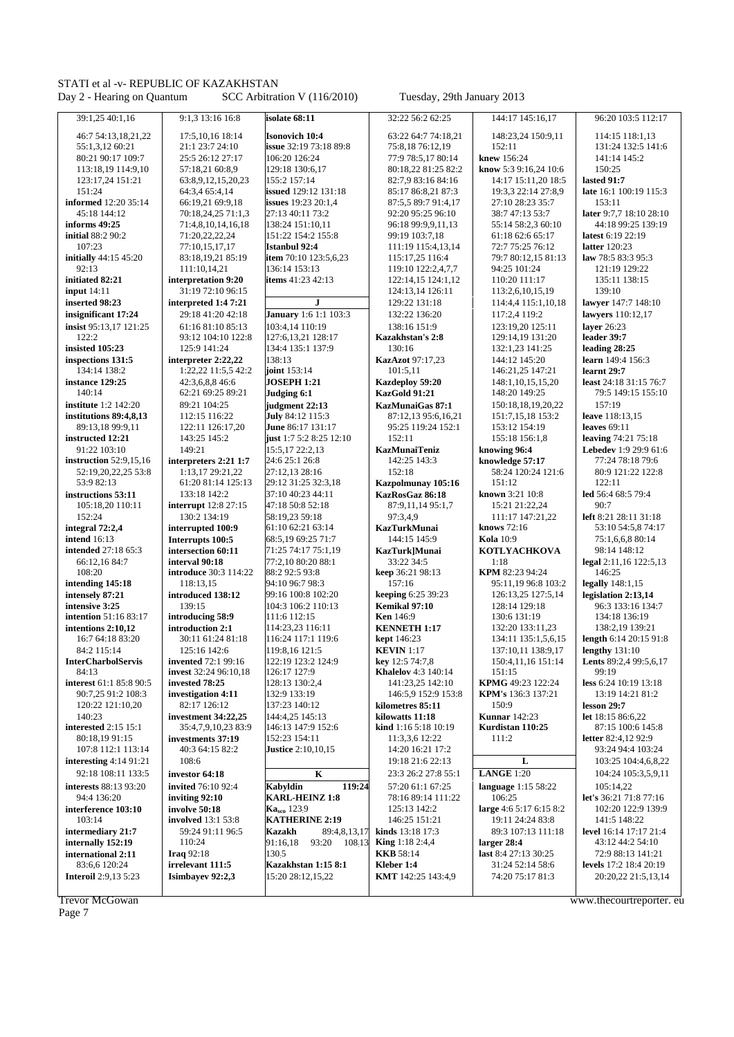39:1,25 40:1,16
46:7 54:13,18,21,22
55:1,3,12 60:21
80:21 90:17 109:7
113:18,19 114:9,10
123:17,24 151:21
151:24
**informed** 12:20 35:14
45:18 144:12
**informs** 49:25
**initial** 88:2 90:2
107:23
**initially** 44:15 45:20
92:13
**initiated** 82:21
**input** 14:11
**inserted** 98:23
**insignificant** 17:24
**insist** 95:13,17 121:25
122:2
**insisted** 105:23
**inspections** 131:5
134:14 138:2
**instance** 129:25
140:14
**institute** 1:2 142:20
**institutions** 89:4,8,13
89:13,18 99:9,11
**instructed** 12:21
91:22 103:10
**instruction** 52:9,15,16
52:19,20,22,25 53:8
53:9 82:13
**instructions** 53:11
105:18,20 110:11
152:24
**integral** 72:2,4
**intend** 16:13
**intended** 27:18 65:3
66:12,16 84:7
108:20
**intending** 145:18
**intensely** 87:21
**intensive** 3:25
**intention** 51:16 83:17
**intentions** 2:10,12
16:7 64:18 83:20
84:2 115:14
**InterCharbolServis**
84:13
**interest** 61:1 85:8 90:5
90:7,25 91:2 108:3
120:22 121:10,20
140:23
**interested** 2:15 15:1
80:18,19 91:15
107:8 112:1 113:14
**interesting** 4:14 91:21
92:18 108:11 133:5
**interests** 88:13 93:20
94:4 136:20
**interference** 103:10
103:14
**intermediary** 21:7
**internally** 152:19
**international** 2:11
83:6,6 120:24
**Interoil** 2:9,13 5:23

9:1,3 13:16 16:8
17:5,10,16 18:14
21:1 23:7 24:10
25:5 26:12 27:17
57:18,21 60:8,9
63:8,9,12,15,20,23
64:3,4 65:4,14
66:19,21 69:9,18
70:18,24,25 71:1,3
71:4,8,10,14,16,18
71:20,22,22,24
77:10,15,17,17
83:18,19,21 85:19
111:10,14,21
**interpretation** 9:20
31:19 72:10 96:15
**interpreted** 1:4 7:21
29:18 41:20 42:18
61:16 81:10 85:13
93:12 104:10 122:8
125:9 141:24
**interpreter** 2:22,22
1:22,22 11:5,5 42:2
42:3,6,8,8 46:6
62:21 69:25 89:21
89:21 104:25
112:15 116:22
122:11 126:17,20
143:25 145:2
149:21
**interpreters** 2:21 1:7
1:13,20 29:21,22
61:20 81:14 125:13
133:18 142:2
**interrupt** 12:8 27:15
130:2 134:19
**interrupted** 100:9
**Interrupts** 100:5
**intersection** 60:11
**interval** 90:18
**introduce** 30:3 114:22
118:13,15
**introduced** 138:12
139:15
**introducing** 58:9
**introduction** 2:1
30:11 61:24 81:18
125:16 142:6
**invented** 72:1 99:16
**invest** 32:24 96:10,18
**invested** 78:25
**investigation** 4:11
82:17 126:12
**investment** 34:22,25
35:4,7,9,10,23 83:9
**investments** 37:19
40:3 64:15 82:2
108:6
**investor** 64:18
**invited** 76:10 92:4
**inviting** 92:10
**involve** 50:18
**involved** 13:1 53:8
59:24 91:11 96:5
110:24
**Iraq** 92:18
**irrelevant** 111:5
**Isimbayev** 92:2,3

**isolate** 68:11
**Isonovich** 10:4
**issue** 32:19 73:18 89:8
106:20 126:24
129:18 130:6,17
155:2 157:14
**issued** 129:12 131:18
**issues** 19:23 20:1,4
27:13 40:11 73:2
138:24 151:10,11
151:22 154:2 155:8
**Istanbul** 92:4
**item** 70:10 123:5,6,23
136:14 153:13
**items** 41:23 42:13

**J**
**January** 1:6 1:1 103:3
103:4,14 110:19
127:6,13,21 128:17
134:4 135:1 137:9
138:13
**joint** 153:14
**JOSEPH** 1:21
**Judging** 6:1
**judgment** 22:13
**July** 84:12 115:3
**June** 86:17 131:17
**just** 1:7 5:2 8:25 12:10
15:5,17 22:2,13
24:6 25:1 26:8
27:12,13 28:16
29:12 31:25 32:3,18
37:10 40:23 44:11
47:18 50:8 52:18
58:19,23 59:18
61:10 62:21 63:14
68:5,19 69:25 71:7
71:25 74:17 75:1,19
77:2,10 80:20 88:1
88:2 92:5 93:8
94:10 96:7 98:3
99:16 100:8 102:20
104:3 106:2 110:13
111:6 112:15
114:23,23 116:11
116:24 117:1 119:6
119:8,16 121:5
122:19 123:5 124:9
126:17 127:9
128:13 130:2,4
132:9 133:19
137:23 140:12
144:4,25 145:13
146:13 147:9 152:6
152:23 154:11
**Justice** 2:10,10,15

**K**
**Kabyldin** 119:24
**KARL-HEINZ** 1:8
$Ka_{sco}$ 123:9
**KATHERINE** 2:19
**Kazakh** 89:4,8,13,17
91:16,18 93:20 108:13
130.5
**Kazakhstan** 1:15 8:1
15:20 28:12,15,22

32:22 56:2 62:25
63:22 64:7 74:18,21
75:8,18 76:12,19
77:9 78:5,17 80:14
80:18,22 81:25 82:2
82:7,9 83:16 84:16
85:17 86:8,21 87:3
87:5,5 89:7 91:4,17
92:20 95:25 96:10
96:18 99:9,9,11,13
99:19 103:7,18
111:19 115:4,13,14
115:17,25 116:4
119:10 122:2,4,7,7
122:14,15 124:1,12
124:13,14 126:11
129:22 131:18
132:22 136:20
138:16 151:9
**Kazakhstan's** 2:8
130:16
**KazAzot** 97:17,23
101:5,11
**Kazdeploy** 59:20
**KazGold** 91:21
**KazMunaiGas** 87:1
87:12,13 95:6,16,21
95:25 119:24 152:1
152:11
**KazMunaiTeniz**
142:25 143:3
152:18
**Kazpolmunay** 105:16
**KazRosGaz** 86:18
87:9,11,14 95:1,7
97:3,4,9
**KazTurkMunai**
144:15 145:9
**KazTurk]Munai**
33:22 34:5
**keep** 36:21 98:13
157:16
**keeping** 6:25 39:23
**Kemikal** 97:10
**Ken** 146:9
**KENNETH** 1:17
**kept** 146:23
**KEVIN** 1:17
**key** 12:5 74:7,8
**Khalelov** 4:3 140:14
141:23,25 142:10
146:5,9 152:9 153:8
**kilometres** 85:11
**kilowatts** 11:18
**kind** 1:16 5:18 10:19
11:3,3,6 12:22
14:20 16:21 17:2
19:18 21:6 22:13
23:3 26:2 27:8 55:1
57:20 61:1 67:25
78:16 89:14 111:22
125:13 142:2
146:25 151:21
**kinds** 13:18 17:3
**King** 1:18 2:4,4
**KKB** 58:14
**Kleber** 1:4
**KMT** 142:25 143:4,9

144:17 145:16,17
148:23,24 150:9,11
152:11
**knew** 156:24
**know** 5:3 9:16,24 10:6
14:17 15:11,20 18:5
19:3,3 22:14 27:8,9
27:10 28:23 35:7
38:7 47:13 53:7
55:14 58:2,3 60:10
61:18 62:6 65:17
72:7 75:25 76:12
79:7 80:12,15 81:13
94:25 101:24
110:20 111:17
113:2,6,10,15,19
114:4,4 115:1,10,18
117:2,4 119:2
123:19,20 125:11
129:14,19 131:20
132:1,23 141:25
144:12 145:20
146:21,25 147:21
148:1,10,15,15,20
148:20 149:25
150:18,18,19,20,22
151:7,15,18 153:2
153:12 154:19
155:18 156:1,8
**knowing** 96:4
**knowledge** 57:17
58:24 120:24 121:6
151:12
**known** 3:21 10:8
15:21 21:22,24
111:17 147:21,22
**knows** 72:16
**Kola** 10:9
**KOTLYACHKOVA**
1:18
**KPM** 82:23 94:24
95:11,19 96:8 103:2
126:13,25 127:5,14
128:14 129:18
130:6 131:19
132:20 133:11,23
134:11 135:1,5,6,15
137:10,11 138:9,17
150:4,11,16 151:14
151:15
**KPMG** 49:23 122:24
**KPM's** 136:3 137:21
150:9
**Kunnar** 142:23
**Kurdistan** 110:25
111:2

**L**
**LANGE** 1:20
**language** 1:15 58:22
106:25
**large** 4:6 5:17 6:15 8:2
19:11 24:24 83:8
89:3 107:13 111:18
**larger** 28:4
**last** 8:4 27:13 30:25
31:24 52:14 58:6
74:20 75:17 81:3

96:20 103:5 112:17
114:15 118:1,13
131:24 132:5 141:6
141:14 145:2
150:25
**lasted** 91:7
**late** 16:1 100:19 115:3
153:11
**later** 9:7,7 18:10 28:10
44:18 99:25 139:19
**latest** 6:19 22:19
**latter** 120:23
**law** 78:5 83:3 95:3
121:19 129:22
135:11 138:15
139:10
**lawyer** 147:7 148:10
**lawyers** 110:12,17
**layer** 26:23
**leader** 39:7
**leading** 28:25
**learn** 149:4 156:3
**learnt** 29:7
**least** 24:18 31:15 76:7
79:5 149:15 155:10
157:19
**leave** 118:13,15
**leaves** 69:11
**leaving** 74:21 75:18
**Lebedev** 1:9 29:9 61:6
77:24 78:18 79:6
80:9 121:22 122:8
122:11
**led** 56:4 68:5 79:4
90:7
**left** 8:21 28:11 31:18
53:10 54:5,8 74:17
75:1,6,6,8 80:14
98:14 148:12
**legal** 2:11,16 122:5,13
146:25
**legally** 148:1,15
**legislation** 2:13,14
96:3 133:16 134:7
134:18 136:19
138:2,19 139:21
**length** 6:14 20:15 91:8
**lengthy** 131:10
**Lents** 89:2,4 99:5,6,17
99:19
**less** 6:24 10:19 13:18
13:19 14:21 81:2
**lesson** 29:7
**let** 18:15 86:6,22
87:15 100:6 145:8
**letter** 82:4,12 92:9
93:24 94:4 103:24
103:25 104:4,6,8,22
104:24 105:3,5,9,11
105:14,22
**let's** 36:21 71:8 77:16
102:20 122:9 139:9
141:5 148:22
**level** 16:14 17:17 21:4
43:12 44:2 54:10
72:9 88:13 141:21
**levels** 17:2 18:4 20:19
20:20,22 21:5,13,14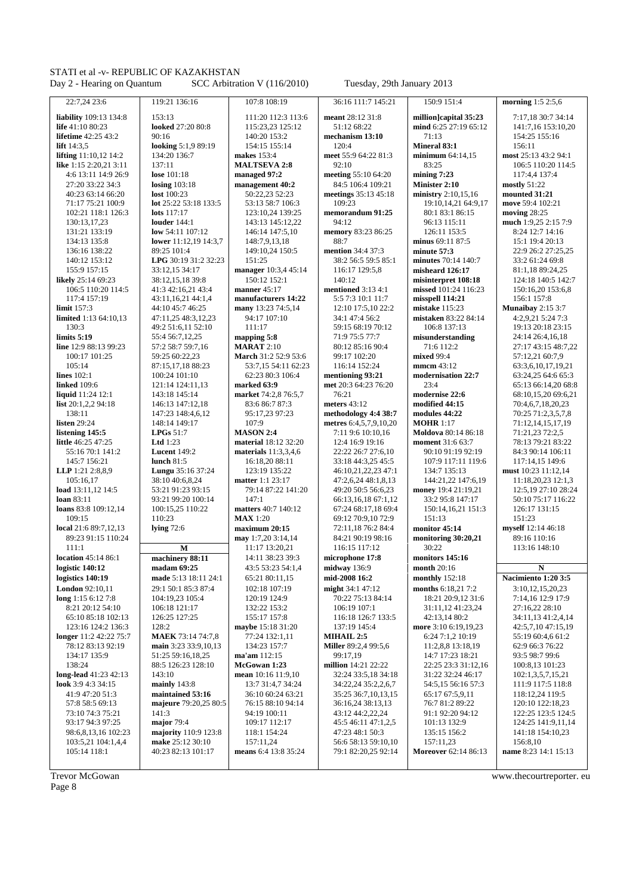22:7,24 23:6
**liability** 109:13 134:8
**life** 41:10 80:23
**lifetime** 42:25 43:2
**lift** 14:3,5
**lifting** 11:10,12 14:2
**like** 1:15 2:20,21 3:11 4:6 13:11 14:9 26:9 27:20 33:22 34:3 40:23 63:14 66:20 71:17 75:21 100:9 102:21 118:1 126:3 130:13,17,23 131:21 133:19 134:13 135:8 136:16 138:22 140:12 153:12 155:9 157:15
**likely** 25:14 69:23 106:5 110:20 114:5 117:4 157:19
**limit** 157:3
**limited** 1:13 64:10,13 130:3
**limits** 5:19
**line** 12:9 88:13 99:23 100:17 101:25 105:14
**lines** 102:1
**linked** 109:6
**liquid** 11:24 12:1
**list** 20:1,2,2 94:18 138:11
**listen** 29:24
**listening** 145:5
**little** 46:25 47:25 55:16 70:1 141:2 145:7 156:21
**LLP** 1:21 2:8,8,9 105:16,17
**load** 13:11,12 14:5
**loan** 83:11
**loans** 83:8 109:12,14 109:15
**local** 21:6 89:7,12,13 89:23 91:15 110:24 111:1
**location** 45:14 86:1
**logistic 140:12**
**logistics 140:19**
**London** 92:10,11
**long** 1:15 6:12 7:8 8:21 20:12 54:10 65:10 85:18 102:13 123:16 124:2 136:3
**longer** 11:2 42:22 75:7 78:12 83:13 92:19 134:17 135:9 138:24
**long-lead** 41:23 42:13
**look** 3:9 4:3 34:15 41:9 47:20 51:3 57:8 58:5 69:13 73:10 74:3 75:21 93:17 94:3 97:25 98:6,8,13,16 102:23 103:5,21 104:1,4,4 105:14 118:1

119:21 136:16
153:13
**looked** 27:20 80:8 90:16
**looking** 5:1,9 89:19 134:20 136:7 137:11
**lose** 101:18
**losing** 103:18
**lost** 100:23
**lot** 25:22 53:18 133:5
**lots** 117:17
**louder** 144:1
**low** 54:11 107:12
**lower** 11:12,19 14:3,7 89:25 101:4
**LPG** 30:19 31:2 32:23 33:12,15 34:17 38:12,15,18 39:8 41:3 42:16,21 43:4 43:11,16,21 44:1,4 44:10 45:7 46:25 47:11,25 48:3,12,23 49:2 51:6,11 52:10 55:4 56:7,12,25 57:2 58:7 59:7,16 59:25 60:22,23 87:15,17,18 88:23 100:24 101:10 121:14 124:11,13 143:18 145:14 146:13 147:12,18 147:23 148:4,6,12 148:14 149:17
**LPGs** 51:7
**Ltd** 1:23
**Lucent** 149:2
**lunch** 81:5
**Lungu** 35:16 37:24 38:10 40:6,8,24 53:21 91:23 93:15 93:21 99:20 100:14 100:15,25 110:22 110:23
**lying** 72:6

**M**

**machinery 88:11**
**madam 69:25**
**made** 5:13 18:11 24:1 29:1 50:1 85:3 87:4 104:19,23 105:4 106:18 121:17 126:25 127:25 128:2
**MAEK** 73:14 74:7,8
**main** 3:23 33:9,10,13 51:25 59:16,18,25 88:5 126:23 128:10 143:10
**mainly** 143:8
**maintained 53:16**
**majeure** 79:20,25 80:5 141:3
**major** 79:4
**majority** 110:9 123:8
**make** 25:12 30:10 40:23 82:13 101:17

107:8 108:19
111:20 112:3 113:6 115:23,23 125:12 140:20 153:2 154:15 155:14
**makes** 153:4
**MALTSEVA 2:8**
**managed 97:2**
**management 40:2** 50:22,23 52:23 53:13 58:7 106:3 123:10,24 139:25 143:13 145:12,22 146:14 147:5,10 148:7,9,13,18 149:10,24 150:5 151:25
**manager** 10:3,4 45:14 150:12 152:1
**manner** 45:17
**manufacturers 14:22**
**many** 13:23 74:5,14 94:17 107:10 111:17
**mapping 5:8**
**MARAT** 2:10
**March** 31:2 52:9 53:6 53:7,15 54:11 62:23 62:23 80:3 106:4 107:9
**MASON 2:4**
**material** 18:12 32:20
**materials** 11:3,3,4,6 16:18,20 88:11 123:19 135:22
**matter** 1:1 23:17 79:14 87:22 141:20 147:1
**matters** 40:7 140:12
**MAX** 1:20
**maximum 20:15**
**may** 1:7,20 3:14,14 11:17 13:20,21 14:11 38:23 39:3 43:5 53:23 54:1,4 65:21 80:11,15 102:18 107:19 120:19 124:9 132:22 153:2 155:17 157:8
**maybe** 15:18 31:20 77:24 132:1,11 134:23 157:7
**ma'am** 112:15
**McGowan 1:23**
**mean** 10:16 11:9,10 13:7 31:4,7 34:24 36:10 60:24 63:21 76:15 88:10 94:14 94:19 100:11 109:17 112:17 118:1 154:24 157:11,24
**means** 6:4 13:8 35:24

36:16 111:7 145:21
**meant** 28:12 31:8 51:12 68:22
**mechanism 13:10** 120:4
**meet** 55:9 64:22 81:3 92:10
**meeting** 55:10 64:20 84:5 106:4 109:21 109:23
**meetings** 35:13 45:18
**memorandum 91:25** 94:12
**memory** 83:23 86:25 88:7
**mention** 34:4 37:3 38:2 56:5 59:5 85:1 116:17 129:5,8 140:12
**mentioned** 3:13 4:1 5:5 7:3 10:1 11:7 12:10 17:5,10 22:2 34:1 47:4 56:2 59:15 68:19 70:12 71:9 75:5 77:7 80:12 85:16 90:4 99:17 102:20 116:14 152:24
**mentioning 93:21**
**met** 20:3 64:23 76:20 76:21
**meters** 43:12
**methodology 4:4 38:7**
**metres** 6:4,5,7,9,10,20 7:11 9:6 10:10,16 12:4 16:9 19:16 22:22 26:7 27:6,10 33:18 44:3,25 45:5 46:10,21,22,23 47:1 47:2,6,24 48:1,8,13 49:20 50:5 56:6,23 66:13,16,18 67:1,12 67:24 68:17,18 69:4 69:12 70:9,10 72:9 72:11,18 76:2 84:4 84:21 90:19 98:16 116:15 117:12
**microphone 17:8**
**midway** 136:9
**mid-2008 16:2**
**might** 34:1 47:12 70:22 75:13 84:14 106:19 107:1 116:18 126:7 133:5 137:19 145:4
**MIHAIL 2:5**
**Miller** 89:2,4 99:5,6 99:17,19
**million** 14:21 22:22 32:24 33:5,18 34:18 34:22,24 35:2,2,6,7 35:25 36:7,10,13,15 36:16,24 38:13,13 43:12 44:2,22,24 45:5 46:11 47:1,2,5 47:23 48:1 50:3 56:6 58:13 59:10,10 79:1 82:20,25 92:14

150:9 151:4
**million]capital 35:23**
**mind** 6:25 27:19 65:12 71:13
**Mineral 83:1**
**minimum** 64:14,15 83:25
**mining 7:23**
**Minister 2:10**
**ministry** 2:10,15,16 19:10,14,21 64:9,17 80:1 83:1 86:15 96:13 115:11 126:11 153:5
**minus** 69:11 87:5
**minute 57:3**
**minutes** 70:14 140:7
**misheard 126:17**
**misinterpret 108:18**
**missed** 101:24 116:23
**misspell 114:21**
**mistake** 115:23
**mistaken** 83:22 84:14 106:8 137:13
**misunderstanding** 71:6 112:2
**mixed** 99:4
**mmcm** 43:12
**modernisation 22:7** 23:4
**modernise 22:6**
**modified 44:15**
**modules 44:22**
**MOHR** 1:17
**Moldova** 80:14 86:18
**moment** 31:6 63:7 90:10 91:19 92:19 107:9 117:11 119:6 134:7 135:13 144:21,22 147:6,19
**money** 19:4 21:19,21 33:2 95:8 147:17 150:14,16,21 151:3 151:13
**monitor 45:14**
**monitoring 30:20,21** 30:22
**monitors 145:16**
**month** 20:16
**monthly** 152:18
**months** 6:18,21 7:2 18:21 20:9,12 31:6 31:11,12 41:23,24 42:13,14 80:2
**more** 3:10 6:19,19,23 6:24 7:1,2 10:19 11:2,8,8 13:18,19 14:7 17:23 18:21 22:25 23:3 31:12,16 31:22 32:24 46:17 54:5,15 56:16 57:3 65:17 67:5,9,11 76:7 81:2 89:22 91:1 92:20 94:12 101:13 132:9 135:15 156:2 157:11,23
**Moreover** 62:14 86:13

**morning** 1:5 2:5,6 7:17,18 30:7 34:14 141:7,16 153:10,20 154:25 155:16 156:11
**most** 25:13 43:2 94:1 106:5 110:20 114:5 117:4,4 137:4
**mostly** 51:22
**mounted 31:21**
**move** 59:4 102:21
**moving** 28:25
**much** 1:9,25 2:15 7:9 8:24 12:7 14:16 15:1 19:4 20:13 22:9 26:2 27:25,25 33:2 61:24 69:8 81:1,18 89:24,25 124:18 140:5 142:7 150:16,20 153:6,8 156:1 157:8
**Munaibay** 2:15 3:7 4:2,9,21 5:24 7:3 19:13 20:18 23:15 24:14 26:4,16,18 27:17 43:15 48:7,22 57:12,21 60:7,9 63:3,6,10,17,19,21 63:24,25 64:6 65:3 65:13 66:14,20 68:8 68:10,15,20 69:6,21 70:4,6,7,18,20,23 70:25 71:2,3,5,7,8 71:12,14,15,17,19 71:21,23 72:2,5 78:13 79:21 83:22 84:3 90:14 106:11 117:14,15 149:6
**must** 10:23 11:12,14 11:18,20,23 12:1,3 12:5,19 27:10 28:24 50:10 75:17 116:22 126:17 131:15 151:23
**myself** 12:14 46:18 89:16 110:16 113:16 148:10

**N**

**Nacimiento 1:20 3:5** 3:10,12,15,20,23 7:14,16 12:9 17:9 27:16,22 28:10 34:11,13 41:2,4,14 42:5,7,10 47:15,19 55:19 60:4,6 61:2 62:9 66:3 76:22 93:5 98:7 99:6 100:8,13 101:23 102:1,3,5,7,15,21 111:9 117:5 118:8 118:12,24 119:5 120:10 122:18,23 122:25 123:5 124:5 124:25 141:9,11,14 141:18 154:10,23 156:8,10
**name** 8:23 14:1 15:13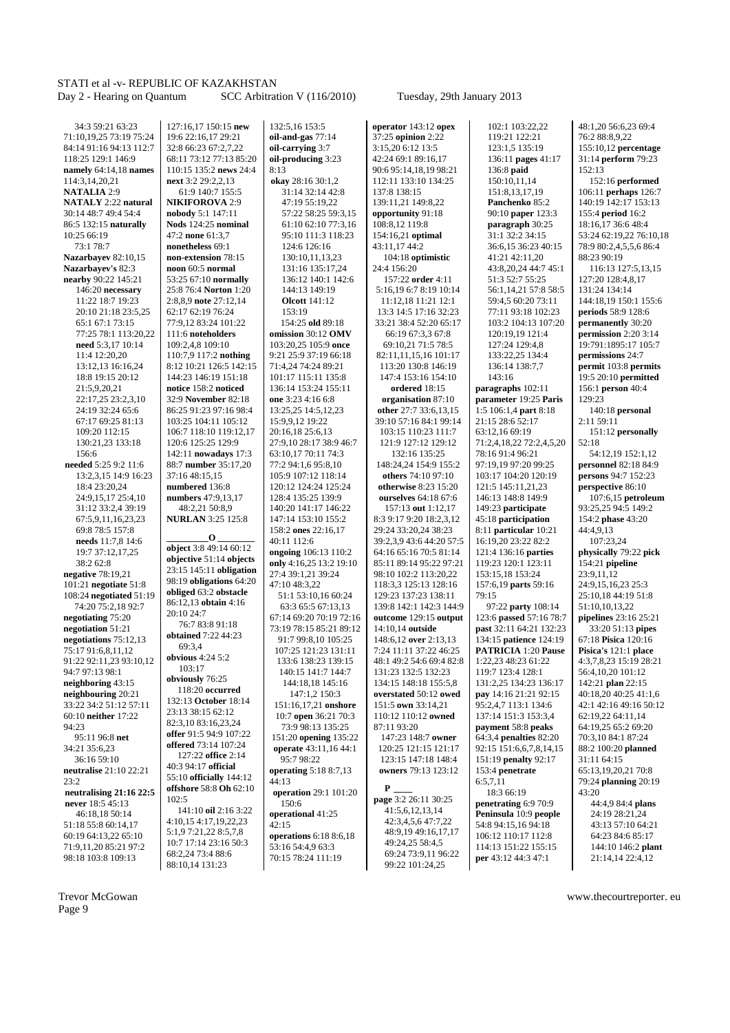34:3 59:21 63:23
71:10,19,25 73:19 75:24
84:14 91:16 94:13 112:7
118:25 129:1 146:9
**namely** 64:14,18 **names**
114:3,14,20,21
**NATALIA** 2:9
**NATALY** 2:22 **natural**
30:14 48:7 49:4 54:4
86:5 132:15 **naturally**
10:25 66:19
73:1 78:7
**Nazarbayev** 82:10,15
**Nazarbayev's** 82:3
**nearby** 90:22 145:21
146:20 **necessary**
11:22 18:7 19:23
20:10 21:18 23:5,25
65:1 67:1 73:15
77:25 78:1 113:20,22
**need** 5:3,17 10:14
11:4 12:20,20
13:12,13 16:16,24
18:8 19:15 20:12
21:5,9,20,21
22:17,25 23:2,3,10
24:19 32:24 65:6
67:17 69:25 81:13
109:20 112:15
130:21,23 133:18
156:6
**needed** 5:25 9:2 11:6
13:2,3,15 14:9 16:23
18:4 23:20,24
24:9,15,17 25:4,10
31:12 33:2,4 39:19
67:5,9,11,16,23,23
69:8 78:5 157:8
**needs** 11:7,8 14:6
19:7 37:12,17,25
38:2 62:8
**negative** 78:19,21
101:21 **negotiate** 51:8
108:24 **negotiated** 51:19
74:20 75:2,18 92:7
**negotiating** 75:20
**negotiation** 51:21
**negotiations** 75:12,13
75:17 91:6,8,11,12
91:22 92:11,23 93:10,12
94:7 97:13 98:1
**neighboring** 43:15
**neighbouring** 20:21
33:22 34:2 51:12 57:11
60:10 **neither** 17:22
94:23
95:11 96:8 **net**
34:21 35:6,23
36:16 59:10
**neutralise** 21:10 22:21
23:2
**neutralising 21:16 22:5**
**never** 18:5 45:13
46:18,18 50:14
51:18 55:8 60:14,17
60:19 64:13,22 65:10
71:9,11,20 85:21 97:2
98:18 103:8 109:13
127:16,17 150:15 **new**
19:6 22:16,17 29:21
32:8 66:23 67:2,7,22
68:11 73:12 77:13 85:20
110:15 135:2 **news** 24:4
**next** 3:2 29:2,2,13
61:9 140:7 155:5
**NIKIFOROVA** 2:9
**nobody** 5:1 147:11
**Nods** 124:25 **nominal**
47:2 **none** 61:3,7
**nonetheless** 69:1
**non-extension** 78:15
**noon** 60:5 **normal**
53:25 67:10 **normally**
25:8 76:4 **Norton** 1:20
2:8,8,9 **note** 27:12,14
62:17 62:19 76:24
77:9,12 83:24 101:22
111:6 **noteholders**
109:2,4,8 109:10
110:7,9 171:2 **nothing**
8:12 10:21 126:5 142:15
144:23 146:19 151:18
**notice** 158:2 **noticed**
32:9 **November** 82:18
86:25 91:23 97:16 98:4
103:25 104:11 105:12
106:7 118:10 119:12,17
120:6 125:25 129:9
142:11 **nowadays** 17:3
88:7 **number** 35:17,20
37:16 48:15,15
**numbered** 136:8
**numbers** 47:9,13,17
48:2,21 50:8,9
**NURLAN** 3:25 125:8

**O**

**object** 3:8 49:14 60:12
**objective** 51:14 **objects**
23:15 145:11 **obligation**
98:19 **obligations** 64:20
**obliged** 63:2 **obstacle**
86:12,13 **obtain** 4:16
20:10 24:7
76:7 83:8 91:18
**obtained** 7:22 44:23
69:3,4
**obvious** 4:24 5:2
103:17
**obviously** 76:25
118:20 **occurred**
132:13 **October** 18:14
23:13 38:15 62:12
82:3,10 83:16,23,24
**offer** 91:5 94:9 107:22
**offered** 73:14 107:24
127:22 **office** 2:14
40:3 94:17 **official**
55:10 **officially** 144:12
**offshore** 58:8 **Oh** 62:10
102:5
141:10 **oil** 2:16 3:22
4:10,15 4:17,19,22,23
5:1,9 7:21,22 8:5,7,8
10:7 17:14 23:16 50:3
68:2,24 73:4 88:6
88:10,14 131:23
132:5,16 153:5
**oil-and-gas** 77:14
**oil-carrying** 3:7
**oil-producing** 3:23
8:13
**okay** 28:16 30:1,2
31:14 32:14 42:8
47:19 55:19,22
57:22 58:25 59:3,15
61:10 62:10 77:3,16
95:10 111:3 118:23
124:6 126:16
130:10,11,13,23
131:16 135:17,24
136:12 140:1 142:6
144:13 149:19
**Olcott** 141:12
153:19
154:25 **old** 89:18
**omission** 30:12 **OMV**
103:20,25 105:9 **once**
9:21 25:9 37:19 66:18
71:4,24 74:24 89:21
101:17 115:11 135:8
136:14 153:24 155:11
**one** 3:23 4:16 6:8
13:25,25 14:5,12,23
15:9,9,12 19:22
20:16,18 25:6,13
27:9,10 28:17 38:9 46:7
63:10,17 70:11 74:3
77:2 94:1,6 95:8,10
105:9 107:12 118:14
120:12 124:24 125:24
128:4 135:25 139:9
140:20 141:17 146:22
147:14 153:10 155:2
158:2 **ones** 22:16,17
40:11 112:6
**ongoing** 106:13 110:2
**only** 4:16,25 13:2 19:10
27:4 39:1,21 39:24
47:10 48:3,22
51:1 53:10,16 60:24
63:3 65:5 67:13,13
67:14 69:20 70:19 72:16
73:19 78:15 85:21 89:12
91:7 99:8,10 105:25
107:25 121:23 131:11
133:6 138:23 139:15
140:15 141:7 144:7
144:18,18 145:16
147:1,2 150:3
151:16,17,21 **onshore**
10:7 **open** 36:21 70:3
73:9 98:13 135:25
151:20 **opening** 135:22
**operate** 43:11,16 44:1
95:7 98:22
**operating** 5:18 8:7,13
44:13
**operation** 29:1 101:20
150:6
**operational** 41:25
42:15
**operations** 6:18 8:6,18
53:16 54:4,9 63:3
70:15 78:24 111:19
**operator** 143:12 **opex**
37:25 **opinion** 2:22
3:15,20 6:12 13:5
42:24 69:1 89:16,17
90:6 95:14,18,19 98:21
112:11 133:10 134:25
137:8 138:15
139:11,21 149:8,22
**opportunity** 91:18
108:8,12 119:8
154:16,21 **optimal**
43:11,17 44:2
104:18 **optimistic**
24:4 156:20
157:22 **order** 4:11
5:16,19 6:7 8:19 10:14
11:12,18 11:21 12:1
13:3 14:5 17:16 32:23
33:21 38:4 52:20 65:17
66:19 67:3,3 67:8
69:10,21 71:5 78:5
82:11,11,15,16 101:17
113:20 130:8 146:19
147:4 153:16 154:10
**ordered** 18:15
**organisation** 87:10
**other** 27:7 33:6,13,15
39:10 57:16 84:1 99:14
103:15 110:23 111:7
121:9 127:12 129:12
132:16 135:25
148:24,24 154:9 155:2
**others** 74:10 97:10
**otherwise** 8:23 15:20
**ourselves** 64:18 67:6
157:13 **out** 1:12,17
8:3 9:17 9:20 18:2,3,12
29:24 33:20,24 38:23
39:2,3,9 43:6 44:20 57:5
64:16 65:16 70:5 81:14
85:11 89:14 95:22 97:21
98:10 102:2 113:20,22
118:3,3 125:13 128:16
129:23 137:23 138:11
139:8 142:1 142:3 144:9
**outcome** 129:15 **output**
14:10,14 **outside**
148:6,12 149:21,22
7:24 11:11 37:22 46:25
48:1 49:2 54:6 69:4 82:8
131:23 132:5 132:23
134:15 148:18 155:5,8
**overstated** 50:12 **owed**
151:5 **own** 33:14,21
110:12 110:12 **owned**
87:11 93:20
147:23 148:7 **owner**
120:25 121:15 121:17
123:15 147:18 148:4
**owners** 79:13 123:12

**P**

**page** 3:2 26:11 30:25
41:5,6,12,13,14
42:3,4,5,6 47:7,22
48:9,19 49:16,17,17
49:24,25 58:4,5
69:24 73:9,11 96:22
99:22 101:24,25
102:1 103:22,22
119:21 122:21
123:1,5 135:19
136:11 **pages** 41:17
136:8 **paid**
150:10,11,14
151:8,13,17,19
**Panchenko** 85:2
90:10 **paper** 123:3
**paragraph** 30:25
31:1 32:2 34:15
36:6,15 36:23 40:15
41:21 42:11,20
43:8,20,24 44:7 45:1
51:3 52:7 55:25
56:1,14,21 57:8 58:5
59:4,5 60:20 73:11
77:11 93:18 102:23
103:2 104:13 107:20
120:19,19 121:4
127:24 129:4,8
133:22,25 134:4
136:14 138:7,7
143:16
**paragraphs** 102:11
**parameter** 19:25 **Paris**
1:5 106:1,4 **part** 8:18
21:15 28:6 52:17
63:12,16 69:19
71:2,4,18,22 72:2,4,5,20
78:16 91:4 96:21
97:19,19 97:20 99:25
103:17 104:20 120:19
121:5 145:11,21,23
146:13 148:8 149:9
149:23 **participate**
45:18 **participation**
8:11 **particular** 10:21
16:19,20 23:22 82:2
121:4 136:16 **parties**
119:23 120:1 123:11
153:15,18 153:24
157:6,19 **parts** 59:16
79:15
97:22 **party** 108:14
123:6 **passed** 57:16 78:7
**past** 32:11 64:21 132:23
134:15 **patience** 124:19
**PATRICIA** 1:20 **Pause**
1:22,23 48:23 61:22
119:7 123:4 128:1
131:2,25 134:23 136:17
**pay** 14:16 21:21 92:15
95:2,4,7 113:1 134:6
137:14 151:3 153:3,4
**payment** 58:8 **peaks**
64:3,4 **penalties** 82:20
92:15 151:6,6,7,8,14,15
151:19 **penalty** 92:17
153:4 **penetrate**
6:5,7,11
18:3 66:19
**penetrating** 6:9 70:9
**Peninsula** 10:9 **people**
54:8 94:15,16 94:18
106:12 110:17 112:8
114:13 151:22 155:15
**per** 43:12 44:3 47:1
48:1,20 56:6,23 69:4
76:2 88:8,9,22
155:10,12 **percentage**
31:14 **perform** 79:23
152:13
152:16 **performed**
106:11 **perhaps** 126:7
140:19 142:17 153:13
155:4 **period** 16:2
18:16,17 36:6 48:4
53:24 62:19,22 76:10,18
78:9 80:2,4,5,5,6 86:4
88:23 90:19
116:13 127:5,13,15
127:20 128:4,8,17
131:24 134:14
144:18,19 150:1 155:6
**periods** 58:9 128:6
**permanently** 30:20
**permission** 2:20 3:14
19:791:1895:17 105:7
**permissions** 24:7
**permit** 103:8 **permits**
19:5 20:10 **permitted**
156:1 **person** 40:4
129:23
140:18 **personal**
2:11 59:11
151:12 **personally**
52:18
54:12,19 152:1,12
**personnel** 82:18 84:9
**persons** 94:7 152:23
**perspective** 86:10
107:6,15 **petroleum**
93:25,25 94:5 149:2
154:2 **phase** 43:20
44:4,9,13
107:23,24
**physically** 79:22 **pick**
154:21 **pipeline**
23:9,11,12
24:9,15,16,23 25:3
25:10,18 44:19 51:8
51:10,10,13,22
**pipelines** 23:16 25:21
33:20 51:13 **pipes**
67:18 **Pisica** 120:16
**Pisica's** 121:1 **place**
4:3,7,8,23 15:19 28:21
56:4,10,20 101:12
142:21 **plan** 22:15
40:18,20 40:25 41:1,6
42:1 42:16 49:16 50:12
62:19,22 64:11,14
64:19,25 65:2 69:20
70:3,10 84:1 87:24
88:2 100:20 **planned**
31:11 64:15
65:13,19,20,21 70:8
79:24 **planning** 20:19
43:20
44:4,9 84:4 **plans**
24:19 28:21,24
43:13 57:10 64:21
64:23 84:6 85:17
144:10 146:2 **plant**
21:14,14 22:4,12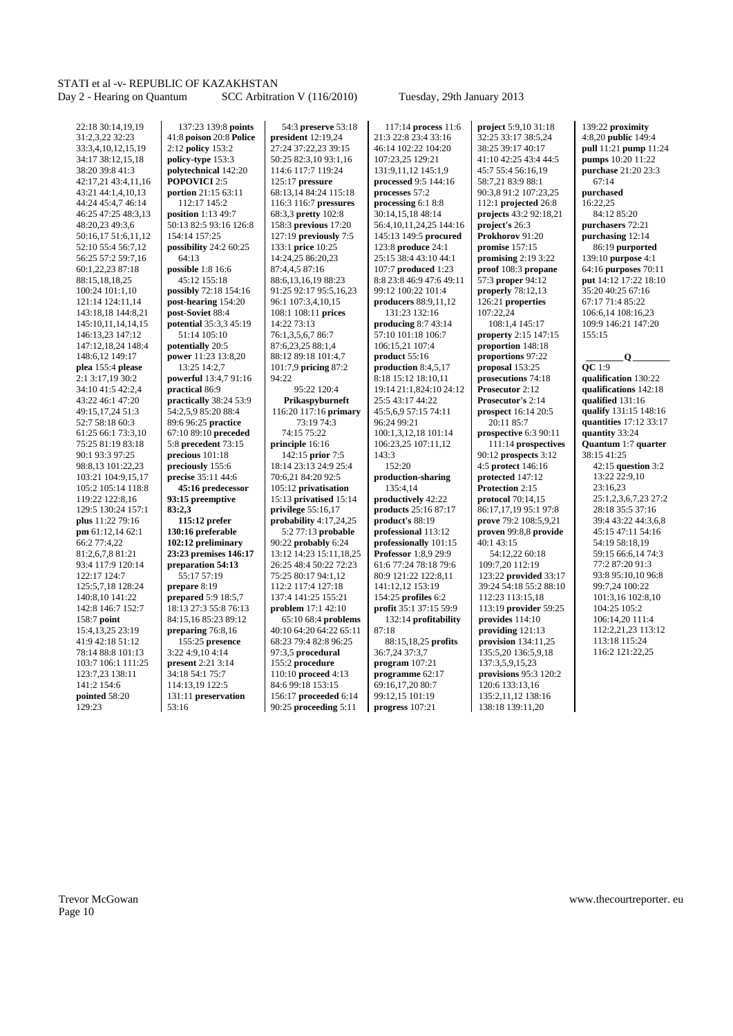22:18 30:14,19,19
31:2,3,22 32:23
33:3,4,10,12,15,19
34:17 38:12,15,18
38:20 39:8 41:3
42:17,21 43:4,11,16
43:21 44:1,4,10,13
44:24 45:4,7 46:14
46:25 47:25 48:3,13
48:20,23 49:3,6
50:16,17 51:6,11,12
52:10 55:4 56:7,12
56:25 57:2 59:7,16
60:1,22,23 87:18
88:15,18,18,25
100:24 101:1,10
121:14 124:11,14
143:18,18 144:8,21
145:10,11,14,14,15
146:13,23 147:12
147:12,18,24 148:4
148:6,12 149:17
**plea** 155:4 **please**
2:1 3:17,19 30:2
34:10 41:5 42:2,4
43:22 46:1 47:20
49:15,17,24 51:3
52:7 58:18 60:3
61:25 66:1 73:3,10
75:25 81:19 83:18
90:1 93:3 97:25
98:8,13 101:22,23
103:21 104:9,15,17
105:2 105:14 118:8
119:22 122:8,16
129:5 130:24 157:1
**plus** 11:22 79:16
**pm** 61:12,14 62:1
66:2 77:4,22
81:2,6,7,8 81:21
93:4 117:9 120:14
122:17 124:7
125:5,7,18 128:24
140:8,10 141:22
142:8 146:7 152:7
158:7 **point**
15:4,13,25 23:19
41:9 42:18 51:12
78:14 88:8 101:13
103:7 106:1 111:25
123:7,23 138:11
141:2 154:6
**pointed** 58:20
129:23

137:23 139:8 **points**
41:8 **poison** 20:8 **Police**
2:12 **policy** 153:2
**policy-type** 153:3
**polytechnical** 142:20
**POPOVICI** 2:5
**portion** 21:15 63:11
112:17 145:2
**position** 1:13 49:7
50:13 82:5 93:16 126:8
154:14 157:25
**possibility** 24:2 60:25
64:13
**possible** 1:8 16:6
45:12 155:18
**possibly** 72:18 154:16
**post-hearing** 154:20
**post-Soviet** 88:4
**potential** 35:3,3 45:19
51:14 105:10
**potentially** 20:5
**power** 11:23 13:8,20
13:25 14:2,7
**powerful** 13:4,7 91:16
**practical** 86:9
**practically** 38:24 53:9
54:2,5,9 85:20 88:4
89:6 96:25 **practice**
67:10 89:10 **preceded**
5:8 **precedent** 73:15
**precious** 101:18
**preciously** 155:6
**precise** 35:11 44:6
**45:16 predecessor**
**93:15 preemptive**
**83:2,3**
**115:12 prefer**
**130:16 preferable**
**102:12 preliminary**
**23:23 premises 146:17**
**preparation 54:13**
55:17 57:19
**prepare** 8:19
**prepared** 5:9 18:5,7
18:13 27:3 55:8 76:13
84:15,16 85:23 89:12
**preparing** 76:8,16
155:25 **presence**
3:22 4:9,10 4:14
**present** 2:21 3:14
34:18 54:1 75:7
114:13,19 122:5
131:11 **preservation**
53:16

54:3 **preserve** 53:18
**president** 12:19,24
27:24 37:22,23 39:15
50:25 82:3,10 93:1,16
114:6 117:7 119:24
125:17 **pressure**
68:13,14 84:24 115:18
116:3 116:7 **pressures**
68:3,3 **pretty** 102:8
158:3 **previous** 17:20
127:19 **previously** 7:5
133:1 **price** 10:25
14:24,25 86:20,23
87:4,4,5 87:16
88:6,13,16,19 88:23
91:25 92:17 95:5,16,23
96:1 107:3,4,10,15
108:1 108:11 **prices**
14:22 73:13
76:1,3,5,6,7 86:7
87:6,23,25 88:1,4
88:12 89:18 101:4,7
101:7,9 **pricing** 87:2
94:22
95:22 120:4
**Prikaspyburneft**
116:20 117:16 **primary**
73:19 74:3
74:15 75:22
**principle** 16:16
142:15 **prior** 7:5
18:14 23:13 24:9 25:4
70:6,21 84:20 92:5
105:12 **privatisation**
15:13 **privatised** 15:14
**privilege** 55:16,17
**probability** 4:17,24,25
5:2 77:13 **probable**
90:22 **probably** 6:24
13:12 14:23 15:11,18,25
26:25 48:4 50:22 72:23
75:25 80:17 94:1,12
112:2 117:4 127:18
137:4 141:25 155:21
**problem** 17:1 42:10
65:10 68:4 **problems**
40:10 64:20 64:22 65:11
68:23 79:4 82:8 96:25
97:3,5 **procedural**
155:2 **procedure**
110:10 **proceed** 4:13
84:6 99:18 153:15
156:17 **proceeded** 6:14
90:25 **proceeding** 5:11

117:14 **process** 11:6
21:3 22:8 23:4 33:16
46:14 102:22 104:20
107:23,25 129:21
131:9,11,12 145:1,9
**processed** 9:5 144:16
**processes** 57:2
**processing** 6:1 8:8
30:14,15,18 48:14
56:4,10,11,24,25 144:16
145:13 149:5 **procured**
123:8 **produce** 24:1
25:15 38:4 43:10 44:1
107:7 **produced** 1:23
8:8 23:8 46:9 47:6 49:11
99:12 100:22 101:4
**producers** 88:9,11,12
131:23 132:16
**producing** 8:7 43:14
57:10 101:18 106:7
106:15,21 107:4
**product** 55:16
**production** 8:4,5,17
8:18 15:12 18:10,11
19:14 21:1,824:10 24:12
25:5 43:17 44:22
45:5,6,9 57:15 74:11
96:24 99:21
100:1,3,12,18 101:14
106:23,25 107:11,12
143:3
152:20
**production-sharing**
135:4,14
**productively** 42:22
**products** 25:16 87:17
**product's** 88:19
**professional** 113:12
**professionally** 101:15
**Professor** 1:8,9 29:9
61:6 77:24 78:18 79:6
80:9 121:22 122:8,11
141:12,12 153:19
154:25 **profiles** 6:2
**profit** 35:1 37:15 59:9
132:14 **profitability**
87:18
88:15,18,25 **profits**
36:7,24 37:3,7
**program** 107:21
**programme** 62:17
69:16,17,20 80:7
99:12,15 101:19
**progress** 107:21

**project** 5:9,10 31:18
32:25 33:17 38:5,24
38:25 39:17 40:17
41:10 42:25 43:4 44:5
45:7 55:4 56:16,19
58:7,21 83:9 88:1
90:3,8 91:2 107:23,25
112:1 **projected** 26:8
**projects** 43:2 92:18,21
**project's** 26:3
**Prokhorov** 91:20
**promise** 157:15
**promising** 2:19 3:22
**proof** 108:3 **propane**
57:3 **proper** 94:12
**properly** 78:12,13
126:21 **properties**
107:22,24
108:1,4 145:17
**property** 2:15 147:15
**proportion** 148:18
**proportions** 97:22
**proposal** 153:25
**prosecutions** 74:18
**Prosecutor** 2:12
**Prosecutor's** 2:14
**prospect** 16:14 20:5
20:11 85:7
**prospective** 6:3 90:11
111:14 **prospectives**
90:12 **prospects** 3:12
4:5 **protect** 146:16
**protected** 147:12
**Protection** 2:15
**protocol** 70:14,15
86:17,17,19 95:1 97:8
**prove** 79:2 108:5,9,21
**proven** 99:8,8 **provide**
40:1 43:15
54:12,22 60:18
109:7,20 112:19
123:22 **provided** 33:17
39:24 54:18 55:2 88:10
112:23 113:15,18
113:19 **provider** 59:25
**provides** 114:10
**providing** 121:13
**provision** 134:11,25
135:5,20 136:5,9,18
137:3,5,9,15,23
**provisions** 95:3 120:2
120:6 133:13,16
135:2,11,12 138:16
138:18 139:11,20

139:22 **proximity**
4:8,20 **public** 149:4
**pull** 11:21 **pump** 11:24
**pumps** 10:20 11:22
**purchase** 21:20 23:3
67:14
**purchased**
16:22,25
84:12 85:20
**purchasers** 72:21
**purchasing** 12:14
86:19 **purported**
139:10 **purpose** 4:1
64:16 **purposes** 70:11
**put** 14:12 17:22 18:10
35:20 40:25 67:16
67:17 71:4 85:22
106:6,14 108:16,23
109:9 146:21 147:20
155:15

**Q**

**QC** 1:9
**qualification** 130:22
**qualifications** 142:18
**qualified** 131:16
**qualify** 131:15 148:16
**quantities** 17:12 33:17
**quantity** 33:24
**Quantum** 1:7 **quarter**
38:15 41:25
42:15 **question** 3:2
13:22 22:9,10
23:16,23
25:1,2,3,6,7,23 27:2
28:18 35:5 37:16
39:4 43:22 44:3,6,8
45:15 47:11 54:16
54:19 58:18,19
59:15 66:6,14 74:3
77:2 87:20 91:3
93:8 95:10,10 96:8
99:7,24 100:22
101:3,16 102:8,10
104:25 105:2
106:14,20 111:4
112:2,21,23 113:12
113:18 115:24
116:2 121:22,25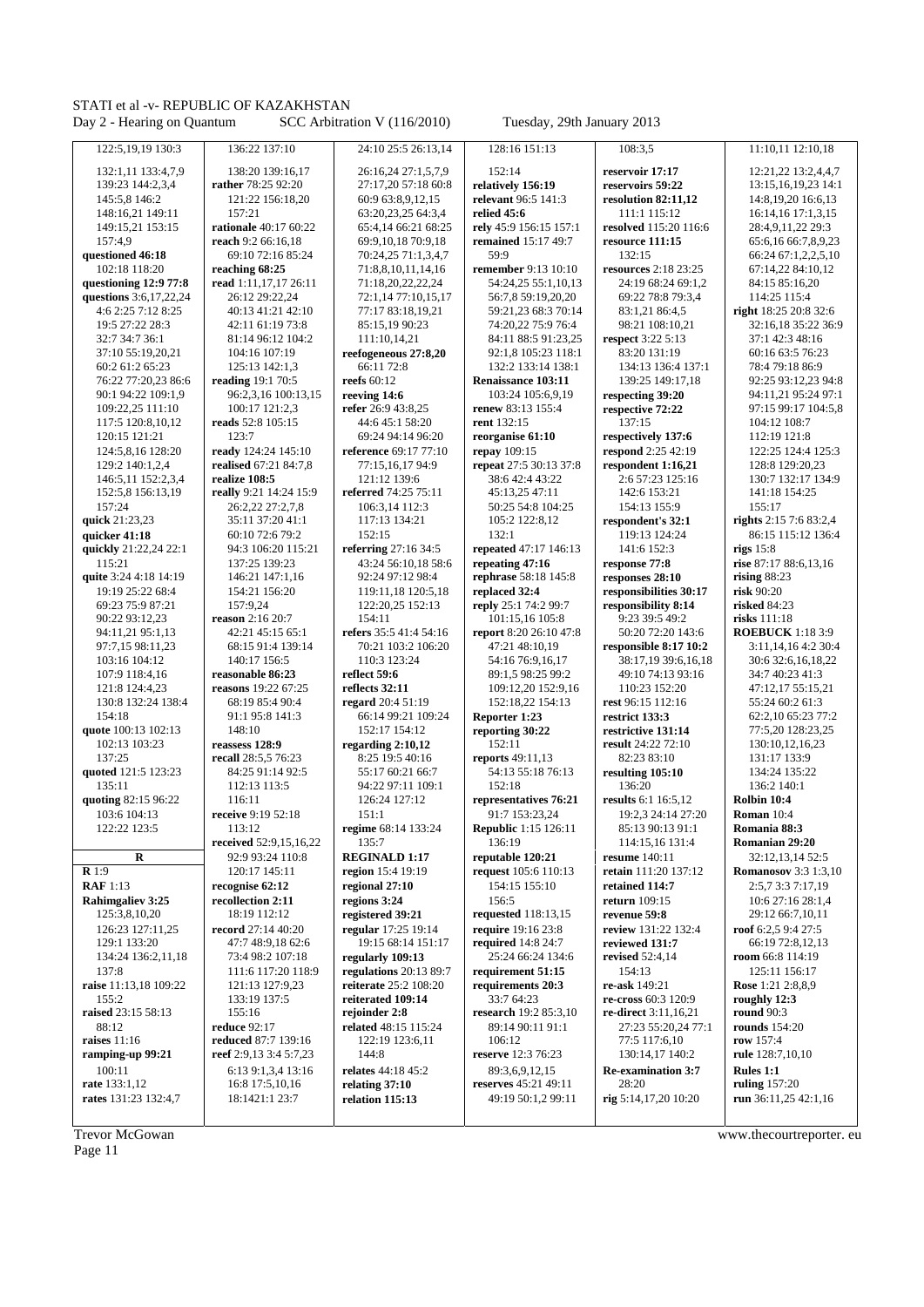122:5,19,19 130:3
132:1,11 133:4,7,9
139:23 144:2,3,4
145:5,8 146:2
148:16,21 149:11
149:15,21 153:15
157:4,9
**questioned 46:18**
102:18 118:20
**questioning 12:9 77:8**
**questions** 3:6,17,22,24
4:6 2:25 7:12 8:25
19:5 27:22 28:3
32:7 34:7 36:1
37:10 55:19,20,21
60:2 61:2 65:23
76:22 77:20,23 86:6
90:1 94:22 109:1,9
109:22,25 111:10
117:5 120:8,10,12
120:15 121:21
124:5,8,16 128:20
129:2 140:1,2,4
146:5,11 152:2,3,4
152:5,8 156:13,19
157:24
**quick** 21:23,23
**quicker 41:18**
**quickly** 21:22,24 22:1
115:21
**quite** 3:24 4:18 14:19
19:19 25:22 68:4
69:23 75:9 87:21
90:22 93:12,23
94:11,21 95:1,13
97:7,15 98:11,23
103:16 104:12
107:9 118:4,16
121:8 124:4,23
130:8 132:24 138:4
154:18
**quote** 100:13 102:13
102:13 103:23
137:25
**quoted** 121:5 123:23
135:11
**quoting** 82:15 96:22
103:6 104:13
122:22 123:5

**R**

**R** 1:9
**RAF** 1:13
**Rahimgaliev 3:25**
125:3,8,10,20
126:23 127:11,25
129:1 133:20
134:24 136:2,11,18
137:8
**raise** 11:13,18 109:22
155:2
**raised** 23:15 58:13
88:12
**raises** 11:16
**ramping-up 99:21**
100:11
**rate** 133:1,12
**rates** 131:23 132:4,7

136:22 137:10
138:20 139:16,17
**rather** 78:25 92:20
121:22 156:18,20
157:21
**rationale** 40:17 60:22
**reach** 9:2 66:16,18
69:10 72:16 85:24
**reaching 68:25**
**read** 1:11,17,17 26:11
26:12 29:22,24
40:13 41:21 42:10
42:11 61:19 73:8
81:14 96:12 104:2
104:16 107:19
125:13 142:1,3
**reading** 19:1 70:5
96:2,3,16 100:13,15
100:17 121:2,3
**reads** 52:8 105:15
123:7
**ready** 124:24 145:10
**realised** 67:21 84:7,8
**realize 108:5**
**really** 9:21 14:24 15:9
26:2,22 27:2,7,8
35:11 37:20 41:1
60:10 72:6 79:2
94:3 106:20 115:21
137:25 139:23
146:21 147:1,16
154:21 156:20
157:9,24
**reason** 2:16 20:7
42:21 45:15 65:1
68:15 91:4 139:14
140:17 156:5
**reasonable 86:23**
**reasons** 19:22 67:25
68:19 85:4 90:4
91:1 95:8 141:3
148:10
**reassess 128:9**
**recall** 28:5,5 76:23
84:25 91:14 92:5
112:13 113:5
116:11
**receive** 9:19 52:18
113:12
**received** 52:9,15,16,22
92:9 93:24 110:8
120:17 145:11
**recognise 62:12**
**recollection 2:11**
18:19 112:12
**record** 27:14 40:20
47:7 48:9,18 62:6
73:4 98:2 107:18
111:6 117:20 118:9
121:13 127:9,23
133:19 137:5
155:16
**reduce** 92:17
**reduced** 87:7 139:16
**reef** 2:9,13 3:4 5:7,23
6:13 9:1,3,4 13:16
16:8 17:5,10,16
18:1421:1 23:7

24:10 25:5 26:13,14
26:16,24 27:1,5,7,9
27:17,20 57:18 60:8
60:9 63:8,9,12,15
63:20,23,25 64:3,4
65:4,14 66:21 68:25
69:9,10,18 70:9,18
70:24,25 71:1,3,4,7
71:8,8,10,11,14,16
71:18,20,22,22,24
72:1,14 77:10,15,17
77:17 83:18,19,21
85:15,19 90:23
111:10,14,21
**reefogeneous 27:8,20**
66:11 72:8
**reefs** 60:12
**reeving 14:6**
**refer** 26:9 43:8,25
44:6 45:1 58:20
69:24 94:14 96:20
**reference** 69:17 77:10
77:15,16,17 94:9
121:12 139:6
**referred** 74:25 75:11
106:3,14 112:3
117:13 134:21
152:15
**referring** 27:16 34:5
43:24 56:10,18 58:6
92:24 97:12 98:4
119:11,18 120:5,18
122:20,25 152:13
154:11
**refers** 35:5 41:4 54:16
70:21 103:2 106:20
110:3 123:24
**reflect 59:6**
**reflects 32:11**
**regard** 20:4 51:19
66:14 99:21 109:24
152:17 154:12
**regarding 2:10,12**
8:25 19:5 40:16
55:17 60:21 66:7
94:22 97:11 109:1
126:24 127:12
151:1
**regime** 68:14 133:24
135:7
**REGINALD 1:17**
**region** 15:4 19:19
**regional 27:10**
**regions 3:24**
**registered 39:21**
**regular** 17:25 19:14
19:15 68:14 151:17
**regularly 109:13**
**regulations** 20:13 89:7
**reiterate** 25:2 108:20
**reiterated 109:14**
**rejoinder 2:8**
**related** 48:15 115:24
122:19 123:6,11
144:8
**relates** 44:18 45:2
**relating 37:10**
**relation 115:13**

128:16 151:13
152:14
**relatively 156:19**
**relevant** 96:5 141:3
**relied 45:6**
**rely** 45:9 156:15 157:1
**remained** 15:17 49:7
59:9
**remember** 9:13 10:10
54:24,25 55:1,10,13
56:7,8 59:19,20,20
59:21,23 68:3 70:14
74:20,22 75:9 76:4
84:11 88:5 91:23,25
92:1,8 105:23 118:1
132:2 133:14 138:1
**Renaissance 103:11**
103:24 105:6,9,19
**renew** 83:13 155:4
**rent** 132:15
**reorganise 61:10**
**repay** 109:15
**repeat** 27:5 30:13 37:8
38:6 42:4 43:22
45:13,25 47:11
50:25 54:8 104:25
105:2 122:8,12
132:1
**repeated** 47:17 146:13
**repeating 47:16**
**rephrase** 58:18 145:8
**replaced 32:4**
**reply** 25:1 74:2 99:7
101:15,16 105:8
**report** 8:20 26:10 47:8
47:21 48:10,19
54:16 76:9,16,17
89:1,5 98:25 99:2
109:12,20 152:9,16
152:18,22 154:13
**Reporter 1:23**
**reporting 30:22**
152:11
**reports** 49:11,13
54:13 55:18 76:13
152:18
**representatives 76:21**
91:7 153:23,24
**Republic** 1:15 126:11
136:19
**reputable 120:21**
**request** 105:6 110:13
154:15 155:10
156:5
**requested** 118:13,15
**require** 19:16 23:8
**required** 14:8 24:7
25:24 66:24 134:6
**requirement 51:15**
**requirements 20:3**
33:7 64:23
**research** 19:2 85:3,10
89:14 90:11 91:1
106:12
**reserve** 12:3 76:23
89:3,6,9,12,15
**reserves** 45:21 49:11
49:19 50:1,2 99:11

108:3,5
**reservoir 17:17**
**reservoirs 59:22**
**resolution 82:11,12**
111:1 115:12
**resolved** 115:20 116:6
**resource 111:15**
132:15
**resources** 2:18 23:25
24:19 68:24 69:1,2
69:22 78:8 79:3,4
83:1,21 86:4,5
98:21 108:10,21
**respect** 3:22 5:13
83:20 131:19
134:13 136:4 137:1
139:25 149:17,18
**respecting 39:20**
**respective 72:22**
137:15
**respectively 137:6**
**respond** 2:25 42:19
**respondent 1:16,21**
2:6 57:23 125:16
142:6 153:21
154:13 155:9
**respondent's 32:1**
119:13 124:24
141:6 152:3
**response 77:8**
**responses 28:10**
**responsibilities 30:17**
**responsibility 8:14**
9:23 39:5 49:2
50:20 72:20 143:6
**responsible 8:17 10:2**
38:17,19 39:6,16,18
49:10 74:13 93:16
110:23 152:20
**rest** 96:15 112:16
**restrict 133:3**
**restrictive 131:14**
**result** 24:22 72:10
82:23 83:10
**resulting 105:10**
136:20
**results** 6:1 16:5,12
19:2,3 24:14 27:20
85:13 90:13 91:1
114:15,16 131:4
**resume** 140:11
**retain** 111:20 137:12
**retained 114:7**
**return** 109:15
**revenue 59:8**
**review** 131:22 132:4
**reviewed 131:7**
**revised** 52:4,14
154:13
**re-ask** 149:21
**re-cross** 60:3 120:9
**re-direct** 3:11,16,21
27:23 55:20,24 77:1
77:5 117:6,10
130:14,17 140:2
**Re-examination 3:7**
28:20
**rig** 5:14,17,20 10:20

11:10,11 12:10,18
12:21,22 13:2,4,4,7
13:15,16,19,23 14:1
14:8,19,20 16:6,13
16:14,16 17:1,3,15
28:4,9,11,22 29:3
65:6,16 66:7,8,9,23
66:24 67:1,2,2,5,10
67:14,22 84:10,12
84:15 85:16,20
114:25 115:4
**right** 18:25 20:8 32:6
32:16,18 35:22 36:9
37:1 42:3 48:16
60:16 63:5 76:23
78:4 79:18 86:9
92:25 93:12,23 94:8
94:11,21 95:24 97:1
97:15 99:17 104:5,8
104:12 108:7
112:19 121:8
122:25 124:4 125:3
128:8 129:20,23
130:7 132:17 134:9
141:18 154:25
155:17
**rights** 2:15 7:6 83:2,4
86:15 115:12 136:4
**rigs** 15:8
**rise** 87:17 88:6,13,16
**rising** 88:23
**risk** 90:20
**risked** 84:23
**risks** 111:18
**ROEBUCK** 1:18 3:9
3:11,14,16 4:2 30:4
30:6 32:6,16,18,22
34:7 40:23 41:3
47:12,17 55:15,21
55:24 60:2 61:3
62:2,10 65:23 77:2
77:5,20 128:23,25
130:10,12,16,23
131:17 133:9
134:24 135:22
136:2 140:1
**Rolbin 10:4**
**Roman** 10:4
**Romania 88:3**
**Romanian 29:20**
32:12,13,14 52:5
**Romanosov** 3:3 1:3,10
2:5,7 3:3 7:17,19
10:6 27:16 28:1,4
29:12 66:7,10,11
**roof** 6:2,5 9:4 27:5
66:19 72:8,12,13
**room** 66:8 114:19
125:11 156:17
**Rose** 1:21 2:8,8,9
**roughly 12:3**
**round** 90:3
**rounds** 154:20
**row** 157:4
**rule** 128:7,10,10
**Rules 1:1**
**ruling** 157:20
**run** 36:11,25 42:1,16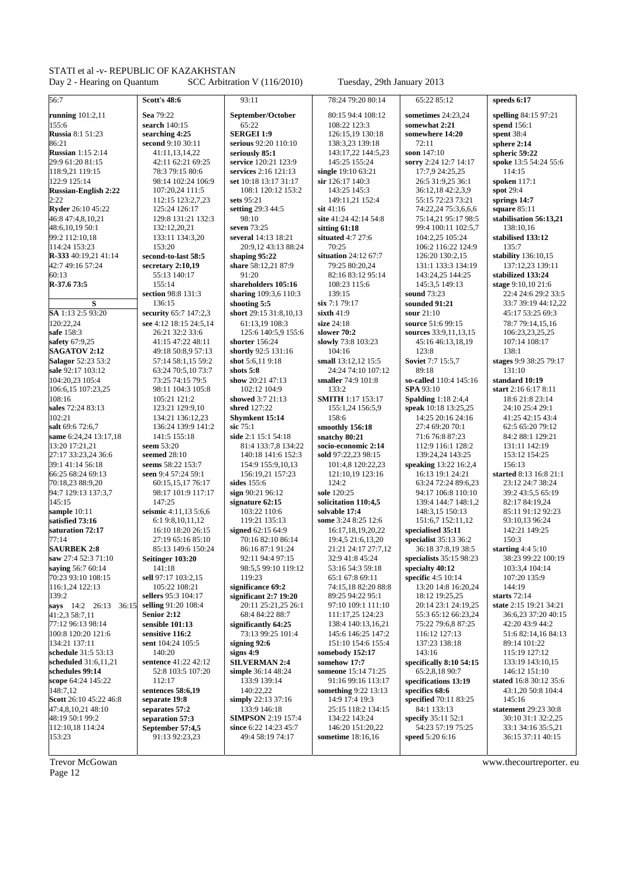56:7
**running** 101:2,11
155:6
**Russia** 8:1 51:23
86:21
**Russian** 1:15 2:14
29:9 61:20 81:15
118:9,21 119:15
122:9 125:14
**Russian-English 2:22**
2:22
**Ryder** 26:10 45:22
46:8 47:4,8,10,21
48:6,10,19 50:1
99:2 112:10,18
114:24 153:23
**R-333** 40:19,21 41:14
42:7 49:16 57:24
60:13
**R-37.6 73:5**

**S**

**SA** 1:13 2:5 93:20
120:22,24
**safe** 158:3
**safety** 67:9,25
**SAGATOV 2:12**
**Salagor** 52:23 53:2
**sale** 92:17 103:12
104:20,23 105:4
106:6,15 107:23,25
108:16
**sales** 72:24 83:13
102:21
**salt** 69:6 72:6,7
**same** 6:24,24 13:17,18
13:20 17:21,21
27:17 33:23,24 36:6
39:1 41:14 56:18
66:25 68:24 69:13
70:18,23 88:9,20
94:7 129:13 137:3,7
145:15
**sample** 10:11
**satisfied 73:16**
**saturation 72:17**
77:14
**SAURBEK 2:8**
**saw** 27:4 52:3 71:10
**saying** 56:7 60:14
70:23 93:10 108:15
116:1,24 122:13
139:2
**says** 14:2 26:13 36:15
41:2,3 58:7,11
77:12 96:13 98:14
100:8 120:20 121:6
134:21 137:11
**schedule** 31:5 53:13
**scheduled** 31:6,11,21
**schedules 99:14**
**scope** 64:24 145:22
148:7,12
**Scott** 26:10 45:22 46:8
47:4,8,10,21 48:10
48:19 50:1 99:2
112:10,18 114:24
153:23

**Scott's 48:6**
**Sea** 79:22
**search** 140:15
**searching 4:25**
**second** 9:10 30:11
41:11,13,14,22
42:11 62:21 69:25
78:3 79:15 80:6
98:14 102:24 106:9
107:20,24 111:5
112:15 123:2,7,23
125:24 126:17
129:8 131:21 132:3
132:12,20,21
133:11 134:3,20
153:20
**second-to-last 58:5**
**secretary 2:10,19**
55:13 140:17
155:14
**section** 98:8 131:3
136:15
**security** 65:7 147:2,3
**see** 4:12 18:15 24:5,14
26:21 32:2 33:6
41:15 47:22 48:11
49:18 50:8,9 57:13
57:14 58:1,15 59:2
63:24 70:5,10 73:7
73:25 74:15 79:5
98:11 104:3 105:8
105:21 121:2
123:21 129:9,10
134:21 136:12,23
136:24 139:9 141:2
141:5 155:18
**seem** 53:20
**seemed** 28:10
**seems** 58:22 153:7
**seen** 9:4 57:24 59:1
60:15,15,17 76:17
98:17 101:9 117:17
147:25
**seismic** 4:11,13 5:6,6
6:1 9:8,10,11,12
16:10 18:20 26:15
27:19 65:16 85:10
85:13 149:6 150:24
**Seitinger 103:20**
141:18
**sell** 97:17 103:2,15
105:22 108:21
**sellers** 95:3 104:17
**selling** 91:20 108:4
**Senior 2:12**
**sensible 101:13**
**sensitive 116:2**
**sent** 104:24 105:5
140:20
**sentence** 41:22 42:12
52:8 103:5 107:20
112:17
**sentences 58:6,19**
**separate 19:8**
**separates 57:2**
**separation 57:3**
**September 57:4,5**
91:13 92:23,23

93:11
**September/October**
65:22
**SERGEI 1:9**
**serious** 92:20 110:10
**seriously 85:1**
**service** 120:21 123:9
**services** 2:16 121:13
**set** 10:18 13:17 31:17
108:1 120:12 153:2
**sets** 95:21
**setting** 29:3 44:5
98:10
**seven** 73:25
**several** 14:13 18:21
20:9,12 43:13 88:24
**shaping 95:22**
**share** 58:12,21 87:9
91:20
**shareholders 105:16**
**sharing** 109:3,6 110:3
**shooting 5:5**
**short** 29:15 31:8,10,13
61:13,19 108:3
125:6 140:5,9 155:6
**shorter** 156:24
**shortly** 92:5 131:16
**shot** 5:6,11 9:18
**shots 5:8**
**show** 20:21 47:13
102:12 104:9
**showed** 3:7 21:13
**shred** 127:22
**Shymkent 15:14**
**sic** 75:1
**side** 2:1 15:1 54:18
81:4 133:7,8 134:22
140:18 141:6 152:3
154:9 155:9,10,13
156:19,21 157:23
**sides** 155:6
**sign** 90:21 96:12
**signature 62:15**
103:22 110:6
119:21 135:13
**signed** 62:15 64:9
70:16 82:10 86:14
86:16 87:1 91:24
92:11 94:4 97:15
98:5,5 99:10 119:12
119:23
**significance 69:2**
**significant 2:7 19:20**
20:11 25:21,25 26:1
68:4 84:22 88:7
**significantly 64:25**
73:13 99:25 101:4
**signing 92:6**
**signs 4:9**
**SILVERMAN 2:4**
**simple** 36:14 48:24
133:9 139:14
140:22,22
**simply** 22:13 37:16
133:9 146:18
**SIMPSON** 2:19 157:4
**since** 6:22 14:23 45:7
49:4 58:19 74:17

78:24 79:20 80:14
80:15 94:4 108:12
108:22 123:3
126:15,19 130:18
138:3,23 139:18
143:17,22 144:5,23
145:25 155:24
**single** 19:10 63:21
**sir** 126:17 140:3
143:25 145:3
149:11,21 152:4
**sit** 41:16
**site** 41:24 42:14 54:8
**sitting 61:18**
**situated** 4:7 27:6
70:25
**situation** 24:12 67:7
79:25 80:20,24
82:16 83:12 95:14
108:23 115:6
139:15
**six** 7:1 79:17
**sixth** 41:9
**size** 24:18
**slower 70:2**
**slowly** 73:8 103:23
104:16
**small** 13:12,12 15:5
24:24 74:10 107:12
**smaller** 74:9 101:8
133:2
**SMITH** 1:17 153:17
155:1,24 156:5,9
158:6
**smoothly 156:18**
**snatchy 80:21**
**socio-economic 2:14**
**sold** 97:22,23 98:15
101:4,8 120:22,23
121:10,19 123:16
124:2
**sole** 120:25
**solicitation 110:4,5**
**solvable 17:4**
**some** 3:24 8:25 12:6
16:17,18,19,20,22
19:4,5 21:6,13,20
21:21 24:17 27:7,12
32:9 41:8 45:24
53:16 54:3 59:18
65:1 67:8 69:11
74:15,18 82:20 88:8
89:25 94:22 95:1
97:10 109:1 111:10
111:17,25 124:23
138:4 140:13,16,21
145:6 146:25 147:2
151:10 154:6 155:4
**somebody 152:17**
**somehow 17:7**
**someone** 15:14 71:25
91:16 99:16 113:17
**something** 9:22 13:13
14:9 17:4 19:3
25:15 118:2 134:15
134:22 143:24
146:20 151:20,22
**sometime** 18:16,16

65:22 85:12
**sometimes** 24:23,24
**somewhat 2:21**
**somewhere 14:20**
72:11
**soon** 147:10
**sorry** 2:24 12:7 14:17
17:7,9 24:25,25
26:5 31:9,25 36:1
36:12,18 42:2,3,9
55:15 72:23 73:21
74:22,24 75:3,6,6,6
75:14,21 95:17 98:5
99:4 100:11 102:5,7
104:2,25 105:24
106:2 116:22 124:9
126:20 130:2,15
131:1 133:3 134:19
143:24,25 144:25
145:3,5 149:13
**sound** 73:23
**sounded 91:21**
**sour** 21:10
**source** 51:6 99:15
**sources** 33:9,11,13,15
45:16 46:13,18,19
123:8
**Soviet** 7:7 15:5,7
89:18
**so-called** 110:4 145:16
**SPA** 93:10
**Spalding** 1:18 2:4,4
**speak** 10:18 13:25,25
14:25 20:16 24:16
27:4 69:20 70:1
71:6 76:8 87:23
112:9 116:1 128:2
139:24,24 143:25
**speaking** 13:22 16:2,4
16:13 19:1 24:21
63:24 72:24 89:6,23
94:17 106:8 110:10
139:4 144:7 148:1,2
148:3,15 150:13
151:6,7 152:11,12
**specialised 35:11**
**specialist** 35:13 36:2
36:18 37:8,19 38:5
**specialists** 35:15 98:23
**specialty 40:12**
**specific** 4:5 10:14
13:20 14:8 16:20,24
18:12 19:25,25
20:14 23:1 24:19,25
55:3 65:12 66:23,24
75:22 79:6,8 87:25
116:12 127:13
137:23 138:18
143:16
**specifically 8:10 54:15**
65:2,8,18 90:7
**specifications 13:19**
**specifics 68:6**
**specified** 70:11 83:25
84:1 133:13
**specify** 35:11 52:1
54:23 57:19 75:25
**speed** 5:20 6:16

**speeds 6:17**
**spelling** 84:15 97:21
**spend** 156:1
**spent** 38:4
**sphere 2:14**
**spheric 59:22**
**spoke** 13:5 54:24 55:6
114:15
**spoken** 117:1
**spot** 29:4
**springs 14:7**
**square** 85:11
**stabilisation 56:13,21**
138:10,16
**stabilised 133:12**
135:7
**stability** 136:10,15
137:12,23 139:11
**stabilized 133:24**
**stage** 9:10,10 21:6
22:4 24:6 29:2 33:5
33:7 39:19 44:12,22
45:17 53:25 69:3
78:7 79:14,15,16
106:23,23,25,25
107:14 108:17
138:1
**stages** 9:9 38:25 79:17
131:10
**standard 10:19**
**start** 2:16 6:17 8:11
18:6 21:8 23:14
24:10 25:4 29:1
41:25 42:15 43:4
62:5 65:20 79:12
84:2 88:1 129:21
131:11 142:19
153:12 154:25
156:13
**started** 8:13 16:8 21:1
23:12 24:7 38:24
39:2 43:5,5 65:19
82:17 84:19,24
85:11 91:12 92:23
93:10,13 96:24
142:21 149:25
150:3
**starting** 4:4 5:10
38:23 99:22 100:19
103:3,4 104:14
107:20 135:9
144:19
**starts** 72:14
**state** 2:15 19:21 34:21
36:6,23 37:20 40:15
42:20 43:9 44:2
51:6 82:14,16 84:13
89:14 101:22
115:19 127:12
133:19 143:10,15
146:12 151:10
**stated** 16:8 30:12 35:6
43:1,20 50:8 104:4
145:16
**statement** 29:23 30:8
30:10 31:1 32:2,25
33:1 34:16 35:5,21
36:15 37:11 40:15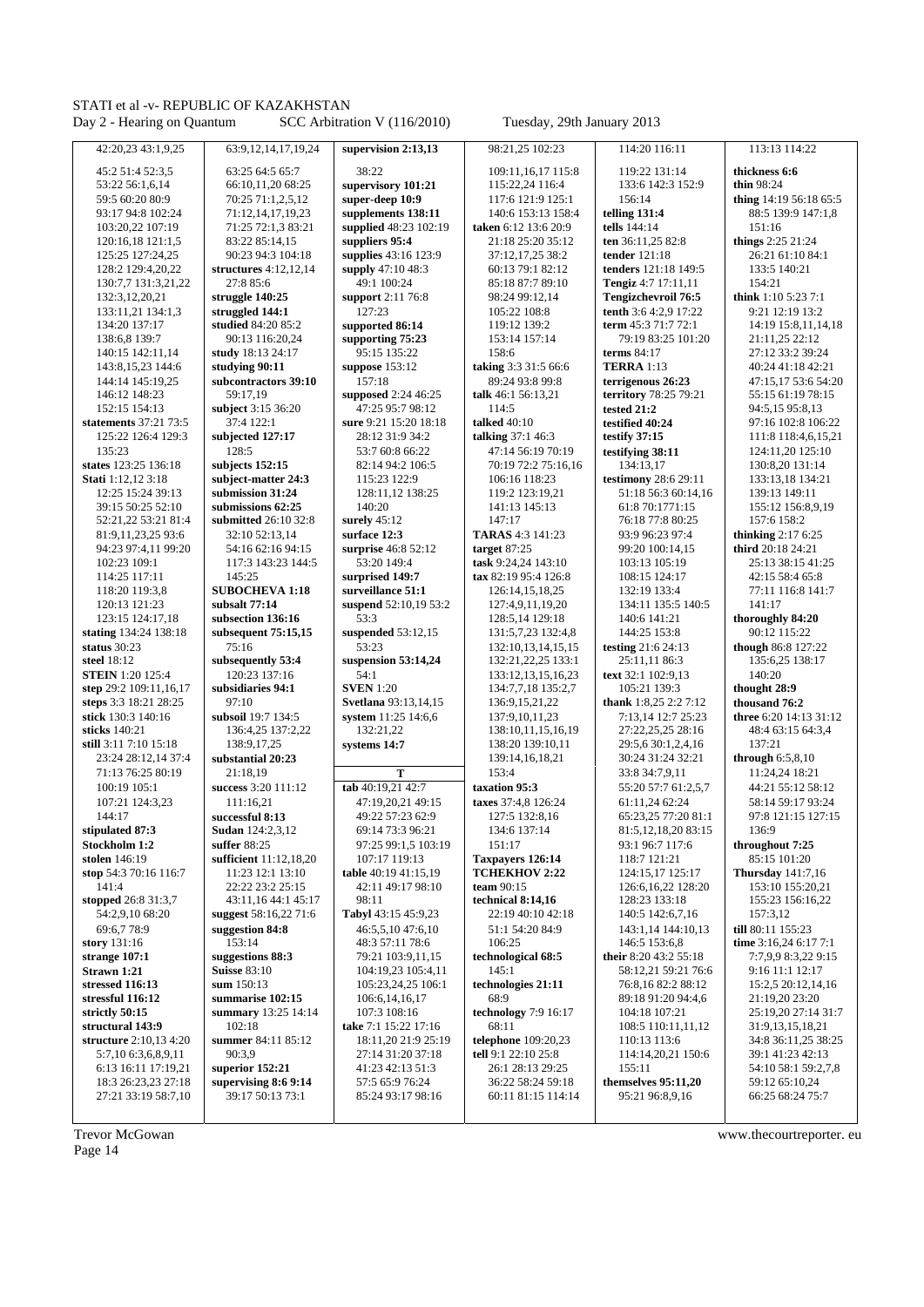42:20,23 43:1,9,25
45:2 51:4 52:3,5
53:22 56:1,6,14
59:5 60:20 80:9
93:17 94:8 102:24
103:20,22 107:19
120:16,18 121:1,5
125:25 127:24,25
128:2 129:4,20,22
130:7,7 131:3,21,22
132:3,12,20,21
133:11,21 134:1,3
134:20 137:17
138:6,8 139:7
140:15 142:11,14
143:8,15,23 144:6
144:14 145:19,25
146:12 148:23
152:15 154:13
**statements** 37:21 73:5
125:22 126:4 129:3
135:23
**states** 123:25 136:18
**Stati** 1:12,12 3:18
12:25 15:24 39:13
39:15 50:25 52:10
52:21,22 53:21 81:4
81:9,11,23,25 93:6
94:23 97:4,11 99:20
102:23 109:1
114:25 117:11
118:20 119:3,8
120:13 121:23
123:15 124:17,18
**stating** 134:24 138:18
**status** 30:23
**steel** 18:12
**STEIN** 1:20 125:4
**step** 29:2 109:11,16,17
**steps** 3:3 18:21 28:25
**stick** 130:3 140:16
**sticks** 140:21
**still** 3:11 7:10 15:18
23:24 28:12,14 37:4
71:13 76:25 80:19
100:19 105:1
107:21 124:3,23
144:17
**stipulated** 87:3
**Stockholm** 1:2
**stolen** 146:19
**stop** 54:3 70:16 116:7
141:4
**stopped** 26:8 31:3,7
54:2,9,10 68:20
69:6,7 78:9
**story** 131:16
**strange** 107:1
**Strawn** 1:21
**stressed** 116:13
**stressful** 116:12
**strictly** 50:15
**structural** 143:9
**structure** 2:10,13 4:20
5:7,10 6:3,6,8,9,11
6:13 16:11 17:19,21
18:3 26:23,23 27:18
27:21 33:19 58:7,10

63:9,12,14,17,19,24
63:25 64:5 65:7
66:10,11,20 68:25
70:25 71:1,2,5,12
71:12,14,17,19,23
71:25 72:1,3 83:21
83:22 85:14,15
90:23 94:3 104:18
**structures** 4:12,12,14
27:8 85:6
**struggle** 140:25
**struggled** 144:1
**studied** 84:20 85:2
90:13 116:20,24
**study** 18:13 24:17
**studying** 90:11
**subcontractors** 39:10
59:17,19
**subject** 3:15 36:20
37:4 122:1
**subjected** 127:17
128:5
**subjects** 152:15
**subject-matter** 24:3
**submission** 31:24
**submissions** 62:25
**submitted** 26:10 32:8
32:10 52:13,14
54:16 62:16 94:15
117:3 143:23 144:5
145:25
**SUBOCHEVA** 1:18
**subsalt** 77:14
**subsection** 136:16
**subsequent** 75:15,15
75:16
**subsequently** 53:4
120:23 137:16
**subsidiaries** 94:1
97:10
**subsoil** 19:7 134:5
136:4,25 137:2,22
138:9,17,25
**substantial** 20:23
21:18,19
**success** 3:20 111:12
111:16,21
**successful** 8:13
**Sudan** 124:2,3,12
**suffer** 88:25
**sufficient** 11:12,18,20
11:23 12:1 13:10
22:22 23:2 25:15
43:11,16 44:1 45:17
**suggest** 58:16,22 71:6
**suggestion** 84:8
153:14
**suggestions** 88:3
**Suisse** 83:10
**sum** 150:13
**summarise** 102:15
**summary** 13:25 14:14
102:18
**summer** 84:11 85:12
90:3,9
**superior** 152:21
**supervising** 8:6 9:14
39:17 50:13 73:1

**supervision** 2:13,13
38:22
**supervisory** 101:21
**super-deep** 10:9
**supplements** 138:11
**supplied** 48:23 102:19
**suppliers** 95:4
**supplies** 43:16 123:9
**supply** 47:10 48:3
49:1 100:24
**support** 2:11 76:8
127:23
**supported** 86:14
**supporting** 75:23
95:15 135:22
**suppose** 153:12
157:18
**supposed** 2:24 46:25
47:25 95:7 98:12
**sure** 9:21 15:20 18:18
28:12 31:9 34:2
53:7 60:8 66:22
82:14 94:2 106:5
115:23 122:9
128:11,12 138:25
140:20
**surely** 45:12
**surface** 12:3
**surprise** 46:8 52:12
53:20 149:4
**surprised** 149:7
**surveillance** 51:1
**suspend** 52:10,19 53:2
53:3
**suspended** 53:12,15
53:23
**suspension** 53:14,24
54:1
**SVEN** 1:20
**Svetlana** 93:13,14,15
**system** 11:25 14:6,6
132:21,22
**systems** 14:7

**T**

**tab** 40:19,21 42:7
47:19,20,21 49:15
49:22 57:23 62:9
69:14 73:3 96:21
97:25 99:1,5 103:19
107:17 119:13
**table** 40:19 41:15,19
42:11 49:17 98:10
98:11
**Tabyl** 43:15 45:9,23
46:5,5,10 47:6,10
48:3 57:11 78:6
79:21 103:9,11,15
104:19,23 105:4,11
105:23,24,25 106:1
106:6,14,16,17
107:3 108:16
**take** 7:1 15:22 17:16
18:11,20 21:9 25:19
27:14 31:20 37:18
41:23 42:13 51:3
57:5 65:9 76:24
85:24 93:17 98:16

98:21,25 102:23
109:11,16,17 115:8
115:22,24 116:4
117:6 121:9 125:1
140:6 153:13 158:4
**taken** 6:12 13:6 20:9
21:18 25:20 35:12
37:12,17,25 38:2
60:13 79:1 82:12
85:18 87:7 89:10
98:24 99:12,14
105:22 108:8
119:12 139:2
153:14 157:14
158:6
**taking** 3:3 31:5 66:6
89:24 93:8 99:8
**talk** 46:1 56:13,21
114:5
**talked** 40:10
**talking** 37:1 46:3
47:14 56:19 70:19
70:19 72:2 75:16,16
106:16 118:23
119:2 123:19,21
141:13 145:13
147:17
**TARAS** 4:3 141:23
**target** 87:25
**task** 9:24,24 143:10
**tax** 82:19 95:4 126:8
126:14,15,18,25
127:4,9,11,19,20
128:5,14 129:18
131:5,7,23 132:4,8
132:10,13,14,15,15
132:21,22,25 133:1
133:12,13,15,16,23
134:7,7,18 135:2,7
136:9,15,21,22
137:9,10,11,23
138:10,11,15,16,19
138:20 139:10,11
139:14,16,18,21
153:4
**taxation** 95:3
**taxes** 37:4,8 126:24
127:5 132:8,16
134:6 137:14
151:17
**Taxpayers** 126:14
**TCHEKHOV** 2:22
**team** 90:15
**technical** 8:14,16
22:19 40:10 42:18
51:1 54:20 84:9
106:25
**technological** 68:5
145:1
**technologies** 21:11
68:9
**technology** 7:9 16:17
68:11
**telephone** 109:20,23
**tell** 9:1 22:10 25:8
26:1 28:13 29:25
36:22 58:24 59:18
60:11 81:15 114:14

114:20 116:11
119:22 131:14
133:6 142:3 152:9
156:14
**telling** 131:4
**tells** 144:14
**ten** 36:11,25 82:8
**tender** 121:18
**tenders** 121:18 149:5
**Tengiz** 4:7 17:11,11
**Tengizchevroil** 76:5
**tenth** 3:6 4:2,9 17:22
**term** 45:3 71:7 72:1
79:19 83:25 101:20
**terms** 84:17
**TERRA** 1:13
**terrigenous** 26:23
**territory** 78:25 79:21
**tested** 21:2
**testified** 40:24
**testify** 37:15
**testifying** 38:11
134:13,17
**testimony** 28:6 29:11
51:18 56:3 60:14,16
61:8 70:1771:15
76:18 77:8 80:25
93:9 96:23 97:4
99:20 100:14,15
103:13 105:19
108:15 124:17
132:19 133:4
134:11 135:1 140:5
140:6 141:21
144:25 153:8
**testing** 21:6 24:13
25:11,11 86:3
**text** 32:1 102:9,13
105:21 139:3
**thank** 1:8,25 2:2 7:12
7:13,14 12:7 25:23
27:22,25,25 28:16
29:5,6 30:1,2,4,16
30:24 31:24 32:21
33:8 34:7,9,11
55:20 57:7 61:2,5,7
61:11,24 62:24
65:23,25 77:20 81:1
81:5,12,18,20 83:15
93:1 96:7 117:6
118:7 121:21
124:15,17 125:17
126:6,16,22 128:20
128:23 133:18
140:5 142:6,7,16
143:1,14 144:10,13
146:5 153:6,8
**their** 8:20 43:2 55:18
58:12,21 59:21 76:6
76:8,16 82:2 88:12
89:18 91:20 94:4,6
104:18 107:21
108:5 110:11,11,12
110:13 113:6
114:14,20,21 150:6
155:11
**themselves** 95:11,20
95:21 96:8,9,16

113:13 114:22
**thickness** 6:6
**thin** 98:24
**thing** 14:19 56:18 65:5
88:5 139:9 147:1,8
151:16
**things** 2:25 21:24
26:21 61:10 84:1
133:5 140:21
154:21
**think** 1:10 5:23 7:1
9:21 12:19 13:2
14:19 15:8,11,14,18
21:11,25 22:12
27:12 33:2 39:24
40:24 41:18 42:21
47:15,17 53:6 54:20
55:15 61:19 78:15
94:5,15 95:8,13
97:16 102:8 106:22
111:8 118:4,6,15,21
124:11,20 125:10
130:8,20 131:14
133:13,18 134:21
139:13 149:11
155:12 156:8,9,19
157:6 158:2
**thinking** 2:17 6:25
**third** 20:18 24:21
25:13 38:15 41:25
42:15 58:4 65:8
77:11 116:8 141:7
141:17
**thoroughly** 84:20
90:12 115:22
**though** 86:8 127:22
135:6,25 138:17
140:20
**thought** 28:9
**thousand** 76:2
**three** 6:20 14:13 31:12
48:4 63:15 64:3,4
137:21
**through** 6:5,8,10
11:24,24 18:21
44:21 55:12 58:12
58:14 59:17 93:24
97:8 121:15 127:15
136:9
**throughout** 7:25
85:15 101:20
**Thursday** 141:7,16
153:10 155:20,21
155:23 156:16,22
157:3,12
**till** 80:11 155:23
**time** 3:16,24 6:17 7:1
7:7,9,9 8:3,22 9:15
9:16 11:1 12:17
15:2,5 20:12,14,16
21:19,20 23:20
25:19,20 27:14 31:7
31:9,13,15,18,21
34:8 36:11,25 38:25
39:1 41:23 42:13
54:10 58:1 59:2,7,8
59:12 65:10,24
66:25 68:24 75:7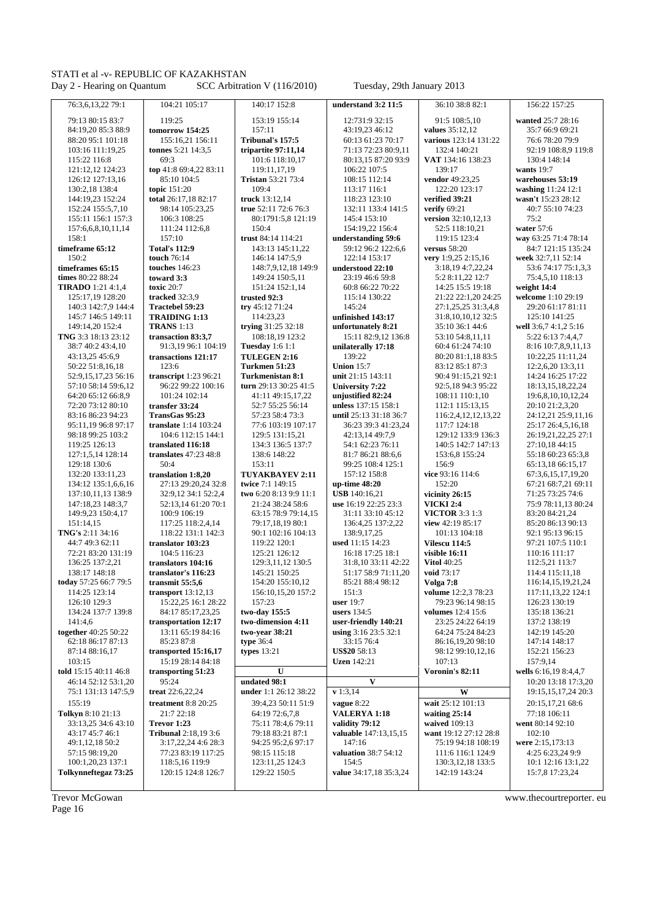76:3,6,13,22 79:1
79:13 80:15 83:7
84:19,20 85:3 88:9
88:20 95:1 101:18
103:16 111:19,25
115:22 116:8
121:12,12 124:23
126:12 127:13,16
130:2,18 138:4
144:19,23 152:24
152:24 155:5,7,10
155:11 156:1 157:3
157:6,6,8,10,11,14
158:1

**timeframe 65:12**
150:2

**timeframes 65:15**

**times** 80:22 88:24

**TIRADO** 1:21 4:1,4
125:17,19 128:20
140:3 142:7,9 144:4
145:7 146:5 149:11
149:14,20 152:4

**TNG** 3:3 18:13 23:12
38:7 40:2 43:4,10
43:13,25 45:6,9
50:22 51:8,16,18
52:9,15,17,23 56:16
57:10 58:14 59:6,12
64:20 65:12 66:8,9
72:20 73:12 80:10
83:16 86:23 94:23
95:11,19 96:8 97:17
98:18 99:25 103:2
119:25 126:13
127:1,5,14 128:14
129:18 130:6
132:20 133:11,23
134:12 135:1,6,6,16
137:10,11,13 138:9
147:18,23 148:3,7
149:9,23 150:4,17
151:14,15

**TNG's** 2:11 34:16
44:7 49:3 62:11
72:21 83:20 131:19
136:25 137:2,21
138:17 148:18

**today** 57:25 66:7 79:5
114:25 123:14
126:10 129:3
134:24 137:7 139:8
141:4,6

**together** 40:25 50:22
62:18 86:17 87:13
87:14 88:16,17
103:15

**told** 15:15 40:11 46:8
46:14 52:12 53:1,20
75:1 131:13 147:5,9
155:19

**Tolkyn** 8:10 21:13
33:13,25 34:6 43:10
43:17 45:7 46:1
49:1,12,18 50:2
57:15 98:19,20
100:1,20,23 137:1

**Tolkynneftegaz 73:25**

104:21 105:17
119:25

**tomorrow 154:25**
155:16,21 156:11

**tonnes** 5:21 14:3,5
69:3

**top** 41:8 69:4,22 83:11
85:10 104:5

**topic** 151:20

**total** 26:17,18 82:17
98:14 105:23,25
106:3 108:25
111:24 112:6,8
157:10

**Total's 112:9**

**touch** 76:14

**touches** 146:23

**toward 3:3**

**toxic** 20:7

**tracked** 32:3,9

**Tractebel 59:23**

**TRAIDING 1:13**

**TRANS** 1:13

**transaction 83:3,7**
91:3,19 96:1 104:19

**transactions 121:17**
123:6

**transcript** 1:23 96:21
96:22 99:22 100:16
101:24 102:14

**transfer 33:24**

**TransGas 95:23**

**translate** 1:14 103:24
104:6 112:15 144:1

**translated 116:18**

**translates** 47:23 48:8
50:4

**translation 1:8,20**
27:13 29:20,24 32:8
32:9,12 34:1 52:2,4
52:13,14 61:20 70:1
100:9 106:19
117:25 118:2,4,14
118:22 131:1 142:3

**translator 103:23**
104:5 116:23

**translators 104:16**

**translator's 116:23**

**transmit 55:5,6**

**transport** 13:12,13
15:22,25 16:1 28:22
84:17 85:17,23,25

**transportation 12:17**
13:11 65:19 84:16
85:23 87:8

**transported 15:16,17**
15:19 28:14 84:18

**transporting 51:23**
95:24

**treat** 22:6,22,24

**treatment** 8:8 20:25
21:7 22:18

**Trevor 1:23**

**Tribunal** 2:18,19 3:6
3:17,22,24 4:6 28:3
77:23 83:19 117:25
118:5,16 119:9
120:15 124:8 126:7

140:17 152:8
153:19 155:14
157:11

**Tribunal's 157:5**

**tripartite 97:11,14**
101:6 118:10,17
119:11,17,19

**Tristan** 53:21 73:4
109:4

**truck** 13:12,14

**true** 52:11 72:6 76:3
80:1791:5,8 121:19
150:4

**trust** 84:14 114:21
143:13 145:11,22
146:14 147:5,9
148:7,9,12,18 149:9
149:24 150:5,11
151:24 152:1,14

**trusted 92:3**

**try** 45:12 71:24
114:23,23

**trying** 31:25 32:18
108:18,19 123:2

**Tuesday** 1:6 1:1

**TULEGEN 2:16**

**Turkmen 51:23**

**Turkmenistan 8:1**

**turn** 29:13 30:25 41:5
41:11 49:15,17,22
52:7 55:25 56:14
57:23 58:4 73:3
77:6 103:19 107:17
129:5 131:15,21
134:3 136:5 137:7
138:6 148:22
153:11

**TUYAKBAYEV 2:11**

**twice** 7:1 149:15

**two** 6:20 8:13 9:9 11:1
21:24 38:24 58:6
63:15 78:9 79:14,15
79:17,18,19 80:1
90:1 102:16 104:13
119:22 120:1
125:21 126:12
129:3,11,12 130:5
145:21 150:25
154:20 155:10,12
156:10,15,20 157:2
157:23

**two-day 155:5**

**two-dimension 4:11**

**two-year 38:21**

**type** 36:4

**types** 13:21

**U**

**undated 98:1**

**under** 1:1 26:12 38:22
39:4,23 50:11 51:9
64:19 72:6,7,8
75:11 78:4,6 79:11
79:18 83:21 87:1
94:25 95:2,6 97:17
98:15 115:18
123:11,25 124:3
129:22 150:5

**understand 3:2 11:5**
12:731:9 32:15
43:19,23 46:12
60:13 61:23 70:17
71:13 72:23 80:9,11
80:13,15 87:20 93:9
106:22 107:5
108:15 112:14
113:17 116:1
118:23 123:10
132:11 133:4 141:5
145:4 153:10
154:19,22 156:4

**understanding 59:6**
59:12 96:2 122:6,6
122:14 153:17

**understood 22:10**
23:19 46:6 59:8
60:8 66:22 70:22
115:14 130:22
145:24

**unfinished 143:17**

**unfortunately 8:21**
15:11 82:9,12 136:8

**unilaterally 17:18**
139:22

**Union** 15:7

**unit** 21:15 143:11

**University 7:22**

**unjustified 82:24**

**unless** 137:15 158:1

**until** 25:13 31:18 36:7
36:23 39:3 41:23,24
42:13,14 49:7,9
54:1 62:23 76:11
81:7 86:21 88:6,6
99:25 108:4 125:1
157:12 158:8

**up-time 48:20**

**upon** 16:12

**USB** 140:16,21

**use** 16:19 22:25 23:3
31:11 33:10 45:12
136:4,25 137:2,22
138:9,17,25

**used** 11:15 14:23
16:18 17:25 18:1
31:8,10 33:11 42:22
51:17 58:9 71:11,20
85:21 88:4 98:12
151:3

**user** 19:7

**users** 134:5

**user-friendly 140:21**

**using** 3:16 23:5 32:1
33:15 76:4

**US$20** 58:13

**Uzen** 142:21

**V**

**v** 1:3,14

**vague** 8:22

**VALERYA 1:18**

**validity 79:12**

**valuable** 147:13,15,15
147:16

**valuation** 38:7 54:12
154:5

**value** 34:17,18 35:3,24

36:10 38:8 82:1
91:5 108:5,10

**values** 35:12,12

**various** 123:14 131:22
132:4 140:21
139:17

**VAT** 134:16 138:23

**vendor** 49:23,25
122:20 123:17

**verified 39:21**

**verify** 69:21

**version** 32:10,12,13
52:5 118:10,21
119:15 123:4

**versus** 58:20

**very** 1:9,25 2:15,16
3:18,19 4:7,22,24
5:2 8:11,22 12:7
14:25 15:5 19:18
21:22 22:1,20 24:25
27:1,25,25 31:3,4,8
31:8,10,10,12 32:5
35:10 36:1 44:6
53:10 54:8,11,11
60:4 61:24 74:10
80:20 81:1,18 83:5
83:12 85:1 87:3
90:4 91:15,21 92:1
92:5,18 94:3 95:22
108:11 110:1,10
112:1 115:13,15
116:2,4,12,12,13,22
117:7 124:18
129:12 133:9 136:3
140:5 142:7 147:13
153:6,8 155:24
156:9

**vice** 93:16 114:6
152:20

**vicinity 26:15**

**VICKI 2:4**

**VICTOR** 3:3 1:3

**view** 42:19 85:17
101:13 104:18

**Vilescu 114:5**

**visible 16:11**

**Vitol** 40:25

**void** 73:17

**Volga 7:8**

**volume** 12:2,3 78:23
79:23 96:14 98:15

**volumes** 12:4 15:6
23:25 24:22 64:19
64:24 75:24 84:23
86:16,19,20 98:10
98:12 99:10,12,16
107:13

**Voronin's 82:11**

**W**

**wait** 25:12 101:13

**waiting 25:14**

**waived** 109:13

**want** 19:12 27:12 28:8
75:19 94:18 108:19
111:6 116:1 124:9
130:3,12,18 133:5
142:19 143:24

156:22 157:25

**wanted** 25:7 28:16
35:7 66:9 69:21
76:6 78:20 79:9
92:19 108:8,9 119:8
130:4 148:14

**wants** 19:7

**warehouses 53:19**

**washing** 11:24 12:1

**wasn't** 15:23 28:12
40:7 55:10 74:23
75:2

**water** 57:6

**way** 63:25 71:4 78:14
84:7 121:15 135:24

**week** 32:7,11 52:14
53:6 74:17 75:1,3,3
75:4,5,10 118:13

**weight 14:4**

**welcome** 1:10 29:19
29:20 61:17 81:11
125:10 141:25

**well** 3:6,7 4:1,2 5:16
5:22 6:13 7:4,4,7
8:16 10:7,8,9,11,13
10:22,25 11:11,24
12:2,6,20 13:3,11
14:24 16:25 17:22
18:13,15,18,22,24
19:6,8,10,10,12,24
20:10 21:2,3,20
24:12,21 25:9,11,16
25:17 26:4,5,16,18
26:19,21,22,25 27:1
27:10,18 44:15
55:18 60:23 65:3,8
65:13,18 66:15,17
67:3,6,15,17,19,20
67:21 68:7,21 69:11
71:25 73:25 74:6
75:9 78:11,13 80:24
83:20 84:21,24
85:20 86:13 90:13
92:1 95:13 96:15
97:21 107:5 110:1
110:16 111:17
112:5,21 113:7
114:4 115:11,18
116:14,15,19,21,24
117:11,13,22 124:1
126:23 130:19
135:18 136:21
137:2 138:19
142:19 145:20
147:14 148:17
152:21 156:23
157:9,14

**wells** 6:16,19 8:4,4,7
10:20 13:18 17:3,20
19:15,15,17,24 20:3
20:15,17,21 68:6
77:18 106:11

**went** 80:14 92:10
102:10

**were** 2:15,173:13
4:25 6:23,24 9:9
10:1 12:16 13:1,22
15:7,8 17:23,24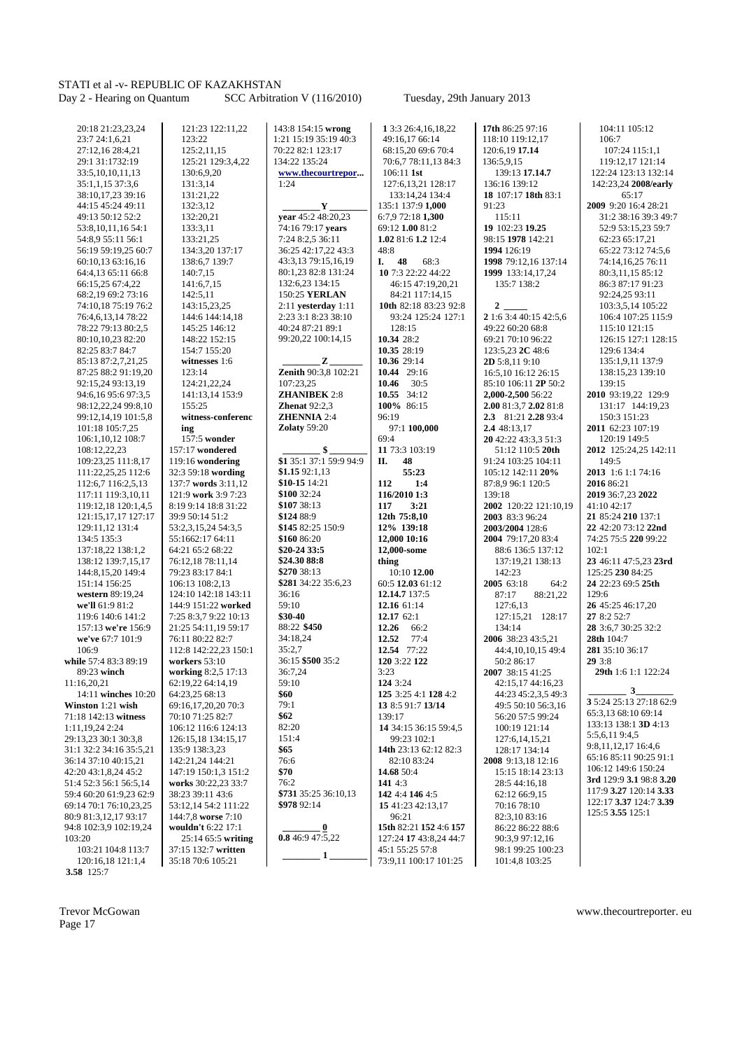20:18 21:23,23,24
23:7 24:1,6,21
27:12,16 28:4,21
29:1 31:1732:19
33:5,10,10,11,13
35:1,1,15 37:3,6
38:10,17,23 39:16
44:15 45:24 49:11
49:13 50:12 52:2
53:8,10,11,16 54:1
54:8,9 55:11 56:1
56:19 59:19,25 60:7
60:10,13 63:16,16
64:4,13 65:11 66:8
66:15,25 67:4,22
68:2,19 69:2 73:16
74:10,18 75:19 76:2
76:4,6,13,14 78:22
78:22 79:13 80:2,5
80:10,10,23 82:20
82:25 83:7 84:7
85:13 87:2,7,21,25
87:25 88:2 91:19,20
92:15,24 93:13,19
94:6,16 95:6 97:3,5
98:12,22,24 99:8,10
99:12,14,19 101:5,8
101:18 105:7,25
106:1,10,12 108:7
108:12,22,23
109:23,25 111:8,17
111:22,25,25 112:6
112:6,7 116:2,5,13
117:11 119:3,10,11
119:12,18 120:1,4,5
121:15,17,17 127:17
129:11,12 131:4
134:5 135:3
137:18,22 138:1,2
138:12 139:7,15,17
144:8,15,20 149:4
151:14 156:25
**western** 89:19,24
**we'll** 61:9 81:2
119:6 140:6 141:2
157:13 **we're** 156:9
**we've** 67:7 101:9
106:9
**while** 57:4 83:3 89:19
89:23 **winch**
11:16,20,21
14:11 **winches** 10:20
**Winston** 1:21 **wish**
71:18 142:13 **witness**
1:11,19,24 2:24
29:13,23 30:1 30:3,8
31:1 32:2 34:16 35:5,21
36:14 37:10 40:15,21
42:20 43:1,8,24 45:2
51:4 52:3 56:1 56:5,14
59:4 60:20 61:9,23 62:9
69:14 70:1 76:10,23,25
80:9 81:3,12,17 93:17
94:8 102:3,9 102:19,24
103:20
103:21 104:8 113:7
120:16,18 121:1,4
**3.58** 125:7

121:23 122:11,22
123:22
125:2,11,15
125:21 129:3,4,22
130:6,9,20
131:3,14
131:21,22
132:3,12
132:20,21
133:3,11
133:21,25
134:3,20 137:17
138:6,7 139:7
140:7,15
141:6,7,15
142:5,11
143:15,23,25
144:6 144:14,18
145:25 146:12
148:22 152:15
154:7 155:20
**witnesses** 1:6
123:14
124:21,22,24
141:13,14 153:9
155:25
**witness-conferenc ing**
157:5 **wonder**
157:17 **wondered**
119:16 **wondering**
32:3 59:18 **wording**
137:7 **words** 3:11,12
121:9 **work** 3:9 7:23
8:19 9:14 18:8 31:22
39:9 50:14 51:2
53:2,3,15,24 54:3,5
55:1662:17 64:11
64:21 65:2 68:22
76:12,18 78:11,14
79:23 83:17 84:1
106:13 108:2,13
124:10 142:18 143:11
144:9 151:22 **worked**
7:25 8:3,7 9:22 10:13
21:25 54:11,19 59:17
76:11 80:22 82:7
112:8 142:22,23 150:1
**workers** 53:10
**working** 8:2,5 17:13
62:19,22 64:14,19
64:23,25 68:13
69:16,17,20,20 70:3
70:10 71:25 82:7
106:12 116:6 124:13
126:15,18 134:15,17
135:9 138:3,23
142:21,24 144:21
147:19 150:1,3 151:2
**works** 30:22,23 33:7
38:23 39:11 43:6
53:12,14 54:2 111:22
144:7,8 **worse** 7:10
**wouldn't** 6:22 17:1
25:14 65:5 **writing**
37:15 132:7 **written**
35:18 70:6 105:21

143:8 154:15 **wrong**
1:21 15:19 35:19 40:3
70:22 82:1 123:17
134:22 135:24
**www.thecourtrepor...**
1:24

**Y**

**year** 45:2 48:20,23
74:16 79:17 **years**
7:24 8:2,5 36:11
36:25 42:17,22 43:3
43:3,13 79:15,16,19
80:1,23 82:8 131:24
132:6,23 134:15
150:25 **YERLAN**
2:11 **yesterday** 1:11
2:23 3:1 8:23 38:10
40:24 87:21 89:1
99:20,22 100:14,15

**Z**

**Zenith** 90:3,8 102:21
107:23,25
**ZHANIBEK** 2:8
**Zhenat** 92:2,3
**ZHENNIA** 2:4
**Zolaty** 59:20

**$**

**$1** 35:1 37:1 59:9 94:9
**$1.15** 92:1,13
**$10-15** 14:21
**$100** 32:24
**$107** 38:13
**$124** 88:9
**$145** 82:25 150:9
**$160** 86:20
**$20-24 33:5**
**$24.30 88:8**
**$270** 38:13
**$281** 34:22 35:6,23
36:16
59:10
**$30-40**
88:22 **$450**
34:18,24
35:2,7
36:15 **$500** 35:2
36:7,24
59:10
**$60**
79:1
**$62**
82:20
151:4
**$65**
76:6
**$70**
76:2
**$731** 35:25 36:10,13
**$978** 92:14

**0**

**0.8** 46:9 47:5,22

**1**

**1** 3:3 26:4,16,18,22
49:16,17 66:14
68:15,20 69:6 70:4
70:6,7 78:11,13 84:3
106:11 **1st**
127:6,13,21 128:17
133:14,24 134:4
135:1 137:9 **1,000**
6:7,9 72:18 **1,300**
69:12 **1.00** 81:2
**1.02** 81:6 **1.2** 12:4
48:8
**10** 7:3 22:22 44:22
46:15 47:19,20,21
84:21 117:14,15
**10th** 82:18 83:23 92:8
93:24 125:24 127:1
128:15
**10.34** 28:2
**10.35** 28:19
**10.36** 29:14
**10.44** 29:16
**10.46** 30:5
**10.55** 34:12
**100%** 86:15
96:19
97:1 **100,000**
69:4
**11** 73:3 103:19
**II. 48**
55:23
**112 1:4**
**116/2010 1:3**
**117 3:21**
**12th 75:8,10**
**12% 139:18**
**12,000 10:16**
**12,000-some thing**
10:10 **12.00**
60:5 **12.03** 61:12
**12.14.7** 137:5
**12.16** 61:14
**12.17** 62:1
**12.26** 66:2
**12.52** 77:4
**12.54** 77:22
**120** 3:22 **122**
3:23
**124** 3:24
**125** 3:25 4:1 **128** 4:2
**13** 8:5 91:7 **13/14**
139:17
**14** 34:15 36:15 59:4,5
99:23 102:1
**14th** 23:13 62:12 82:3
82:10 83:24
**14.68** 50:4
**141** 4:3
**142** 4:4 **146** 4:5
**15** 41:23 42:13,17
96:21
**15th** 82:21 **152** 4:6 **157**
127:24 **17** 43:8,24 44:7
45:1 55:25 57:8
73:9,11 100:17 101:25

**17th** 86:25 97:16
118:10 119:12,17
120:6,19 **17.14**
136:5,9,15
139:13 **17.14.7**
136:16 139:12
**18** 107:17 **18th** 83:1
91:23
115:11
**19** 102:23 **19.25**
98:15 **1978** 142:21
**1994** 126:19
**1998** 79:12,16 137:14
**1999** 133:14,17,24
135:7 138:2

**2**

**2** 1:6 3:4 40:15 42:5,6
49:22 60:20 68:8
69:21 70:10 96:22
123:5,23 **2C** 48:6
**2D** 5:8,11 9:10
16:5,10 16:12 26:15
85:10 106:11 **2P** 50:2
**2,000-2,500** 56:22
**2.00** 81:3,7 **2.02** 81:8
**2.3** 81:21 **2.28** 93:4
**2.4** 48:13,17
**20** 42:22 43:3,3 51:3
51:12 110:5 **20th**
91:24 103:25 104:11
105:12 142:11 **20%**
87:8,9 96:1 120:5
139:18
**2002** 120:22 121:10,19
**2003** 83:3 96:24
**2003/2004** 128:6
**2004** 79:17,20 83:4
88:6 136:5 137:12
137:19,21 138:13
142:23
**2005** 63:18 64:2
87:17 88:21,22
127:6,13
127:15,21 128:17
134:14
**2006** 38:23 43:5,21
44:4,10,10,15 49:4
50:2 86:17
**2007** 38:15 41:25
42:15,17 44:16,23
44:23 45:2,3,5 49:3
49:5 50:10 56:3,16
56:20 57:5 99:24
100:19 121:14
127:6,14,15,21
128:17 134:14
**2008** 9:13,18 12:16
15:15 18:14 23:13
28:5 44:16,18
62:12 66:9,15
70:16 78:10
82:3,10 83:16
86:22 86:22 88:6
90:3,9 97:12,16
98:1 99:25 100:23
101:4,8 103:25

104:11 105:12
106:7
107:24 115:1,1
119:12,17 121:14
122:24 123:13 132:14
142:23,24 **2008/early**
65:17
**2009** 9:20 16:4 28:21
31:2 38:16 39:3 49:7
52:9 53:15,23 59:7
62:23 65:17,21
65:22 73:12 74:5,6
74:14,16,25 76:11
80:3,11,15 85:12
86:3 87:17 91:23
92:24,25 93:11
103:3,5,14 105:22
106:4 107:25 115:9
115:10 121:15
126:15 127:1 128:15
129:6 134:4
135:1,9,11 137:9
138:15,23 139:10
139:15
**2010** 93:19,22 129:9
131:17 144:19,23
150:3 151:23
**2011** 62:23 107:19
120:19 149:5
**2012** 125:24,25 142:11
149:5
**2013** 1:6 1:1 74:16
**2016** 86:21
**2019** 36:7,23 **2022**
41:10 42:17
**21** 85:24 **210** 137:1
**22** 42:20 73:12 **22nd**
74:25 75:5 **220** 99:22
102:1
**23** 46:11 47:5,23 **23rd**
125:25 **230** 84:25
**24** 22:23 69:5 **25th**
129:6
**26** 45:25 46:17,20
**27** 8:2 52:7
**28** 3:6,7 30:25 32:2
**28th** 104:7
**281** 35:10 36:17
**29** 3:8
**29th** 1:6 1:1 122:24

**3**

**3** 5:24 25:13 27:18 62:9
65:3,13 68:10 69:14
133:13 138:1 **3D** 4:13
5:5,6,11 9:4,5
9:8,11,12,17 16:4,6
65:16 85:11 90:25 91:1
106:12 149:6 150:24
**3rd** 129:9 **3.1** 98:8 **3.20**
117:9 **3.27** 120:14 **3.33**
122:17 **3.37** 124:7 **3.39**
125:5 **3.55** 125:1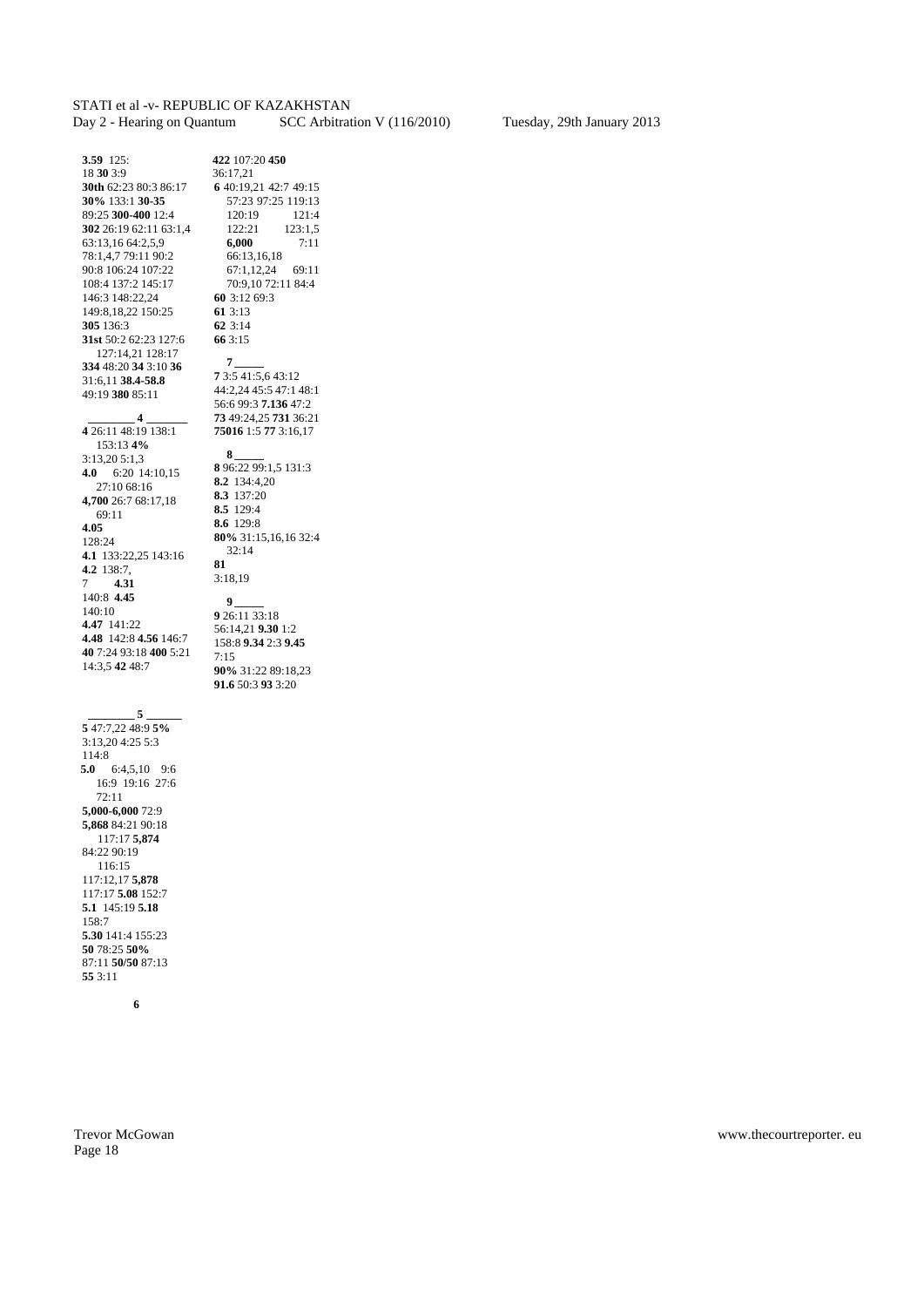**3.59** 125:
18 **30** 3:9
**30th** 62:23 80:3 86:17
**30%** 133:1 **30-35**
89:25 **300-400** 12:4
**302** 26:19 62:11 63:1,4
63:13,16 64:2,5,9
78:1,4,7 79:11 90:2
90:8 106:24 107:22
108:4 137:2 145:17
146:3 148:22,24
149:8,18,22 150:25
**305** 136:3
**31st** 50:2 62:23 127:6
127:14,21 128:17
**334** 48:20 **34** 3:10 **36**
31:6,11 **38.4-58.8**
49:19 **380** 85:11

**4**

**4** 26:11 48:19 138:1
153:13 **4%**
3:13,20 5:1,3
**4.0** 6:20 14:10,15
27:10 68:16
**4,700** 26:7 68:17,18
69:11
**4.05**
128:24
**4.1** 133:22,25 143:16
**4.2** 138:7,
7 **4.31**
140:8 **4.45**
140:10
**4.47** 141:22
**4.48** 142:8 **4.56** 146:7
**40** 7:24 93:18 **400** 5:21
14:3,5 **42** 48:7

**5**

**5** 47:7,22 48:9 **5%**
3:13,20 4:25 5:3
114:8
**5.0** 6:4,5,10 9:6
16:9 19:16 27:6
72:11
**5,000-6,000** 72:9
**5,868** 84:21 90:18
117:17 **5,874**
84:22 90:19
116:15
117:12,17 **5,878**
117:17 **5.08** 152:7
**5.1** 145:19 **5.18**
158:7
**5.30** 141:4 155:23
**50** 78:25 **50%**
87:11 **50/50** 87:13
**55** 3:11

**6**

**422** 107:20 **450**
36:17,21
**6** 40:19,21 42:7 49:15
57:23 97:25 119:13
120:19 121:4
122:21 123:1,5
**6,000** 7:11
66:13,16,18
67:1,12,24 69:11
70:9,10 72:11 84:4
**60** 3:12 69:3
**61** 3:13
**62** 3:14
**66** 3:15

**7**

**7** 3:5 41:5,6 43:12
44:2,24 45:5 47:1 48:1
56:6 99:3 **7.136** 47:2
**73** 49:24,25 **731** 36:21
**75016** 1:5 **77** 3:16,17

**8**

**8** 96:22 99:1,5 131:3
**8.2** 134:4,20
**8.3** 137:20
**8.5** 129:4
**8.6** 129:8
**80%** 31:15,16,16 32:4
32:14
**81**
3:18,19

**9**

**9** 26:11 33:18
56:14,21 **9.30** 1:2
158:8 **9.34** 2:3 **9.45**
7:15
**90%** 31:22 89:18,23
**91.6** 50:3 **93** 3:20